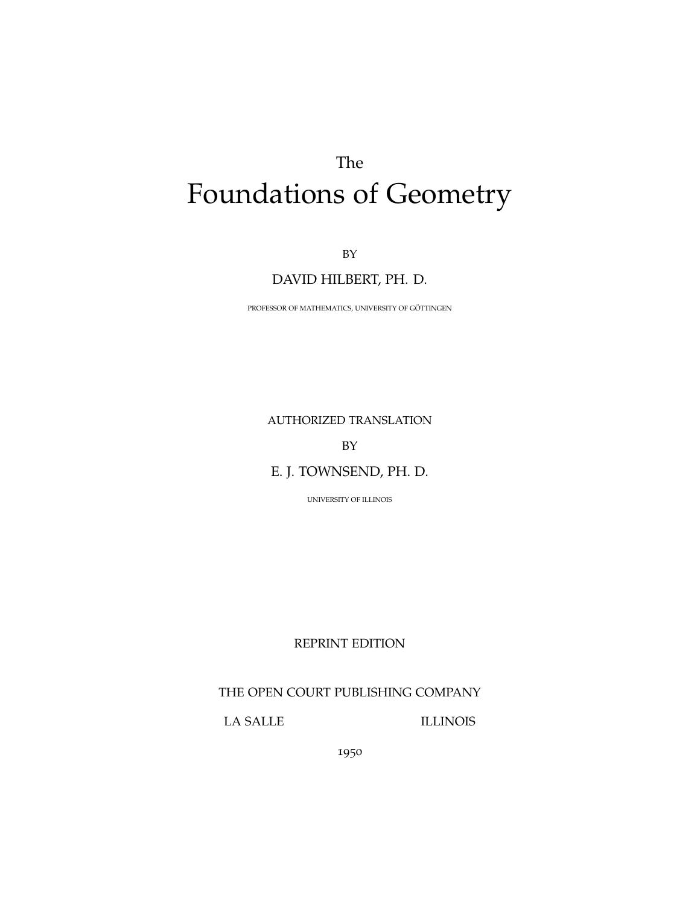The

# Foundations of Geometry

BY

DAVID HILBERT, PH. D.

PROFESSOR OF MATHEMATICS, UNIVERSITY OF GÖTTINGEN

AUTHORIZED TRANSLATION

BY

E. J. TOWNSEND, PH. D.

UNIVERSITY OF ILLINOIS

REPRINT EDITION

THE OPEN COURT PUBLISHING COMPANY

LA SALLE ILLINOIS

1950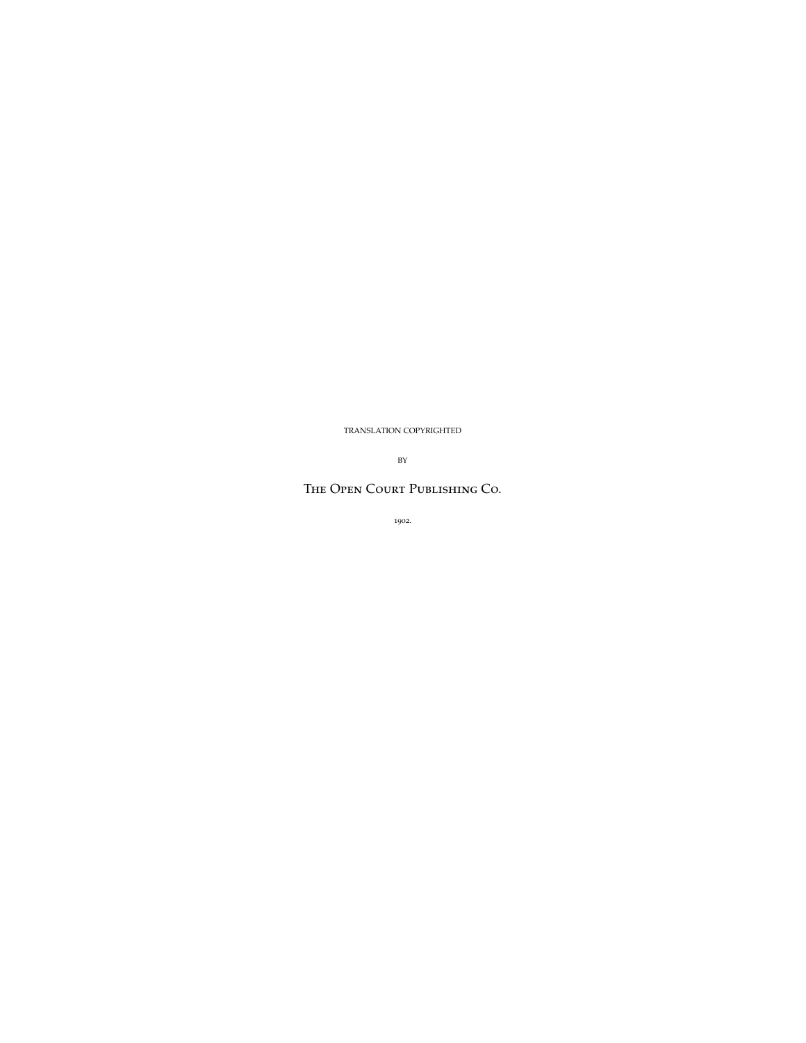TRANSLATION COPYRIGHTED

BY

The Open Court Publishing Co.

1902.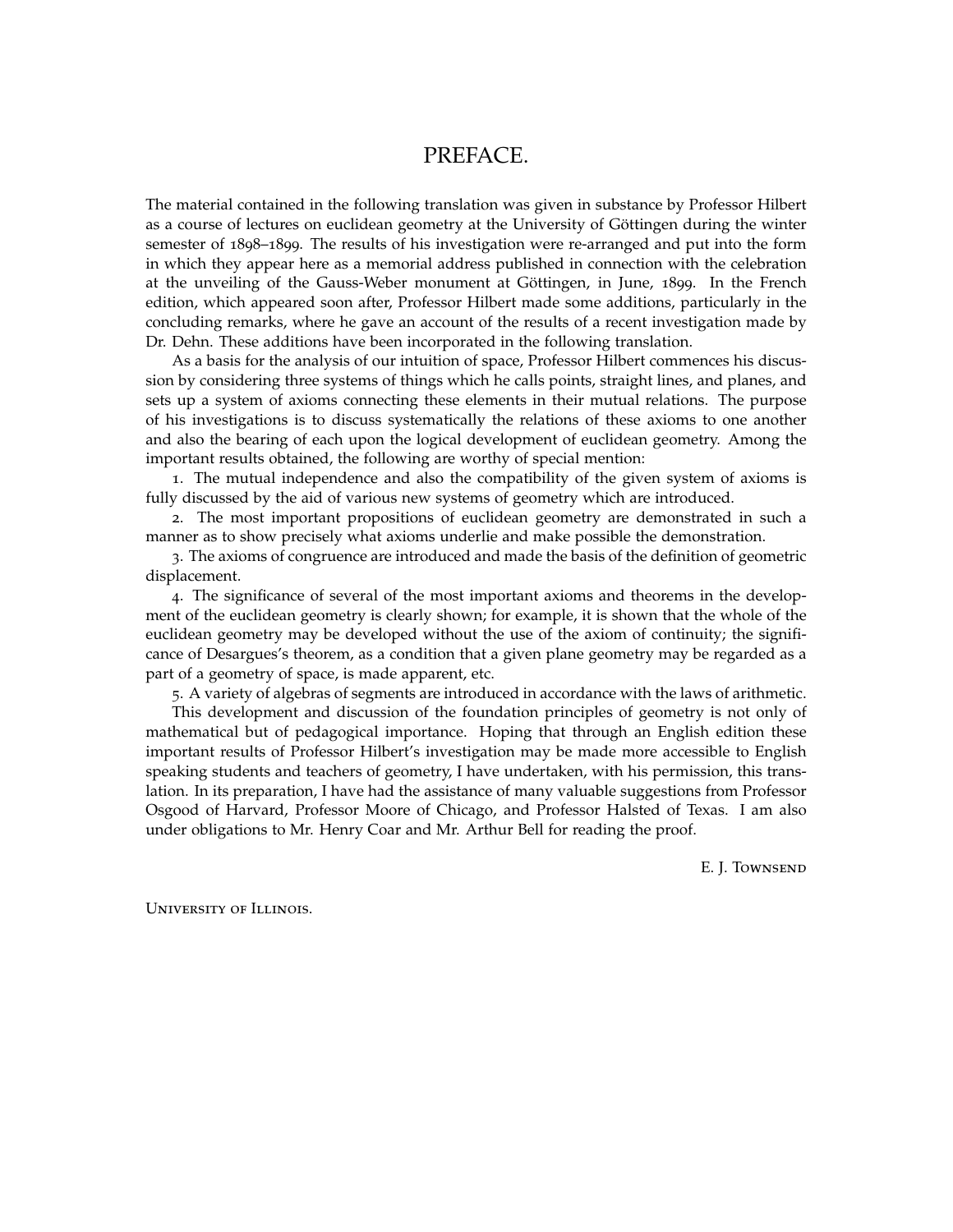# PREFACE.

The material contained in the following translation was given in substance by Professor Hilbert as a course of lectures on euclidean geometry at the University of Göttingen during the winter semester of 1898–1899. The results of his investigation were re-arranged and put into the form in which they appear here as a memorial address published in connection with the celebration at the unveiling of the Gauss-Weber monument at Göttingen, in June, 1899. In the French edition, which appeared soon after, Professor Hilbert made some additions, particularly in the concluding remarks, where he gave an account of the results of a recent investigation made by Dr. Dehn. These additions have been incorporated in the following translation.

As a basis for the analysis of our intuition of space, Professor Hilbert commences his discussion by considering three systems of things which he calls points, straight lines, and planes, and sets up a system of axioms connecting these elements in their mutual relations. The purpose of his investigations is to discuss systematically the relations of these axioms to one another and also the bearing of each upon the logical development of euclidean geometry. Among the important results obtained, the following are worthy of special mention:

1. The mutual independence and also the compatibility of the given system of axioms is fully discussed by the aid of various new systems of geometry which are introduced.

2. The most important propositions of euclidean geometry are demonstrated in such a manner as to show precisely what axioms underlie and make possible the demonstration.

3. The axioms of congruence are introduced and made the basis of the definition of geometric displacement.

4. The significance of several of the most important axioms and theorems in the development of the euclidean geometry is clearly shown; for example, it is shown that the whole of the euclidean geometry may be developed without the use of the axiom of continuity; the significance of Desargues's theorem, as a condition that a given plane geometry may be regarded as a part of a geometry of space, is made apparent, etc.

5. A variety of algebras of segments are introduced in accordance with the laws of arithmetic.

This development and discussion of the foundation principles of geometry is not only of mathematical but of pedagogical importance. Hoping that through an English edition these important results of Professor Hilbert's investigation may be made more accessible to English speaking students and teachers of geometry, I have undertaken, with his permission, this translation. In its preparation, I have had the assistance of many valuable suggestions from Professor Osgood of Harvard, Professor Moore of Chicago, and Professor Halsted of Texas. I am also under obligations to Mr. Henry Coar and Mr. Arthur Bell for reading the proof.

E. J. Townsend

University of Illinois.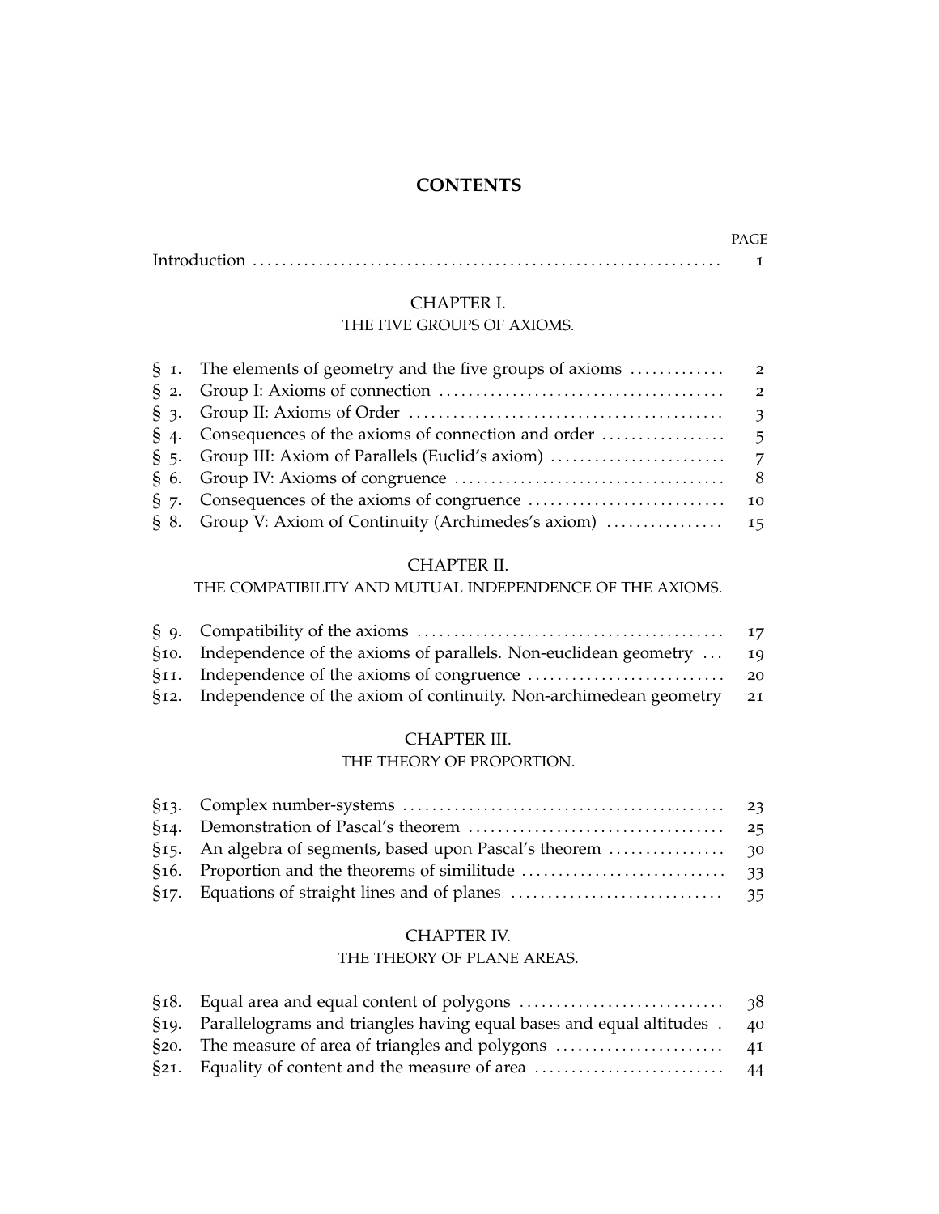# CONTENTS

| | | PAGE |
|---|---|---|
| Introduction | | 1 |

## CHAPTER I.
### THE FIVE GROUPS OF AXIOMS.

| | | |
|---|---|---|
| § 1. | The elements of geometry and the five groups of axioms | 2 |
| § 2. | Group I: Axioms of connection | 2 |
| § 3. | Group II: Axioms of Order | 3 |
| § 4. | Consequences of the axioms of connection and order | 5 |
| § 5. | Group III: Axiom of Parallels (Euclid's axiom) | 7 |
| § 6. | Group IV: Axioms of congruence | 8 |
| § 7. | Consequences of the axioms of congruence | 10 |
| § 8. | Group V: Axiom of Continuity (Archimedes's axiom) | 15 |

## CHAPTER II.
### THE COMPATIBILITY AND MUTUAL INDEPENDENCE OF THE AXIOMS.

| | | |
|---|---|---|
| § 9. | Compatibility of the axioms | 17 |
| §10. | Independence of the axioms of parallels. Non-euclidean geometry | 19 |
| §11. | Independence of the axioms of congruence | 20 |
| §12. | Independence of the axiom of continuity. Non-archimedean geometry | 21 |

## CHAPTER III.
### THE THEORY OF PROPORTION.

| | | |
|---|---|---|
| §13. | Complex number-systems | 23 |
| §14. | Demonstration of Pascal's theorem | 25 |
| §15. | An algebra of segments, based upon Pascal's theorem | 30 |
| §16. | Proportion and the theorems of similitude | 33 |
| §17. | Equations of straight lines and of planes | 35 |

## CHAPTER IV.
### THE THEORY OF PLANE AREAS.

| | | |
|---|---|---|
| §18. | Equal area and equal content of polygons | 38 |
| §19. | Parallelograms and triangles having equal bases and equal altitudes | 40 |
| §20. | The measure of area of triangles and polygons | 41 |
| §21. | Equality of content and the measure of area | 44 |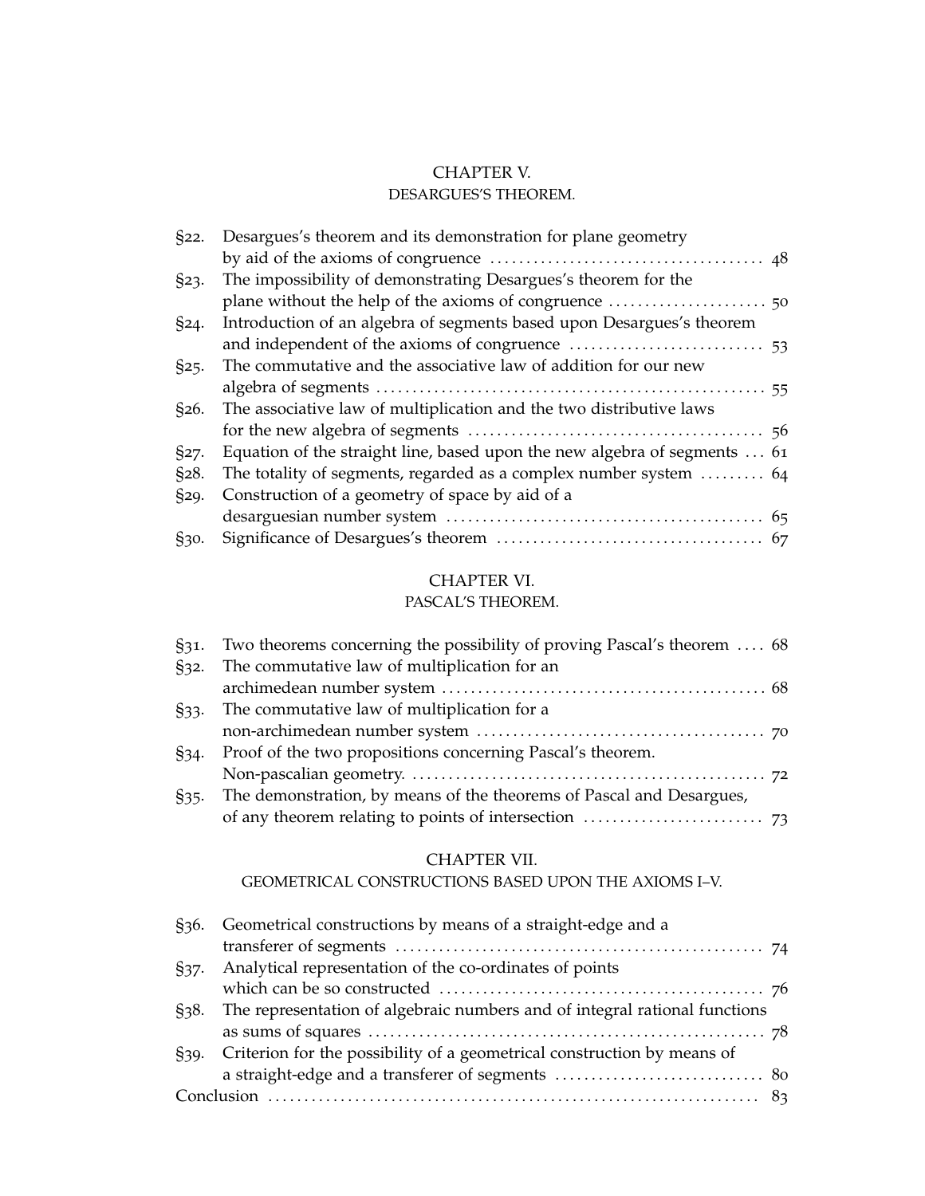## CHAPTER V.
### DESARGUES'S THEOREM.

§22. Desargues's theorem and its demonstration for plane geometry by aid of the axioms of congruence ..... 48

§23. The impossibility of demonstrating Desargues's theorem for the plane without the help of the axioms of congruence ..... 50

§24. Introduction of an algebra of segments based upon Desargues's theorem and independent of the axioms of congruence ..... 53

§25. The commutative and the associative law of addition for our new algebra of segments ..... 55

§26. The associative law of multiplication and the two distributive laws for the new algebra of segments ..... 56

§27. Equation of the straight line, based upon the new algebra of segments ..... 61

§28. The totality of segments, regarded as a complex number system ..... 64

§29. Construction of a geometry of space by aid of a desarguesian number system ..... 65

§30. Significance of Desargues's theorem ..... 67

## CHAPTER VI.
### PASCAL'S THEOREM.

§31. Two theorems concerning the possibility of proving Pascal's theorem ..... 68

§32. The commutative law of multiplication for an archimedean number system ..... 68

§33. The commutative law of multiplication for a non-archimedean number system ..... 70

§34. Proof of the two propositions concerning Pascal's theorem. Non-pascalian geometry. ..... 72

§35. The demonstration, by means of the theorems of Pascal and Desargues, of any theorem relating to points of intersection ..... 73

## CHAPTER VII.
### GEOMETRICAL CONSTRUCTIONS BASED UPON THE AXIOMS I–V.

§36. Geometrical constructions by means of a straight-edge and a transferer of segments ..... 74

§37. Analytical representation of the co-ordinates of points which can be so constructed ..... 76

§38. The representation of algebraic numbers and of integral rational functions as sums of squares ..... 78

§39. Criterion for the possibility of a geometrical construction by means of a straight-edge and a transferer of segments ..... 80

Conclusion ..... 83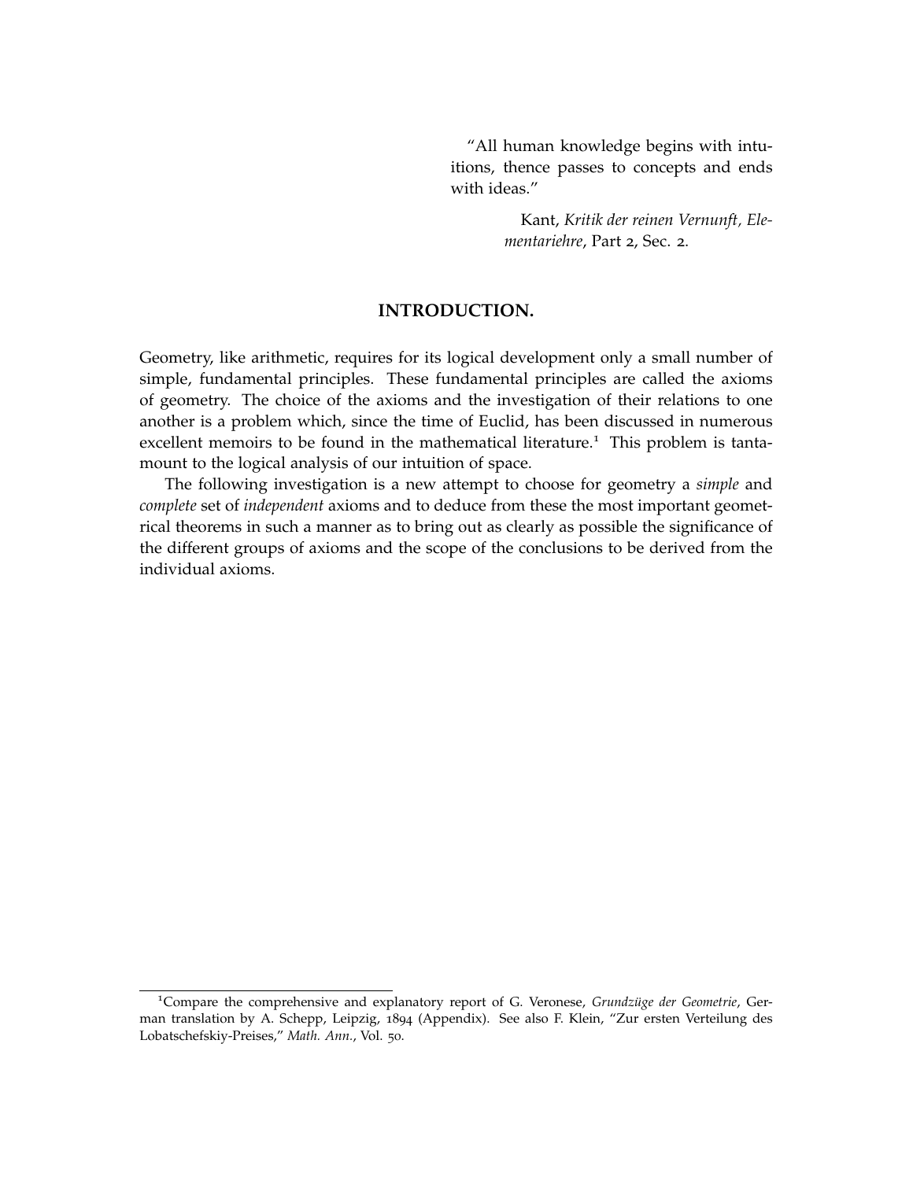"All human knowledge begins with intuitions, thence passes to concepts and ends with ideas."

Kant, *Kritik der reinen Vernunft, Elementariehre*, Part 2, Sec. 2.

## INTRODUCTION.

Geometry, like arithmetic, requires for its logical development only a small number of simple, fundamental principles. These fundamental principles are called the axioms of geometry. The choice of the axioms and the investigation of their relations to one another is a problem which, since the time of Euclid, has been discussed in numerous excellent memoirs to be found in the mathematical literature.[1] This problem is tantamount to the logical analysis of our intuition of space.

The following investigation is a new attempt to choose for geometry a *simple* and *complete* set of *independent* axioms and to deduce from these the most important geometrical theorems in such a manner as to bring out as clearly as possible the significance of the different groups of axioms and the scope of the conclusions to be derived from the individual axioms.

---

[1] Compare the comprehensive and explanatory report of G. Veronese, *Grundzüge der Geometrie*, German translation by A. Schepp, Leipzig, 1894 (Appendix). See also F. Klein, "Zur ersten Verteilung des Lobatschefskiy-Preises," *Math. Ann.*, Vol. 50.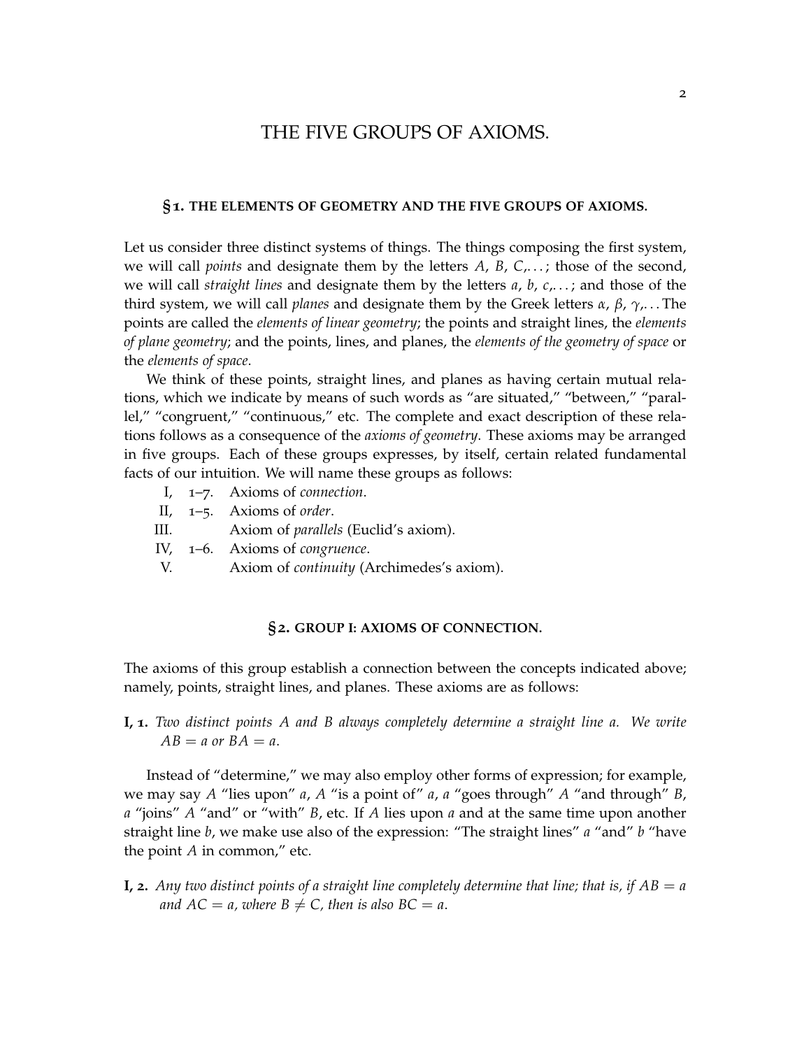# THE FIVE GROUPS OF AXIOMS.

### §1. THE ELEMENTS OF GEOMETRY AND THE FIVE GROUPS OF AXIOMS.

Let us consider three distinct systems of things. The things composing the first system, we will call *points* and designate them by the letters $A$, $B$, $C$,...; those of the second, we will call *straight lines* and designate them by the letters $a$, $b$, $c$,...; and those of the third system, we will call *planes* and designate them by the Greek letters $\alpha$, $\beta$, $\gamma$,... The points are called the *elements of linear geometry*; the points and straight lines, the *elements of plane geometry*; and the points, lines, and planes, the *elements of the geometry of space* or the *elements of space*.

We think of these points, straight lines, and planes as having certain mutual relations, which we indicate by means of such words as "are situated," "between," "parallel," "congruent," "continuous," etc. The complete and exact description of these relations follows as a consequence of the *axioms of geometry*. These axioms may be arranged in five groups. Each of these groups expresses, by itself, certain related fundamental facts of our intuition. We will name these groups as follows:

- I, 1–7. Axioms of *connection*.
- II, 1–5. Axioms of *order*.
- III. Axiom of *parallels* (Euclid's axiom).
- IV, 1–6. Axioms of *congruence*.
- V. Axiom of *continuity* (Archimedes's axiom).

### §2. GROUP I: AXIOMS OF CONNECTION.

The axioms of this group establish a connection between the concepts indicated above; namely, points, straight lines, and planes. These axioms are as follows:

**I, 1.** *Two distinct points $A$ and $B$ always completely determine a straight line $a$. We write $AB = a$ or $BA = a$.*

Instead of "determine," we may also employ other forms of expression; for example, we may say $A$ "lies upon" $a$, $A$ "is a point of" $a$, $a$ "goes through" $A$ "and through" $B$, $a$ "joins" $A$ "and" or "with" $B$, etc. If $A$ lies upon $a$ and at the same time upon another straight line $b$, we make use also of the expression: "The straight lines" $a$ "and" $b$ "have the point $A$ in common," etc.

**I, 2.** *Any two distinct points of a straight line completely determine that line; that is, if $AB = a$ and $AC = a$, where $B \neq C$, then is also $BC = a$.*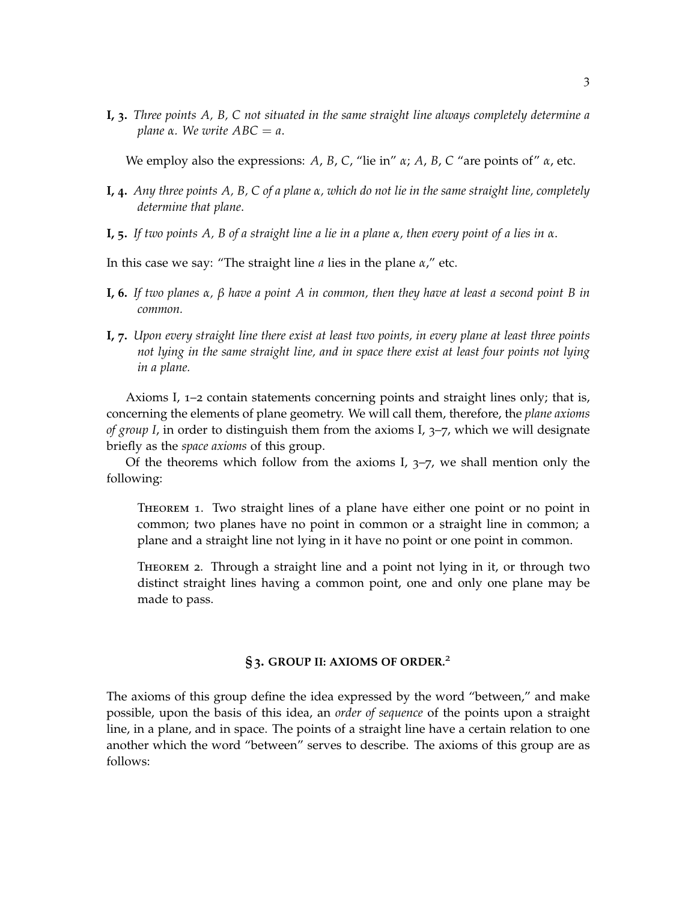**I, 3.** *Three points $A$, $B$, $C$ not situated in the same straight line always completely determine a plane $\alpha$. We write $ABC = a$.*

We employ also the expressions: $A$, $B$, $C$, "lie in" $\alpha$; $A$, $B$, $C$ "are points of" $\alpha$, etc.

**I, 4.** *Any three points $A$, $B$, $C$ of a plane $\alpha$, which do not lie in the same straight line, completely determine that plane.*

**I, 5.** *If two points $A$, $B$ of a straight line $a$ lie in a plane $\alpha$, then every point of $a$ lies in $\alpha$.*

In this case we say: "The straight line $a$ lies in the plane $\alpha$," etc.

**I, 6.** *If two planes $\alpha$, $\beta$ have a point $A$ in common, then they have at least a second point $B$ in common.*

**I, 7.** *Upon every straight line there exist at least two points, in every plane at least three points not lying in the same straight line, and in space there exist at least four points not lying in a plane.*

Axioms I, 1–2 contain statements concerning points and straight lines only; that is, concerning the elements of plane geometry. We will call them, therefore, the *plane axioms of group I*, in order to distinguish them from the axioms I, 3–7, which we will designate briefly as the *space axioms* of this group.

Of the theorems which follow from the axioms I, 3–7, we shall mention only the following:

> Theorem 1. Two straight lines of a plane have either one point or no point in common; two planes have no point in common or a straight line in common; a plane and a straight line not lying in it have no point or one point in common.

> Theorem 2. Through a straight line and a point not lying in it, or through two distinct straight lines having a common point, one and only one plane may be made to pass.

## § 3. GROUP II: AXIOMS OF ORDER.[2]

The axioms of this group define the idea expressed by the word "between," and make possible, upon the basis of this idea, an *order of sequence* of the points upon a straight line, in a plane, and in space. The points of a straight line have a certain relation to one another which the word "between" serves to describe. The axioms of this group are as follows: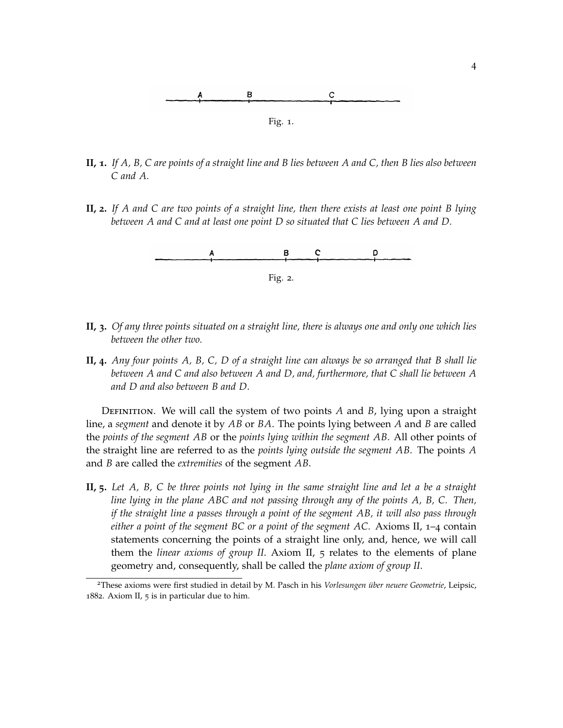A B C

Fig. 1.

**II, 1.** *If A, B, C are points of a straight line and B lies between A and C, then B lies also between C and A.*

**II, 2.** *If A and C are two points of a straight line, then there exists at least one point B lying between A and C and at least one point D so situated that C lies between A and D.*

A B C D

Fig. 2.

**II, 3.** *Of any three points situated on a straight line, there is always one and only one which lies between the other two.*

**II, 4.** *Any four points A, B, C, D of a straight line can always be so arranged that B shall lie between A and C and also between A and D, and, furthermore, that C shall lie between A and D and also between B and D.*

Definition. We will call the system of two points $A$ and $B$, lying upon a straight line, a *segment* and denote it by $AB$ or $BA$. The points lying between $A$ and $B$ are called the *points of the segment* $AB$ or the *points lying within the segment* $AB$. All other points of the straight line are referred to as the *points lying outside the segment* $AB$. The points $A$ and $B$ are called the *extremities* of the segment $AB$.

**II, 5.** *Let A, B, C be three points not lying in the same straight line and let a be a straight line lying in the plane ABC and not passing through any of the points A, B, C. Then, if the straight line a passes through a point of the segment AB, it will also pass through either a point of the segment BC or a point of the segment AC.* Axioms II, 1–4 contain statements concerning the points of a straight line only, and, hence, we will call them the *linear axioms of group II*. Axiom II, 5 relates to the elements of plane geometry and, consequently, shall be called the *plane axiom of group II*.

[2]These axioms were first studied in detail by M. Pasch in his *Vorlesungen über neuere Geometrie*, Leipsic, 1882. Axiom II, 5 is in particular due to him.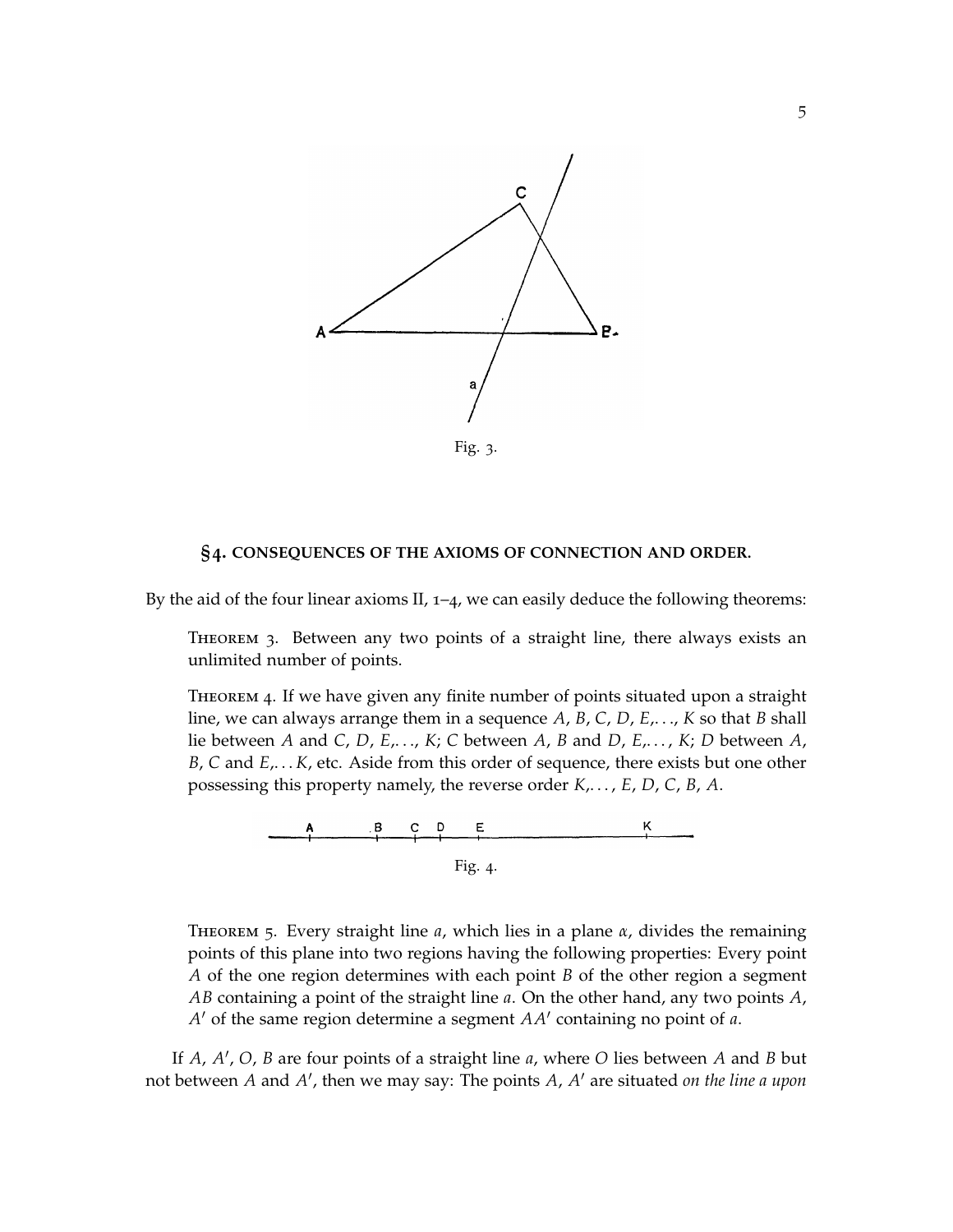Fig. 3.

## §4. CONSEQUENCES OF THE AXIOMS OF CONNECTION AND ORDER.

By the aid of the four linear axioms II, 1–4, we can easily deduce the following theorems:

> Theorem 3. Between any two points of a straight line, there always exists an unlimited number of points.

> Theorem 4. If we have given any finite number of points situated upon a straight line, we can always arrange them in a sequence $A$, $B$, $C$, $D$, $E$,..., $K$ so that $B$ shall lie between $A$ and $C$, $D$, $E$,..., $K$; $C$ between $A$, $B$ and $D$, $E$,..., $K$; $D$ between $A$, $B$, $C$ and $E$,... $K$, etc. Aside from this order of sequence, there exists but one other possessing this property namely, the reverse order $K$,..., $E$, $D$, $C$, $B$, $A$.

Fig. 4.

> Theorem 5. Every straight line $a$, which lies in a plane $\alpha$, divides the remaining points of this plane into two regions having the following properties: Every point $A$ of the one region determines with each point $B$ of the other region a segment $AB$ containing a point of the straight line $a$. On the other hand, any two points $A$, $A'$ of the same region determine a segment $AA'$ containing no point of $a$.

If $A$, $A'$, $O$, $B$ are four points of a straight line $a$, where $O$ lies between $A$ and $B$ but not between $A$ and $A'$, then we may say: The points $A$, $A'$ are situated *on the line a upon*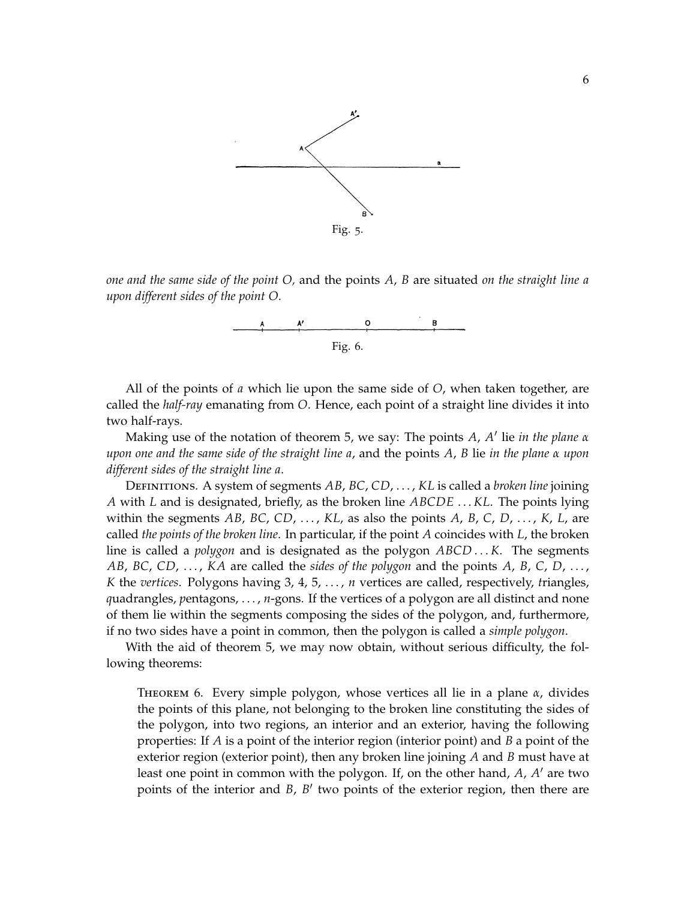Fig. 5.

*one and the same side of the point O,* and the points $A$, $B$ are situated *on the straight line a upon different sides of the point O*.

Fig. 6.

All of the points of $a$ which lie upon the same side of $O$, when taken together, are called the *half-ray* emanating from $O$. Hence, each point of a straight line divides it into two half-rays.

Making use of the notation of theorem 5, we say: The points $A$, $A'$ lie *in the plane $\alpha$ upon one and the same side of the straight line a*, and the points $A$, $B$ lie *in the plane $\alpha$ upon different sides of the straight line a*.

Definitions. A system of segments $AB$, $BC$, $CD$, ..., $KL$ is called a *broken line* joining $A$ with $L$ and is designated, briefly, as the broken line $ABCDE \ldots KL$. The points lying within the segments $AB$, $BC$, $CD$, ..., $KL$, as also the points $A$, $B$, $C$, $D$, ..., $K$, $L$, are called *the points of the broken line*. In particular, if the point $A$ coincides with $L$, the broken line is called a *polygon* and is designated as the polygon $ABCD \ldots K$. The segments $AB$, $BC$, $CD$, ..., $KA$ are called the *sides of the polygon* and the points $A$, $B$, $C$, $D$, ..., $K$ the *vertices*. Polygons having 3, 4, 5, ..., $n$ vertices are called, respectively, *t*riangles, *q*uadrangles, *p*entagons, ..., $n$-gons. If the vertices of a polygon are all distinct and none of them lie within the segments composing the sides of the polygon, and, furthermore, if no two sides have a point in common, then the polygon is called a *simple polygon*.

With the aid of theorem 5, we may now obtain, without serious difficulty, the following theorems:

> Theorem 6. Every simple polygon, whose vertices all lie in a plane $\alpha$, divides the points of this plane, not belonging to the broken line constituting the sides of the polygon, into two regions, an interior and an exterior, having the following properties: If $A$ is a point of the interior region (interior point) and $B$ a point of the exterior region (exterior point), then any broken line joining $A$ and $B$ must have at least one point in common with the polygon. If, on the other hand, $A$, $A'$ are two points of the interior and $B$, $B'$ two points of the exterior region, then there are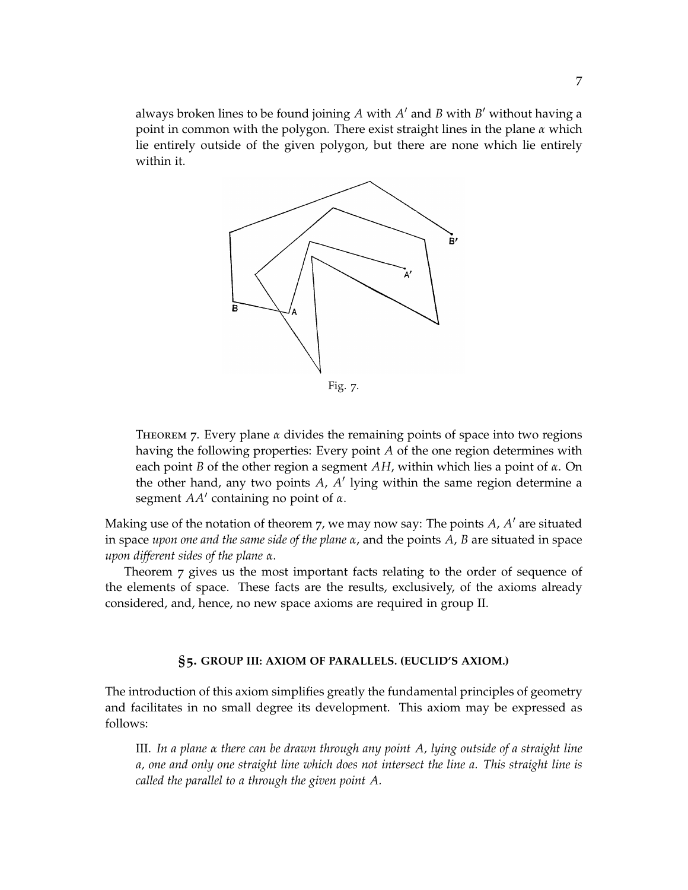always broken lines to be found joining $A$ with $A'$ and $B$ with $B'$ without having a point in common with the polygon. There exist straight lines in the plane $\alpha$ which lie entirely outside of the given polygon, but there are none which lie entirely within it.

Fig. 7.

Theorem 7. Every plane $\alpha$ divides the remaining points of space into two regions having the following properties: Every point $A$ of the one region determines with each point $B$ of the other region a segment $AH$, within which lies a point of $\alpha$. On the other hand, any two points $A$, $A'$ lying within the same region determine a segment $AA'$ containing no point of $\alpha$.

Making use of the notation of theorem 7, we may now say: The points $A$, $A'$ are situated in space *upon one and the same side of the plane* $\alpha$, and the points $A$, $B$ are situated in space *upon different sides of the plane* $\alpha$.

Theorem 7 gives us the most important facts relating to the order of sequence of the elements of space. These facts are the results, exclusively, of the axioms already considered, and, hence, no new space axioms are required in group II.

## §5. GROUP III: AXIOM OF PARALLELS. (EUCLID'S AXIOM.)

The introduction of this axiom simplifies greatly the fundamental principles of geometry and facilitates in no small degree its development. This axiom may be expressed as follows:

III. *In a plane $\alpha$ there can be drawn through any point $A$, lying outside of a straight line $a$, one and only one straight line which does not intersect the line $a$. This straight line is called the parallel to $a$ through the given point $A$.*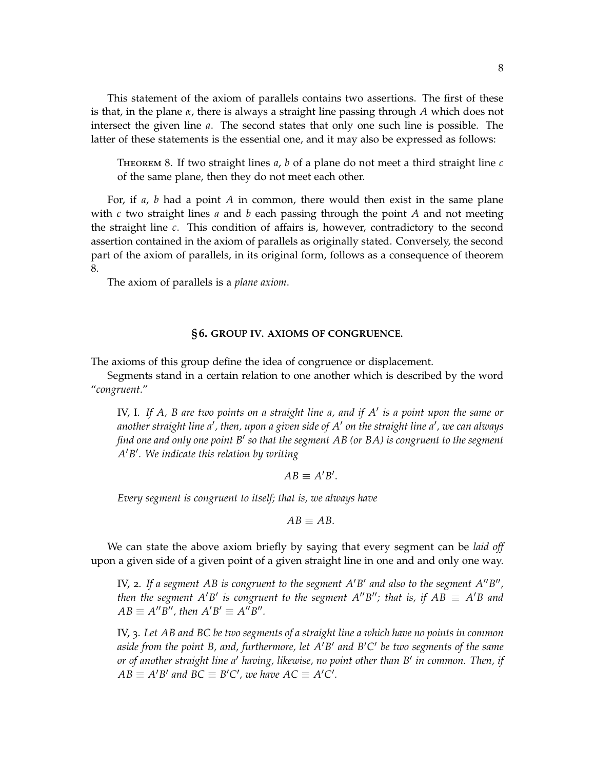This statement of the axiom of parallels contains two assertions. The first of these is that, in the plane $\alpha$, there is always a straight line passing through $A$ which does not intersect the given line $a$. The second states that only one such line is possible. The latter of these statements is the essential one, and it may also be expressed as follows:

> Theorem 8. If two straight lines $a$, $b$ of a plane do not meet a third straight line $c$ of the same plane, then they do not meet each other.

For, if $a$, $b$ had a point $A$ in common, there would then exist in the same plane with $c$ two straight lines $a$ and $b$ each passing through the point $A$ and not meeting the straight line $c$. This condition of affairs is, however, contradictory to the second assertion contained in the axiom of parallels as originally stated. Conversely, the second part of the axiom of parallels, in its original form, follows as a consequence of theorem 8.

The axiom of parallels is a *plane axiom*.

## § 6. GROUP IV. AXIOMS OF CONGRUENCE.

The axioms of this group define the idea of congruence or displacement.

Segments stand in a certain relation to one another which is described by the word "*congruent*."

> IV, 1. *If $A$, $B$ are two points on a straight line $a$, and if $A'$ is a point upon the same or another straight line $a'$, then, upon a given side of $A'$ on the straight line $a'$, we can always find one and only one point $B'$ so that the segment $AB$ (or $BA$) is congruent to the segment $A'B'$. We indicate this relation by writing*
>
> $$AB \equiv A'B'.$$
>
> *Every segment is congruent to itself; that is, we always have*
>
> $$AB \equiv AB.$$

We can state the above axiom briefly by saying that every segment can be *laid off* upon a given side of a given point of a given straight line in one and and only one way.

> IV, 2. *If a segment $AB$ is congruent to the segment $A'B'$ and also to the segment $A''B''$, then the segment $A'B'$ is congruent to the segment $A''B''$; that is, if $AB \equiv A'B$ and $AB \equiv A''B''$, then $A'B' \equiv A''B''$.*

> IV, 3. *Let $AB$ and $BC$ be two segments of a straight line $a$ which have no points in common aside from the point $B$, and, furthermore, let $A'B'$ and $B'C'$ be two segments of the same or of another straight line $a'$ having, likewise, no point other than $B'$ in common. Then, if $AB \equiv A'B'$ and $BC \equiv B'C'$, we have $AC \equiv A'C'$.*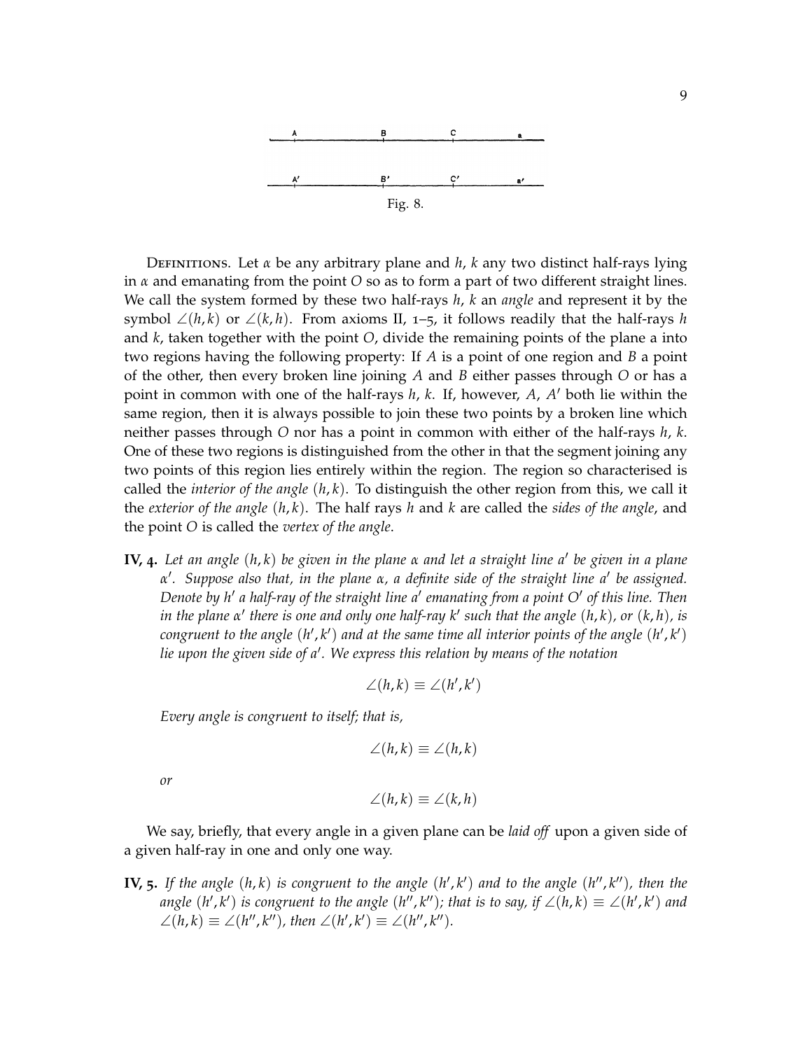A B C a

A′ B′ C′ a′

Fig. 8.

Definitions. Let $\alpha$ be any arbitrary plane and $h$, $k$ any two distinct half-rays lying in $\alpha$ and emanating from the point $O$ so as to form a part of two different straight lines. We call the system formed by these two half-rays $h$, $k$ an *angle* and represent it by the symbol $\angle(h,k)$ or $\angle(k,h)$. From axioms II, 1–5, it follows readily that the half-rays $h$ and $k$, taken together with the point $O$, divide the remaining points of the plane a into two regions having the following property: If $A$ is a point of one region and $B$ a point of the other, then every broken line joining $A$ and $B$ either passes through $O$ or has a point in common with one of the half-rays $h$, $k$. If, however, $A$, $A'$ both lie within the same region, then it is always possible to join these two points by a broken line which neither passes through $O$ nor has a point in common with either of the half-rays $h$, $k$. One of these two regions is distinguished from the other in that the segment joining any two points of this region lies entirely within the region. The region so characterised is called the *interior of the angle* $(h,k)$. To distinguish the other region from this, we call it the *exterior of the angle* $(h,k)$. The half rays $h$ and $k$ are called the *sides of the angle*, and the point $O$ is called the *vertex of the angle*.

**IV, 4.** *Let an angle $(h,k)$ be given in the plane $\alpha$ and let a straight line $a'$ be given in a plane $\alpha'$. Suppose also that, in the plane $\alpha$, a definite side of the straight line $a'$ be assigned. Denote by $h'$ a half-ray of the straight line $a'$ emanating from a point $O'$ of this line. Then in the plane $\alpha'$ there is one and only one half-ray $k'$ such that the angle $(h,k)$, or $(k,h)$, is congruent to the angle $(h',k')$ and at the same time all interior points of the angle $(h',k')$ lie upon the given side of $a'$. We express this relation by means of the notation*

$$\angle(h,k) \equiv \angle(h',k')$$

*Every angle is congruent to itself; that is,*

$$\angle(h,k) \equiv \angle(h,k)$$

*or*

$$\angle(h,k) \equiv \angle(k,h)$$

We say, briefly, that every angle in a given plane can be *laid off* upon a given side of a given half-ray in one and only one way.

**IV, 5.** *If the angle $(h,k)$ is congruent to the angle $(h',k')$ and to the angle $(h'',k'')$, then the angle $(h',k')$ is congruent to the angle $(h'',k'')$; that is to say, if $\angle(h,k) \equiv \angle(h',k')$ and $\angle(h,k) \equiv \angle(h'',k'')$, then $\angle(h',k') \equiv \angle(h'',k'')$.*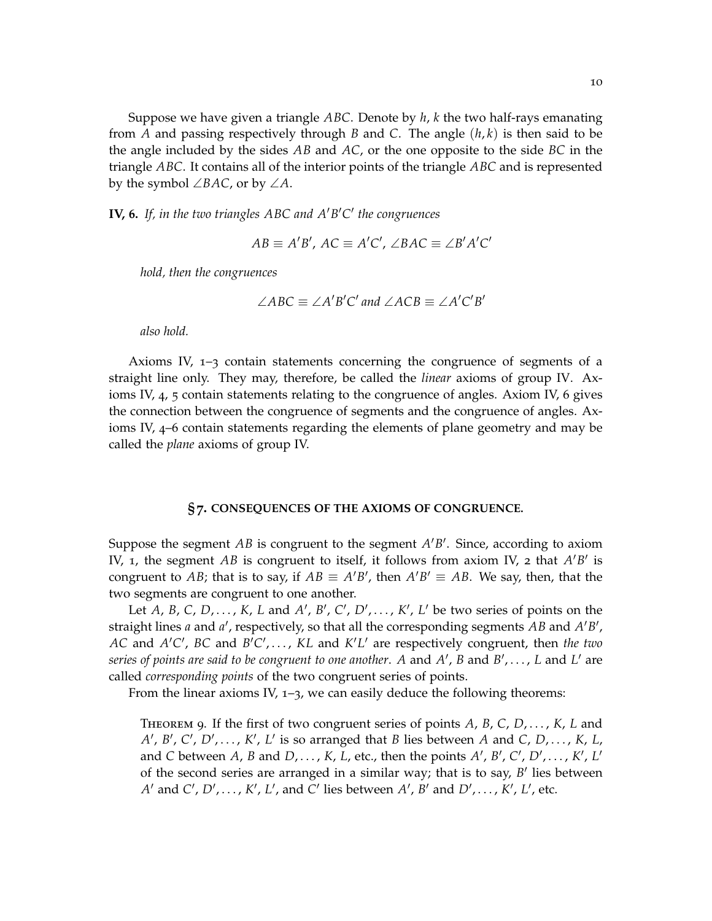Suppose we have given a triangle $ABC$. Denote by $h$, $k$ the two half-rays emanating from $A$ and passing respectively through $B$ and $C$. The angle $(h, k)$ is then said to be the angle included by the sides $AB$ and $AC$, or the one opposite to the side $BC$ in the triangle $ABC$. It contains all of the interior points of the triangle $ABC$ and is represented by the symbol $\angle BAC$, or by $\angle A$.

**IV, 6.** *If, in the two triangles $ABC$ and $A'B'C'$ the congruences*

$$AB \equiv A'B',\ AC \equiv A'C',\ \angle BAC \equiv \angle B'A'C'$$

*hold, then the congruences*

$$\angle ABC \equiv \angle A'B'C' \text{ and } \angle ACB \equiv \angle A'C'B'$$

*also hold.*

Axioms IV, 1–3 contain statements concerning the congruence of segments of a straight line only. They may, therefore, be called the *linear* axioms of group IV. Axioms IV, 4, 5 contain statements relating to the congruence of angles. Axiom IV, 6 gives the connection between the congruence of segments and the congruence of angles. Axioms IV, 4–6 contain statements regarding the elements of plane geometry and may be called the *plane* axioms of group IV.

## §7. CONSEQUENCES OF THE AXIOMS OF CONGRUENCE.

Suppose the segment $AB$ is congruent to the segment $A'B'$. Since, according to axiom IV, 1, the segment $AB$ is congruent to itself, it follows from axiom IV, 2 that $A'B'$ is congruent to $AB$; that is to say, if $AB \equiv A'B'$, then $A'B' \equiv AB$. We say, then, that the two segments are congruent to one another.

Let $A$, $B$, $C$, $D, \ldots, K$, $L$ and $A'$, $B'$, $C'$, $D', \ldots, K'$, $L'$ be two series of points on the straight lines $a$ and $a'$, respectively, so that all the corresponding segments $AB$ and $A'B'$, $AC$ and $A'C'$, $BC$ and $B'C', \ldots, KL$ and $K'L'$ are respectively congruent, then *the two series of points are said to be congruent to one another*. $A$ and $A'$, $B$ and $B', \ldots, L$ and $L'$ are called *corresponding points* of the two congruent series of points.

From the linear axioms IV, 1–3, we can easily deduce the following theorems:

Theorem 9. If the first of two congruent series of points $A$, $B$, $C$, $D, \ldots, K$, $L$ and $A'$, $B'$, $C'$, $D', \ldots, K'$, $L'$ is so arranged that $B$ lies between $A$ and $C$, $D, \ldots, K$, $L$, and $C$ between $A$, $B$ and $D, \ldots, K$, $L$, etc., then the points $A'$, $B'$, $C'$, $D', \ldots, K'$, $L'$ of the second series are arranged in a similar way; that is to say, $B'$ lies between $A'$ and $C'$, $D', \ldots, K'$, $L'$, and $C'$ lies between $A'$, $B'$ and $D', \ldots, K'$, $L'$, etc.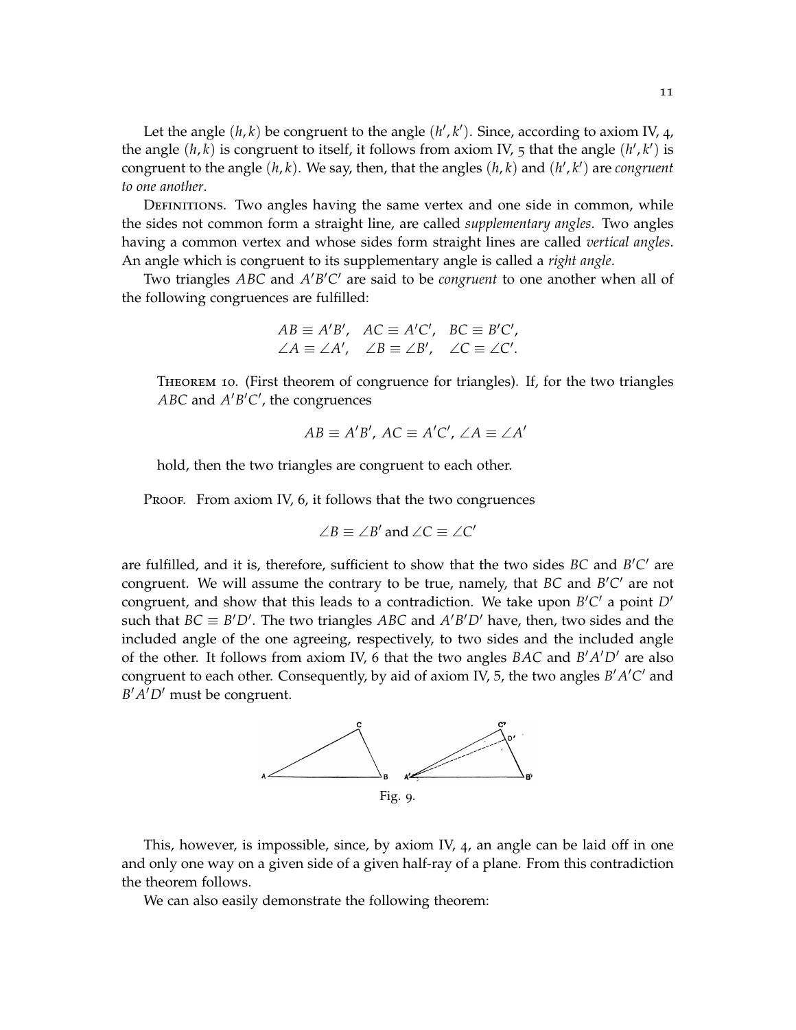Let the angle $(h, k)$ be congruent to the angle $(h', k')$. Since, according to axiom IV, 4, the angle $(h, k)$ is congruent to itself, it follows from axiom IV, 5 that the angle $(h', k')$ is congruent to the angle $(h, k)$. We say, then, that the angles $(h, k)$ and $(h', k')$ are *congruent to one another*.

Definitions. Two angles having the same vertex and one side in common, while the sides not common form a straight line, are called *supplementary angles*. Two angles having a common vertex and whose sides form straight lines are called *vertical angles*. An angle which is congruent to its supplementary angle is called a *right angle*.

Two triangles $ABC$ and $A'B'C'$ are said to be *congruent* to one another when all of the following congruences are fulfilled:

$$AB \equiv A'B', \quad AC \equiv A'C', \quad BC \equiv B'C',$$
$$\angle A \equiv \angle A', \quad \angle B \equiv \angle B', \quad \angle C \equiv \angle C'.$$

Theorem 10. (First theorem of congruence for triangles). If, for the two triangles $ABC$ and $A'B'C'$, the congruences

$$AB \equiv A'B',\ AC \equiv A'C',\ \angle A \equiv \angle A'$$

hold, then the two triangles are congruent to each other.

Proof. From axiom IV, 6, it follows that the two congruences

$$\angle B \equiv \angle B' \text{ and } \angle C \equiv \angle C'$$

are fulfilled, and it is, therefore, sufficient to show that the two sides $BC$ and $B'C'$ are congruent. We will assume the contrary to be true, namely, that $BC$ and $B'C'$ are not congruent, and show that this leads to a contradiction. We take upon $B'C'$ a point $D'$ such that $BC \equiv B'D'$. The two triangles $ABC$ and $A'B'D'$ have, then, two sides and the included angle of the one agreeing, respectively, to two sides and the included angle of the other. It follows from axiom IV, 6 that the two angles $BAC$ and $B'A'D'$ are also congruent to each other. Consequently, by aid of axiom IV, 5, the two angles $B'A'C'$ and $B'A'D'$ must be congruent.

Fig. 9.

This, however, is impossible, since, by axiom IV, 4, an angle can be laid off in one and only one way on a given side of a given half-ray of a plane. From this contradiction the theorem follows.

We can also easily demonstrate the following theorem: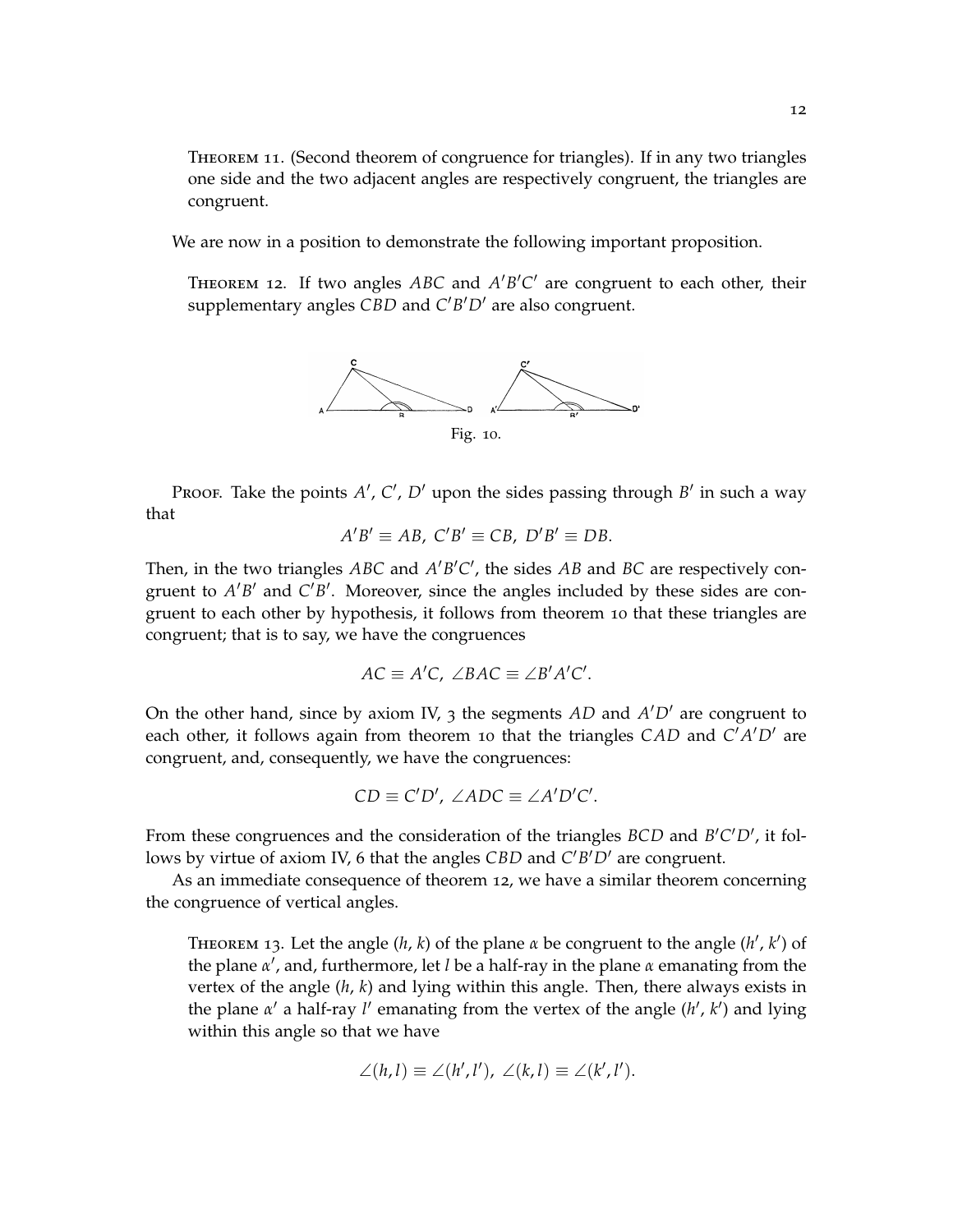**Theorem 11.** (Second theorem of congruence for triangles). If in any two triangles one side and the two adjacent angles are respectively congruent, the triangles are congruent.

We are now in a position to demonstrate the following important proposition.

**Theorem 12.** If two angles $ABC$ and $A'B'C'$ are congruent to each other, their supplementary angles $CBD$ and $C'B'D'$ are also congruent.

Fig. 10.

Proof. Take the points $A'$, $C'$, $D'$ upon the sides passing through $B'$ in such a way that

$$A'B' \equiv AB,\ C'B' \equiv CB,\ D'B' \equiv DB.$$

Then, in the two triangles $ABC$ and $A'B'C'$, the sides $AB$ and $BC$ are respectively congruent to $A'B'$ and $C'B'$. Moreover, since the angles included by these sides are congruent to each other by hypothesis, it follows from theorem 10 that these triangles are congruent; that is to say, we have the congruences

$$AC \equiv A'C,\ \angle BAC \equiv \angle B'A'C'.$$

On the other hand, since by axiom IV, 3 the segments $AD$ and $A'D'$ are congruent to each other, it follows again from theorem 10 that the triangles $CAD$ and $C'A'D'$ are congruent, and, consequently, we have the congruences:

$$CD \equiv C'D',\ \angle ADC \equiv \angle A'D'C'.$$

From these congruences and the consideration of the triangles $BCD$ and $B'C'D'$, it follows by virtue of axiom IV, 6 that the angles $CBD$ and $C'B'D'$ are congruent.

As an immediate consequence of theorem 12, we have a similar theorem concerning the congruence of vertical angles.

**Theorem 13.** Let the angle $(h, k)$ of the plane $\alpha$ be congruent to the angle $(h', k')$ of the plane $\alpha'$, and, furthermore, let $l$ be a half-ray in the plane $\alpha$ emanating from the vertex of the angle $(h, k)$ and lying within this angle. Then, there always exists in the plane $\alpha'$ a half-ray $l'$ emanating from the vertex of the angle $(h', k')$ and lying within this angle so that we have

$$\angle(h, l) \equiv \angle(h', l'),\ \angle(k, l) \equiv \angle(k', l').$$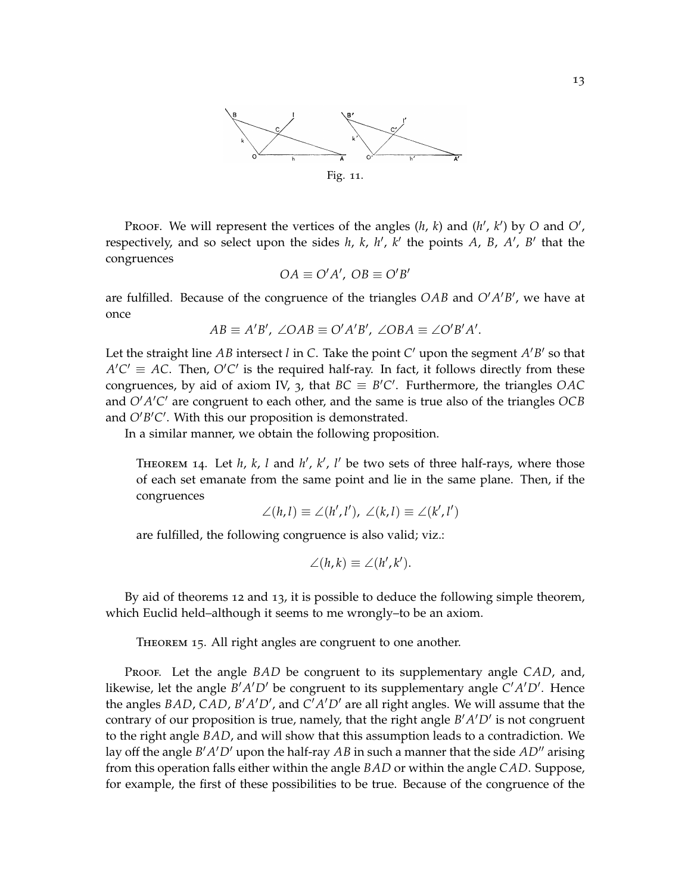Fig. 11.

Proof. We will represent the vertices of the angles ($h$, $k$) and ($h'$, $k'$) by $O$ and $O'$, respectively, and so select upon the sides $h$, $k$, $h'$, $k'$ the points $A$, $B$, $A'$, $B'$ that the congruences

$$OA \equiv O'A',\ OB \equiv O'B'$$

are fulfilled. Because of the congruence of the triangles $OAB$ and $O'A'B'$, we have at once

$$AB \equiv A'B',\ \angle OAB \equiv O'A'B',\ \angle OBA \equiv \angle O'B'A'.$$

Let the straight line $AB$ intersect $l$ in $C$. Take the point $C'$ upon the segment $A'B'$ so that $A'C' \equiv AC$. Then, $O'C'$ is the required half-ray. In fact, it follows directly from these congruences, by aid of axiom IV, 3, that $BC \equiv B'C'$. Furthermore, the triangles $OAC$ and $O'A'C'$ are congruent to each other, and the same is true also of the triangles $OCB$ and $O'B'C'$. With this our proposition is demonstrated.

In a similar manner, we obtain the following proposition.

Theorem 14. Let $h$, $k$, $l$ and $h'$, $k'$, $l'$ be two sets of three half-rays, where those of each set emanate from the same point and lie in the same plane. Then, if the congruences

$$\angle(h,l) \equiv \angle(h',l'),\ \angle(k,l) \equiv \angle(k',l')$$

are fulfilled, the following congruence is also valid; viz.:

$$\angle(h,k) \equiv \angle(h',k').$$

By aid of theorems 12 and 13, it is possible to deduce the following simple theorem, which Euclid held–although it seems to me wrongly–to be an axiom.

Theorem 15. All right angles are congruent to one another.

Proof. Let the angle $BAD$ be congruent to its supplementary angle $CAD$, and, likewise, let the angle $B'A'D'$ be congruent to its supplementary angle $C'A'D'$. Hence the angles $BAD$, $CAD$, $B'A'D'$, and $C'A'D'$ are all right angles. We will assume that the contrary of our proposition is true, namely, that the right angle $B'A'D'$ is not congruent to the right angle $BAD$, and will show that this assumption leads to a contradiction. We lay off the angle $B'A'D'$ upon the half-ray $AB$ in such a manner that the side $AD''$ arising from this operation falls either within the angle $BAD$ or within the angle $CAD$. Suppose, for example, the first of these possibilities to be true. Because of the congruence of the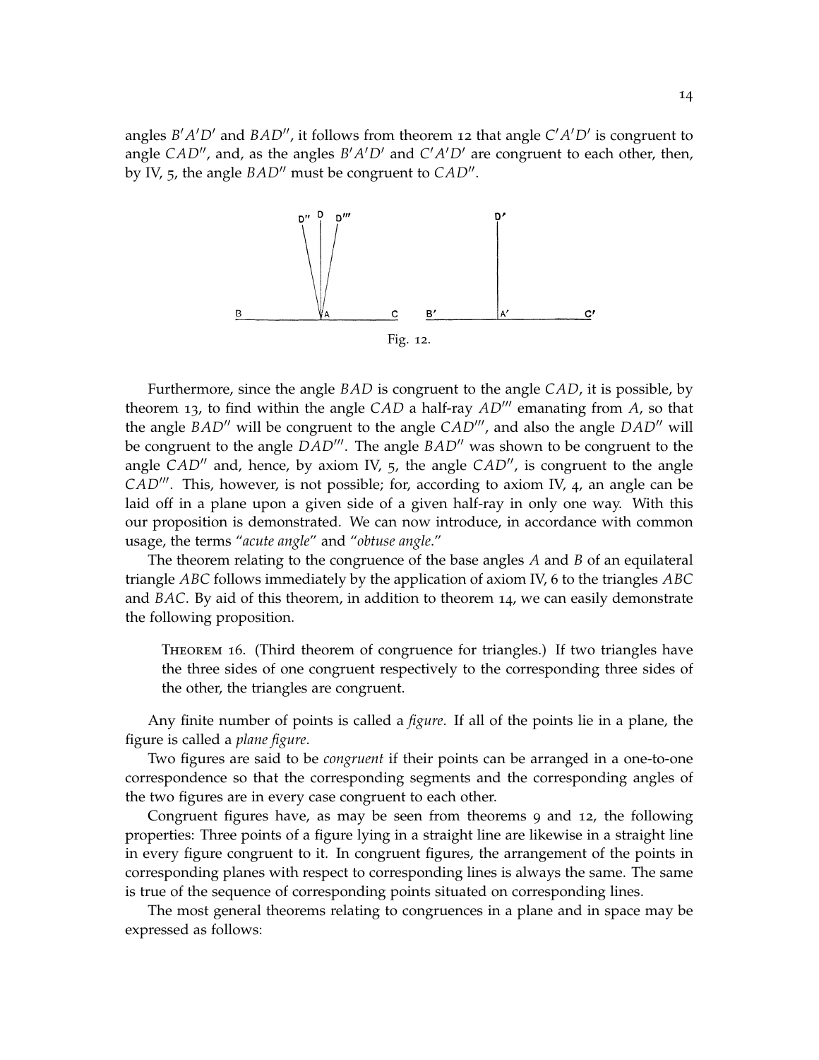angles $B'A'D'$ and $BAD''$, it follows from theorem 12 that angle $C'A'D'$ is congruent to angle $CAD''$, and, as the angles $B'A'D'$ and $C'A'D'$ are congruent to each other, then, by IV, 5, the angle $BAD''$ must be congruent to $CAD''$.

Fig. 12.

Furthermore, since the angle $BAD$ is congruent to the angle $CAD$, it is possible, by theorem 13, to find within the angle $CAD$ a half-ray $AD'''$ emanating from $A$, so that the angle $BAD''$ will be congruent to the angle $CAD'''$, and also the angle $DAD''$ will be congruent to the angle $DAD'''$. The angle $BAD''$ was shown to be congruent to the angle $CAD''$ and, hence, by axiom IV, 5, the angle $CAD''$, is congruent to the angle $CAD'''$. This, however, is not possible; for, according to axiom IV, 4, an angle can be laid off in a plane upon a given side of a given half-ray in only one way. With this our proposition is demonstrated. We can now introduce, in accordance with common usage, the terms "*acute angle*" and "*obtuse angle*."

The theorem relating to the congruence of the base angles $A$ and $B$ of an equilateral triangle $ABC$ follows immediately by the application of axiom IV, 6 to the triangles $ABC$ and $BAC$. By aid of this theorem, in addition to theorem 14, we can easily demonstrate the following proposition.

Theorem 16. (Third theorem of congruence for triangles.) If two triangles have the three sides of one congruent respectively to the corresponding three sides of the other, the triangles are congruent.

Any finite number of points is called a *figure*. If all of the points lie in a plane, the figure is called a *plane figure*.

Two figures are said to be *congruent* if their points can be arranged in a one-to-one correspondence so that the corresponding segments and the corresponding angles of the two figures are in every case congruent to each other.

Congruent figures have, as may be seen from theorems 9 and 12, the following properties: Three points of a figure lying in a straight line are likewise in a straight line in every figure congruent to it. In congruent figures, the arrangement of the points in corresponding planes with respect to corresponding lines is always the same. The same is true of the sequence of corresponding points situated on corresponding lines.

The most general theorems relating to congruences in a plane and in space may be expressed as follows: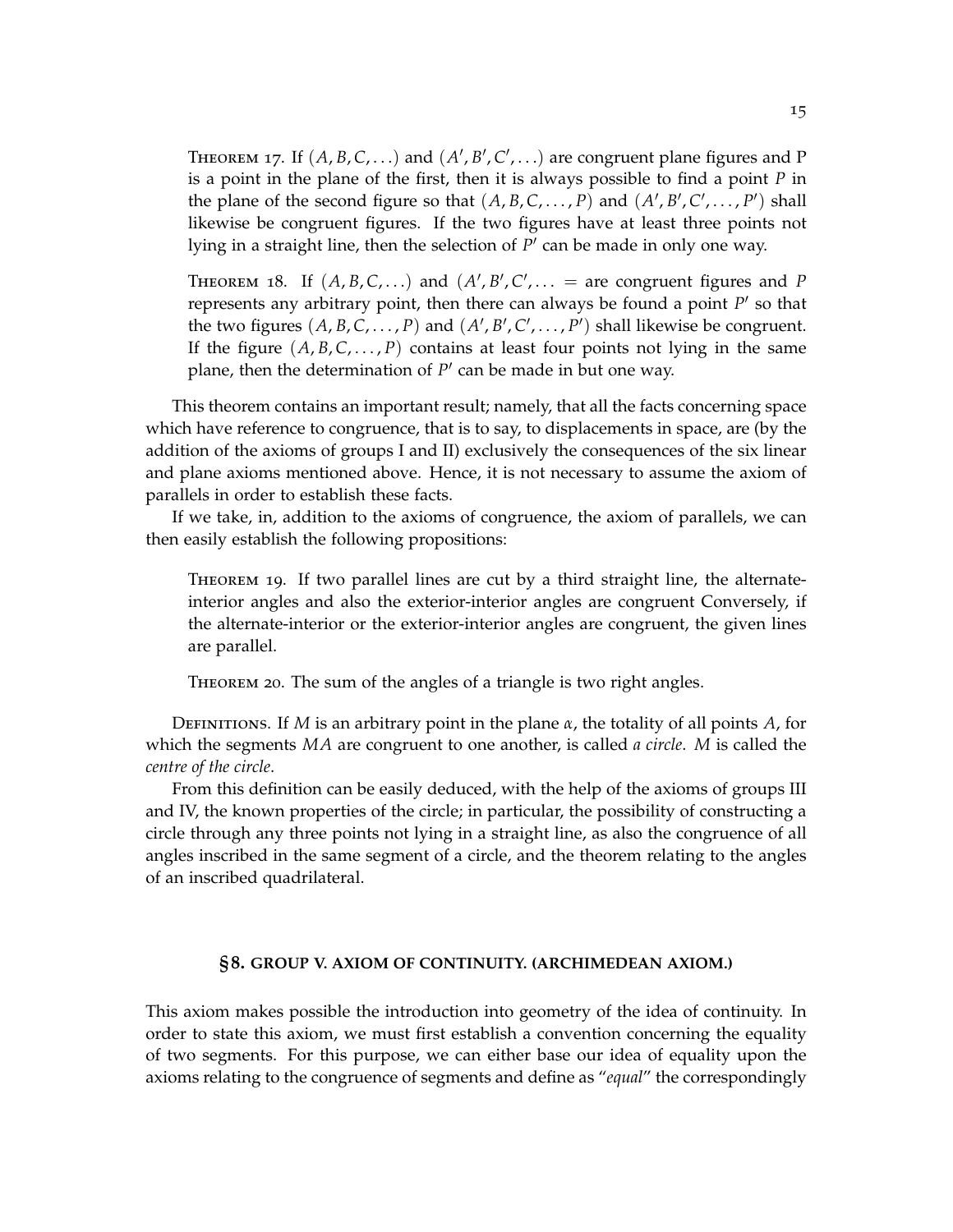Theorem 17. If $(A, B, C, \ldots)$ and $(A', B', C', \ldots)$ are congruent plane figures and P is a point in the plane of the first, then it is always possible to find a point $P$ in the plane of the second figure so that $(A, B, C, \ldots, P)$ and $(A', B', C', \ldots, P')$ shall likewise be congruent figures. If the two figures have at least three points not lying in a straight line, then the selection of $P'$ can be made in only one way.

Theorem 18. If $(A, B, C, \ldots)$ and $(A', B', C', \ldots =$ are congruent figures and $P$ represents any arbitrary point, then there can always be found a point $P'$ so that the two figures $(A, B, C, \ldots, P)$ and $(A', B', C', \ldots, P')$ shall likewise be congruent. If the figure $(A, B, C, \ldots, P)$ contains at least four points not lying in the same plane, then the determination of $P'$ can be made in but one way.

This theorem contains an important result; namely, that all the facts concerning space which have reference to congruence, that is to say, to displacements in space, are (by the addition of the axioms of groups I and II) exclusively the consequences of the six linear and plane axioms mentioned above. Hence, it is not necessary to assume the axiom of parallels in order to establish these facts.

If we take, in, addition to the axioms of congruence, the axiom of parallels, we can then easily establish the following propositions:

Theorem 19. If two parallel lines are cut by a third straight line, the alternate-interior angles and also the exterior-interior angles are congruent Conversely, if the alternate-interior or the exterior-interior angles are congruent, the given lines are parallel.

Theorem 20. The sum of the angles of a triangle is two right angles.

Definitions. If $M$ is an arbitrary point in the plane $\alpha$, the totality of all points $A$, for which the segments $MA$ are congruent to one another, is called *a circle*. $M$ is called the *centre of the circle*.

From this definition can be easily deduced, with the help of the axioms of groups III and IV, the known properties of the circle; in particular, the possibility of constructing a circle through any three points not lying in a straight line, as also the congruence of all angles inscribed in the same segment of a circle, and the theorem relating to the angles of an inscribed quadrilateral.

## §8. GROUP V. AXIOM OF CONTINUITY. (ARCHIMEDEAN AXIOM.)

This axiom makes possible the introduction into geometry of the idea of continuity. In order to state this axiom, we must first establish a convention concerning the equality of two segments. For this purpose, we can either base our idea of equality upon the axioms relating to the congruence of segments and define as "*equal*" the correspondingly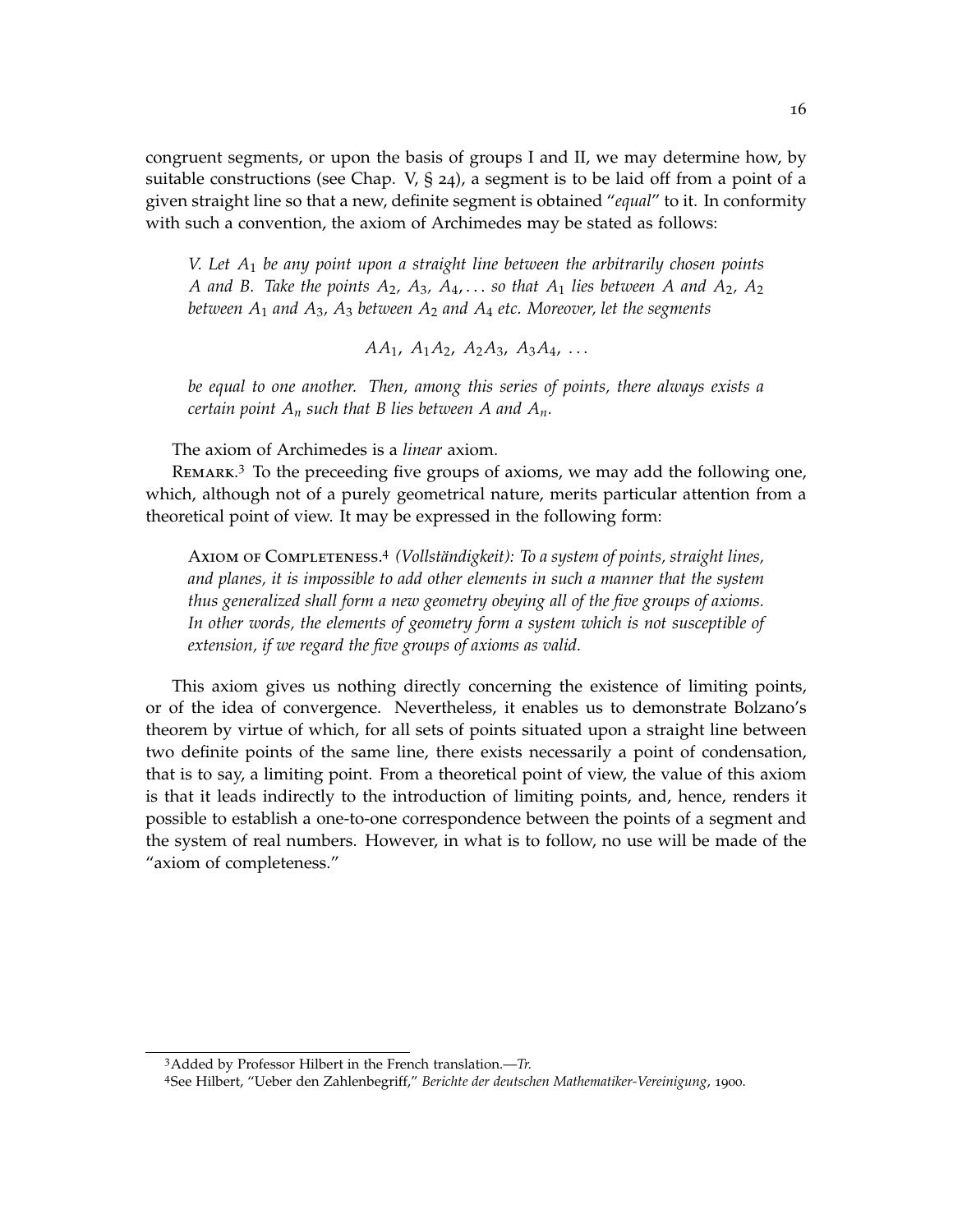congruent segments, or upon the basis of groups I and II, we may determine how, by suitable constructions (see Chap. V, § 24), a segment is to be laid off from a point of a given straight line so that a new, definite segment is obtained "*equal*" to it. In conformity with such a convention, the axiom of Archimedes may be stated as follows:

> *V. Let $A_1$ be any point upon a straight line between the arbitrarily chosen points $A$ and $B$. Take the points $A_2$, $A_3$, $A_4, \ldots$ so that $A_1$ lies between $A$ and $A_2$, $A_2$ between $A_1$ and $A_3$, $A_3$ between $A_2$ and $A_4$ etc. Moreover, let the segments*
>
> $$AA_1,\ A_1A_2,\ A_2A_3,\ A_3A_4,\ \ldots$$
>
> *be equal to one another. Then, among this series of points, there always exists a certain point $A_n$ such that $B$ lies between $A$ and $A_n$.*

The axiom of Archimedes is a *linear* axiom.

Remark.[3] To the preceeding five groups of axioms, we may add the following one, which, although not of a purely geometrical nature, merits particular attention from a theoretical point of view. It may be expressed in the following form:

> Axiom of Completeness.[4] *(Vollständigkeit): To a system of points, straight lines, and planes, it is impossible to add other elements in such a manner that the system thus generalized shall form a new geometry obeying all of the five groups of axioms. In other words, the elements of geometry form a system which is not susceptible of extension, if we regard the five groups of axioms as valid.*

This axiom gives us nothing directly concerning the existence of limiting points, or of the idea of convergence. Nevertheless, it enables us to demonstrate Bolzano's theorem by virtue of which, for all sets of points situated upon a straight line between two definite points of the same line, there exists necessarily a point of condensation, that is to say, a limiting point. From a theoretical point of view, the value of this axiom is that it leads indirectly to the introduction of limiting points, and, hence, renders it possible to establish a one-to-one correspondence between the points of a segment and the system of real numbers. However, in what is to follow, no use will be made of the "axiom of completeness."

---

[3] Added by Professor Hilbert in the French translation.—*Tr.*

[4] See Hilbert, "Ueber den Zahlenbegriff," *Berichte der deutschen Mathematiker-Vereinigung*, 1900.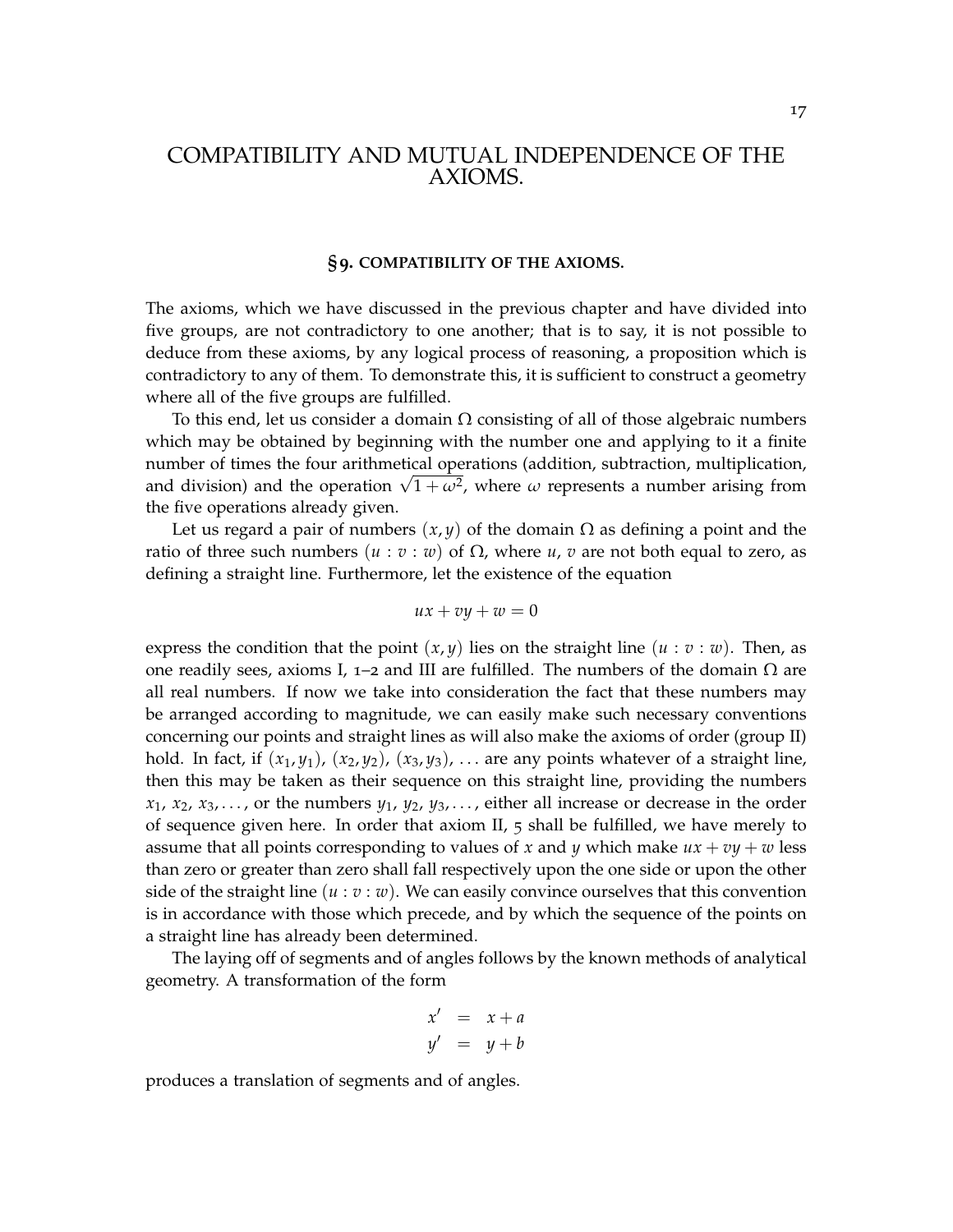# COMPATIBILITY AND MUTUAL INDEPENDENCE OF THE AXIOMS.

## § 9. COMPATIBILITY OF THE AXIOMS.

The axioms, which we have discussed in the previous chapter and have divided into five groups, are not contradictory to one another; that is to say, it is not possible to deduce from these axioms, by any logical process of reasoning, a proposition which is contradictory to any of them. To demonstrate this, it is sufficient to construct a geometry where all of the five groups are fulfilled.

To this end, let us consider a domain $\Omega$ consisting of all of those algebraic numbers which may be obtained by beginning with the number one and applying to it a finite number of times the four arithmetical operations (addition, subtraction, multiplication, and division) and the operation $\sqrt{1+\omega^2}$, where $\omega$ represents a number arising from the five operations already given.

Let us regard a pair of numbers $(x, y)$ of the domain $\Omega$ as defining a point and the ratio of three such numbers $(u : v : w)$ of $\Omega$, where $u$, $v$ are not both equal to zero, as defining a straight line. Furthermore, let the existence of the equation

$$ux + vy + w = 0$$

express the condition that the point $(x, y)$ lies on the straight line $(u : v : w)$. Then, as one readily sees, axioms I, 1–2 and III are fulfilled. The numbers of the domain $\Omega$ are all real numbers. If now we take into consideration the fact that these numbers may be arranged according to magnitude, we can easily make such necessary conventions concerning our points and straight lines as will also make the axioms of order (group II) hold. In fact, if $(x_1, y_1)$, $(x_2, y_2)$, $(x_3, y_3)$, ... are any points whatever of a straight line, then this may be taken as their sequence on this straight line, providing the numbers $x_1$, $x_2$, $x_3, \ldots$, or the numbers $y_1$, $y_2$, $y_3, \ldots$, either all increase or decrease in the order of sequence given here. In order that axiom II, 5 shall be fulfilled, we have merely to assume that all points corresponding to values of $x$ and $y$ which make $ux + vy + w$ less than zero or greater than zero shall fall respectively upon the one side or upon the other side of the straight line $(u : v : w)$. We can easily convince ourselves that this convention is in accordance with those which precede, and by which the sequence of the points on a straight line has already been determined.

The laying off of segments and of angles follows by the known methods of analytical geometry. A transformation of the form

$$\begin{aligned} x' &= x + a \\ y' &= y + b \end{aligned}$$

produces a translation of segments and of angles.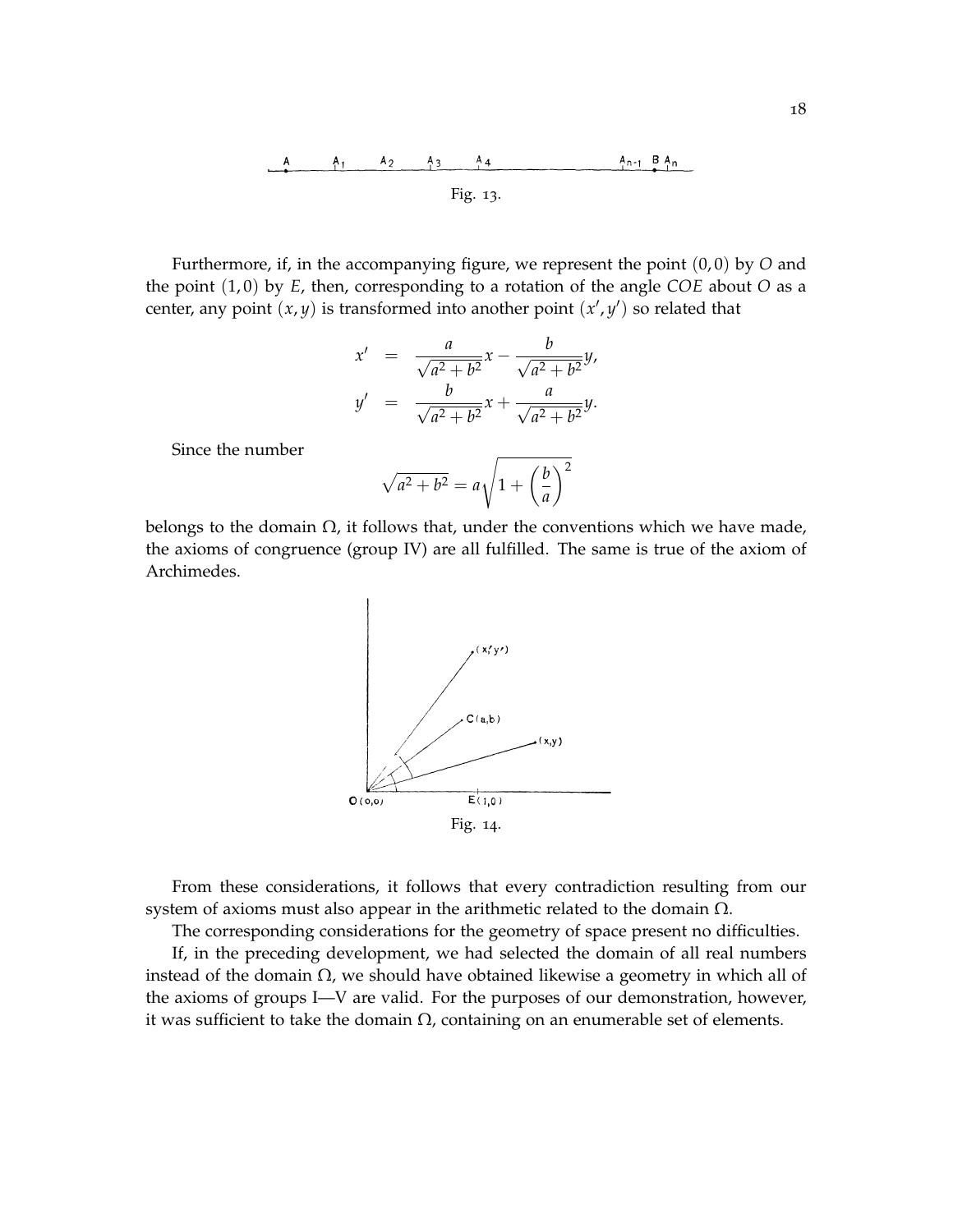Fig. 13.

Furthermore, if, in the accompanying figure, we represent the point $(0, 0)$ by $O$ and the point $(1, 0)$ by $E$, then, corresponding to a rotation of the angle $COE$ about $O$ as a center, any point $(x, y)$ is transformed into another point $(x', y')$ so related that

$$
\begin{aligned}
x' &= \frac{a}{\sqrt{a^2+b^2}}x - \frac{b}{\sqrt{a^2+b^2}}y, \\
y' &= \frac{b}{\sqrt{a^2+b^2}}x + \frac{a}{\sqrt{a^2+b^2}}y.
\end{aligned}
$$

Since the number

$$
\sqrt{a^2+b^2} = a\sqrt{1+\left(\frac{b}{a}\right)^2}
$$

belongs to the domain $\Omega$, it follows that, under the conventions which we have made, the axioms of congruence (group IV) are all fulfilled. The same is true of the axiom of Archimedes.

Fig. 14.

From these considerations, it follows that every contradiction resulting from our system of axioms must also appear in the arithmetic related to the domain $\Omega$.

The corresponding considerations for the geometry of space present no difficulties.

If, in the preceding development, we had selected the domain of all real numbers instead of the domain $\Omega$, we should have obtained likewise a geometry in which all of the axioms of groups I—V are valid. For the purposes of our demonstration, however, it was sufficient to take the domain $\Omega$, containing on an enumerable set of elements.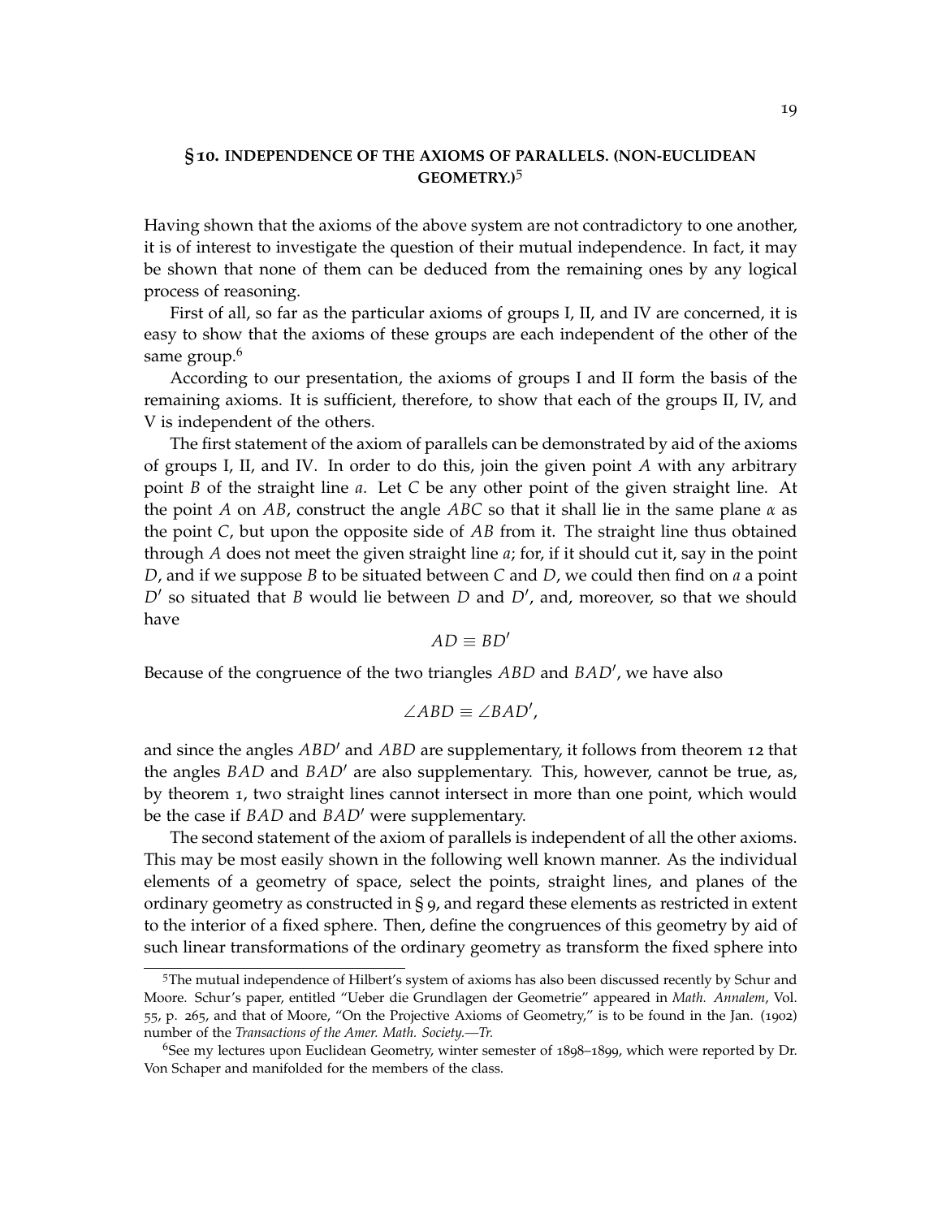## § 10. INDEPENDENCE OF THE AXIOMS OF PARALLELS. (NON-EUCLIDEAN GEOMETRY.)[5]

Having shown that the axioms of the above system are not contradictory to one another, it is of interest to investigate the question of their mutual independence. In fact, it may be shown that none of them can be deduced from the remaining ones by any logical process of reasoning.

First of all, so far as the particular axioms of groups I, II, and IV are concerned, it is easy to show that the axioms of these groups are each independent of the other of the same group.[6]

According to our presentation, the axioms of groups I and II form the basis of the remaining axioms. It is sufficient, therefore, to show that each of the groups II, IV, and V is independent of the others.

The first statement of the axiom of parallels can be demonstrated by aid of the axioms of groups I, II, and IV. In order to do this, join the given point $A$ with any arbitrary point $B$ of the straight line $a$. Let $C$ be any other point of the given straight line. At the point $A$ on $AB$, construct the angle $ABC$ so that it shall lie in the same plane $\alpha$ as the point $C$, but upon the opposite side of $AB$ from it. The straight line thus obtained through $A$ does not meet the given straight line $a$; for, if it should cut it, say in the point $D$, and if we suppose $B$ to be situated between $C$ and $D$, we could then find on $a$ a point $D'$ so situated that $B$ would lie between $D$ and $D'$, and, moreover, so that we should have

$$AD \equiv BD'$$

Because of the congruence of the two triangles $ABD$ and $BAD'$, we have also

$$\angle ABD \equiv \angle BAD',$$

and since the angles $ABD'$ and $ABD$ are supplementary, it follows from theorem 12 that the angles $BAD$ and $BAD'$ are also supplementary. This, however, cannot be true, as, by theorem 1, two straight lines cannot intersect in more than one point, which would be the case if $BAD$ and $BAD'$ were supplementary.

The second statement of the axiom of parallels is independent of all the other axioms. This may be most easily shown in the following well known manner. As the individual elements of a geometry of space, select the points, straight lines, and planes of the ordinary geometry as constructed in § 9, and regard these elements as restricted in extent to the interior of a fixed sphere. Then, define the congruences of this geometry by aid of such linear transformations of the ordinary geometry as transform the fixed sphere into

[5]The mutual independence of Hilbert's system of axioms has also been discussed recently by Schur and Moore. Schur's paper, entitled "Ueber die Grundlagen der Geometrie" appeared in *Math. Annalem*, Vol. 55, p. 265, and that of Moore, "On the Projective Axioms of Geometry," is to be found in the Jan. (1902) number of the *Transactions of the Amer. Math. Society.—Tr.*

[6]See my lectures upon Euclidean Geometry, winter semester of 1898–1899, which were reported by Dr. Von Schaper and manifolded for the members of the class.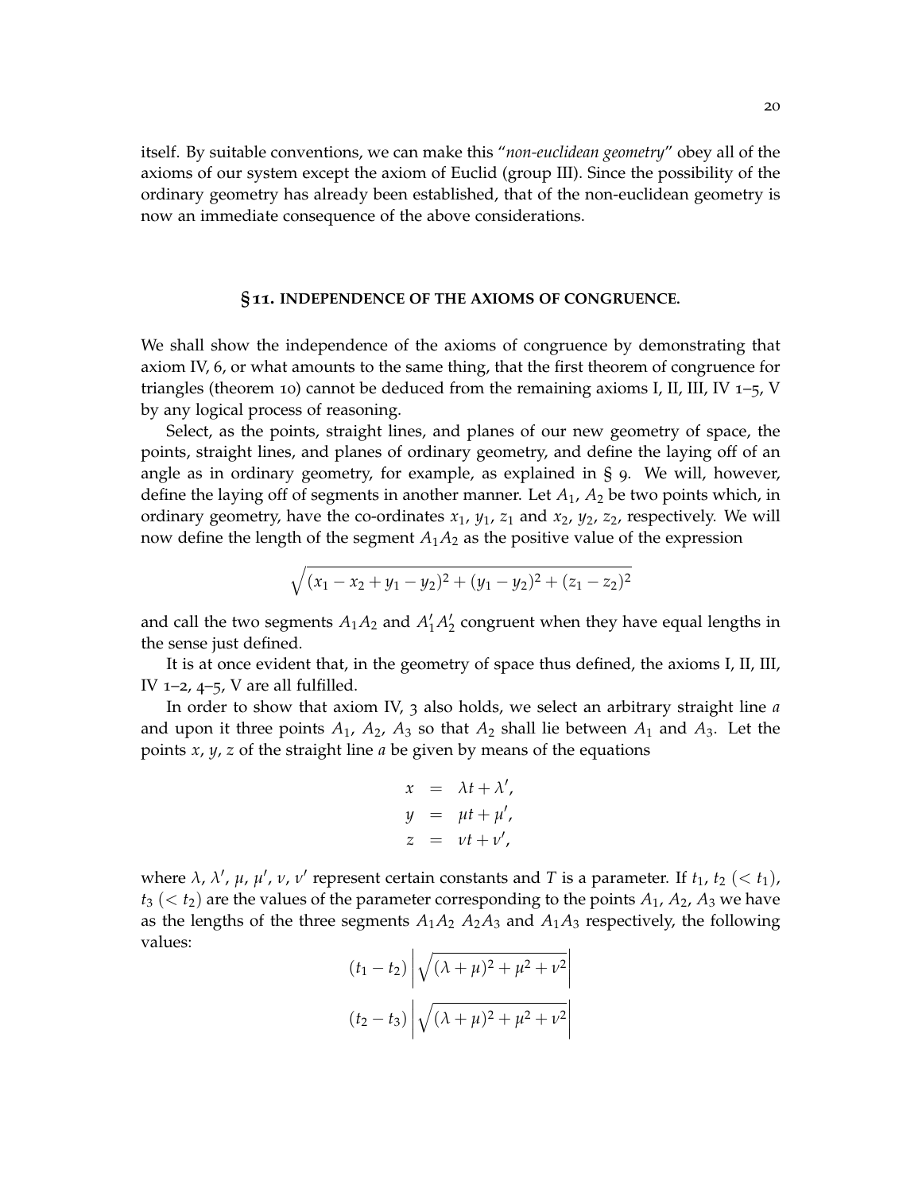itself. By suitable conventions, we can make this "*non-euclidean geometry*" obey all of the axioms of our system except the axiom of Euclid (group III). Since the possibility of the ordinary geometry has already been established, that of the non-euclidean geometry is now an immediate consequence of the above considerations.

### § 11. INDEPENDENCE OF THE AXIOMS OF CONGRUENCE.

We shall show the independence of the axioms of congruence by demonstrating that axiom IV, 6, or what amounts to the same thing, that the first theorem of congruence for triangles (theorem 10) cannot be deduced from the remaining axioms I, II, III, IV 1–5, V by any logical process of reasoning.

Select, as the points, straight lines, and planes of our new geometry of space, the points, straight lines, and planes of ordinary geometry, and define the laying off of an angle as in ordinary geometry, for example, as explained in § 9. We will, however, define the laying off of segments in another manner. Let $A_1$, $A_2$ be two points which, in ordinary geometry, have the co-ordinates $x_1$, $y_1$, $z_1$ and $x_2$, $y_2$, $z_2$, respectively. We will now define the length of the segment $A_1A_2$ as the positive value of the expression

$$\sqrt{(x_1 - x_2 + y_1 - y_2)^2 + (y_1 - y_2)^2 + (z_1 - z_2)^2}$$

and call the two segments $A_1A_2$ and $A'_1A'_2$ congruent when they have equal lengths in the sense just defined.

It is at once evident that, in the geometry of space thus defined, the axioms I, II, III, IV 1–2, 4–5, V are all fulfilled.

In order to show that axiom IV, 3 also holds, we select an arbitrary straight line $a$ and upon it three points $A_1$, $A_2$, $A_3$ so that $A_2$ shall lie between $A_1$ and $A_3$. Let the points $x$, $y$, $z$ of the straight line $a$ be given by means of the equations

$$\begin{aligned} x &= \lambda t + \lambda', \\ y &= \mu t + \mu', \\ z &= \nu t + \nu', \end{aligned}$$

where $\lambda$, $\lambda'$, $\mu$, $\mu'$, $\nu$, $\nu'$ represent certain constants and $T$ is a parameter. If $t_1$, $t_2$ $(< t_1)$, $t_3$ $(< t_2)$ are the values of the parameter corresponding to the points $A_1$, $A_2$, $A_3$ we have as the lengths of the three segments $A_1A_2$ $A_2A_3$ and $A_1A_3$ respectively, the following values:

$$(t_1 - t_2) \left| \sqrt{(\lambda + \mu)^2 + \mu^2 + \nu^2} \right|$$

$$(t_2 - t_3) \left| \sqrt{(\lambda + \mu)^2 + \mu^2 + \nu^2} \right|$$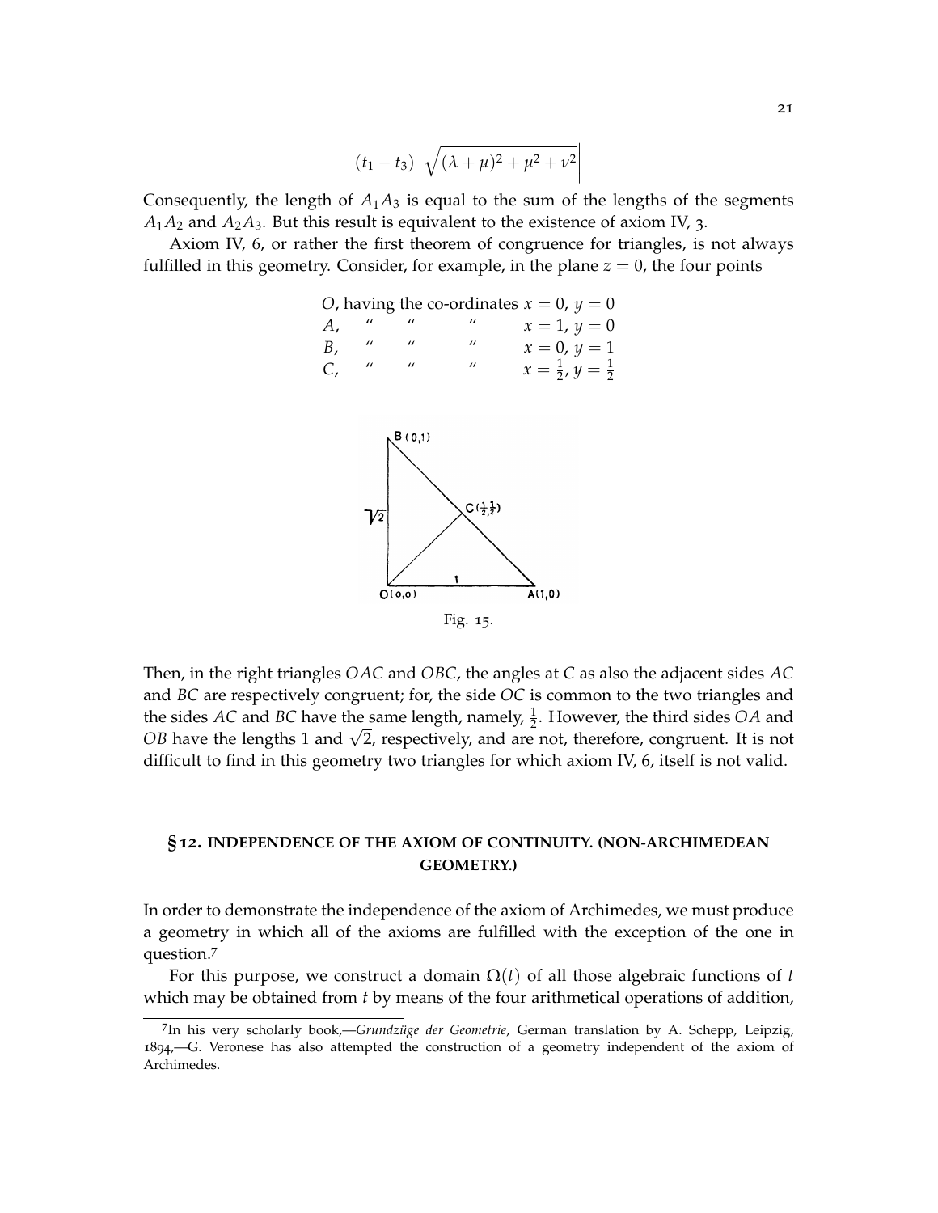$$(t_1 - t_3)\left|\sqrt{(\lambda+\mu)^2+\mu^2+\nu^2}\right|$$

Consequently, the length of $A_1A_3$ is equal to the sum of the lengths of the segments $A_1A_2$ and $A_2A_3$. But this result is equivalent to the existence of axiom IV, 3.

Axiom IV, 6, or rather the first theorem of congruence for triangles, is not always fulfilled in this geometry. Consider, for example, in the plane $z = 0$, the four points

| | | | | |
|---|---|---|---|---|
| $O$, having | the | co-ordinates | $x = 0,\ y = 0$ |
| $A$, | " | " | " | $x = 1,\ y = 0$ |
| $B$, | " | " | " | $x = 0,\ y = 1$ |
| $C$, | " | " | " | $x = \frac{1}{2},\ y = \frac{1}{2}$ |

Fig. 15.

Then, in the right triangles $OAC$ and $OBC$, the angles at $C$ as also the adjacent sides $AC$ and $BC$ are respectively congruent; for, the side $OC$ is common to the two triangles and the sides $AC$ and $BC$ have the same length, namely, $\frac{1}{2}$. However, the third sides $OA$ and $OB$ have the lengths 1 and $\sqrt{2}$, respectively, and are not, therefore, congruent. It is not difficult to find in this geometry two triangles for which axiom IV, 6, itself is not valid.

## §12. INDEPENDENCE OF THE AXIOM OF CONTINUITY. (NON-ARCHIMEDEAN GEOMETRY.)

In order to demonstrate the independence of the axiom of Archimedes, we must produce a geometry in which all of the axioms are fulfilled with the exception of the one in question.[7]

For this purpose, we construct a domain $\Omega(t)$ of all those algebraic functions of $t$ which may be obtained from $t$ by means of the four arithmetical operations of addition,

[7] In his very scholarly book,—*Grundzüge der Geometrie*, German translation by A. Schepp, Leipzig, 1894,—G. Veronese has also attempted the construction of a geometry independent of the axiom of Archimedes.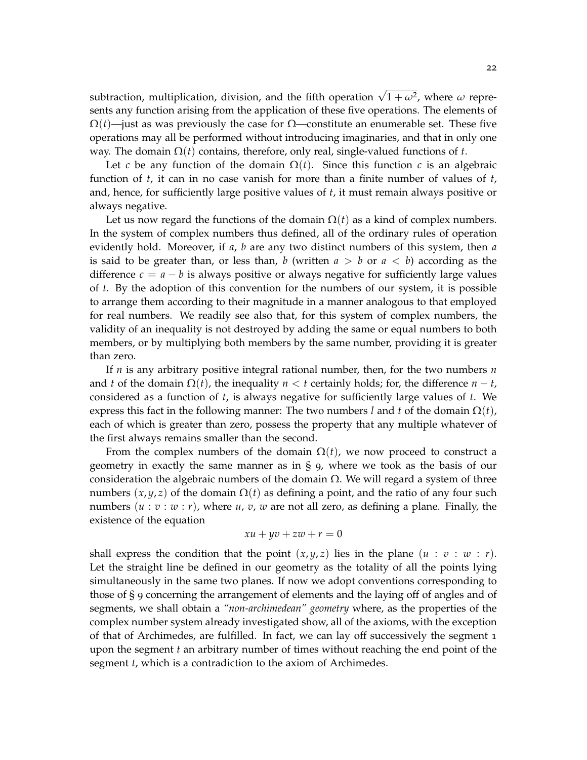subtraction, multiplication, division, and the fifth operation $\sqrt{1+\omega^2}$, where $\omega$ represents any function arising from the application of these five operations. The elements of $\Omega(t)$—just as was previously the case for $\Omega$—constitute an enumerable set. These five operations may all be performed without introducing imaginaries, and that in only one way. The domain $\Omega(t)$ contains, therefore, only real, single-valued functions of $t$.

Let $c$ be any function of the domain $\Omega(t)$. Since this function $c$ is an algebraic function of $t$, it can in no case vanish for more than a finite number of values of $t$, and, hence, for sufficiently large positive values of $t$, it must remain always positive or always negative.

Let us now regard the functions of the domain $\Omega(t)$ as a kind of complex numbers. In the system of complex numbers thus defined, all of the ordinary rules of operation evidently hold. Moreover, if $a$, $b$ are any two distinct numbers of this system, then $a$ is said to be greater than, or less than, $b$ (written $a > b$ or $a < b$) according as the difference $c = a - b$ is always positive or always negative for sufficiently large values of $t$. By the adoption of this convention for the numbers of our system, it is possible to arrange them according to their magnitude in a manner analogous to that employed for real numbers. We readily see also that, for this system of complex numbers, the validity of an inequality is not destroyed by adding the same or equal numbers to both members, or by multiplying both members by the same number, providing it is greater than zero.

If $n$ is any arbitrary positive integral rational number, then, for the two numbers $n$ and $t$ of the domain $\Omega(t)$, the inequality $n < t$ certainly holds; for, the difference $n - t$, considered as a function of $t$, is always negative for sufficiently large values of $t$. We express this fact in the following manner: The two numbers $l$ and $t$ of the domain $\Omega(t)$, each of which is greater than zero, possess the property that any multiple whatever of the first always remains smaller than the second.

From the complex numbers of the domain $\Omega(t)$, we now proceed to construct a geometry in exactly the same manner as in § 9, where we took as the basis of our consideration the algebraic numbers of the domain $\Omega$. We will regard a system of three numbers $(x, y, z)$ of the domain $\Omega(t)$ as defining a point, and the ratio of any four such numbers $(u : v : w : r)$, where $u$, $v$, $w$ are not all zero, as defining a plane. Finally, the existence of the equation

$$xu + yv + zw + r = 0$$

shall express the condition that the point $(x, y, z)$ lies in the plane $(u : v : w : r)$. Let the straight line be defined in our geometry as the totality of all the points lying simultaneously in the same two planes. If now we adopt conventions corresponding to those of § 9 concerning the arrangement of elements and the laying off of angles and of segments, we shall obtain a *"non-archimedean" geometry* where, as the properties of the complex number system already investigated show, all of the axioms, with the exception of that of Archimedes, are fulfilled. In fact, we can lay off successively the segment 1 upon the segment $t$ an arbitrary number of times without reaching the end point of the segment $t$, which is a contradiction to the axiom of Archimedes.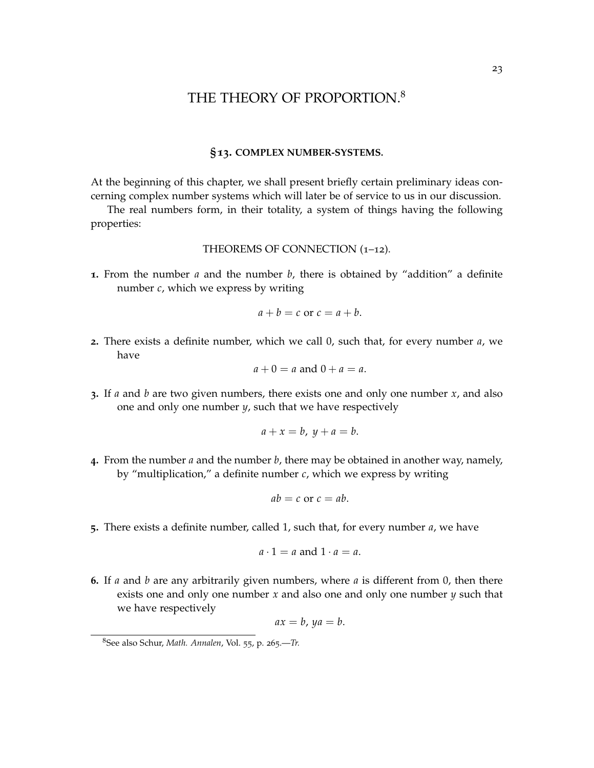# THE THEORY OF PROPORTION.[8]

## §13. COMPLEX NUMBER-SYSTEMS.

At the beginning of this chapter, we shall present briefly certain preliminary ideas concerning complex number systems which will later be of service to us in our discussion.

The real numbers form, in their totality, a system of things having the following properties:

THEOREMS OF CONNECTION (1–12).

**1.** From the number $a$ and the number $b$, there is obtained by "addition" a definite number $c$, which we express by writing

$$a + b = c \text{ or } c = a + b.$$

**2.** There exists a definite number, which we call 0, such that, for every number $a$, we have

$$a + 0 = a \text{ and } 0 + a = a.$$

**3.** If $a$ and $b$ are two given numbers, there exists one and only one number $x$, and also one and only one number $y$, such that we have respectively

$$a + x = b, \; y + a = b.$$

**4.** From the number $a$ and the number $b$, there may be obtained in another way, namely, by "multiplication," a definite number $c$, which we express by writing

$$ab = c \text{ or } c = ab.$$

**5.** There exists a definite number, called 1, such that, for every number $a$, we have

$$a \cdot 1 = a \text{ and } 1 \cdot a = a.$$

**6.** If $a$ and $b$ are any arbitrarily given numbers, where $a$ is different from 0, then there exists one and only one number $x$ and also one and only one number $y$ such that we have respectively

$$ax = b, \; ya = b.$$

[8] See also Schur, *Math. Annalen*, Vol. 55, p. 265.—*Tr.*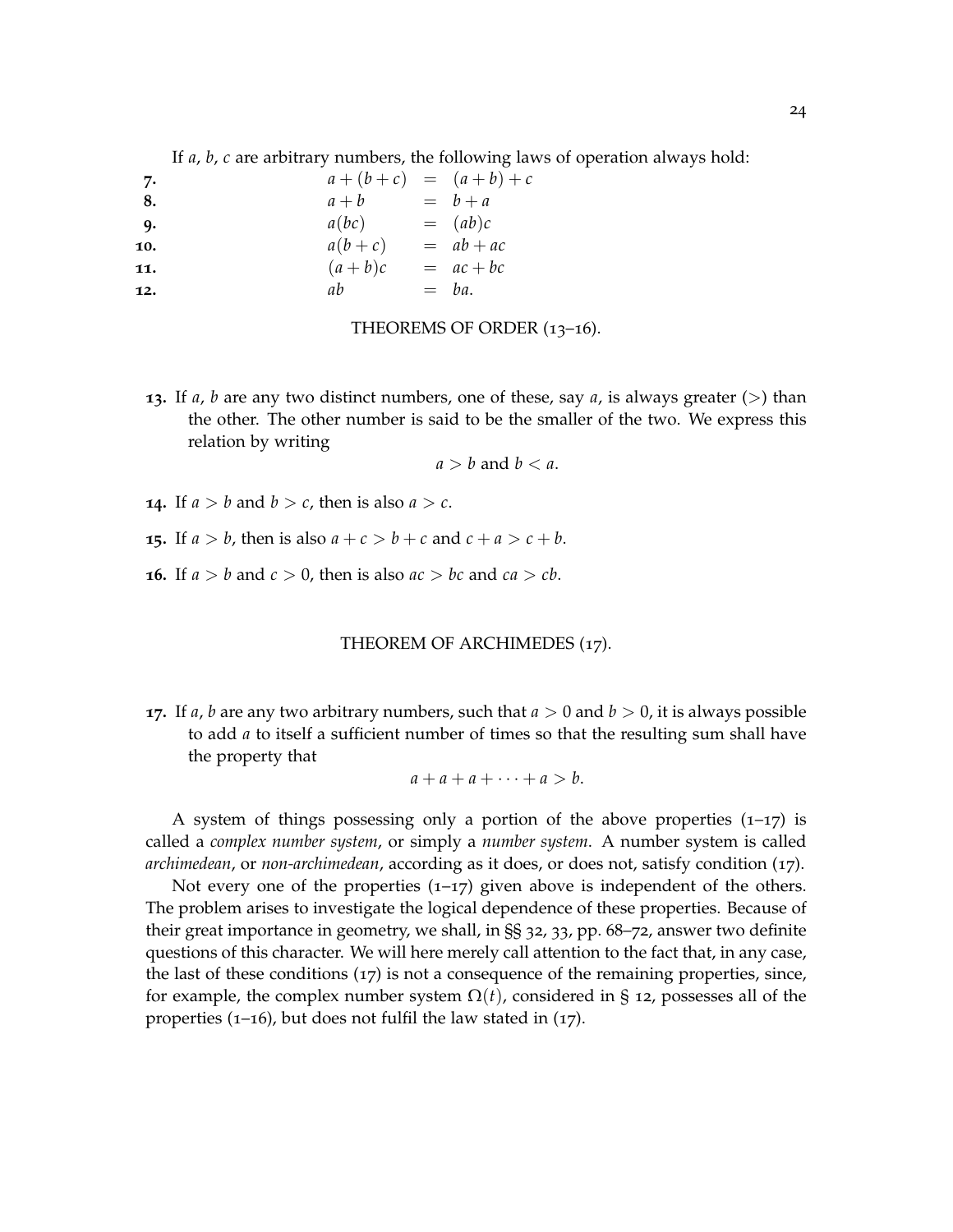If $a$, $b$, $c$ are arbitrary numbers, the following laws of operation always hold:

**7.** $a + (b + c) = (a + b) + c$

**8.** $a + b = b + a$

**9.** $a(bc) = (ab)c$

**10.** $a(b + c) = ab + ac$

**11.** $(a + b)c = ac + bc$

**12.** $ab = ba.$

## THEOREMS OF ORDER (13–16).

**13.** If $a$, $b$ are any two distinct numbers, one of these, say $a$, is always greater ($>$) than the other. The other number is said to be the smaller of the two. We express this relation by writing

$$a > b \text{ and } b < a.$$

**14.** If $a > b$ and $b > c$, then is also $a > c$.

**15.** If $a > b$, then is also $a + c > b + c$ and $c + a > c + b$.

**16.** If $a > b$ and $c > 0$, then is also $ac > bc$ and $ca > cb$.

## THEOREM OF ARCHIMEDES (17).

**17.** If $a$, $b$ are any two arbitrary numbers, such that $a > 0$ and $b > 0$, it is always possible to add $a$ to itself a sufficient number of times so that the resulting sum shall have the property that

$$a + a + a + \cdots + a > b.$$

A system of things possessing only a portion of the above properties (1–17) is called a *complex number system*, or simply a *number system*. A number system is called *archimedean*, or *non-archimedean*, according as it does, or does not, satisfy condition (17).

Not every one of the properties (1–17) given above is independent of the others. The problem arises to investigate the logical dependence of these properties. Because of their great importance in geometry, we shall, in §§ 32, 33, pp. 68–72, answer two definite questions of this character. We will here merely call attention to the fact that, in any case, the last of these conditions (17) is not a consequence of the remaining properties, since, for example, the complex number system $\Omega(t)$, considered in § 12, possesses all of the properties (1–16), but does not fulfil the law stated in (17).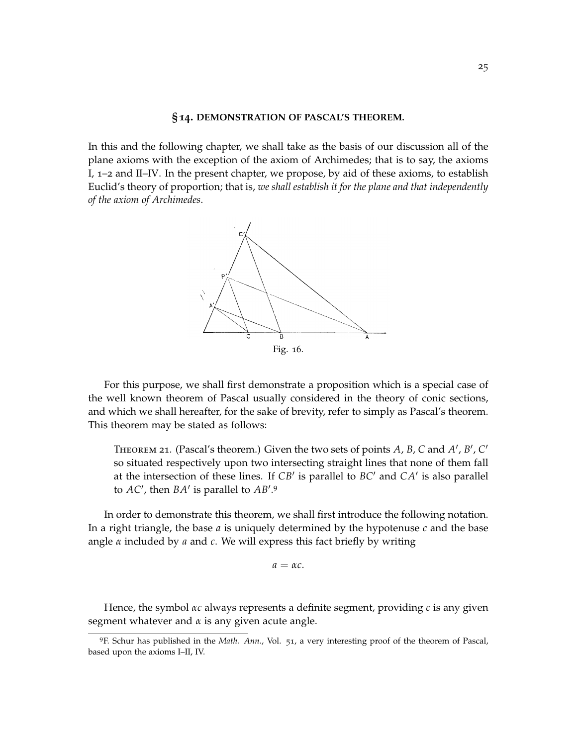## § 14. DEMONSTRATION OF PASCAL'S THEOREM.

In this and the following chapter, we shall take as the basis of our discussion all of the plane axioms with the exception of the axiom of Archimedes; that is to say, the axioms I, 1–2 and II–IV. In the present chapter, we propose, by aid of these axioms, to establish Euclid's theory of proportion; that is, *we shall establish it for the plane and that independently of the axiom of Archimedes*.

Fig. 16.

For this purpose, we shall first demonstrate a proposition which is a special case of the well known theorem of Pascal usually considered in the theory of conic sections, and which we shall hereafter, for the sake of brevity, refer to simply as Pascal's theorem. This theorem may be stated as follows:

> Theorem 21. (Pascal's theorem.) Given the two sets of points $A$, $B$, $C$ and $A'$, $B'$, $C'$ so situated respectively upon two intersecting straight lines that none of them fall at the intersection of these lines. If $CB'$ is parallel to $BC'$ and $CA'$ is also parallel to $AC'$, then $BA'$ is parallel to $AB'$.[9]

In order to demonstrate this theorem, we shall first introduce the following notation. In a right triangle, the base $a$ is uniquely determined by the hypotenuse $c$ and the base angle $\alpha$ included by $a$ and $c$. We will express this fact briefly by writing

$$a = \alpha c.$$

Hence, the symbol $\alpha c$ always represents a definite segment, providing $c$ is any given segment whatever and $\alpha$ is any given acute angle.

---

[9] F. Schur has published in the *Math. Ann.*, Vol. 51, a very interesting proof of the theorem of Pascal, based upon the axioms I–II, IV.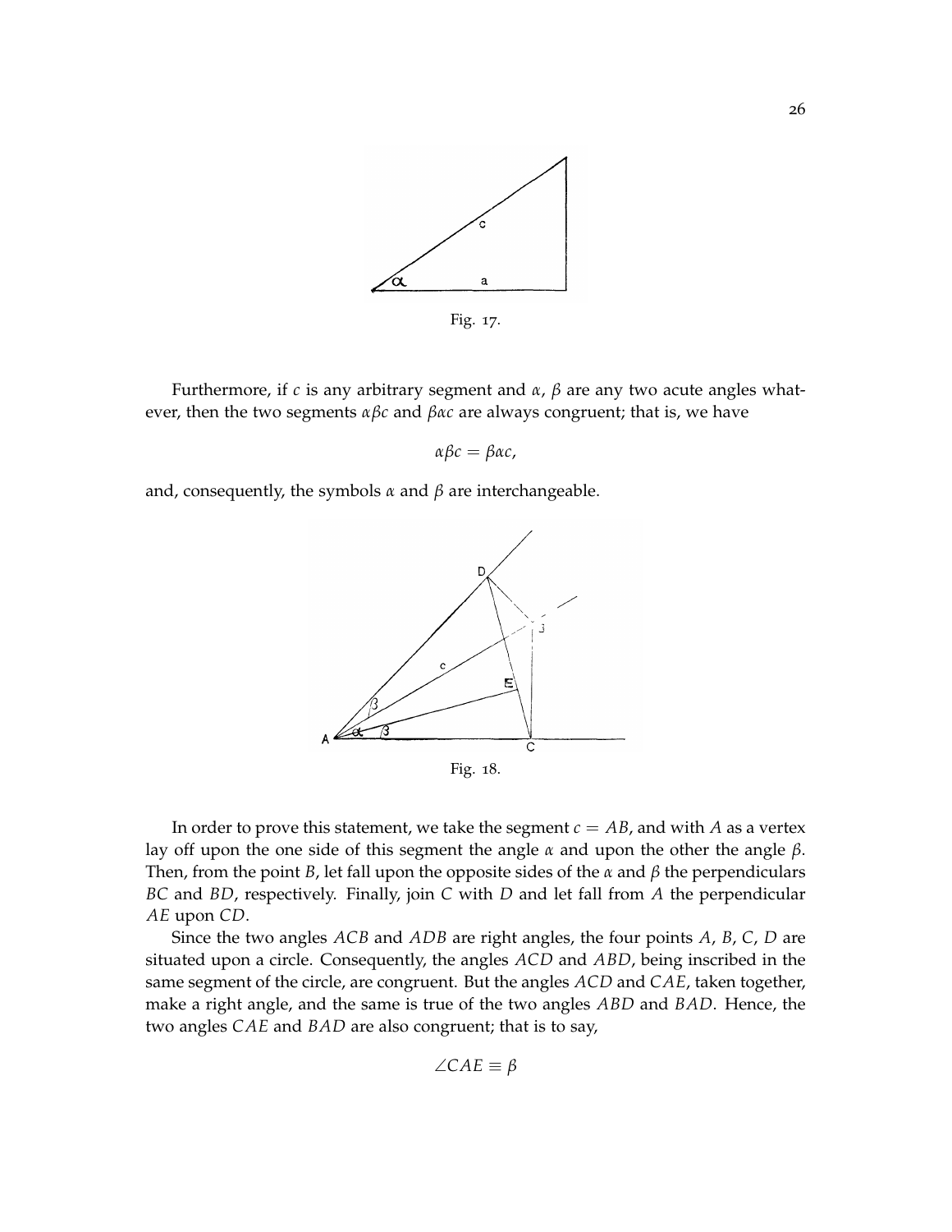Fig. 17.

Furthermore, if $c$ is any arbitrary segment and $\alpha$, $\beta$ are any two acute angles whatever, then the two segments $\alpha\beta c$ and $\beta\alpha c$ are always congruent; that is, we have

$$\alpha\beta c = \beta\alpha c,$$

and, consequently, the symbols $\alpha$ and $\beta$ are interchangeable.

Fig. 18.

In order to prove this statement, we take the segment $c = AB$, and with $A$ as a vertex lay off upon the one side of this segment the angle $\alpha$ and upon the other the angle $\beta$. Then, from the point $B$, let fall upon the opposite sides of the $\alpha$ and $\beta$ the perpendiculars $BC$ and $BD$, respectively. Finally, join $C$ with $D$ and let fall from $A$ the perpendicular $AE$ upon $CD$.

Since the two angles $ACB$ and $ADB$ are right angles, the four points $A$, $B$, $C$, $D$ are situated upon a circle. Consequently, the angles $ACD$ and $ABD$, being inscribed in the same segment of the circle, are congruent. But the angles $ACD$ and $CAE$, taken together, make a right angle, and the same is true of the two angles $ABD$ and $BAD$. Hence, the two angles $CAE$ and $BAD$ are also congruent; that is to say,

$$\angle CAE \equiv \beta$$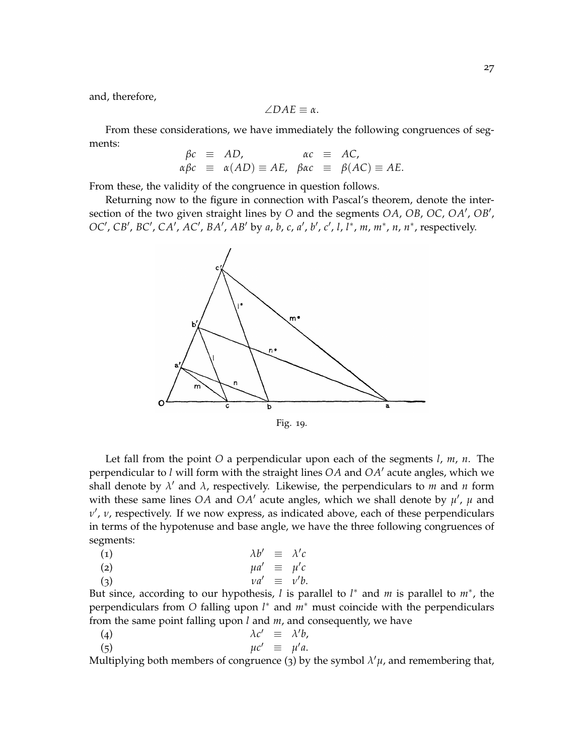and, therefore,

$$\angle DAE \equiv \alpha.$$

From these considerations, we have immediately the following congruences of segments:

$$\beta c \equiv AD, \qquad \alpha c \equiv AC,$$
$$\alpha\beta c \equiv \alpha(AD) \equiv AE, \quad \beta\alpha c \equiv \beta(AC) \equiv AE.$$

From these, the validity of the congruence in question follows.

Returning now to the figure in connection with Pascal's theorem, denote the intersection of the two given straight lines by $O$ and the segments $OA$, $OB$, $OC$, $OA'$, $OB'$, $OC'$, $CB'$, $BC'$, $CA'$, $AC'$, $BA'$, $AB'$ by $a$, $b$, $c$, $a'$, $b'$, $c'$, $l$, $l^*$, $m$, $m^*$, $n$, $n^*$, respectively.

Fig. 19.

Let fall from the point $O$ a perpendicular upon each of the segments $l$, $m$, $n$. The perpendicular to $l$ will form with the straight lines $OA$ and $OA'$ acute angles, which we shall denote by $\lambda'$ and $\lambda$, respectively. Likewise, the perpendiculars to $m$ and $n$ form with these same lines $OA$ and $OA'$ acute angles, which we shall denote by $\mu'$, $\mu$ and $\nu'$, $\nu$, respectively. If we now express, as indicated above, each of these perpendiculars in terms of the hypotenuse and base angle, we have the three following congruences of segments:

(1) $$\lambda b' \equiv \lambda' c$$

(2) $$\mu a' \equiv \mu' c$$

(3) $$\nu a' \equiv \nu' b.$$

But since, according to our hypothesis, $l$ is parallel to $l^*$ and $m$ is parallel to $m^*$, the perpendiculars from $O$ falling upon $l^*$ and $m^*$ must coincide with the perpendiculars from the same point falling upon $l$ and $m$, and consequently, we have

(4) $$\lambda c' \equiv \lambda' b,$$

(5) $$\mu c' \equiv \mu' a.$$

Multiplying both members of congruence (3) by the symbol $\lambda'\mu$, and remembering that,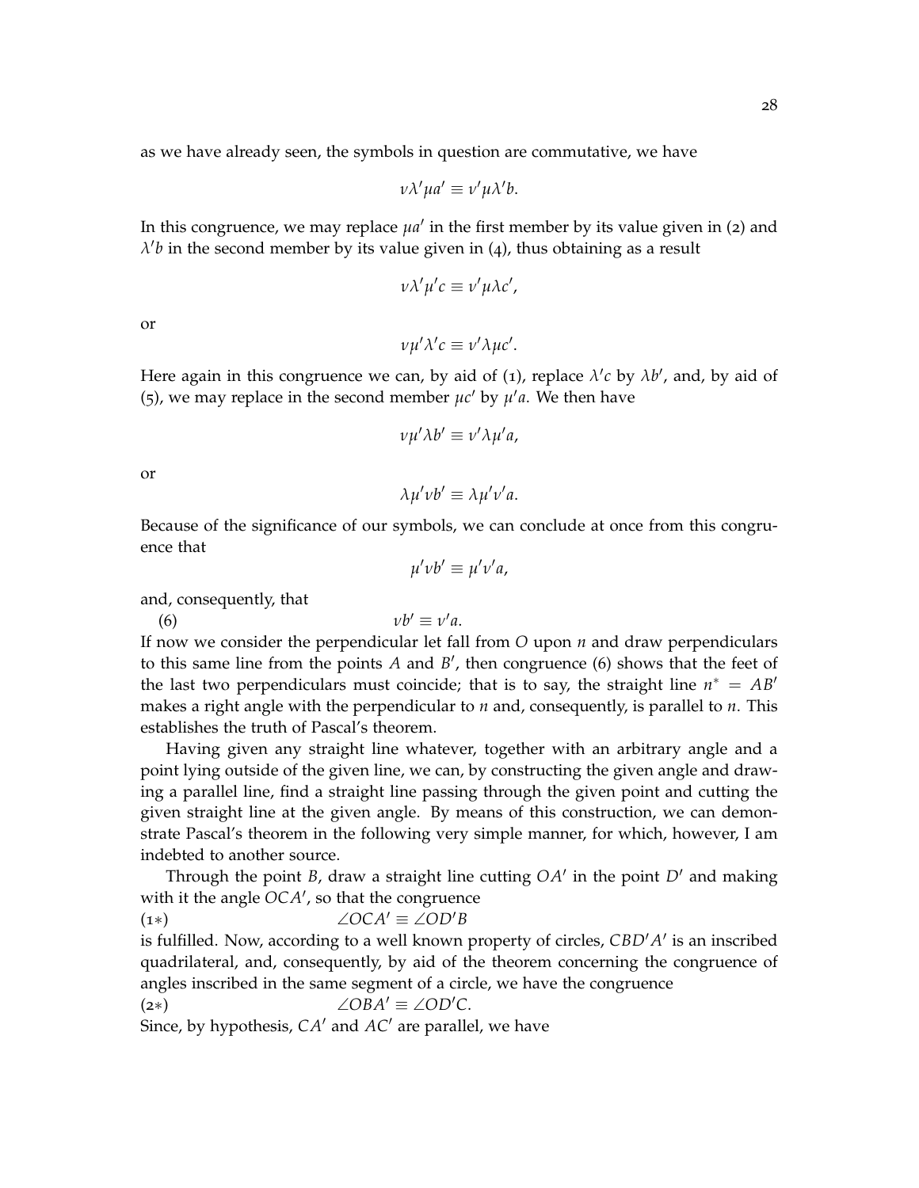as we have already seen, the symbols in question are commutative, we have

$$\nu\lambda'\mu a' \equiv \nu'\mu\lambda' b.$$

In this congruence, we may replace $\mu a'$ in the first member by its value given in (2) and $\lambda' b$ in the second member by its value given in (4), thus obtaining as a result

$$\nu\lambda'\mu' c \equiv \nu'\mu\lambda c',$$

or

$$\nu\mu'\lambda' c \equiv \nu'\lambda\mu c'.$$

Here again in this congruence we can, by aid of (1), replace $\lambda' c$ by $\lambda b'$, and, by aid of (5), we may replace in the second member $\mu c'$ by $\mu' a$. We then have

$$\nu\mu'\lambda b' \equiv \nu'\lambda\mu' a,$$

or

$$\lambda\mu'\nu b' \equiv \lambda\mu'\nu' a.$$

Because of the significance of our symbols, we can conclude at once from this congruence that

$$\mu'\nu b' \equiv \mu'\nu' a,$$

and, consequently, that

$$\nu b' \equiv \nu' a. \tag{6}$$

If now we consider the perpendicular let fall from $O$ upon $n$ and draw perpendiculars to this same line from the points $A$ and $B'$, then congruence (6) shows that the feet of the last two perpendiculars must coincide; that is to say, the straight line $n^* = AB'$ makes a right angle with the perpendicular to $n$ and, consequently, is parallel to $n$. This establishes the truth of Pascal's theorem.

Having given any straight line whatever, together with an arbitrary angle and a point lying outside of the given line, we can, by constructing the given angle and drawing a parallel line, find a straight line passing through the given point and cutting the given straight line at the given angle. By means of this construction, we can demonstrate Pascal's theorem in the following very simple manner, for which, however, I am indebted to another source.

Through the point $B$, draw a straight line cutting $OA'$ in the point $D'$ and making with it the angle $OCA'$, so that the congruence

$$\angle OCA' \equiv \angle OD'B \tag{1*}$$

is fulfilled. Now, according to a well known property of circles, $CBD'A'$ is an inscribed quadrilateral, and, consequently, by aid of the theorem concerning the congruence of angles inscribed in the same segment of a circle, we have the congruence

$$\angle OBA' \equiv \angle OD'C. \tag{2*}$$

Since, by hypothesis, $CA'$ and $AC'$ are parallel, we have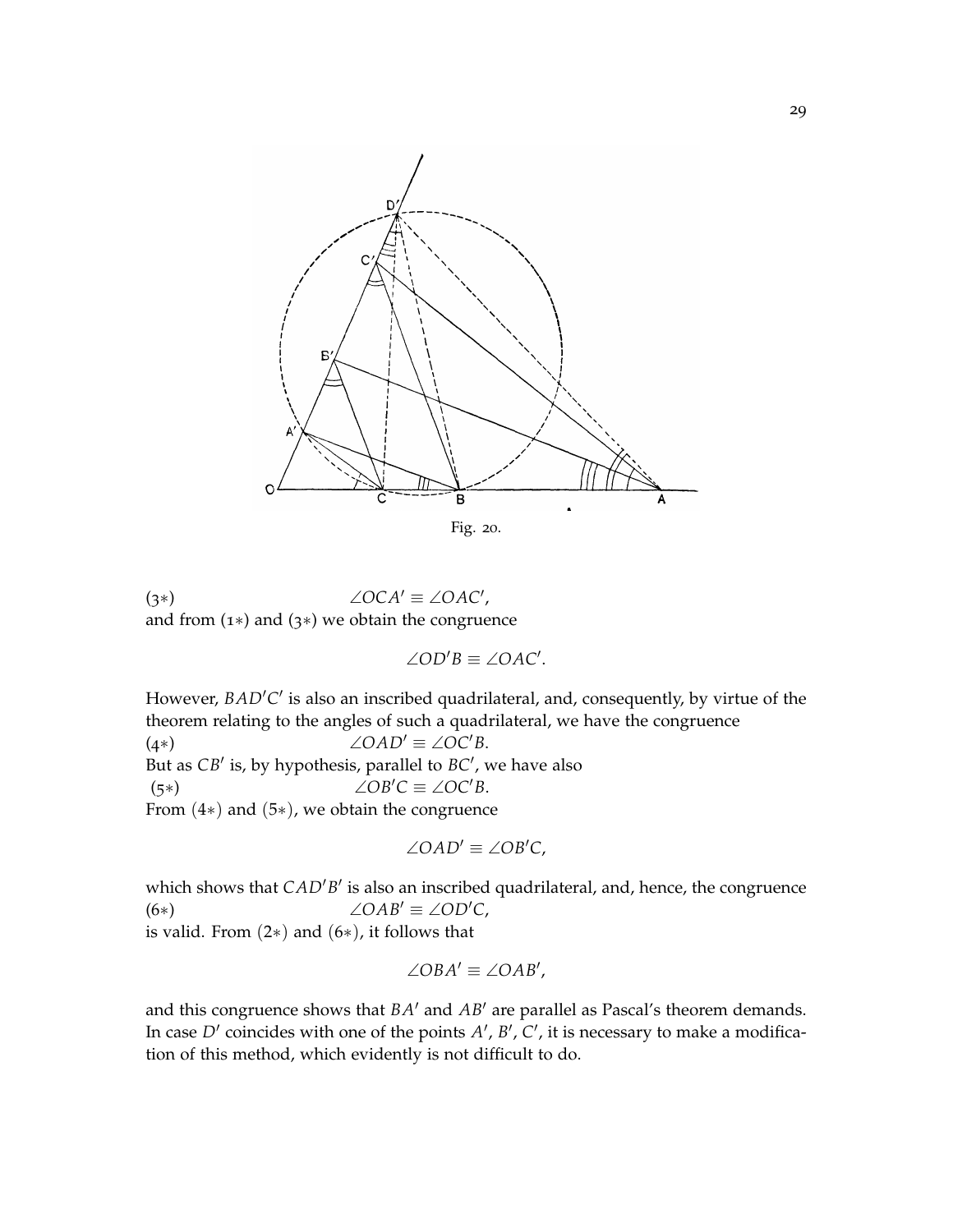Fig. 20.

(3∗) $$\angle OCA' \equiv \angle OAC',$$

and from (1∗) and (3∗) we obtain the congruence

$$\angle OD'B \equiv \angle OAC'.$$

However, $BAD'C'$ is also an inscribed quadrilateral, and, consequently, by virtue of the theorem relating to the angles of such a quadrilateral, we have the congruence

(4∗) $$\angle OAD' \equiv \angle OC'B.$$

But as $CB'$ is, by hypothesis, parallel to $BC'$, we have also

(5∗) $$\angle OB'C \equiv \angle OC'B.$$

From (4∗) and (5∗), we obtain the congruence

$$\angle OAD' \equiv \angle OB'C,$$

which shows that $CAD'B'$ is also an inscribed quadrilateral, and, hence, the congruence

(6∗) $$\angle OAB' \equiv \angle OD'C,$$

is valid. From (2∗) and (6∗), it follows that

$$\angle OBA' \equiv \angle OAB',$$

and this congruence shows that $BA'$ and $AB'$ are parallel as Pascal's theorem demands. In case $D'$ coincides with one of the points $A'$, $B'$, $C'$, it is necessary to make a modification of this method, which evidently is not difficult to do.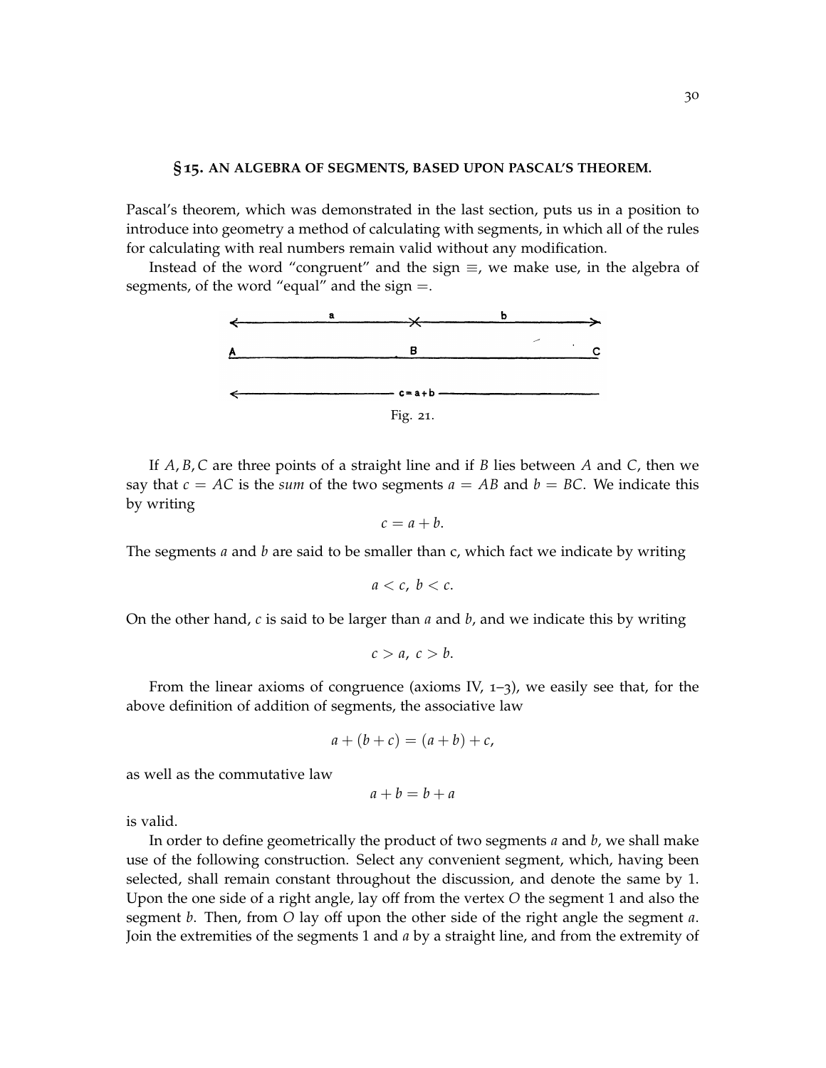## §15. AN ALGEBRA OF SEGMENTS, BASED UPON PASCAL'S THEOREM.

Pascal's theorem, which was demonstrated in the last section, puts us in a position to introduce into geometry a method of calculating with segments, in which all of the rules for calculating with real numbers remain valid without any modification.

Instead of the word "congruent" and the sign $\equiv$, we make use, in the algebra of segments, of the word "equal" and the sign $=$.

Fig. 21.

If $A, B, C$ are three points of a straight line and if $B$ lies between $A$ and $C$, then we say that $c = AC$ is the *sum* of the two segments $a = AB$ and $b = BC$. We indicate this by writing

$$c = a + b.$$

The segments $a$ and $b$ are said to be smaller than c, which fact we indicate by writing

$$a < c,\ b < c.$$

On the other hand, $c$ is said to be larger than $a$ and $b$, and we indicate this by writing

$$c > a,\ c > b.$$

From the linear axioms of congruence (axioms IV, 1–3), we easily see that, for the above definition of addition of segments, the associative law

$$a + (b + c) = (a + b) + c,$$

as well as the commutative law

$$a + b = b + a$$

is valid.

In order to define geometrically the product of two segments $a$ and $b$, we shall make use of the following construction. Select any convenient segment, which, having been selected, shall remain constant throughout the discussion, and denote the same by 1. Upon the one side of a right angle, lay off from the vertex $O$ the segment 1 and also the segment $b$. Then, from $O$ lay off upon the other side of the right angle the segment $a$. Join the extremities of the segments 1 and $a$ by a straight line, and from the extremity of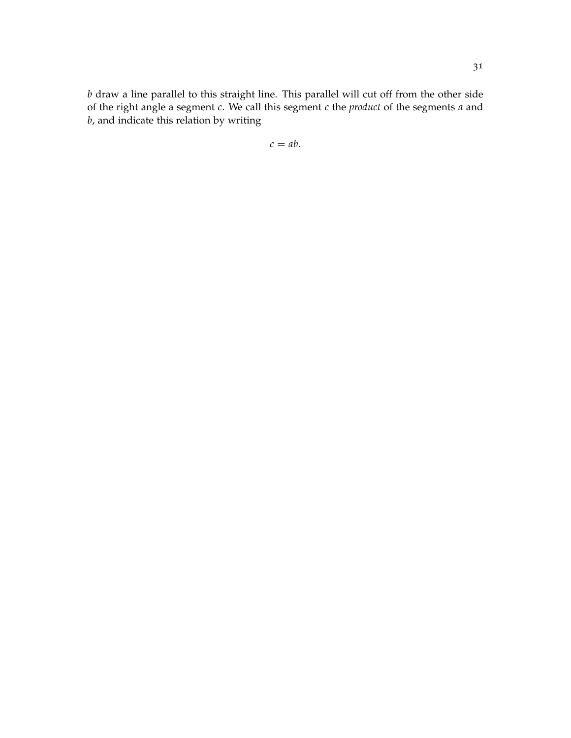$b$ draw a line parallel to this straight line. This parallel will cut off from the other side of the right angle a segment $c$. We call this segment $c$ the *product* of the segments $a$ and $b$, and indicate this relation by writing

$$c = ab.$$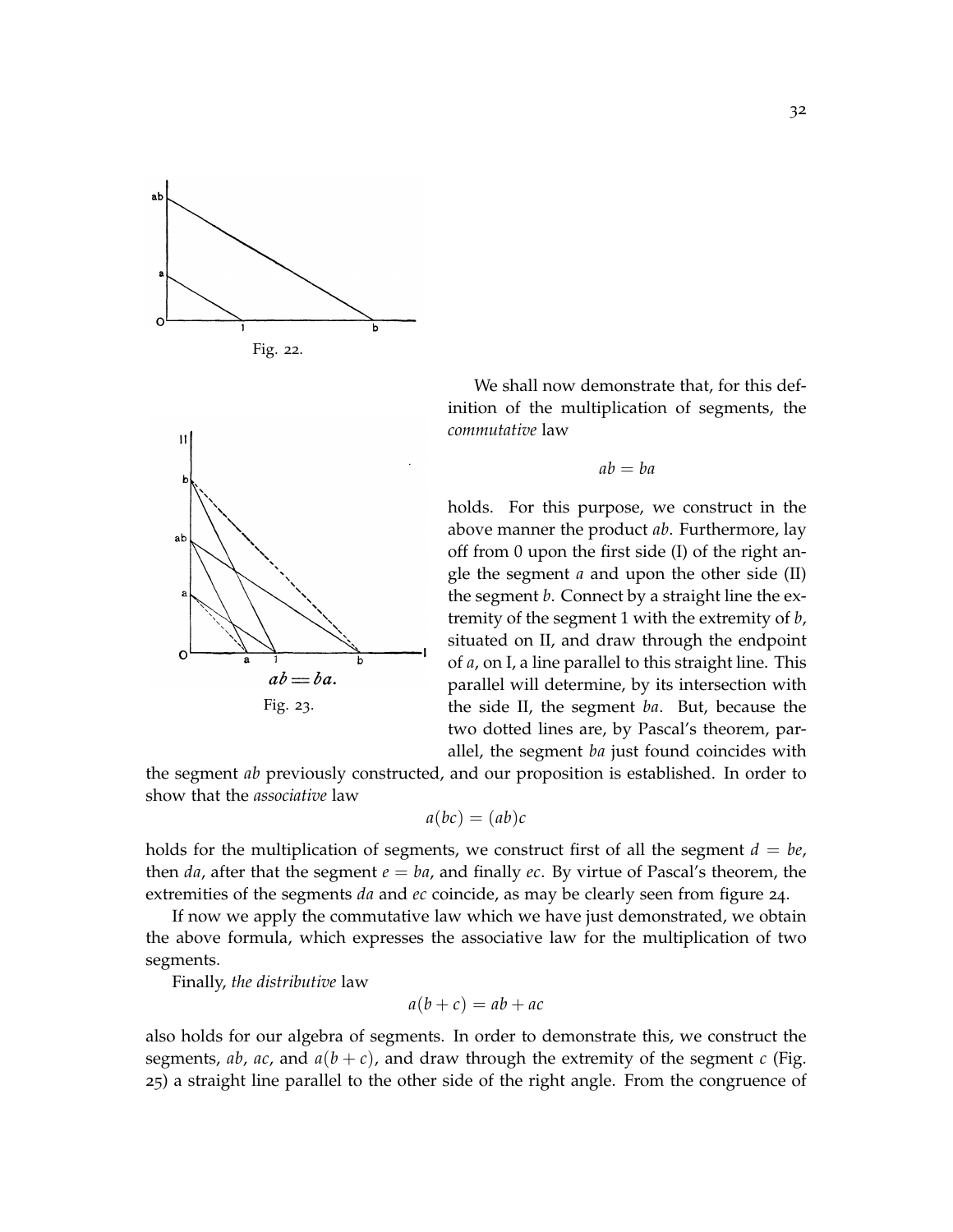Fig. 22.

Fig. 23.

We shall now demonstrate that, for this definition of the multiplication of segments, the *commutative* law

$$ab = ba$$

holds. For this purpose, we construct in the above manner the product $ab$. Furthermore, lay off from 0 upon the first side (I) of the right angle the segment $a$ and upon the other side (II) the segment $b$. Connect by a straight line the extremity of the segment 1 with the extremity of $b$, situated on II, and draw through the endpoint of $a$, on I, a line parallel to this straight line. This parallel will determine, by its intersection with the side II, the segment $ba$. But, because the two dotted lines are, by Pascal's theorem, parallel, the segment $ba$ just found coincides with the segment $ab$ previously constructed, and our proposition is established. In order to show that the *associative* law

$$a(bc) = (ab)c$$

holds for the multiplication of segments, we construct first of all the segment $d = be$, then $da$, after that the segment $e = ba$, and finally $ec$. By virtue of Pascal's theorem, the extremities of the segments $da$ and $ec$ coincide, as may be clearly seen from figure 24.

If now we apply the commutative law which we have just demonstrated, we obtain the above formula, which expresses the associative law for the multiplication of two segments.

Finally, *the distributive* law

$$a(b + c) = ab + ac$$

also holds for our algebra of segments. In order to demonstrate this, we construct the segments, $ab$, $ac$, and $a(b + c)$, and draw through the extremity of the segment $c$ (Fig. 25) a straight line parallel to the other side of the right angle. From the congruence of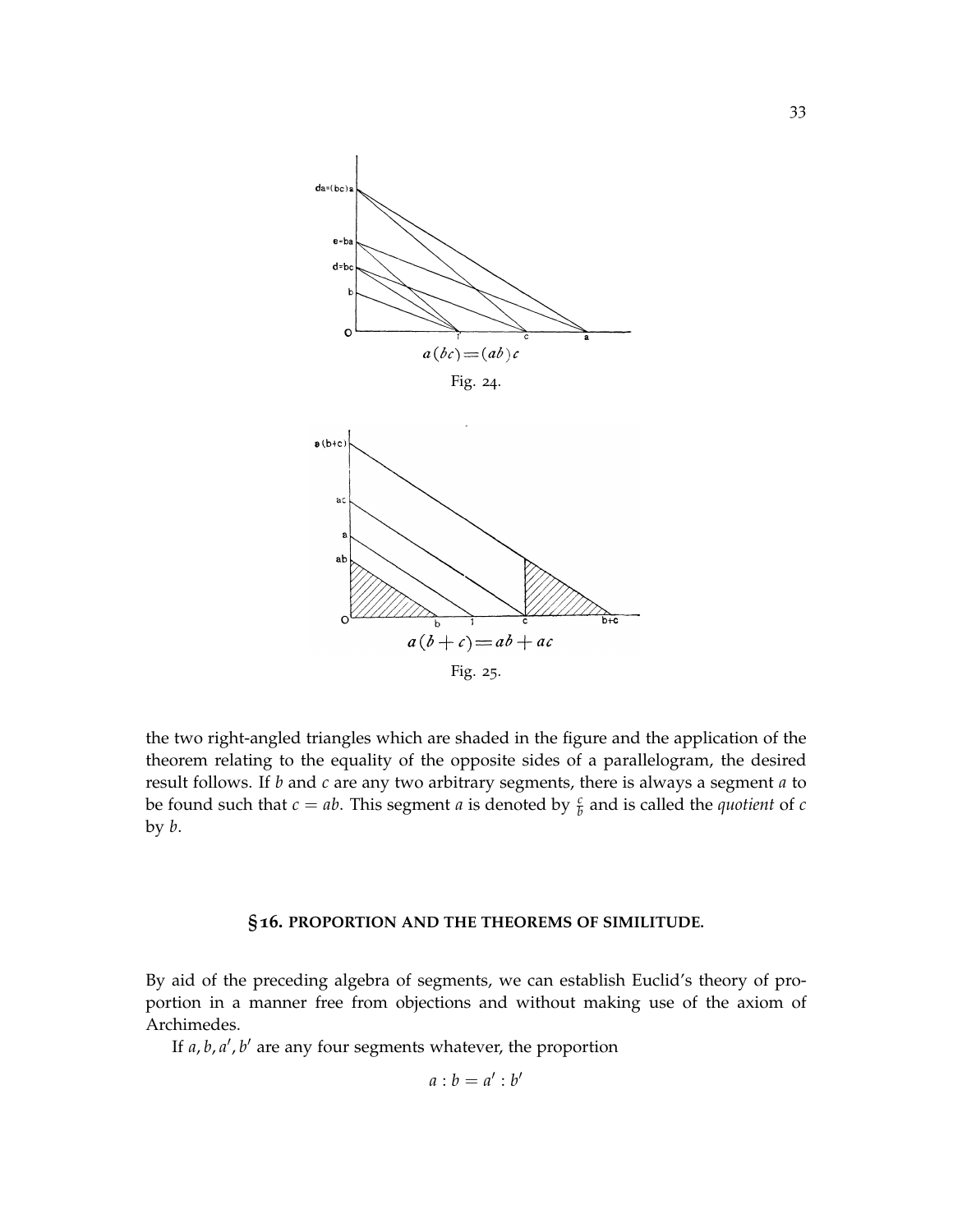$a(bc) = (ab)c$

Fig. 24.

$a(b + c) = ab + ac$

Fig. 25.

the two right-angled triangles which are shaded in the figure and the application of the theorem relating to the equality of the opposite sides of a parallelogram, the desired result follows. If $b$ and $c$ are any two arbitrary segments, there is always a segment $a$ to be found such that $c = ab$. This segment $a$ is denoted by $\frac{c}{b}$ and is called the *quotient* of $c$ by $b$.

## § 16. PROPORTION AND THE THEOREMS OF SIMILITUDE.

By aid of the preceding algebra of segments, we can establish Euclid's theory of proportion in a manner free from objections and without making use of the axiom of Archimedes.

If $a, b, a', b'$ are any four segments whatever, the proportion

$$a : b = a' : b'$$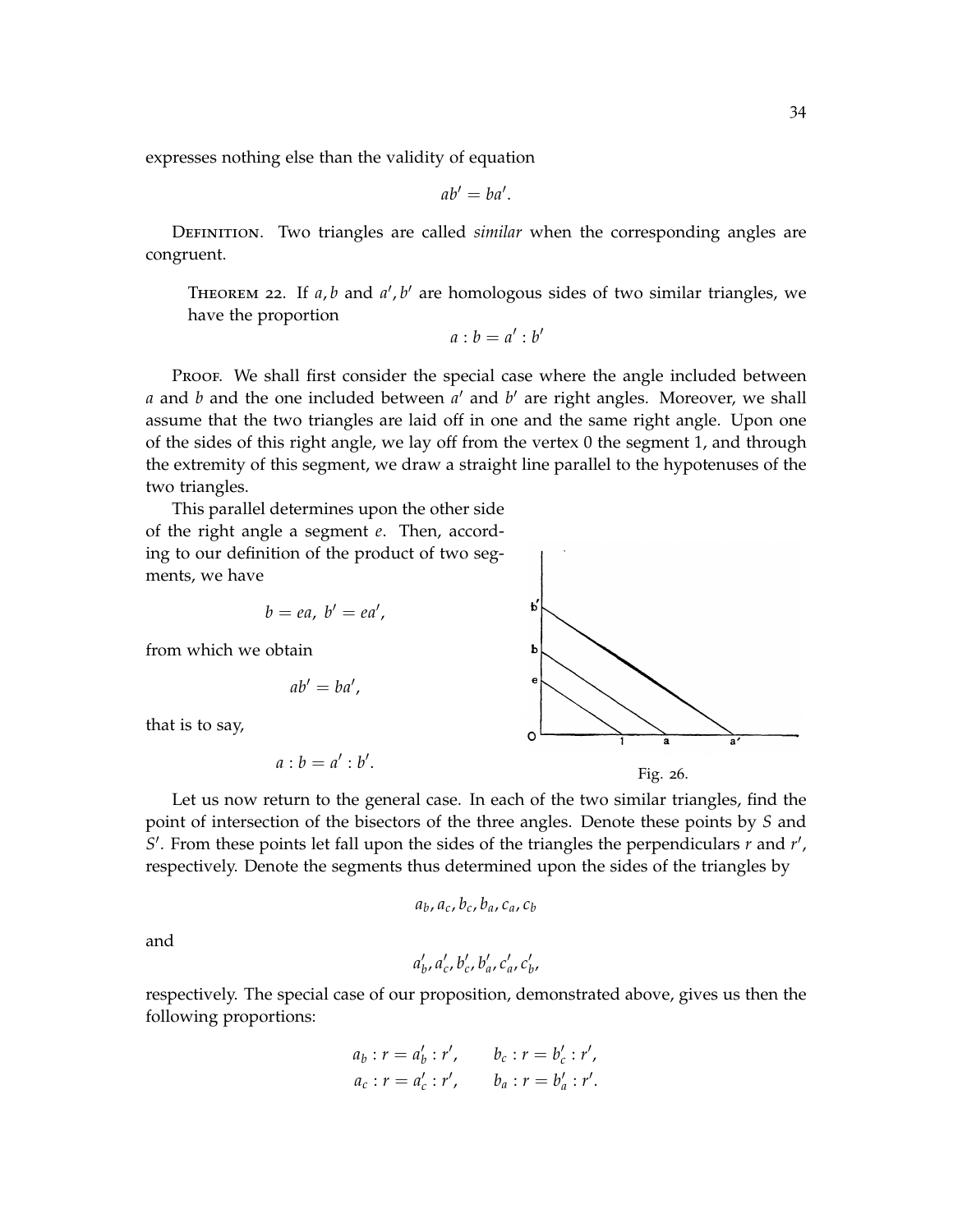expresses nothing else than the validity of equation

$$ab' = ba'.$$

Definition. Two triangles are called *similar* when the corresponding angles are congruent.

> Theorem 22. If $a, b$ and $a', b'$ are homologous sides of two similar triangles, we have the proportion
>
> $$a : b = a' : b'$$

Proof. We shall first consider the special case where the angle included between $a$ and $b$ and the one included between $a'$ and $b'$ are right angles. Moreover, we shall assume that the two triangles are laid off in one and the same right angle. Upon one of the sides of this right angle, we lay off from the vertex 0 the segment 1, and through the extremity of this segment, we draw a straight line parallel to the hypotenuses of the two triangles.

This parallel determines upon the other side of the right angle a segment $e$. Then, according to our definition of the product of two segments, we have

$$b = ea, \; b' = ea',$$

from which we obtain

$$ab' = ba',$$

that is to say,

$$a : b = a' : b'.$$

Fig. 26.

Let us now return to the general case. In each of the two similar triangles, find the point of intersection of the bisectors of the three angles. Denote these points by $S$ and $S'$. From these points let fall upon the sides of the triangles the perpendiculars $r$ and $r'$, respectively. Denote the segments thus determined upon the sides of the triangles by

$$a_b, a_c, b_c, b_a, c_a, c_b$$

and

$$a'_b, a'_c, b'_c, b'_a, c'_a, c'_b,$$

respectively. The special case of our proposition, demonstrated above, gives us then the following proportions:

$$a_b : r = a'_b : r', \qquad b_c : r = b'_c : r',$$
$$a_c : r = a'_c : r', \qquad b_a : r = b'_a : r'.$$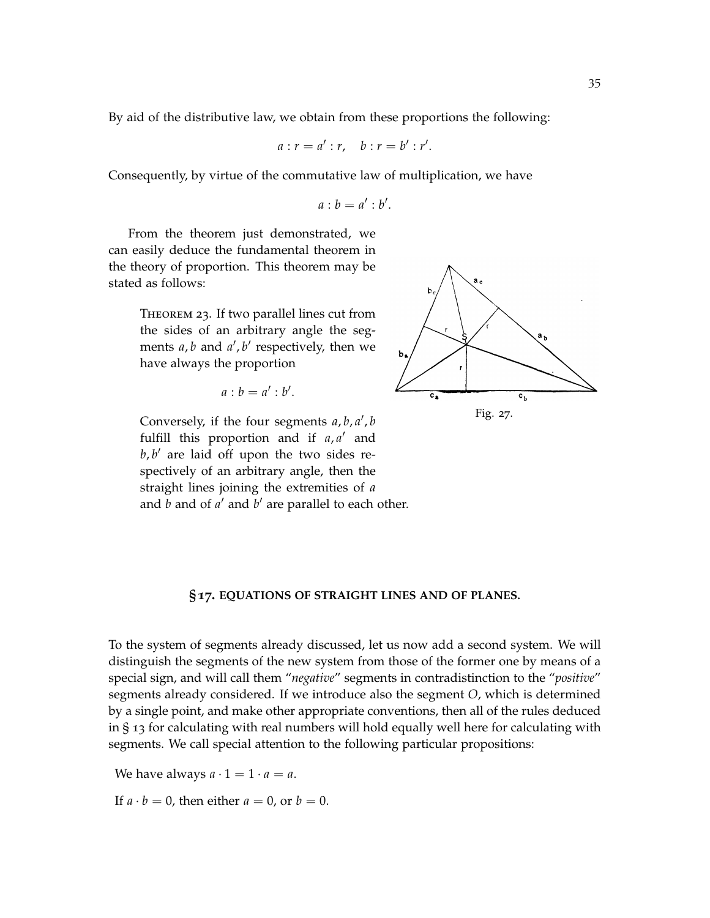By aid of the distributive law, we obtain from these proportions the following:

$$a : r = a' : r, \quad b : r = b' : r'.$$

Consequently, by virtue of the commutative law of multiplication, we have

$$a : b = a' : b'.$$

From the theorem just demonstrated, we can easily deduce the fundamental theorem in the theory of proportion. This theorem may be stated as follows:

Theorem 23. If two parallel lines cut from the sides of an arbitrary angle the segments $a, b$ and $a', b'$ respectively, then we have always the proportion

$$a : b = a' : b'.$$

Conversely, if the four segments $a, b, a', b$ fulfill this proportion and if $a, a'$ and $b, b'$ are laid off upon the two sides respectively of an arbitrary angle, then the straight lines joining the extremities of $a$ and $b$ and of $a'$ and $b'$ are parallel to each other.

Fig. 27.

## § 17. EQUATIONS OF STRAIGHT LINES AND OF PLANES.

To the system of segments already discussed, let us now add a second system. We will distinguish the segments of the new system from those of the former one by means of a special sign, and will call them "*negative*" segments in contradistinction to the "*positive*" segments already considered. If we introduce also the segment $O$, which is determined by a single point, and make other appropriate conventions, then all of the rules deduced in § 13 for calculating with real numbers will hold equally well here for calculating with segments. We call special attention to the following particular propositions:

We have always $a \cdot 1 = 1 \cdot a = a$.

If $a \cdot b = 0$, then either $a = 0$, or $b = 0$.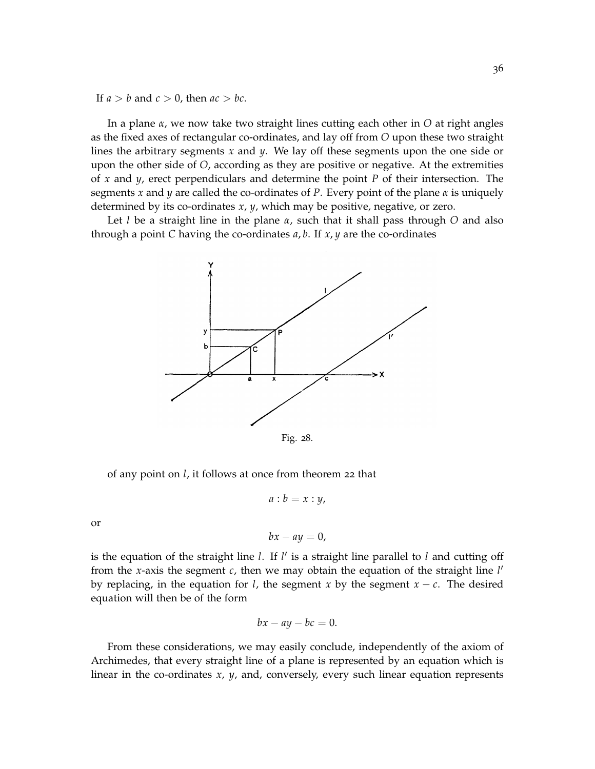If $a > b$ and $c > 0$, then $ac > bc$.

In a plane $\alpha$, we now take two straight lines cutting each other in $O$ at right angles as the fixed axes of rectangular co-ordinates, and lay off from $O$ upon these two straight lines the arbitrary segments $x$ and $y$. We lay off these segments upon the one side or upon the other side of $O$, according as they are positive or negative. At the extremities of $x$ and $y$, erect perpendiculars and determine the point $P$ of their intersection. The segments $x$ and $y$ are called the co-ordinates of $P$. Every point of the plane $\alpha$ is uniquely determined by its co-ordinates $x$, $y$, which may be positive, negative, or zero.

Let $l$ be a straight line in the plane $\alpha$, such that it shall pass through $O$ and also through a point $C$ having the co-ordinates $a, b$. If $x, y$ are the co-ordinates

Fig. 28.

of any point on $l$, it follows at once from theorem 22 that

$$a : b = x : y,$$

or

$$bx - ay = 0,$$

is the equation of the straight line $l$. If $l'$ is a straight line parallel to $l$ and cutting off from the $x$-axis the segment $c$, then we may obtain the equation of the straight line $l'$ by replacing, in the equation for $l$, the segment $x$ by the segment $x - c$. The desired equation will then be of the form

$$bx - ay - bc = 0.$$

From these considerations, we may easily conclude, independently of the axiom of Archimedes, that every straight line of a plane is represented by an equation which is linear in the co-ordinates $x$, $y$, and, conversely, every such linear equation represents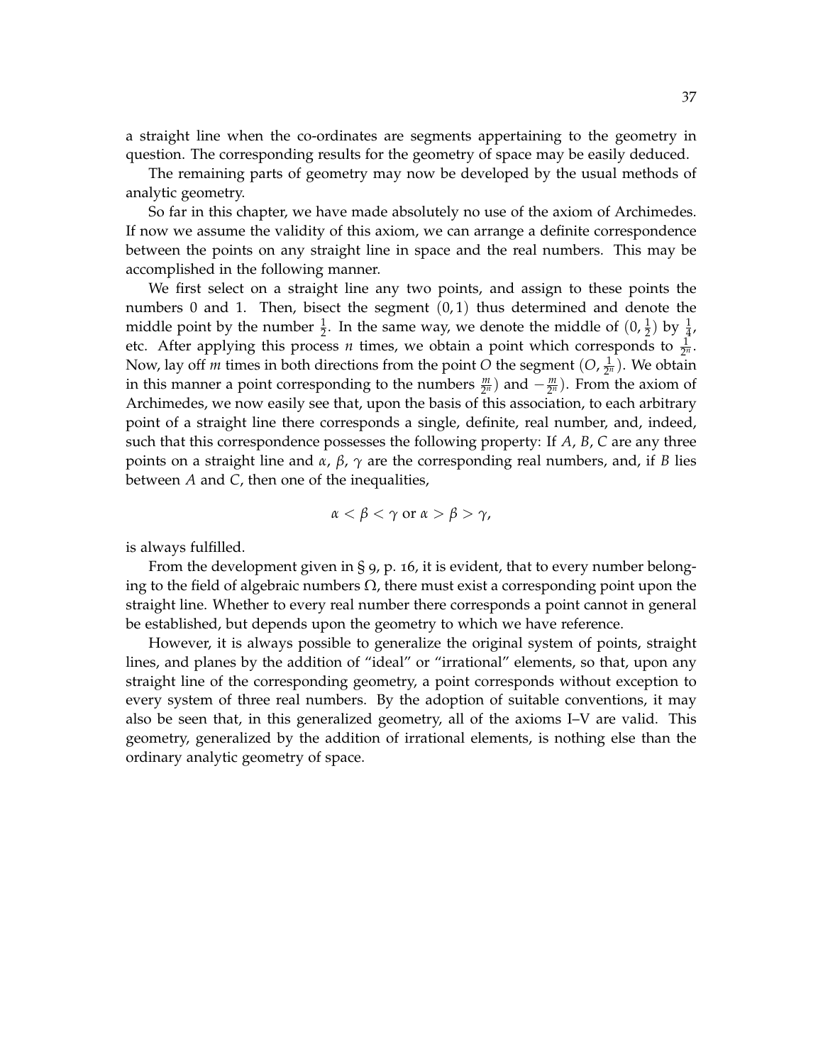a straight line when the co-ordinates are segments appertaining to the geometry in question. The corresponding results for the geometry of space may be easily deduced.

The remaining parts of geometry may now be developed by the usual methods of analytic geometry.

So far in this chapter, we have made absolutely no use of the axiom of Archimedes. If now we assume the validity of this axiom, we can arrange a definite correspondence between the points on any straight line in space and the real numbers. This may be accomplished in the following manner.

We first select on a straight line any two points, and assign to these points the numbers 0 and 1. Then, bisect the segment $(0, 1)$ thus determined and denote the middle point by the number $\frac{1}{2}$. In the same way, we denote the middle of $(0, \frac{1}{2})$ by $\frac{1}{4}$, etc. After applying this process $n$ times, we obtain a point which corresponds to $\frac{1}{2^n}$. Now, lay off $m$ times in both directions from the point $O$ the segment $(O, \frac{1}{2^n})$. We obtain in this manner a point corresponding to the numbers $\frac{m}{2^n}$) and $-\frac{m}{2^n}$). From the axiom of Archimedes, we now easily see that, upon the basis of this association, to each arbitrary point of a straight line there corresponds a single, definite, real number, and, indeed, such that this correspondence possesses the following property: If $A$, $B$, $C$ are any three points on a straight line and $\alpha$, $\beta$, $\gamma$ are the corresponding real numbers, and, if $B$ lies between $A$ and $C$, then one of the inequalities,

$$\alpha < \beta < \gamma \text{ or } \alpha > \beta > \gamma,$$

is always fulfilled.

From the development given in § 9, p. 16, it is evident, that to every number belonging to the field of algebraic numbers $\Omega$, there must exist a corresponding point upon the straight line. Whether to every real number there corresponds a point cannot in general be established, but depends upon the geometry to which we have reference.

However, it is always possible to generalize the original system of points, straight lines, and planes by the addition of "ideal" or "irrational" elements, so that, upon any straight line of the corresponding geometry, a point corresponds without exception to every system of three real numbers. By the adoption of suitable conventions, it may also be seen that, in this generalized geometry, all of the axioms I–V are valid. This geometry, generalized by the addition of irrational elements, is nothing else than the ordinary analytic geometry of space.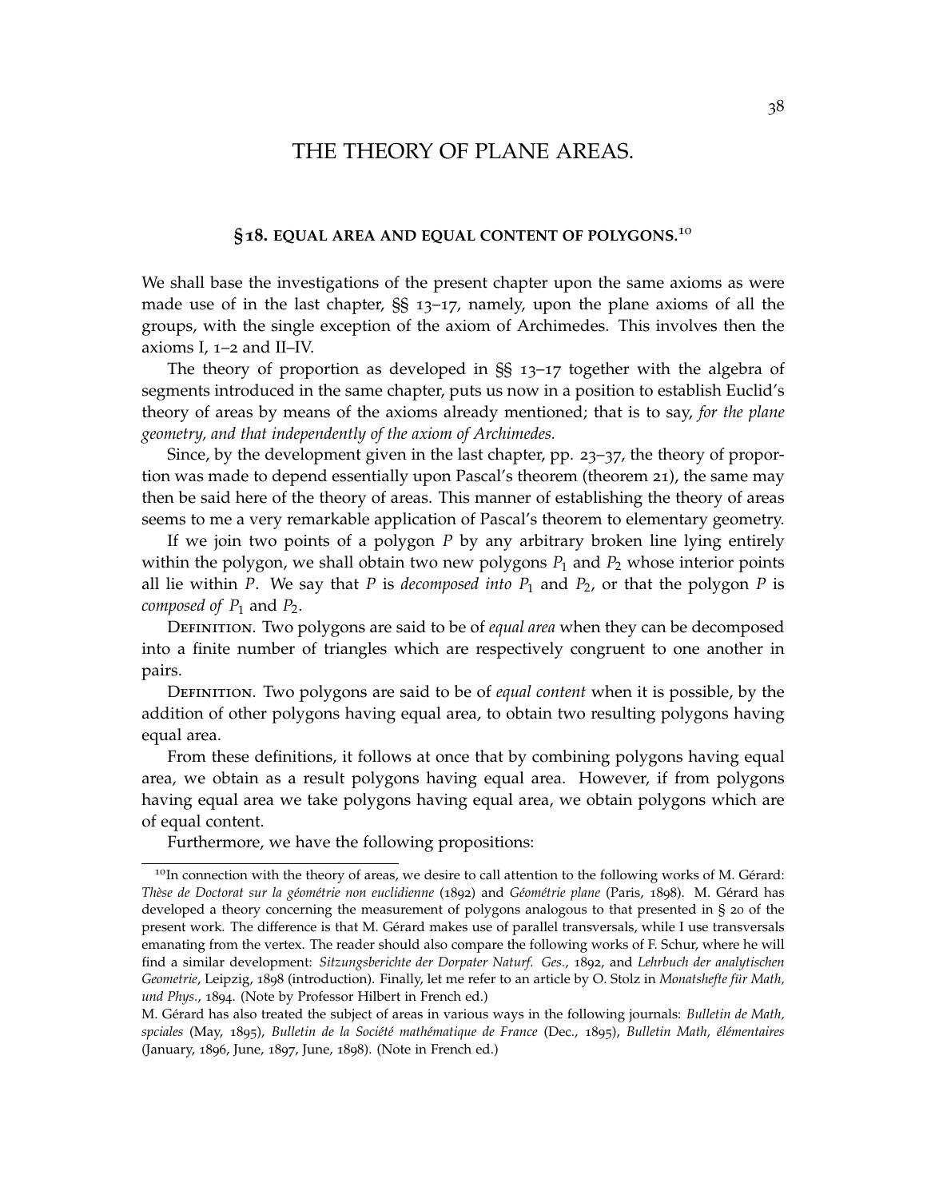# THE THEORY OF PLANE AREAS.

## § 18. EQUAL AREA AND EQUAL CONTENT OF POLYGONS.[10]

We shall base the investigations of the present chapter upon the same axioms as were made use of in the last chapter, §§ 13–17, namely, upon the plane axioms of all the groups, with the single exception of the axiom of Archimedes. This involves then the axioms I, 1–2 and II–IV.

The theory of proportion as developed in §§ 13–17 together with the algebra of segments introduced in the same chapter, puts us now in a position to establish Euclid's theory of areas by means of the axioms already mentioned; that is to say, *for the plane geometry, and that independently of the axiom of Archimedes.*

Since, by the development given in the last chapter, pp. 23–37, the theory of proportion was made to depend essentially upon Pascal's theorem (theorem 21), the same may then be said here of the theory of areas. This manner of establishing the theory of areas seems to me a very remarkable application of Pascal's theorem to elementary geometry.

If we join two points of a polygon $P$ by any arbitrary broken line lying entirely within the polygon, we shall obtain two new polygons $P_1$ and $P_2$ whose interior points all lie within $P$. We say that $P$ is *decomposed into* $P_1$ and $P_2$, or that the polygon $P$ is *composed of* $P_1$ and $P_2$.

Definition. Two polygons are said to be of *equal area* when they can be decomposed into a finite number of triangles which are respectively congruent to one another in pairs.

Definition. Two polygons are said to be of *equal content* when it is possible, by the addition of other polygons having equal area, to obtain two resulting polygons having equal area.

From these definitions, it follows at once that by combining polygons having equal area, we obtain as a result polygons having equal area. However, if from polygons having equal area we take polygons having equal area, we obtain polygons which are of equal content.

Furthermore, we have the following propositions:

---

[10]In connection with the theory of areas, we desire to call attention to the following works of M. Gérard: *Thèse de Doctorat sur la géométrie non euclidienne* (1892) and *Géométrie plane* (Paris, 1898). M. Gérard has developed a theory concerning the measurement of polygons analogous to that presented in § 20 of the present work. The difference is that M. Gérard makes use of parallel transversals, while I use transversals emanating from the vertex. The reader should also compare the following works of F. Schur, where he will find a similar development: *Sitzungsberichte der Dorpater Naturf. Ges.*, 1892, and *Lehrbuch der analytischen Geometrie*, Leipzig, 1898 (introduction). Finally, let me refer to an article by O. Stolz in *Monatshefte für Math, und Phys.*, 1894. (Note by Professor Hilbert in French ed.)

M. Gérard has also treated the subject of areas in various ways in the following journals: *Bulletin de Math, spciales* (May, 1895), *Bulletin de la Société mathématique de France* (Dec., 1895), *Bulletin Math, élémentaires* (January, 1896, June, 1897, June, 1898). (Note in French ed.)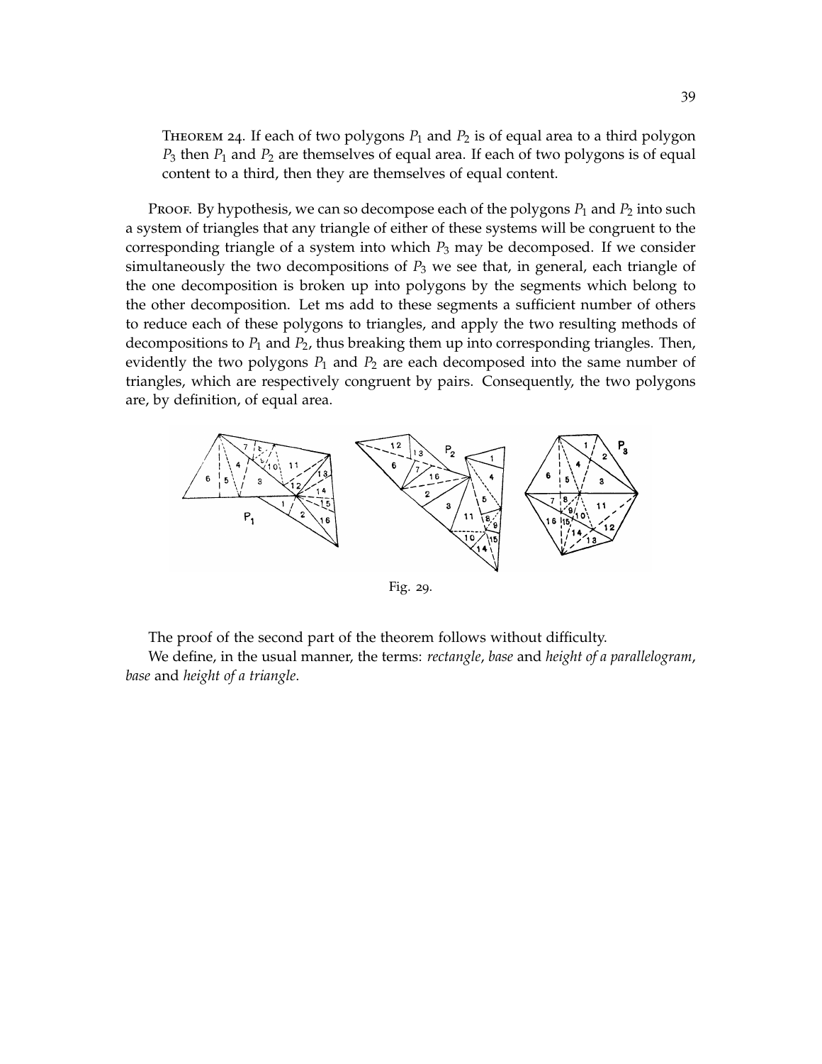Theorem 24. If each of two polygons $P_1$ and $P_2$ is of equal area to a third polygon $P_3$ then $P_1$ and $P_2$ are themselves of equal area. If each of two polygons is of equal content to a third, then they are themselves of equal content.

Proof. By hypothesis, we can so decompose each of the polygons $P_1$ and $P_2$ into such a system of triangles that any triangle of either of these systems will be congruent to the corresponding triangle of a system into which $P_3$ may be decomposed. If we consider simultaneously the two decompositions of $P_3$ we see that, in general, each triangle of the one decomposition is broken up into polygons by the segments which belong to the other decomposition. Let ms add to these segments a sufficient number of others to reduce each of these polygons to triangles, and apply the two resulting methods of decompositions to $P_1$ and $P_2$, thus breaking them up into corresponding triangles. Then, evidently the two polygons $P_1$ and $P_2$ are each decomposed into the same number of triangles, which are respectively congruent by pairs. Consequently, the two polygons are, by definition, of equal area.

Fig. 29.

The proof of the second part of the theorem follows without difficulty.

We define, in the usual manner, the terms: *rectangle*, *base* and *height of a parallelogram*, *base* and *height of a triangle*.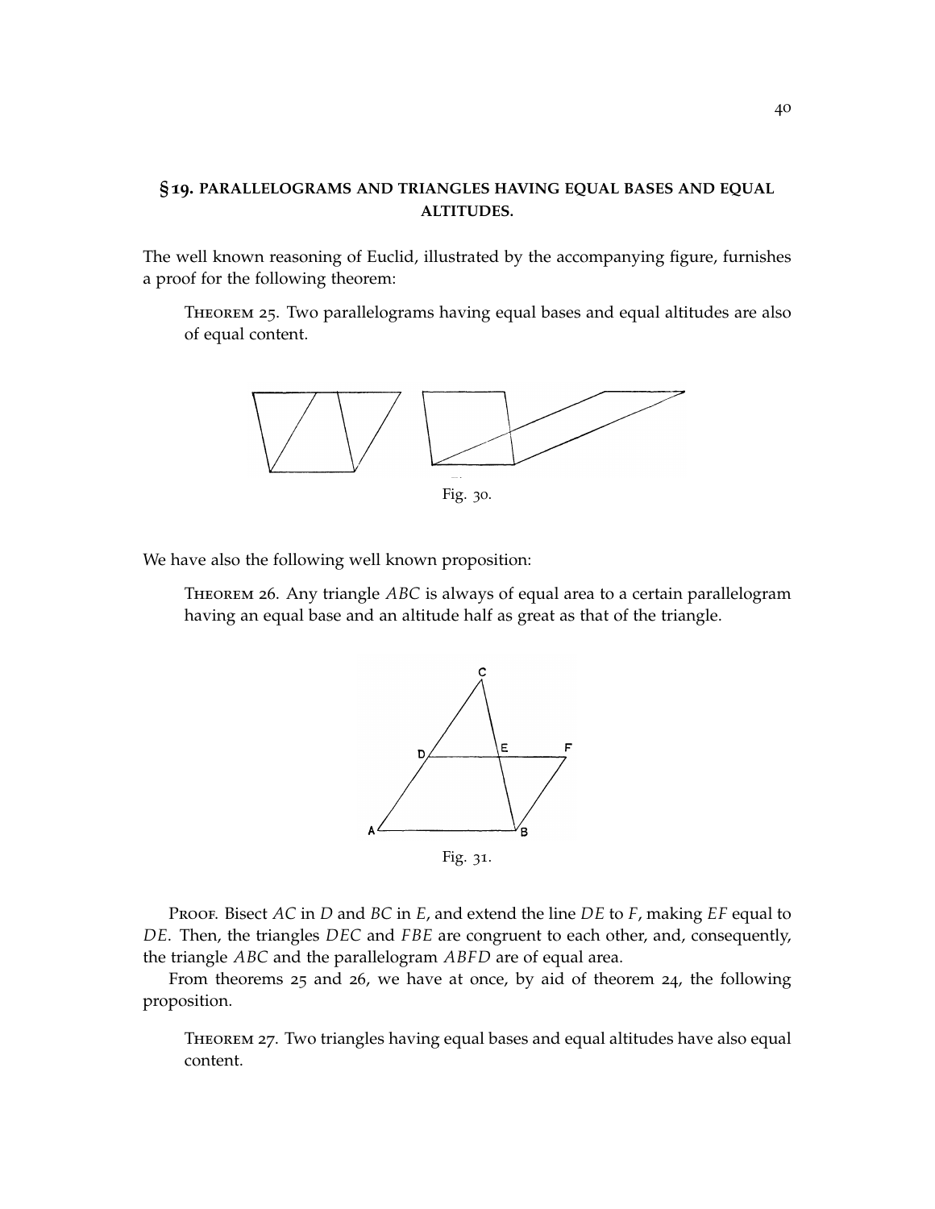## §19. PARALLELOGRAMS AND TRIANGLES HAVING EQUAL BASES AND EQUAL ALTITUDES.

The well known reasoning of Euclid, illustrated by the accompanying figure, furnishes a proof for the following theorem:

> Theorem 25. Two parallelograms having equal bases and equal altitudes are also of equal content.

Fig. 30.

We have also the following well known proposition:

> Theorem 26. Any triangle $ABC$ is always of equal area to a certain parallelogram having an equal base and an altitude half as great as that of the triangle.

Fig. 31.

Proof. Bisect $AC$ in $D$ and $BC$ in $E$, and extend the line $DE$ to $F$, making $EF$ equal to $DE$. Then, the triangles $DEC$ and $FBE$ are congruent to each other, and, consequently, the triangle $ABC$ and the parallelogram $ABFD$ are of equal area.

From theorems 25 and 26, we have at once, by aid of theorem 24, the following proposition.

> Theorem 27. Two triangles having equal bases and equal altitudes have also equal content.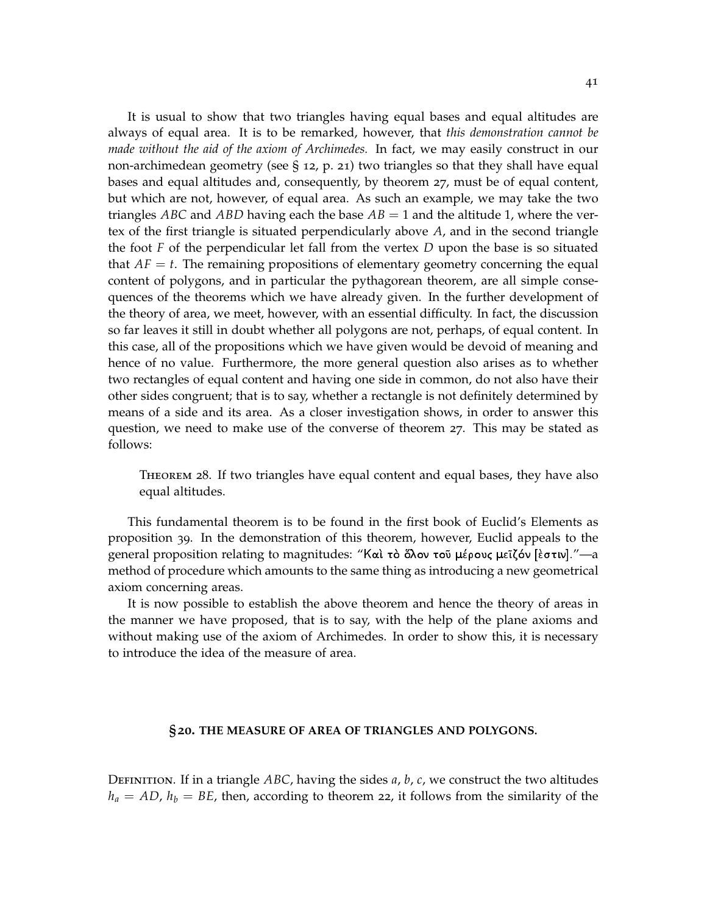It is usual to show that two triangles having equal bases and equal altitudes are always of equal area. It is to be remarked, however, that *this demonstration cannot be made without the aid of the axiom of Archimedes.* In fact, we may easily construct in our non-archimedean geometry (see § 12, p. 21) two triangles so that they shall have equal bases and equal altitudes and, consequently, by theorem 27, must be of equal content, but which are not, however, of equal area. As such an example, we may take the two triangles $ABC$ and $ABD$ having each the base $AB = 1$ and the altitude 1, where the vertex of the first triangle is situated perpendicularly above $A$, and in the second triangle the foot $F$ of the perpendicular let fall from the vertex $D$ upon the base is so situated that $AF = t$. The remaining propositions of elementary geometry concerning the equal content of polygons, and in particular the pythagorean theorem, are all simple consequences of the theorems which we have already given. In the further development of the theory of area, we meet, however, with an essential difficulty. In fact, the discussion so far leaves it still in doubt whether all polygons are not, perhaps, of equal content. In this case, all of the propositions which we have given would be devoid of meaning and hence of no value. Furthermore, the more general question also arises as to whether two rectangles of equal content and having one side in common, do not also have their other sides congruent; that is to say, whether a rectangle is not definitely determined by means of a side and its area. As a closer investigation shows, in order to answer this question, we need to make use of the converse of theorem 27. This may be stated as follows:

Theorem 28. If two triangles have equal content and equal bases, they have also equal altitudes.

This fundamental theorem is to be found in the first book of Euclid's Elements as proposition 39. In the demonstration of this theorem, however, Euclid appeals to the general proposition relating to magnitudes: "Καὶ τὸ ὅλον τοῦ μέρους μεῖζόν [ἐστιν]."—a method of procedure which amounts to the same thing as introducing a new geometrical axiom concerning areas.

It is now possible to establish the above theorem and hence the theory of areas in the manner we have proposed, that is to say, with the help of the plane axioms and without making use of the axiom of Archimedes. In order to show this, it is necessary to introduce the idea of the measure of area.

## §20. THE MEASURE OF AREA OF TRIANGLES AND POLYGONS.

Definition. If in a triangle $ABC$, having the sides $a$, $b$, $c$, we construct the two altitudes $h_a = AD$, $h_b = BE$, then, according to theorem 22, it follows from the similarity of the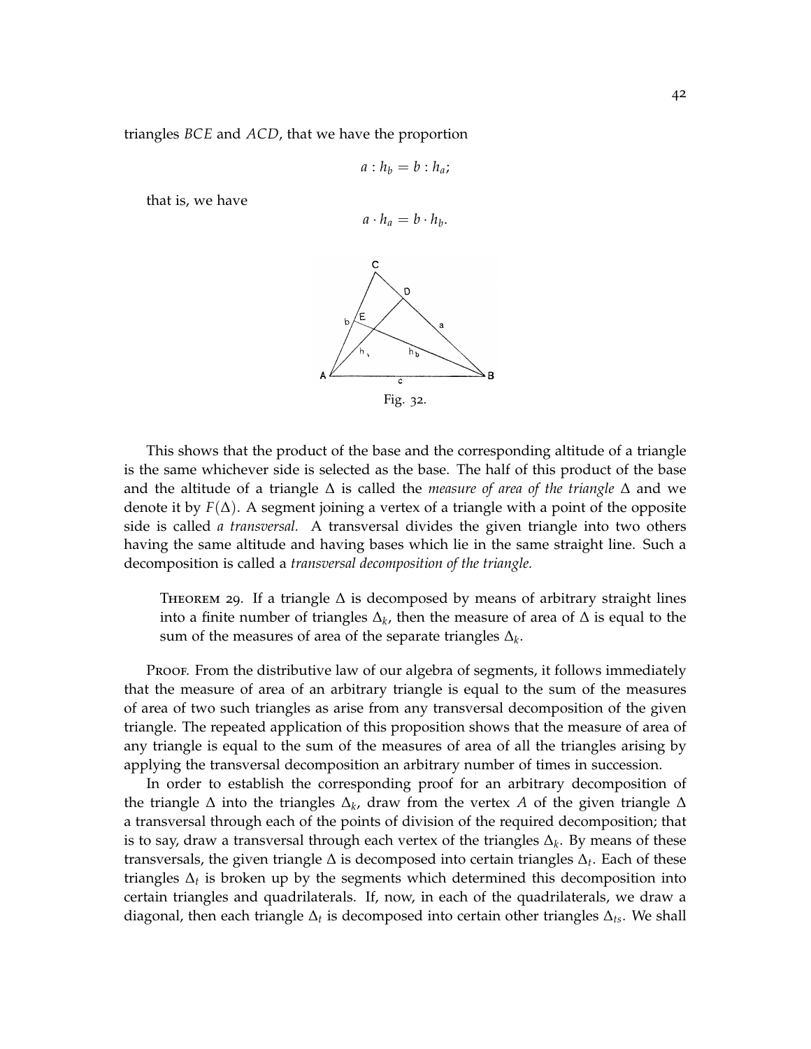triangles $BCE$ and $ACD$, that we have the proportion

$$a : h_b = b : h_a;$$

that is, we have

$$a \cdot h_a = b \cdot h_b.$$

Fig. 32.

This shows that the product of the base and the corresponding altitude of a triangle is the same whichever side is selected as the base. The half of this product of the base and the altitude of a triangle $\Delta$ is called the *measure of area of the triangle* $\Delta$ and we denote it by $F(\Delta)$. A segment joining a vertex of a triangle with a point of the opposite side is called *a transversal.* A transversal divides the given triangle into two others having the same altitude and having bases which lie in the same straight line. Such a decomposition is called a *transversal decomposition of the triangle.*

Theorem 29. If a triangle $\Delta$ is decomposed by means of arbitrary straight lines into a finite number of triangles $\Delta_k$, then the measure of area of $\Delta$ is equal to the sum of the measures of area of the separate triangles $\Delta_k$.

Proof. From the distributive law of our algebra of segments, it follows immediately that the measure of area of an arbitrary triangle is equal to the sum of the measures of area of two such triangles as arise from any transversal decomposition of the given triangle. The repeated application of this proposition shows that the measure of area of any triangle is equal to the sum of the measures of area of all the triangles arising by applying the transversal decomposition an arbitrary number of times in succession.

In order to establish the corresponding proof for an arbitrary decomposition of the triangle $\Delta$ into the triangles $\Delta_k$, draw from the vertex $A$ of the given triangle $\Delta$ a transversal through each of the points of division of the required decomposition; that is to say, draw a transversal through each vertex of the triangles $\Delta_k$. By means of these transversals, the given triangle $\Delta$ is decomposed into certain triangles $\Delta_t$. Each of these triangles $\Delta_t$ is broken up by the segments which determined this decomposition into certain triangles and quadrilaterals. If, now, in each of the quadrilaterals, we draw a diagonal, then each triangle $\Delta_t$ is decomposed into certain other triangles $\Delta_{ts}$. We shall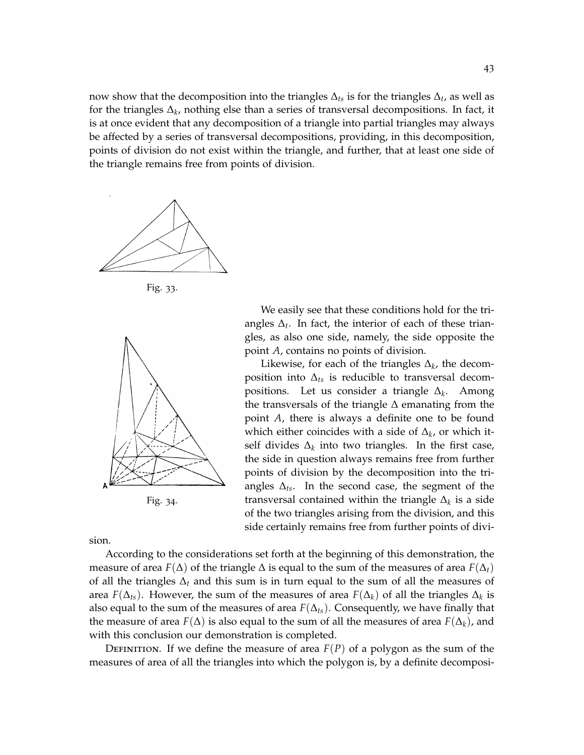now show that the decomposition into the triangles $\Delta_{ts}$ is for the triangles $\Delta_t$, as well as for the triangles $\Delta_k$, nothing else than a series of transversal decompositions. In fact, it is at once evident that any decomposition of a triangle into partial triangles may always be affected by a series of transversal decompositions, providing, in this decomposition, points of division do not exist within the triangle, and further, that at least one side of the triangle remains free from points of division.

Fig. 33.

Fig. 34.

We easily see that these conditions hold for the triangles $\Delta_t$. In fact, the interior of each of these triangles, as also one side, namely, the side opposite the point $A$, contains no points of division.

Likewise, for each of the triangles $\Delta_k$, the decomposition into $\Delta_{ts}$ is reducible to transversal decompositions. Let us consider a triangle $\Delta_k$. Among the transversals of the triangle $\Delta$ emanating from the point $A$, there is always a definite one to be found which either coincides with a side of $\Delta_k$, or which itself divides $\Delta_k$ into two triangles. In the first case, the side in question always remains free from further points of division by the decomposition into the triangles $\Delta_{ts}$. In the second case, the segment of the transversal contained within the triangle $\Delta_k$ is a side of the two triangles arising from the division, and this side certainly remains free from further points of division.

According to the considerations set forth at the beginning of this demonstration, the measure of area $F(\Delta)$ of the triangle $\Delta$ is equal to the sum of the measures of area $F(\Delta_t)$ of all the triangles $\Delta_t$ and this sum is in turn equal to the sum of all the measures of area $F(\Delta_{ts})$. However, the sum of the measures of area $F(\Delta_k)$ of all the triangles $\Delta_k$ is also equal to the sum of the measures of area $F(\Delta_{ts})$. Consequently, we have finally that the measure of area $F(\Delta)$ is also equal to the sum of all the measures of area $F(\Delta_k)$, and with this conclusion our demonstration is completed.

Definition. If we define the measure of area $F(P)$ of a polygon as the sum of the measures of area of all the triangles into which the polygon is, by a definite decomposi-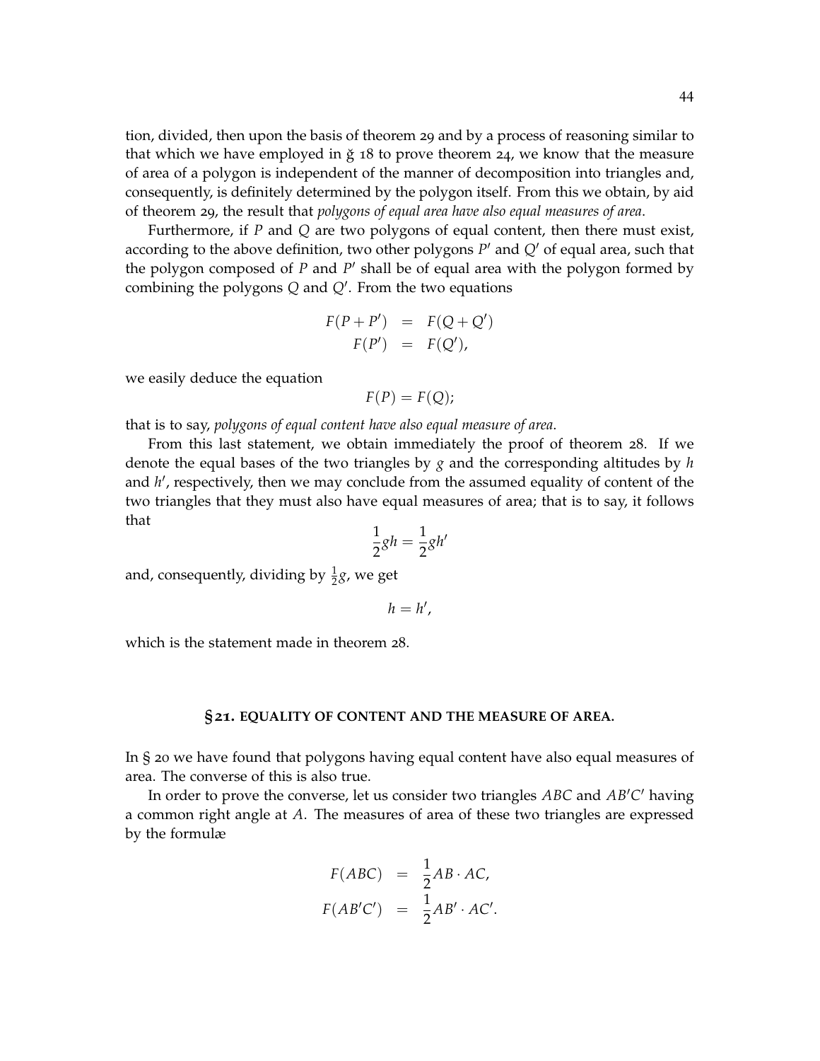tion, divided, then upon the basis of theorem 29 and by a process of reasoning similar to that which we have employed in ğ 18 to prove theorem 24, we know that the measure of area of a polygon is independent of the manner of decomposition into triangles and, consequently, is definitely determined by the polygon itself. From this we obtain, by aid of theorem 29, the result that *polygons of equal area have also equal measures of area*.

Furthermore, if $P$ and $Q$ are two polygons of equal content, then there must exist, according to the above definition, two other polygons $P'$ and $Q'$ of equal area, such that the polygon composed of $P$ and $P'$ shall be of equal area with the polygon formed by combining the polygons $Q$ and $Q'$. From the two equations

$$\begin{aligned} F(P+P') &= F(Q+Q') \\ F(P') &= F(Q'), \end{aligned}$$

we easily deduce the equation

$$F(P) = F(Q);$$

that is to say, *polygons of equal content have also equal measure of area*.

From this last statement, we obtain immediately the proof of theorem 28. If we denote the equal bases of the two triangles by $g$ and the corresponding altitudes by $h$ and $h'$, respectively, then we may conclude from the assumed equality of content of the two triangles that they must also have equal measures of area; that is to say, it follows that

$$\frac{1}{2}gh = \frac{1}{2}gh'$$

and, consequently, dividing by $\frac{1}{2}g$, we get

$$h = h',$$

which is the statement made in theorem 28.

### §21. EQUALITY OF CONTENT AND THE MEASURE OF AREA.

In § 20 we have found that polygons having equal content have also equal measures of area. The converse of this is also true.

In order to prove the converse, let us consider two triangles $ABC$ and $AB'C'$ having a common right angle at $A$. The measures of area of these two triangles are expressed by the formulæ

$$\begin{aligned} F(ABC) &= \frac{1}{2}AB \cdot AC, \\ F(AB'C') &= \frac{1}{2}AB' \cdot AC'. \end{aligned}$$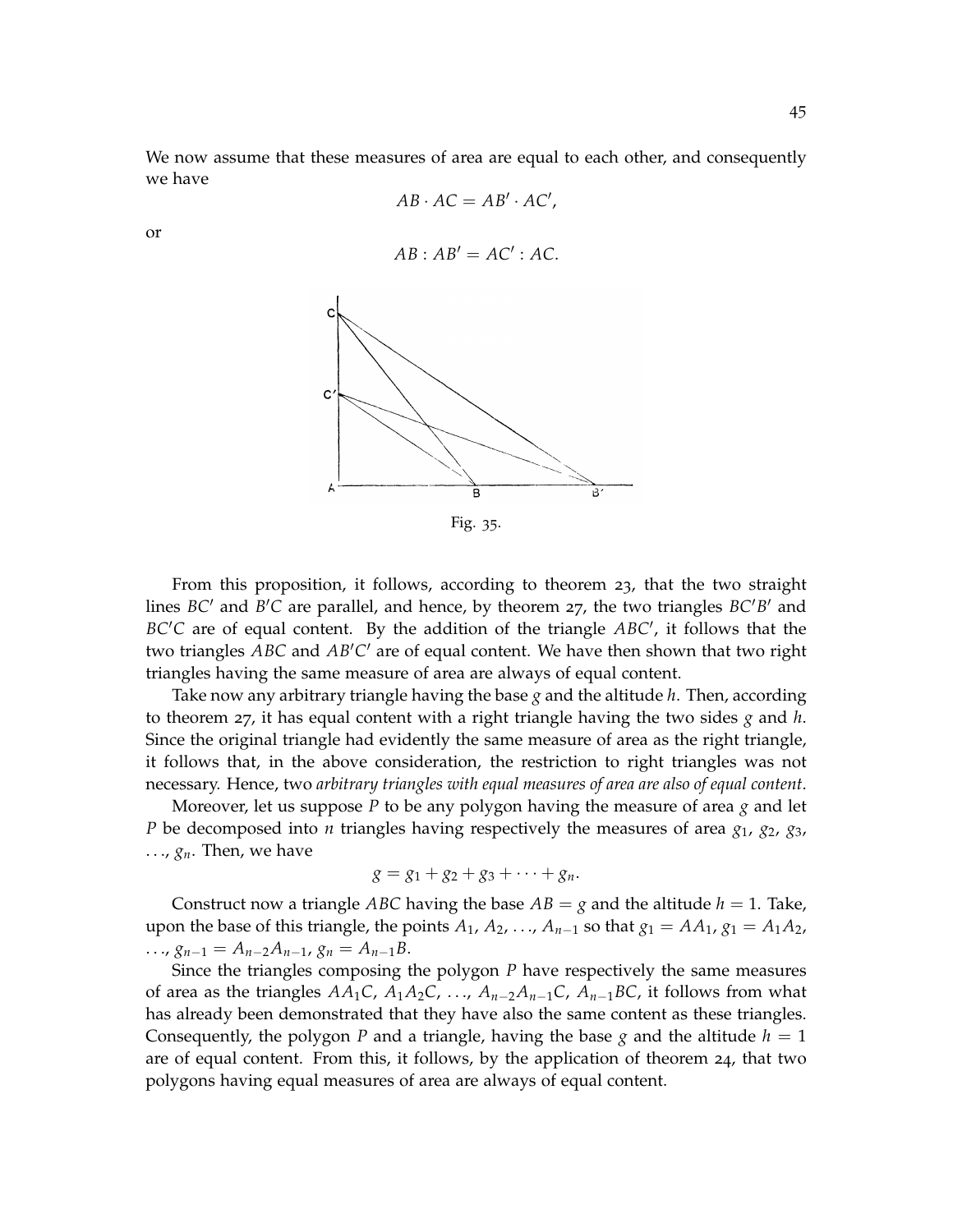We now assume that these measures of area are equal to each other, and consequently we have

$$AB \cdot AC = AB' \cdot AC',$$

or

$$AB : AB' = AC' : AC.$$

Fig. 35.

From this proposition, it follows, according to theorem 23, that the two straight lines $BC'$ and $B'C$ are parallel, and hence, by theorem 27, the two triangles $BC'B'$ and $BC'C$ are of equal content. By the addition of the triangle $ABC'$, it follows that the two triangles $ABC$ and $AB'C'$ are of equal content. We have then shown that two right triangles having the same measure of area are always of equal content.

Take now any arbitrary triangle having the base $g$ and the altitude $h$. Then, according to theorem 27, it has equal content with a right triangle having the two sides $g$ and $h$. Since the original triangle had evidently the same measure of area as the right triangle, it follows that, in the above consideration, the restriction to right triangles was not necessary. Hence, two *arbitrary triangles with equal measures of area are also of equal content*.

Moreover, let us suppose $P$ to be any polygon having the measure of area $g$ and let $P$ be decomposed into $n$ triangles having respectively the measures of area $g_1$, $g_2$, $g_3$, $\ldots$, $g_n$. Then, we have

$$g = g_1 + g_2 + g_3 + \cdots + g_n.$$

Construct now a triangle $ABC$ having the base $AB = g$ and the altitude $h = 1$. Take, upon the base of this triangle, the points $A_1$, $A_2$, $\ldots$, $A_{n-1}$ so that $g_1 = AA_1$, $g_1 = A_1A_2$, $\ldots$, $g_{n-1} = A_{n-2}A_{n-1}$, $g_n = A_{n-1}B$.

Since the triangles composing the polygon $P$ have respectively the same measures of area as the triangles $AA_1C$, $A_1A_2C$, $\ldots$, $A_{n-2}A_{n-1}C$, $A_{n-1}BC$, it follows from what has already been demonstrated that they have also the same content as these triangles. Consequently, the polygon $P$ and a triangle, having the base $g$ and the altitude $h = 1$ are of equal content. From this, it follows, by the application of theorem 24, that two polygons having equal measures of area are always of equal content.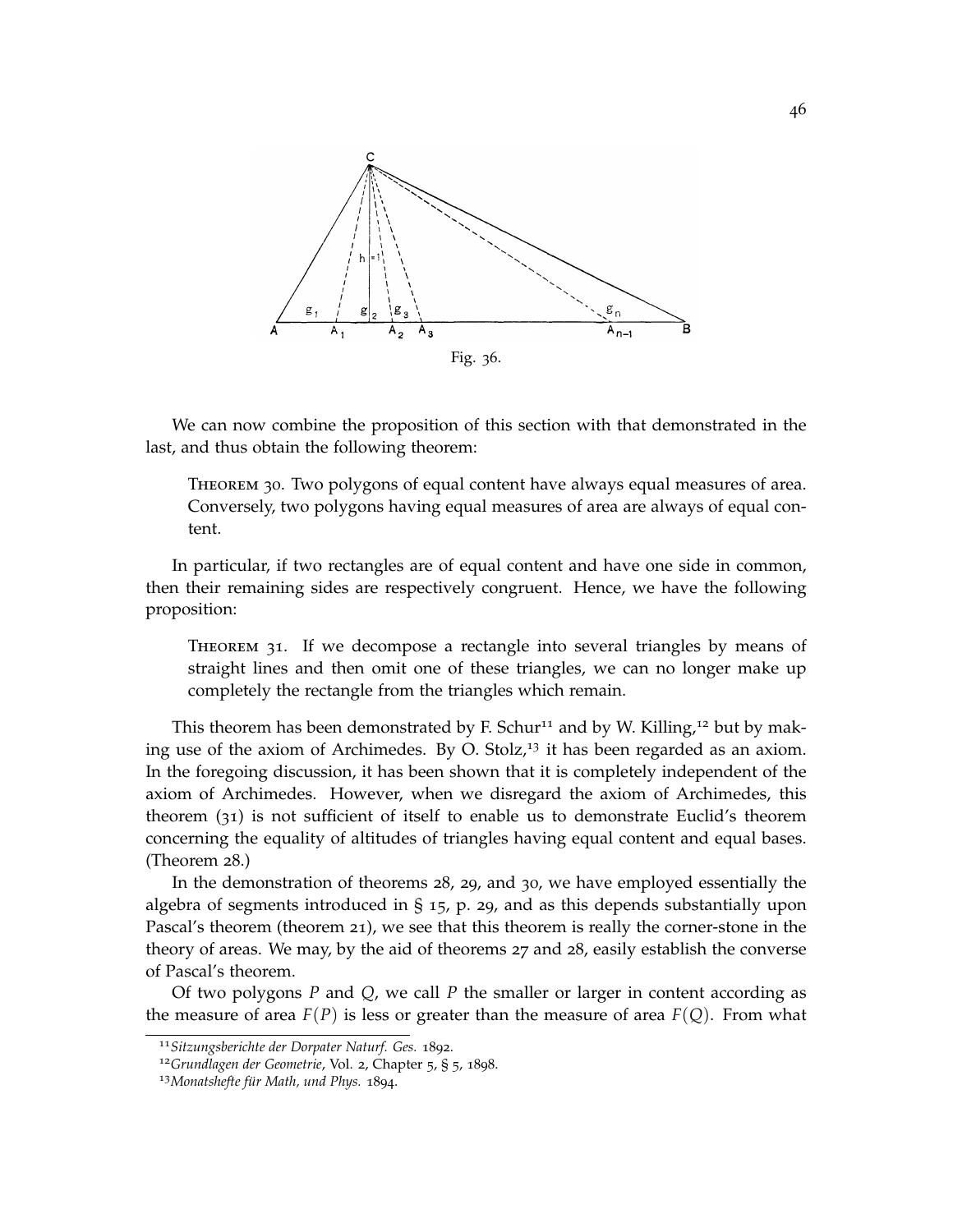Fig. 36.

We can now combine the proposition of this section with that demonstrated in the last, and thus obtain the following theorem:

> Theorem 30. Two polygons of equal content have always equal measures of area. Conversely, two polygons having equal measures of area are always of equal content.

In particular, if two rectangles are of equal content and have one side in common, then their remaining sides are respectively congruent. Hence, we have the following proposition:

> Theorem 31. If we decompose a rectangle into several triangles by means of straight lines and then omit one of these triangles, we can no longer make up completely the rectangle from the triangles which remain.

This theorem has been demonstrated by F. Schur[11] and by W. Killing,[12] but by making use of the axiom of Archimedes. By O. Stolz,[13] it has been regarded as an axiom. In the foregoing discussion, it has been shown that it is completely independent of the axiom of Archimedes. However, when we disregard the axiom of Archimedes, this theorem (31) is not sufficient of itself to enable us to demonstrate Euclid's theorem concerning the equality of altitudes of triangles having equal content and equal bases. (Theorem 28.)

In the demonstration of theorems 28, 29, and 30, we have employed essentially the algebra of segments introduced in § 15, p. 29, and as this depends substantially upon Pascal's theorem (theorem 21), we see that this theorem is really the corner-stone in the theory of areas. We may, by the aid of theorems 27 and 28, easily establish the converse of Pascal's theorem.

Of two polygons $P$ and $Q$, we call $P$ the smaller or larger in content according as the measure of area $F(P)$ is less or greater than the measure of area $F(Q)$. From what

---

[11] *Sitzungsberichte der Dorpater Naturf. Ges.* 1892.

[12] *Grundlagen der Geometrie*, Vol. 2, Chapter 5, § 5, 1898.

[13] *Monatshefte für Math, und Phys.* 1894.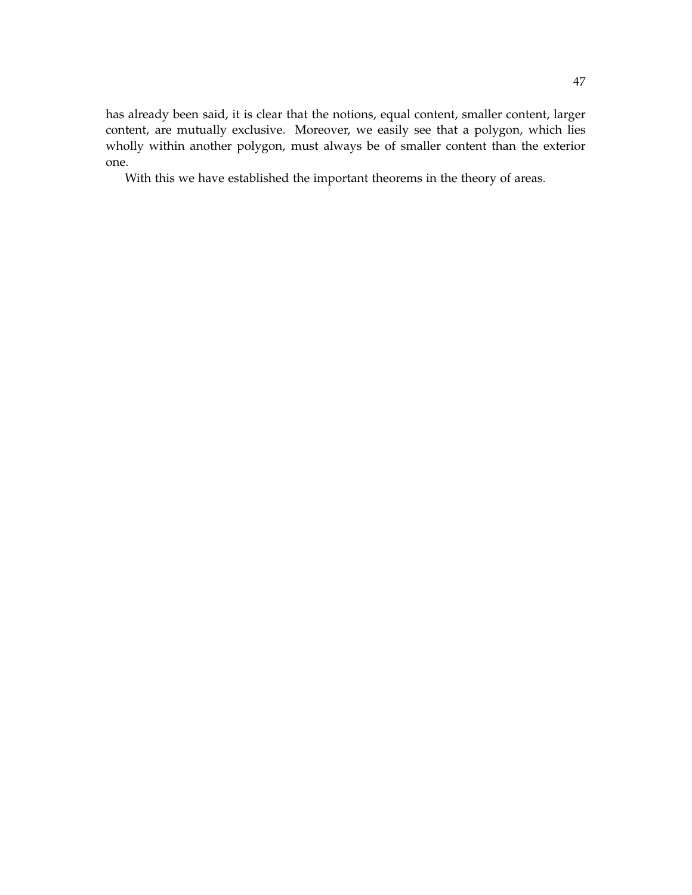has already been said, it is clear that the notions, equal content, smaller content, larger content, are mutually exclusive. Moreover, we easily see that a polygon, which lies wholly within another polygon, must always be of smaller content than the exterior one.

With this we have established the important theorems in the theory of areas.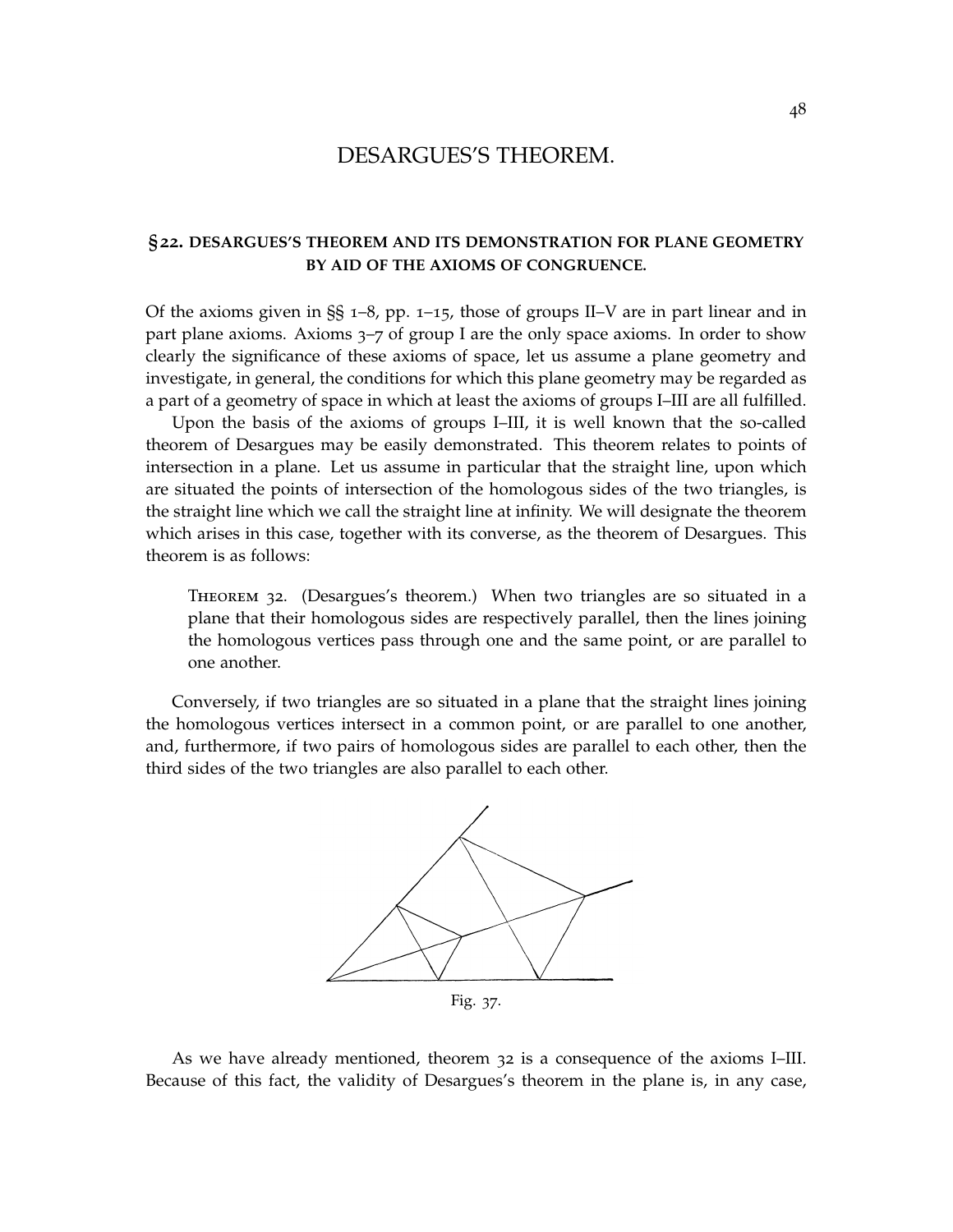# DESARGUES'S THEOREM.

## §22. DESARGUES'S THEOREM AND ITS DEMONSTRATION FOR PLANE GEOMETRY BY AID OF THE AXIOMS OF CONGRUENCE.

Of the axioms given in §§ 1–8, pp. 1–15, those of groups II–V are in part linear and in part plane axioms. Axioms 3–7 of group I are the only space axioms. In order to show clearly the significance of these axioms of space, let us assume a plane geometry and investigate, in general, the conditions for which this plane geometry may be regarded as a part of a geometry of space in which at least the axioms of groups I–III are all fulfilled.

Upon the basis of the axioms of groups I–III, it is well known that the so-called theorem of Desargues may be easily demonstrated. This theorem relates to points of intersection in a plane. Let us assume in particular that the straight line, upon which are situated the points of intersection of the homologous sides of the two triangles, is the straight line which we call the straight line at infinity. We will designate the theorem which arises in this case, together with its converse, as the theorem of Desargues. This theorem is as follows:

> Theorem 32. (Desargues's theorem.) When two triangles are so situated in a plane that their homologous sides are respectively parallel, then the lines joining the homologous vertices pass through one and the same point, or are parallel to one another.

Conversely, if two triangles are so situated in a plane that the straight lines joining the homologous vertices intersect in a common point, or are parallel to one another, and, furthermore, if two pairs of homologous sides are parallel to each other, then the third sides of the two triangles are also parallel to each other.

Fig. 37.

As we have already mentioned, theorem 32 is a consequence of the axioms I–III. Because of this fact, the validity of Desargues's theorem in the plane is, in any case,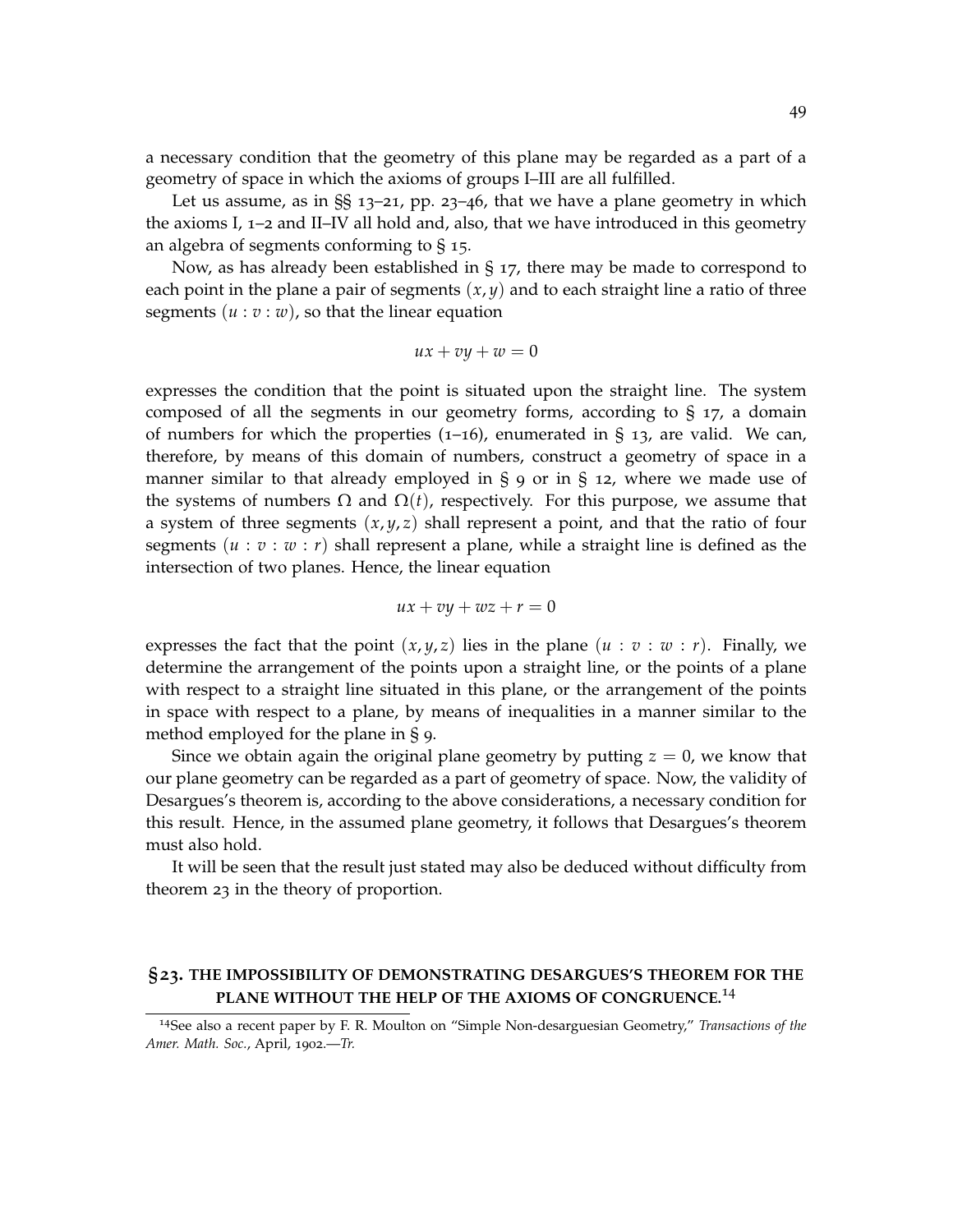a necessary condition that the geometry of this plane may be regarded as a part of a geometry of space in which the axioms of groups I–III are all fulfilled.

Let us assume, as in §§ 13–21, pp. 23–46, that we have a plane geometry in which the axioms I, 1–2 and II–IV all hold and, also, that we have introduced in this geometry an algebra of segments conforming to § 15.

Now, as has already been established in § 17, there may be made to correspond to each point in the plane a pair of segments $(x, y)$ and to each straight line a ratio of three segments $(u : v : w)$, so that the linear equation

$$ux + vy + w = 0$$

expresses the condition that the point is situated upon the straight line. The system composed of all the segments in our geometry forms, according to § 17, a domain of numbers for which the properties (1–16), enumerated in § 13, are valid. We can, therefore, by means of this domain of numbers, construct a geometry of space in a manner similar to that already employed in § 9 or in § 12, where we made use of the systems of numbers $\Omega$ and $\Omega(t)$, respectively. For this purpose, we assume that a system of three segments $(x, y, z)$ shall represent a point, and that the ratio of four segments $(u : v : w : r)$ shall represent a plane, while a straight line is defined as the intersection of two planes. Hence, the linear equation

$$ux + vy + wz + r = 0$$

expresses the fact that the point $(x, y, z)$ lies in the plane $(u : v : w : r)$. Finally, we determine the arrangement of the points upon a straight line, or the points of a plane with respect to a straight line situated in this plane, or the arrangement of the points in space with respect to a plane, by means of inequalities in a manner similar to the method employed for the plane in § 9.

Since we obtain again the original plane geometry by putting $z = 0$, we know that our plane geometry can be regarded as a part of geometry of space. Now, the validity of Desargues's theorem is, according to the above considerations, a necessary condition for this result. Hence, in the assumed plane geometry, it follows that Desargues's theorem must also hold.

It will be seen that the result just stated may also be deduced without difficulty from theorem 23 in the theory of proportion.

## §23. THE IMPOSSIBILITY OF DEMONSTRATING DESARGUES'S THEOREM FOR THE PLANE WITHOUT THE HELP OF THE AXIOMS OF CONGRUENCE.[14]

[14] See also a recent paper by F. R. Moulton on "Simple Non-desarguesian Geometry," *Transactions of the Amer. Math. Soc.*, April, 1902.—*Tr.*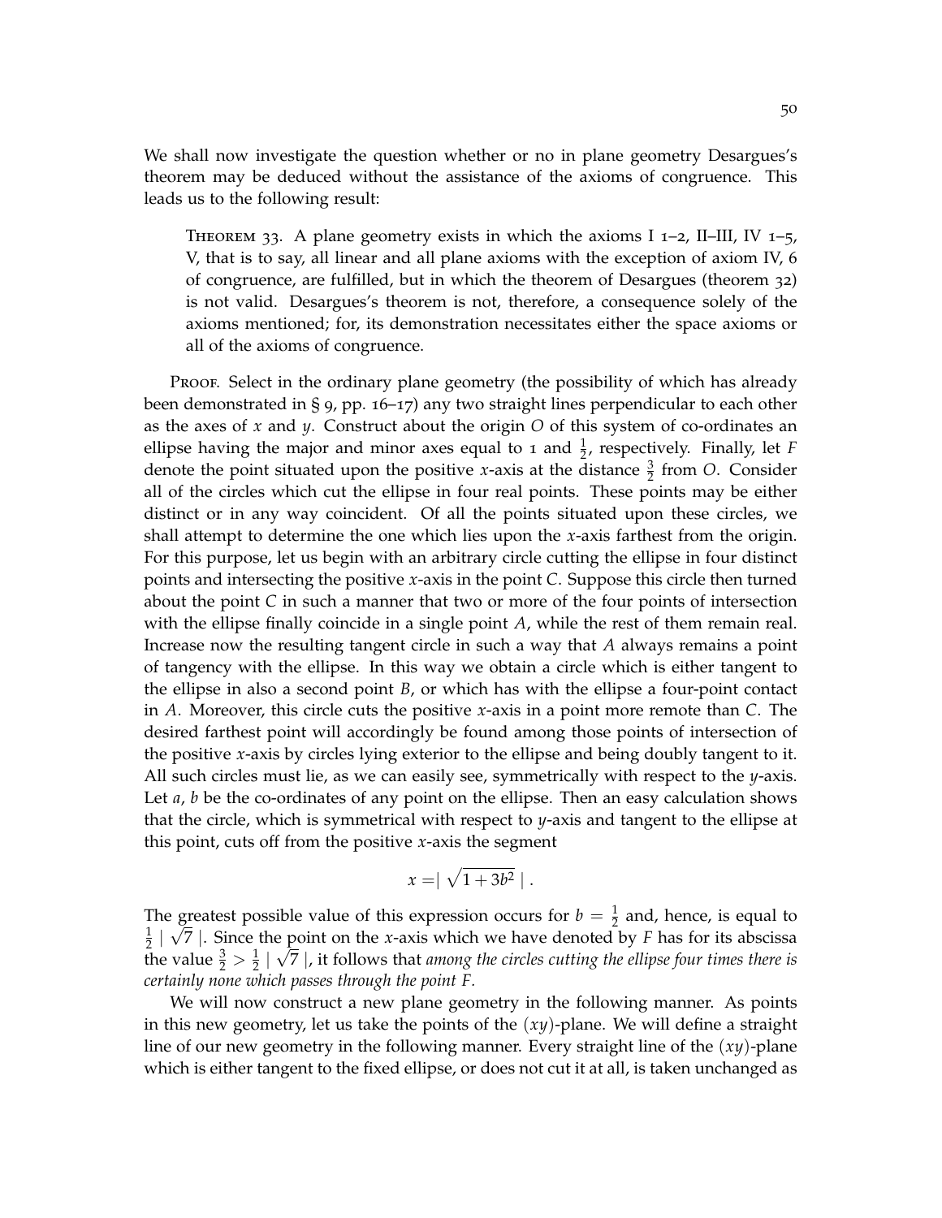We shall now investigate the question whether or no in plane geometry Desargues's theorem may be deduced without the assistance of the axioms of congruence. This leads us to the following result:

> Theorem 33. A plane geometry exists in which the axioms I 1–2, II–III, IV 1–5, V, that is to say, all linear and all plane axioms with the exception of axiom IV, 6 of congruence, are fulfilled, but in which the theorem of Desargues (theorem 32) is not valid. Desargues's theorem is not, therefore, a consequence solely of the axioms mentioned; for, its demonstration necessitates either the space axioms or all of the axioms of congruence.

Proof. Select in the ordinary plane geometry (the possibility of which has already been demonstrated in § 9, pp. 16–17) any two straight lines perpendicular to each other as the axes of $x$ and $y$. Construct about the origin $O$ of this system of co-ordinates an ellipse having the major and minor axes equal to 1 and $\frac{1}{2}$, respectively. Finally, let $F$ denote the point situated upon the positive $x$-axis at the distance $\frac{3}{2}$ from $O$. Consider all of the circles which cut the ellipse in four real points. These points may be either distinct or in any way coincident. Of all the points situated upon these circles, we shall attempt to determine the one which lies upon the $x$-axis farthest from the origin. For this purpose, let us begin with an arbitrary circle cutting the ellipse in four distinct points and intersecting the positive $x$-axis in the point $C$. Suppose this circle then turned about the point $C$ in such a manner that two or more of the four points of intersection with the ellipse finally coincide in a single point $A$, while the rest of them remain real. Increase now the resulting tangent circle in such a way that $A$ always remains a point of tangency with the ellipse. In this way we obtain a circle which is either tangent to the ellipse in also a second point $B$, or which has with the ellipse a four-point contact in $A$. Moreover, this circle cuts the positive $x$-axis in a point more remote than $C$. The desired farthest point will accordingly be found among those points of intersection of the positive $x$-axis by circles lying exterior to the ellipse and being doubly tangent to it. All such circles must lie, as we can easily see, symmetrically with respect to the $y$-axis. Let $a$, $b$ be the co-ordinates of any point on the ellipse. Then an easy calculation shows that the circle, which is symmetrical with respect to $y$-axis and tangent to the ellipse at this point, cuts off from the positive $x$-axis the segment

$$x = \left| \sqrt{1 + 3b^2} \right| .$$

The greatest possible value of this expression occurs for $b = \frac{1}{2}$ and, hence, is equal to $\frac{1}{2} \left| \sqrt{7} \right|$. Since the point on the $x$-axis which we have denoted by $F$ has for its abscissa the value $\frac{3}{2} > \frac{1}{2} \left| \sqrt{7} \right|$, it follows that *among the circles cutting the ellipse four times there is certainly none which passes through the point $F$.*

We will now construct a new plane geometry in the following manner. As points in this new geometry, let us take the points of the $(xy)$-plane. We will define a straight line of our new geometry in the following manner. Every straight line of the $(xy)$-plane which is either tangent to the fixed ellipse, or does not cut it at all, is taken unchanged as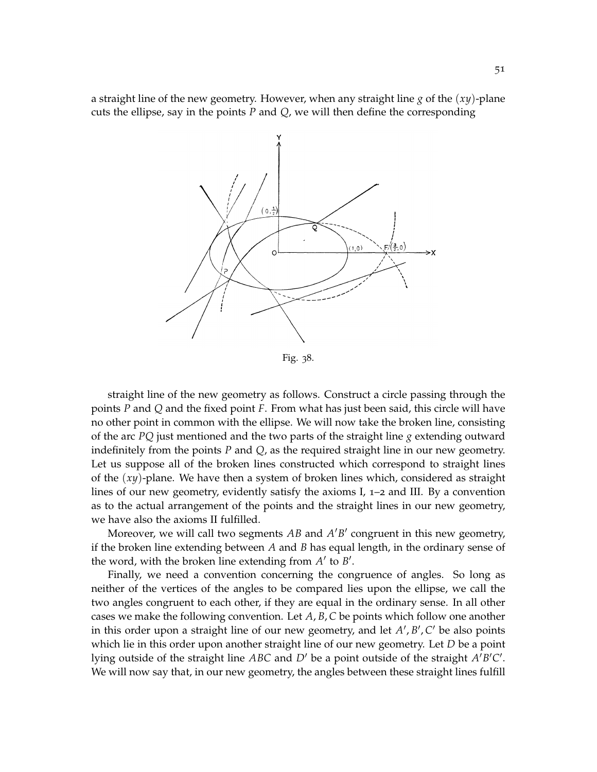a straight line of the new geometry. However, when any straight line $g$ of the $(xy)$-plane cuts the ellipse, say in the points $P$ and $Q$, we will then define the corresponding

Fig. 38.

straight line of the new geometry as follows. Construct a circle passing through the points $P$ and $Q$ and the fixed point $F$. From what has just been said, this circle will have no other point in common with the ellipse. We will now take the broken line, consisting of the arc $PQ$ just mentioned and the two parts of the straight line $g$ extending outward indefinitely from the points $P$ and $Q$, as the required straight line in our new geometry. Let us suppose all of the broken lines constructed which correspond to straight lines of the $(xy)$-plane. We have then a system of broken lines which, considered as straight lines of our new geometry, evidently satisfy the axioms I, 1–2 and III. By a convention as to the actual arrangement of the points and the straight lines in our new geometry, we have also the axioms II fulfilled.

Moreover, we will call two segments $AB$ and $A'B'$ congruent in this new geometry, if the broken line extending between $A$ and $B$ has equal length, in the ordinary sense of the word, with the broken line extending from $A'$ to $B'$.

Finally, we need a convention concerning the congruence of angles. So long as neither of the vertices of the angles to be compared lies upon the ellipse, we call the two angles congruent to each other, if they are equal in the ordinary sense. In all other cases we make the following convention. Let $A, B, C$ be points which follow one another in this order upon a straight line of our new geometry, and let $A', B', C'$ be also points which lie in this order upon another straight line of our new geometry. Let $D$ be a point lying outside of the straight line $ABC$ and $D'$ be a point outside of the straight $A'B'C'$. We will now say that, in our new geometry, the angles between these straight lines fulfill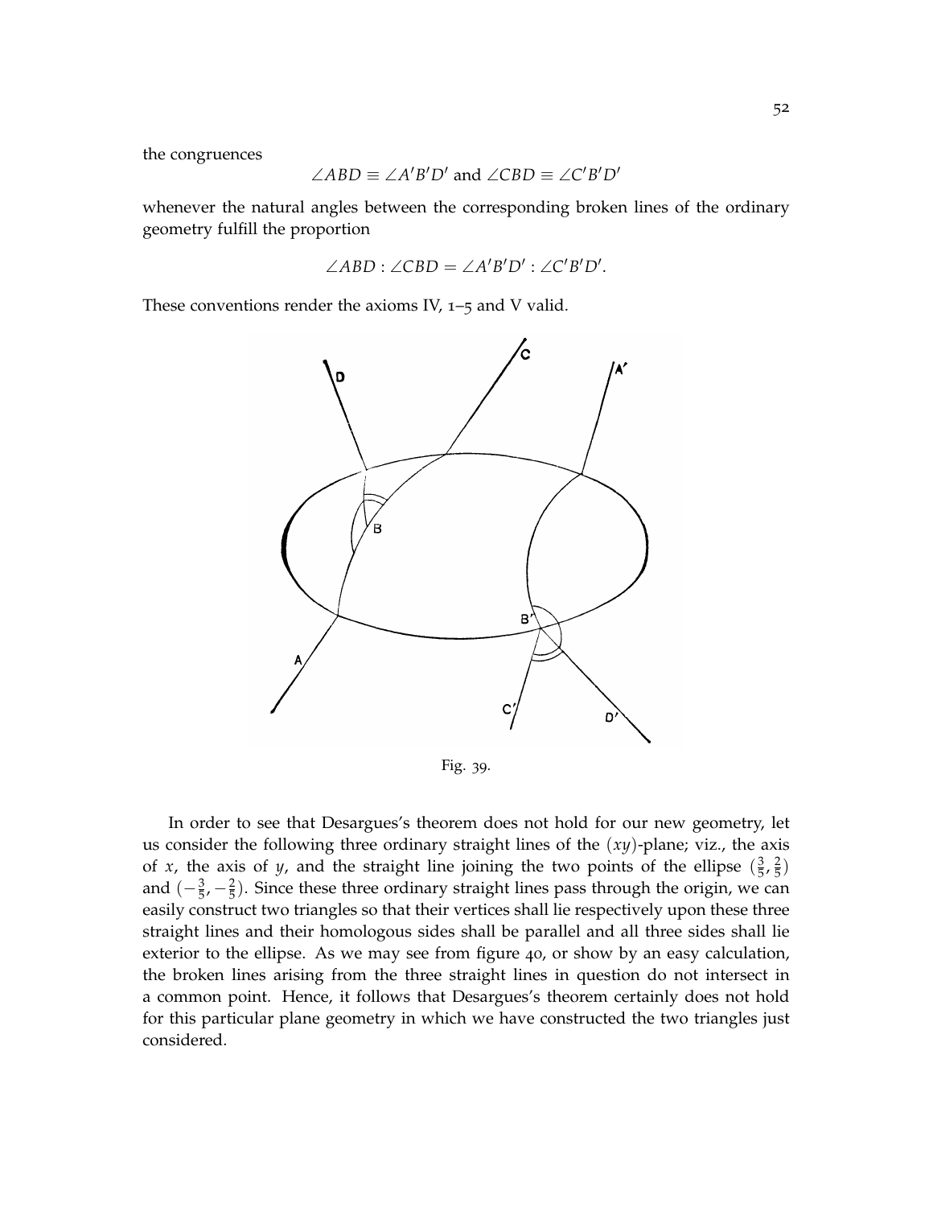the congruences

$$\angle ABD \equiv \angle A'B'D' \text{ and } \angle CBD \equiv \angle C'B'D'$$

whenever the natural angles between the corresponding broken lines of the ordinary geometry fulfill the proportion

$$\angle ABD : \angle CBD = \angle A'B'D' : \angle C'B'D'.$$

These conventions render the axioms IV, 1–5 and V valid.

Fig. 39.

In order to see that Desargues's theorem does not hold for our new geometry, let us consider the following three ordinary straight lines of the $(xy)$-plane; viz., the axis of $x$, the axis of $y$, and the straight line joining the two points of the ellipse $(\frac{3}{5}, \frac{2}{5})$ and $(-\frac{3}{5}, -\frac{2}{5})$. Since these three ordinary straight lines pass through the origin, we can easily construct two triangles so that their vertices shall lie respectively upon these three straight lines and their homologous sides shall be parallel and all three sides shall lie exterior to the ellipse. As we may see from figure 40, or show by an easy calculation, the broken lines arising from the three straight lines in question do not intersect in a common point. Hence, it follows that Desargues's theorem certainly does not hold for this particular plane geometry in which we have constructed the two triangles just considered.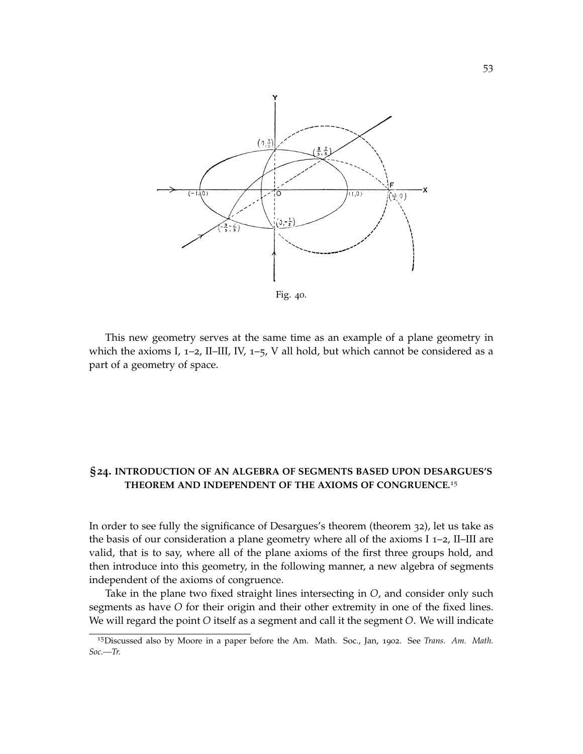Fig. 40.

This new geometry serves at the same time as an example of a plane geometry in which the axioms I, 1–2, II–III, IV, 1–5, V all hold, but which cannot be considered as a part of a geometry of space.

## §24. INTRODUCTION OF AN ALGEBRA OF SEGMENTS BASED UPON DESARGUES'S THEOREM AND INDEPENDENT OF THE AXIOMS OF CONGRUENCE.[15]

In order to see fully the significance of Desargues's theorem (theorem 32), let us take as the basis of our consideration a plane geometry where all of the axioms I 1–2, II–III are valid, that is to say, where all of the plane axioms of the first three groups hold, and then introduce into this geometry, in the following manner, a new algebra of segments independent of the axioms of congruence.

Take in the plane two fixed straight lines intersecting in $O$, and consider only such segments as have $O$ for their origin and their other extremity in one of the fixed lines. We will regard the point $O$ itself as a segment and call it the segment $O$. We will indicate

[15] Discussed also by Moore in a paper before the Am. Math. Soc., Jan, 1902. See *Trans. Am. Math. Soc.—Tr.*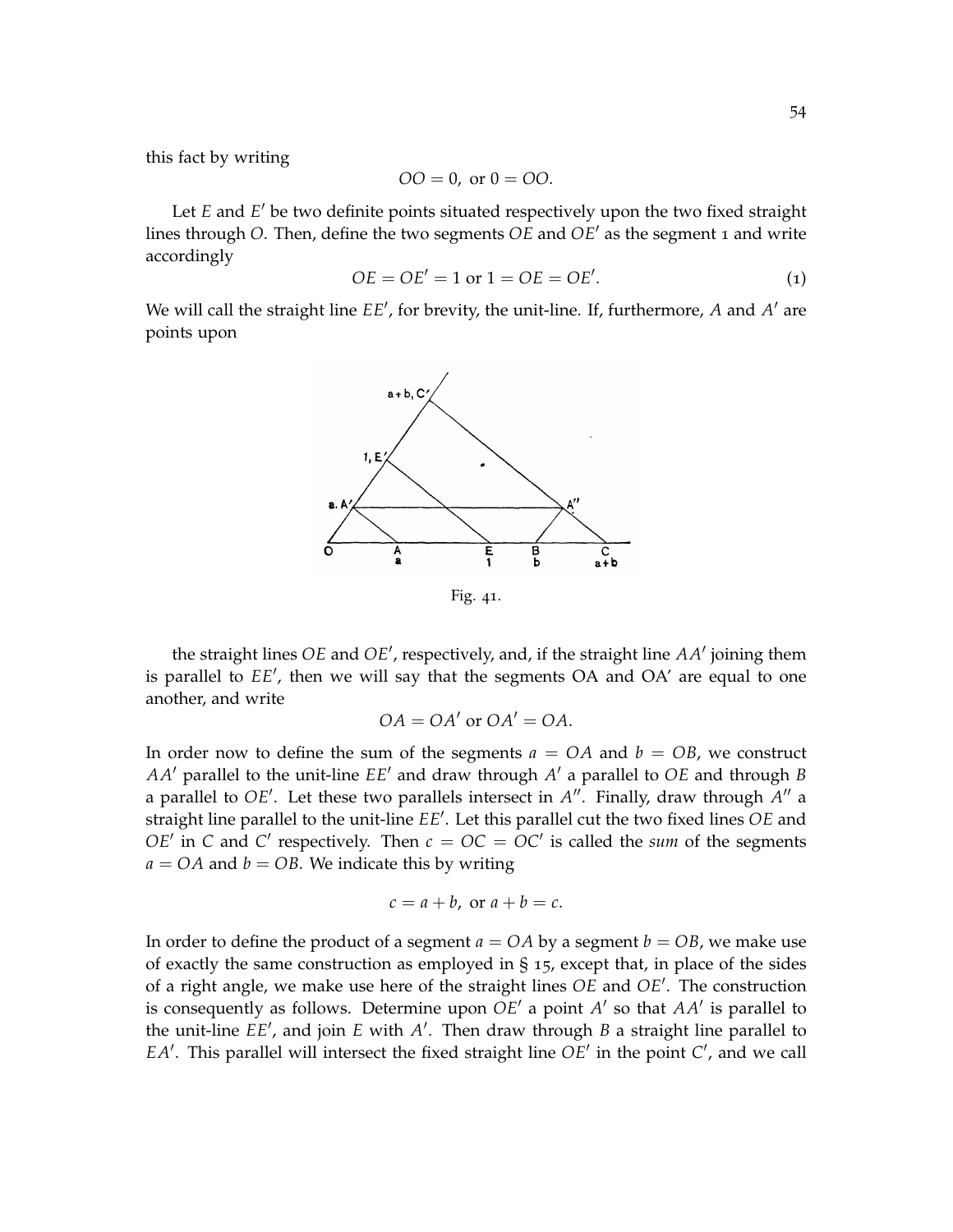this fact by writing

$$OO = 0, \text{ or } 0 = OO.$$

Let $E$ and $E'$ be two definite points situated respectively upon the two fixed straight lines through $O$. Then, define the two segments $OE$ and $OE'$ as the segment 1 and write accordingly

$$OE = OE' = 1 \text{ or } 1 = OE = OE'. \tag{1}$$

We will call the straight line $EE'$, for brevity, the unit-line. If, furthermore, $A$ and $A'$ are points upon

Fig. 41.

the straight lines $OE$ and $OE'$, respectively, and, if the straight line $AA'$ joining them is parallel to $EE'$, then we will say that the segments OA and OA′ are equal to one another, and write

$$OA = OA' \text{ or } OA' = OA.$$

In order now to define the sum of the segments $a = OA$ and $b = OB$, we construct $AA'$ parallel to the unit-line $EE'$ and draw through $A'$ a parallel to $OE$ and through $B$ a parallel to $OE'$. Let these two parallels intersect in $A''$. Finally, draw through $A''$ a straight line parallel to the unit-line $EE'$. Let this parallel cut the two fixed lines $OE$ and $OE'$ in $C$ and $C'$ respectively. Then $c = OC = OC'$ is called the *sum* of the segments $a = OA$ and $b = OB$. We indicate this by writing

$$c = a + b, \text{ or } a + b = c.$$

In order to define the product of a segment $a = OA$ by a segment $b = OB$, we make use of exactly the same construction as employed in § 15, except that, in place of the sides of a right angle, we make use here of the straight lines $OE$ and $OE'$. The construction is consequently as follows. Determine upon $OE'$ a point $A'$ so that $AA'$ is parallel to the unit-line $EE'$, and join $E$ with $A'$. Then draw through $B$ a straight line parallel to $EA'$. This parallel will intersect the fixed straight line $OE'$ in the point $C'$, and we call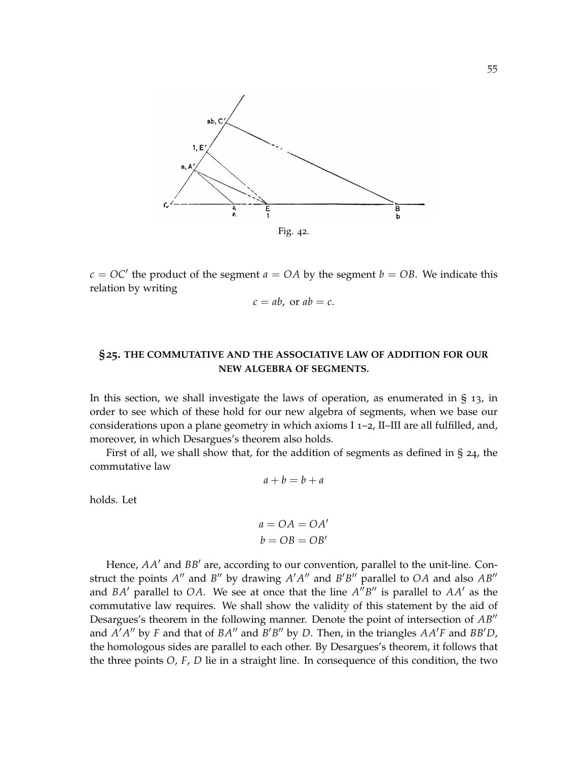Fig. 42.

$c = OC'$ the product of the segment $a = OA$ by the segment $b = OB$. We indicate this relation by writing

$$c = ab, \text{ or } ab = c.$$

## §25. THE COMMUTATIVE AND THE ASSOCIATIVE LAW OF ADDITION FOR OUR NEW ALGEBRA OF SEGMENTS.

In this section, we shall investigate the laws of operation, as enumerated in § 13, in order to see which of these hold for our new algebra of segments, when we base our considerations upon a plane geometry in which axioms I 1–2, II–III are all fulfilled, and, moreover, in which Desargues's theorem also holds.

First of all, we shall show that, for the addition of segments as defined in § 24, the commutative law

$$a + b = b + a$$

holds. Let

$$a = OA = OA'$$
$$b = OB = OB'$$

Hence, $AA'$ and $BB'$ are, according to our convention, parallel to the unit-line. Construct the points $A''$ and $B''$ by drawing $A'A''$ and $B'B''$ parallel to $OA$ and also $AB''$ and $BA'$ parallel to $OA$. We see at once that the line $A''B''$ is parallel to $AA'$ as the commutative law requires. We shall show the validity of this statement by the aid of Desargues's theorem in the following manner. Denote the point of intersection of $AB''$ and $A'A''$ by $F$ and that of $BA''$ and $B'B''$ by $D$. Then, in the triangles $AA'F$ and $BB'D$, the homologous sides are parallel to each other. By Desargues's theorem, it follows that the three points $O$, $F$, $D$ lie in a straight line. In consequence of this condition, the two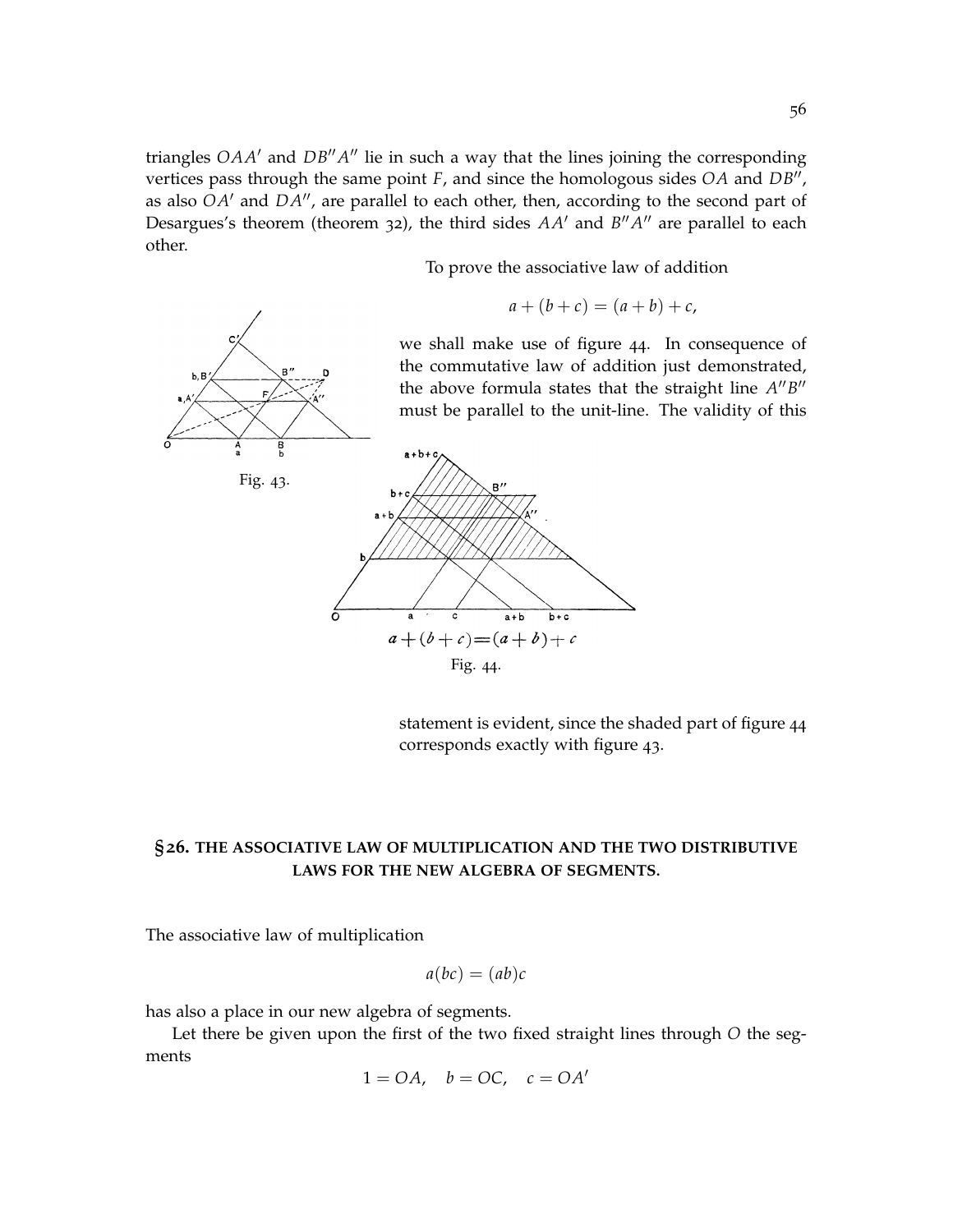triangles $OAA'$ and $DB''A''$ lie in such a way that the lines joining the corresponding vertices pass through the same point $F$, and since the homologous sides $OA$ and $DB''$, as also $OA'$ and $DA''$, are parallel to each other, then, according to the second part of Desargues's theorem (theorem 32), the third sides $AA'$ and $B''A''$ are parallel to each other.

To prove the associative law of addition

$$a + (b + c) = (a + b) + c,$$

we shall make use of figure 44. In consequence of the commutative law of addition just demonstrated, the above formula states that the straight line $A''B''$ must be parallel to the unit-line. The validity of this statement is evident, since the shaded part of figure 44 corresponds exactly with figure 43.

Fig. 43.

$a + (b + c) = (a + b) + c$

Fig. 44.

## §26. THE ASSOCIATIVE LAW OF MULTIPLICATION AND THE TWO DISTRIBUTIVE LAWS FOR THE NEW ALGEBRA OF SEGMENTS.

The associative law of multiplication

$$a(bc) = (ab)c$$

has also a place in our new algebra of segments.

Let there be given upon the first of the two fixed straight lines through $O$ the segments

$$1 = OA, \quad b = OC, \quad c = OA'$$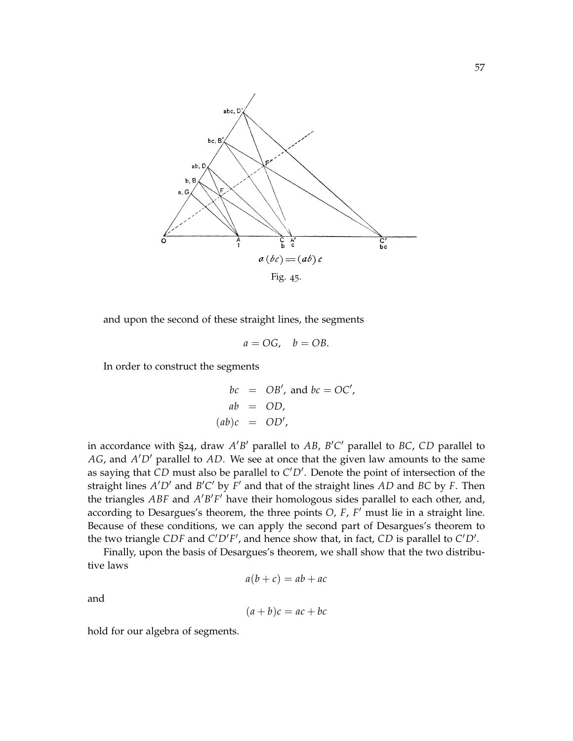$a\,(bc) = (ab)\,c$

Fig. 45.

and upon the second of these straight lines, the segments

$$a = OG, \quad b = OB.$$

In order to construct the segments

$$\begin{aligned} bc &= OB', \text{ and } bc = OC', \\ ab &= OD, \\ (ab)c &= OD', \end{aligned}$$

in accordance with §24, draw $A'B'$ parallel to $AB$, $B'C'$ parallel to $BC$, $CD$ parallel to $AG$, and $A'D'$ parallel to $AD$. We see at once that the given law amounts to the same as saying that $CD$ must also be parallel to $C'D'$. Denote the point of intersection of the straight lines $A'D'$ and $B'C'$ by $F'$ and that of the straight lines $AD$ and $BC$ by $F$. Then the triangles $ABF$ and $A'B'F'$ have their homologous sides parallel to each other, and, according to Desargues's theorem, the three points $O$, $F$, $F'$ must lie in a straight line. Because of these conditions, we can apply the second part of Desargues's theorem to the two triangle $CDF$ and $C'D'F'$, and hence show that, in fact, $CD$ is parallel to $C'D'$.

Finally, upon the basis of Desargues's theorem, we shall show that the two distributive laws

$$a(b + c) = ab + ac$$

and

$$(a + b)c = ac + bc$$

hold for our algebra of segments.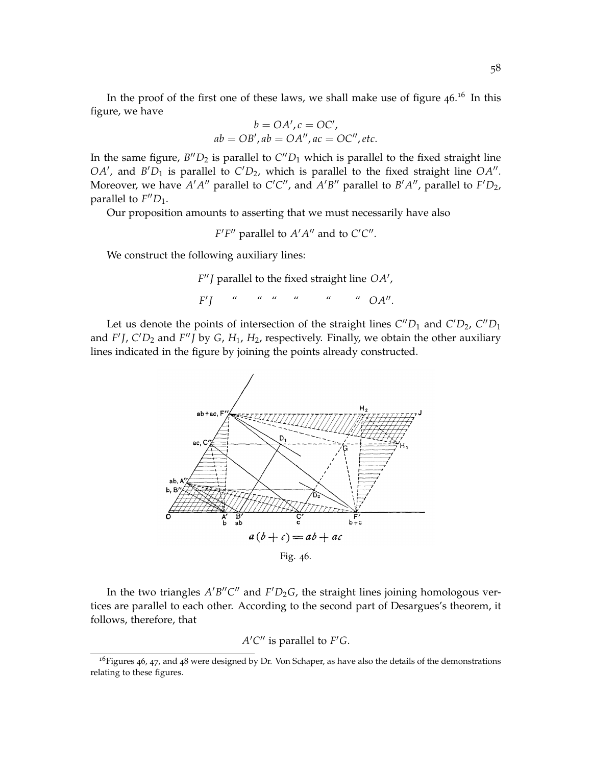In the proof of the first one of these laws, we shall make use of figure 46.[16] In this figure, we have

$$b = OA', c = OC',$$
$$ab = OB', ab = OA'', ac = OC'', etc.$$

In the same figure, $B''D_2$ is parallel to $C''D_1$ which is parallel to the fixed straight line $OA'$, and $B'D_1$ is parallel to $C'D_2$, which is parallel to the fixed straight line $OA''$. Moreover, we have $A'A''$ parallel to $C'C''$, and $A'B''$ parallel to $B'A''$, parallel to $F'D_2$, parallel to $F''D_1$.

Our proposition amounts to asserting that we must necessarily have also

$F'F''$ parallel to $A'A''$ and to $C'C''$.

We construct the following auxiliary lines:

$F''J$ parallel to the fixed straight line $OA'$,

$F'J$ " " " " " " $OA''$.

Let us denote the points of intersection of the straight lines $C''D_1$ and $C'D_2$, $C''D_1$ and $F'J$, $C'D_2$ and $F''J$ by $G$, $H_1$, $H_2$, respectively. Finally, we obtain the other auxiliary lines indicated in the figure by joining the points already constructed.

$a(b+c) = ab + ac$

Fig. 46.

In the two triangles $A'B''C''$ and $F'D_2G$, the straight lines joining homologous vertices are parallel to each other. According to the second part of Desargues's theorem, it follows, therefore, that

$A'C''$ is parallel to $F'G$.

[16] Figures 46, 47, and 48 were designed by Dr. Von Schaper, as have also the details of the demonstrations relating to these figures.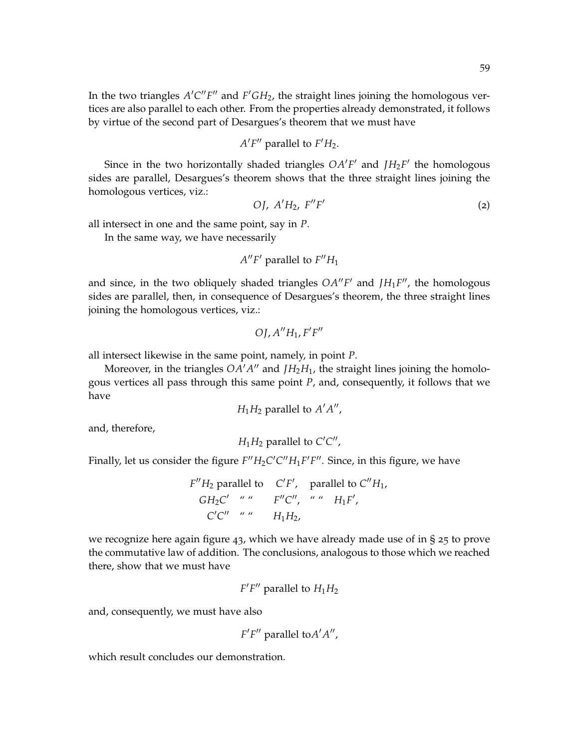In the two triangles $A'C''F''$ and $F'GH_2$, the straight lines joining the homologous vertices are also parallel to each other. From the properties already demonstrated, it follows by virtue of the second part of Desargues's theorem that we must have

$$A'F'' \text{ parallel to } F'H_2.$$

Since in the two horizontally shaded triangles $OA'F'$ and $JH_2F'$ the homologous sides are parallel, Desargues's theorem shows that the three straight lines joining the homologous vertices, viz.:

$$OJ,\ A'H_2,\ F''F' \tag{2}$$

all intersect in one and the same point, say in $P$.

In the same way, we have necessarily

$$A''F' \text{ parallel to } F''H_1$$

and since, in the two obliquely shaded triangles $OA''F'$ and $JH_1F''$, the homologous sides are parallel, then, in consequence of Desargues's theorem, the three straight lines joining the homologous vertices, viz.:

$$OJ, A''H_1, F'F''$$

all intersect likewise in the same point, namely, in point $P$.

Moreover, in the triangles $OA'A''$ and $JH_2H_1$, the straight lines joining the homologous vertices all pass through this same point $P$, and, consequently, it follows that we have

$$H_1H_2 \text{ parallel to } A'A'',$$

and, therefore,

$$H_1H_2 \text{ parallel to } C'C'',$$

Finally, let us consider the figure $F''H_2C'C''H_1F'F''$. Since, in this figure, we have

$$\begin{array}{lllll}
F''H_2 & \text{parallel to} & C'F', & \text{parallel to} & C''H_1, \\
GH_2C' & \text{" "} & F''C'', & \text{" "} & H_1F', \\
C'C'' & \text{" "} & H_1H_2, & &
\end{array}$$

we recognize here again figure 43, which we have already made use of in § 25 to prove the commutative law of addition. The conclusions, analogous to those which we reached there, show that we must have

$$F'F'' \text{ parallel to } H_1H_2$$

and, consequently, we must have also

$$F'F'' \text{ parallel to} A'A'',$$

which result concludes our demonstration.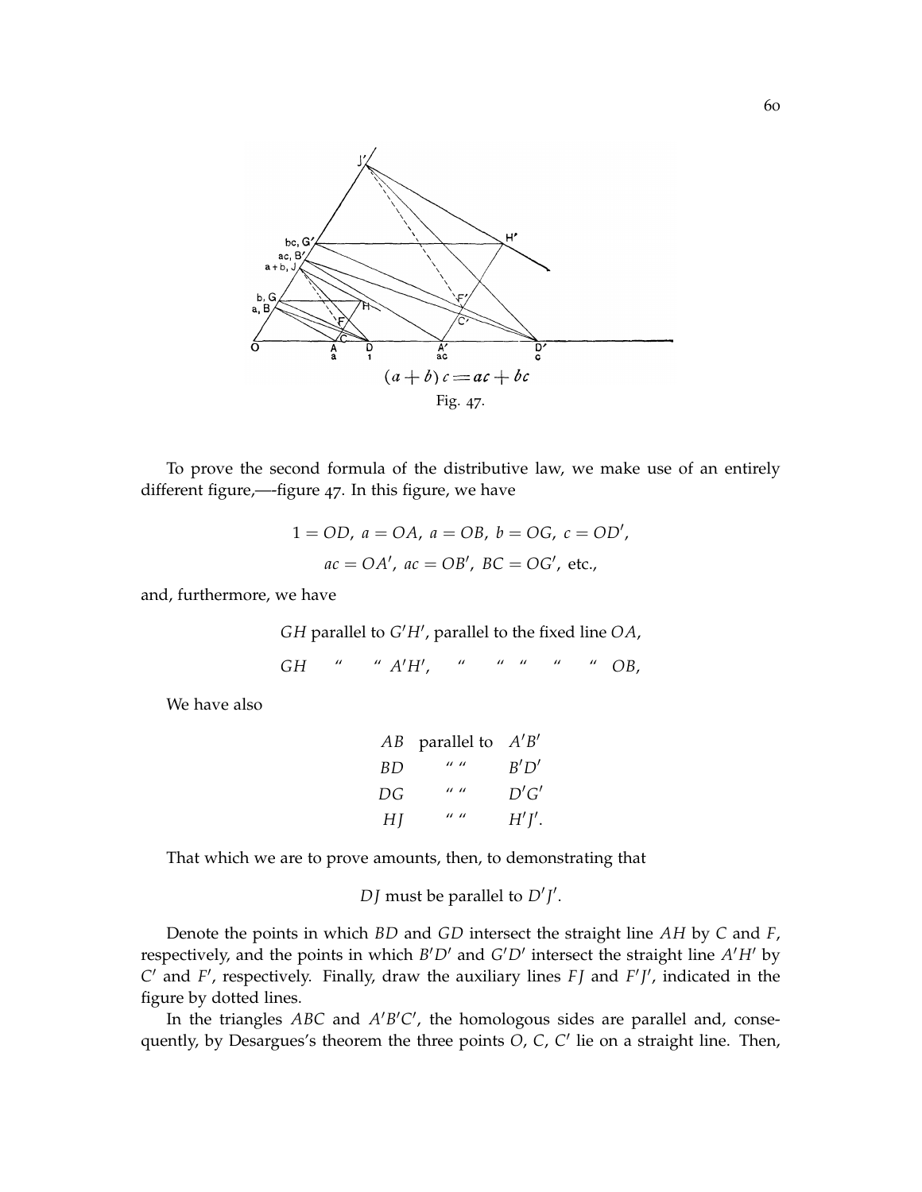$$(a+b)c = ac + bc$$

Fig. 47.

To prove the second formula of the distributive law, we make use of an entirely different figure,—-figure 47. In this figure, we have

$$1 = OD,\ a = OA,\ a = OB,\ b = OG,\ c = OD',$$
$$ac = OA',\ ac = OB',\ BC = OG',\ \text{etc.},$$

and, furthermore, we have

$GH$ parallel to $G'H'$, parallel to the fixed line $OA$,

$GH$ " " $A'H'$, " " " " " $OB$,

We have also

| | | |
|---|---|---|
| $AB$ | parallel to | $A'B'$ |
| $BD$ | " " | $B'D'$ |
| $DG$ | " " | $D'G'$ |
| $HJ$ | " " | $H'J'$. |

That which we are to prove amounts, then, to demonstrating that

$DJ$ must be parallel to $D'J'$.

Denote the points in which $BD$ and $GD$ intersect the straight line $AH$ by $C$ and $F$, respectively, and the points in which $B'D'$ and $G'D'$ intersect the straight line $A'H'$ by $C'$ and $F'$, respectively. Finally, draw the auxiliary lines $FJ$ and $F'J'$, indicated in the figure by dotted lines.

In the triangles $ABC$ and $A'B'C'$, the homologous sides are parallel and, consequently, by Desargues's theorem the three points $O$, $C$, $C'$ lie on a straight line. Then,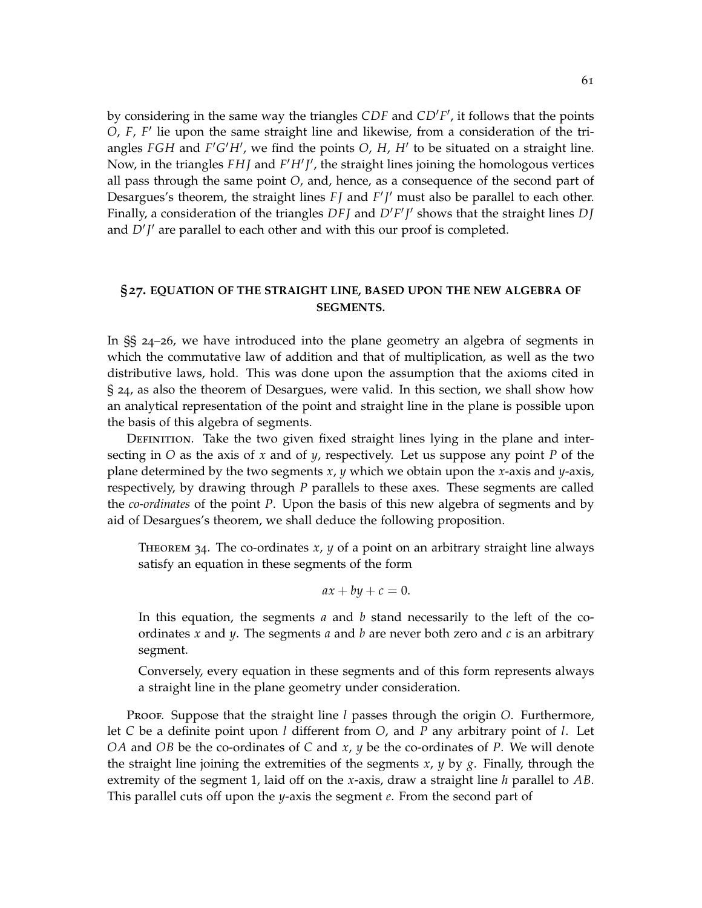by considering in the same way the triangles $CDF$ and $CD'F'$, it follows that the points $O$, $F$, $F'$ lie upon the same straight line and likewise, from a consideration of the triangles $FGH$ and $F'G'H'$, we find the points $O$, $H$, $H'$ to be situated on a straight line. Now, in the triangles $FHJ$ and $F'H'J'$, the straight lines joining the homologous vertices all pass through the same point $O$, and, hence, as a consequence of the second part of Desargues's theorem, the straight lines $FJ$ and $F'J'$ must also be parallel to each other. Finally, a consideration of the triangles $DFJ$ and $D'F'J'$ shows that the straight lines $DJ$ and $D'J'$ are parallel to each other and with this our proof is completed.

## § 27. EQUATION OF THE STRAIGHT LINE, BASED UPON THE NEW ALGEBRA OF SEGMENTS.

In §§ 24–26, we have introduced into the plane geometry an algebra of segments in which the commutative law of addition and that of multiplication, as well as the two distributive laws, hold. This was done upon the assumption that the axioms cited in § 24, as also the theorem of Desargues, were valid. In this section, we shall show how an analytical representation of the point and straight line in the plane is possible upon the basis of this algebra of segments.

Definition. Take the two given fixed straight lines lying in the plane and intersecting in $O$ as the axis of $x$ and of $y$, respectively. Let us suppose any point $P$ of the plane determined by the two segments $x$, $y$ which we obtain upon the $x$-axis and $y$-axis, respectively, by drawing through $P$ parallels to these axes. These segments are called the *co-ordinates* of the point $P$. Upon the basis of this new algebra of segments and by aid of Desargues's theorem, we shall deduce the following proposition.

Theorem 34. The co-ordinates $x$, $y$ of a point on an arbitrary straight line always satisfy an equation in these segments of the form

$$ax + by + c = 0.$$

In this equation, the segments $a$ and $b$ stand necessarily to the left of the co-ordinates $x$ and $y$. The segments $a$ and $b$ are never both zero and $c$ is an arbitrary segment.

Conversely, every equation in these segments and of this form represents always a straight line in the plane geometry under consideration.

Proof. Suppose that the straight line $l$ passes through the origin $O$. Furthermore, let $C$ be a definite point upon $l$ different from $O$, and $P$ any arbitrary point of $l$. Let $OA$ and $OB$ be the co-ordinates of $C$ and $x$, $y$ be the co-ordinates of $P$. We will denote the straight line joining the extremities of the segments $x$, $y$ by $g$. Finally, through the extremity of the segment 1, laid off on the $x$-axis, draw a straight line $h$ parallel to $AB$. This parallel cuts off upon the $y$-axis the segment $e$. From the second part of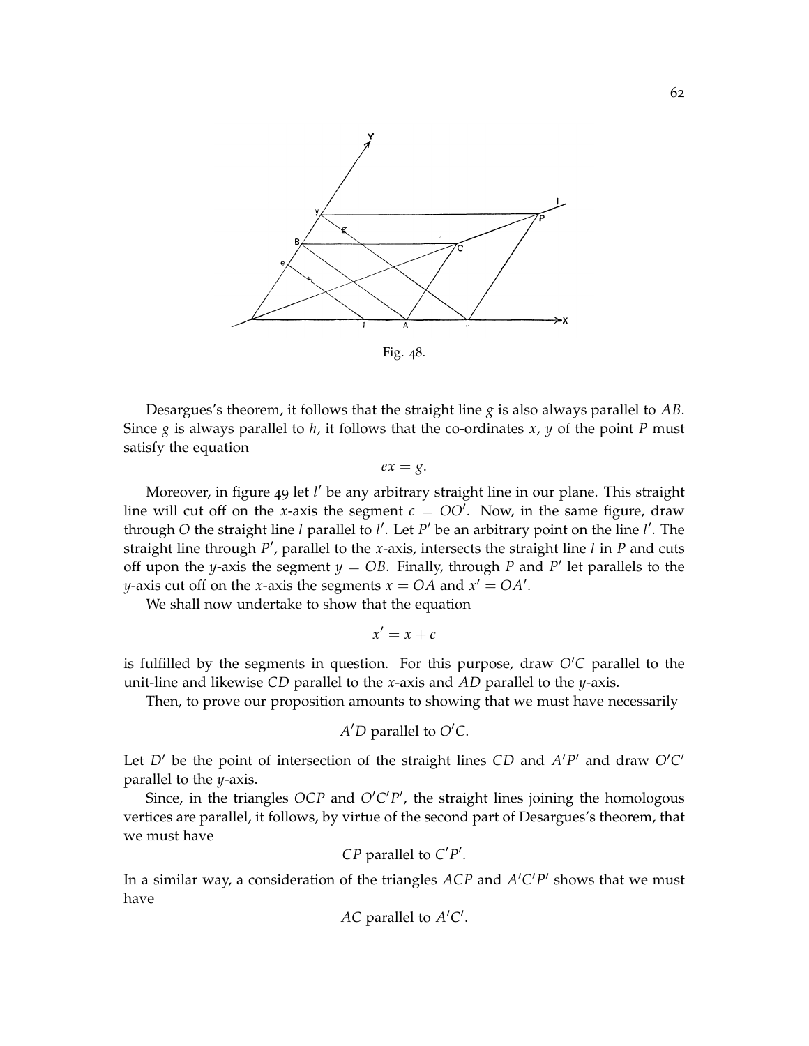Y

y

g

B

C

e

P

l

1

A

X

Fig. 48.

Desargues's theorem, it follows that the straight line $g$ is also always parallel to $AB$. Since $g$ is always parallel to $h$, it follows that the co-ordinates $x$, $y$ of the point $P$ must satisfy the equation

$$ex = g.$$

Moreover, in figure 49 let $l'$ be any arbitrary straight line in our plane. This straight line will cut off on the $x$-axis the segment $c = OO'$. Now, in the same figure, draw through $O$ the straight line $l$ parallel to $l'$. Let $P'$ be an arbitrary point on the line $l'$. The straight line through $P'$, parallel to the $x$-axis, intersects the straight line $l$ in $P$ and cuts off upon the $y$-axis the segment $y = OB$. Finally, through $P$ and $P'$ let parallels to the $y$-axis cut off on the $x$-axis the segments $x = OA$ and $x' = OA'$.

We shall now undertake to show that the equation

$$x' = x + c$$

is fulfilled by the segments in question. For this purpose, draw $O'C$ parallel to the unit-line and likewise $CD$ parallel to the $x$-axis and $AD$ parallel to the $y$-axis.

Then, to prove our proposition amounts to showing that we must have necessarily

$$A'D \text{ parallel to } O'C.$$

Let $D'$ be the point of intersection of the straight lines $CD$ and $A'P'$ and draw $O'C'$ parallel to the $y$-axis.

Since, in the triangles $OCP$ and $O'C'P'$, the straight lines joining the homologous vertices are parallel, it follows, by virtue of the second part of Desargues's theorem, that we must have

$$CP \text{ parallel to } C'P'.$$

In a similar way, a consideration of the triangles $ACP$ and $A'C'P'$ shows that we must have

$$AC \text{ parallel to } A'C'.$$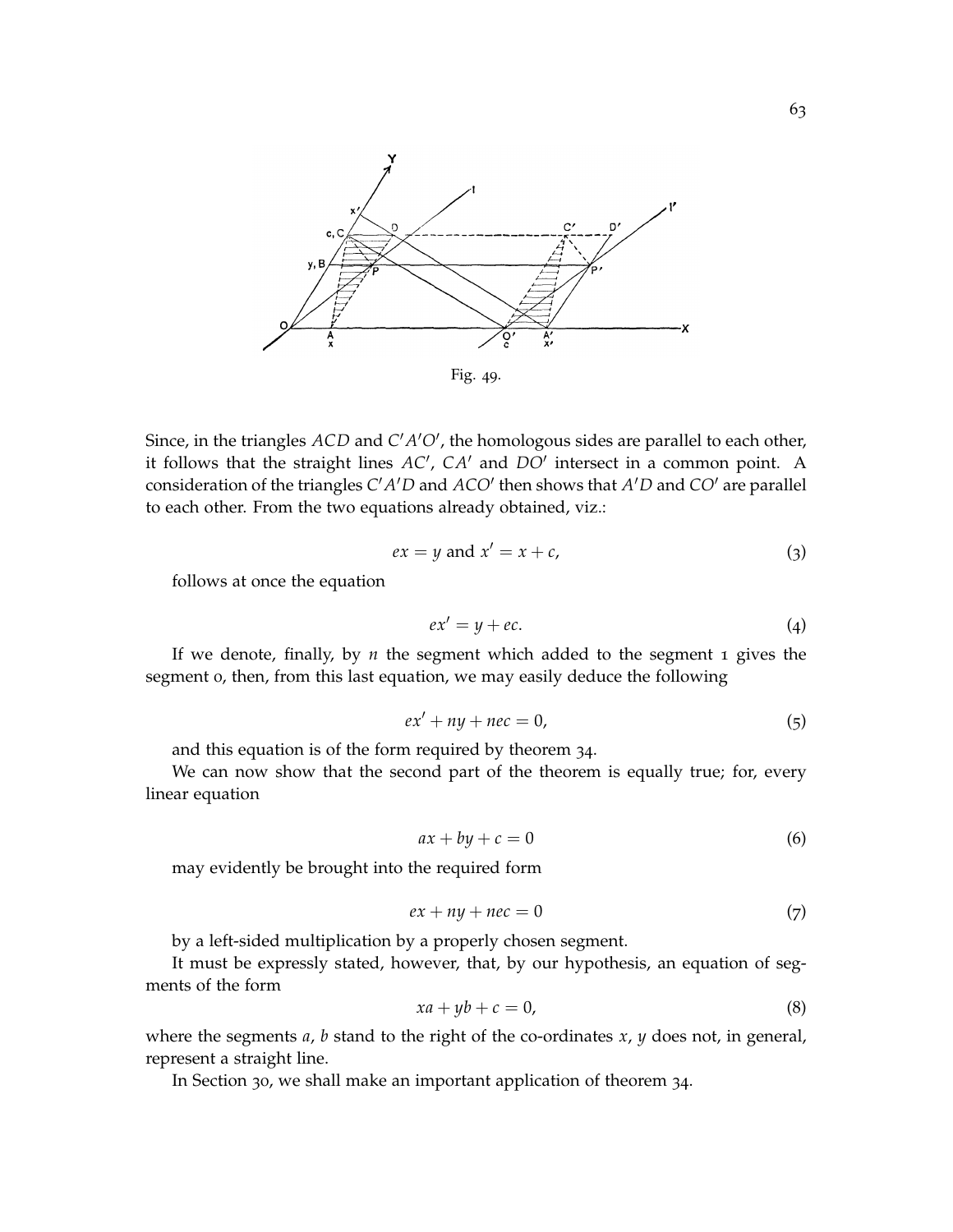Fig. 49.

Since, in the triangles $ACD$ and $C'A'O'$, the homologous sides are parallel to each other, it follows that the straight lines $AC'$, $CA'$ and $DO'$ intersect in a common point. A consideration of the triangles $C'A'D$ and $ACO'$ then shows that $A'D$ and $CO'$ are parallel to each other. From the two equations already obtained, viz.:

$$ex = y \text{ and } x' = x + c, \tag{3}$$

follows at once the equation

$$ex' = y + ec. \tag{4}$$

If we denote, finally, by $n$ the segment which added to the segment 1 gives the segment 0, then, from this last equation, we may easily deduce the following

$$ex' + ny + nec = 0, \tag{5}$$

and this equation is of the form required by theorem 34.

We can now show that the second part of the theorem is equally true; for, every linear equation

$$ax + by + c = 0 \tag{6}$$

may evidently be brought into the required form

$$ex + ny + nec = 0 \tag{7}$$

by a left-sided multiplication by a properly chosen segment.

It must be expressly stated, however, that, by our hypothesis, an equation of segments of the form

$$xa + yb + c = 0, \tag{8}$$

where the segments $a$, $b$ stand to the right of the co-ordinates $x$, $y$ does not, in general, represent a straight line.

In Section 30, we shall make an important application of theorem 34.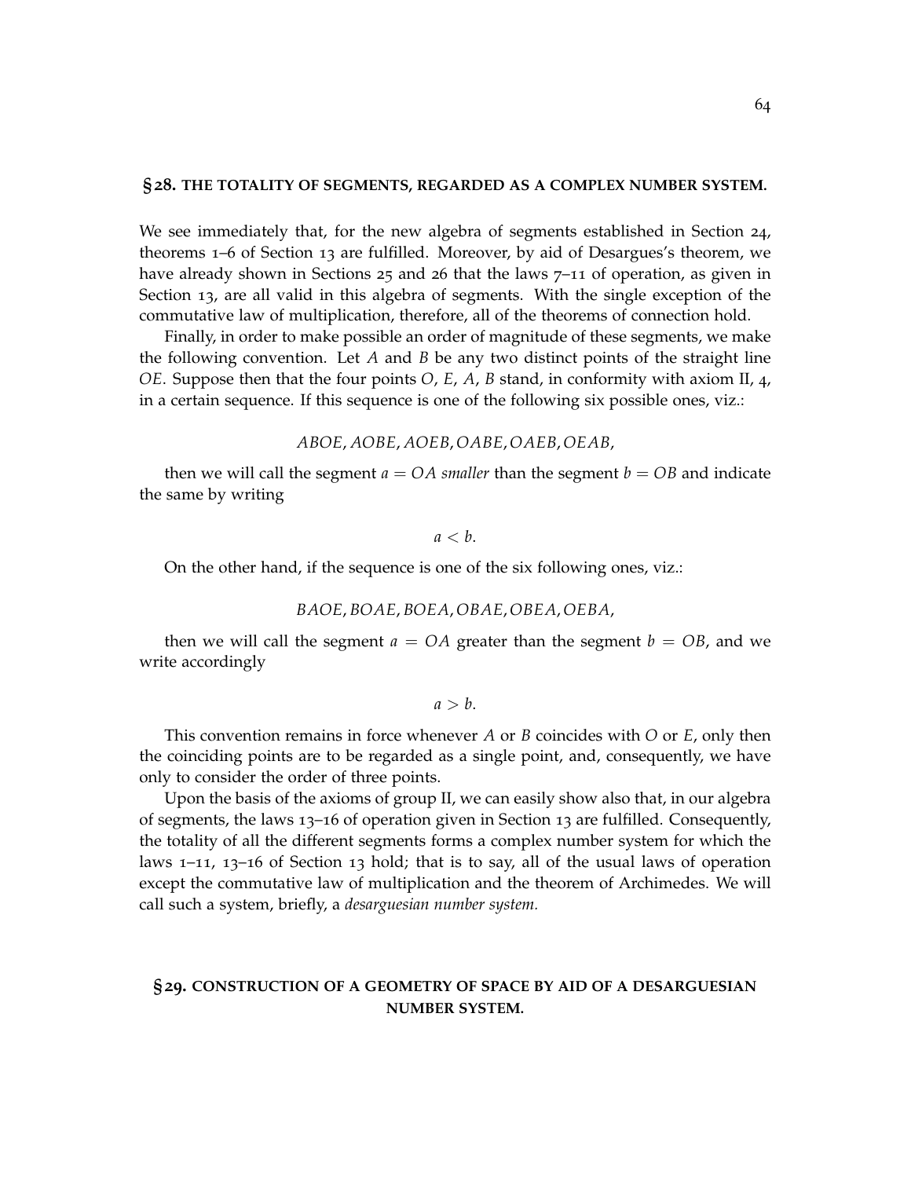## § 28. THE TOTALITY OF SEGMENTS, REGARDED AS A COMPLEX NUMBER SYSTEM.

We see immediately that, for the new algebra of segments established in Section 24, theorems 1–6 of Section 13 are fulfilled. Moreover, by aid of Desargues's theorem, we have already shown in Sections 25 and 26 that the laws 7–11 of operation, as given in Section 13, are all valid in this algebra of segments. With the single exception of the commutative law of multiplication, therefore, all of the theorems of connection hold.

Finally, in order to make possible an order of magnitude of these segments, we make the following convention. Let $A$ and $B$ be any two distinct points of the straight line $OE$. Suppose then that the four points $O$, $E$, $A$, $B$ stand, in conformity with axiom II, 4, in a certain sequence. If this sequence is one of the following six possible ones, viz.:

$$ABOE, AOBE, AOEB, OABE, OAEB, OEAB,$$

then we will call the segment $a = OA$ *smaller* than the segment $b = OB$ and indicate the same by writing

$$a < b.$$

On the other hand, if the sequence is one of the six following ones, viz.:

$$BAOE, BOAE, BOEA, OBAE, OBEA, OEBA,$$

then we will call the segment $a = OA$ greater than the segment $b = OB$, and we write accordingly

$$a > b.$$

This convention remains in force whenever $A$ or $B$ coincides with $O$ or $E$, only then the coinciding points are to be regarded as a single point, and, consequently, we have only to consider the order of three points.

Upon the basis of the axioms of group II, we can easily show also that, in our algebra of segments, the laws 13–16 of operation given in Section 13 are fulfilled. Consequently, the totality of all the different segments forms a complex number system for which the laws 1–11, 13–16 of Section 13 hold; that is to say, all of the usual laws of operation except the commutative law of multiplication and the theorem of Archimedes. We will call such a system, briefly, a *desarguesian number system.*

## § 29. CONSTRUCTION OF A GEOMETRY OF SPACE BY AID OF A DESARGUESIAN NUMBER SYSTEM.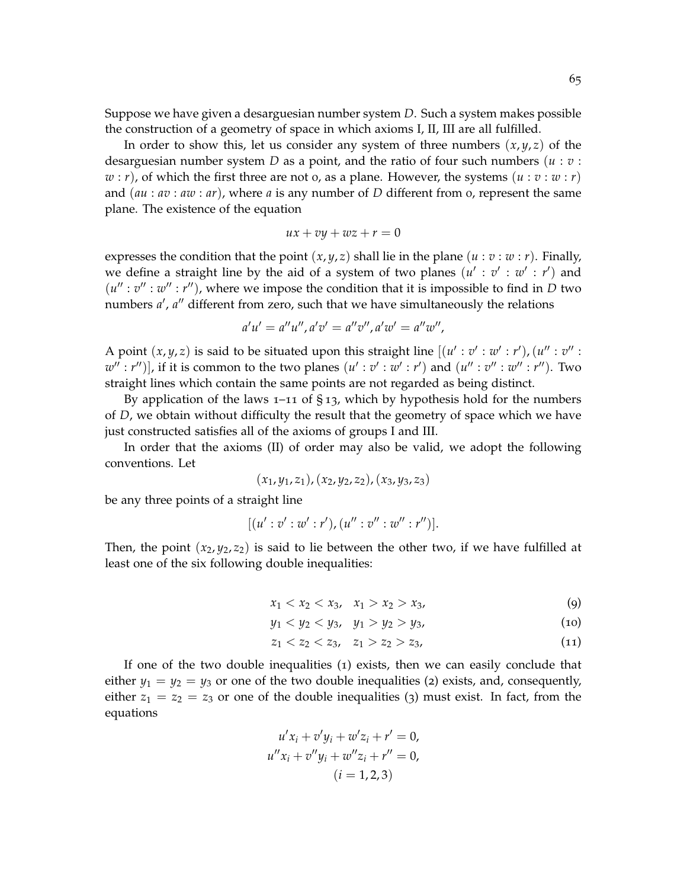Suppose we have given a desarguesian number system $D$. Such a system makes possible the construction of a geometry of space in which axioms I, II, III are all fulfilled.

In order to show this, let us consider any system of three numbers $(x, y, z)$ of the desarguesian number system $D$ as a point, and the ratio of four such numbers $(u : v : w : r)$, of which the first three are not 0, as a plane. However, the systems $(u : v : w : r)$ and $(au : av : aw : ar)$, where $a$ is any number of $D$ different from 0, represent the same plane. The existence of the equation

$$ux + vy + wz + r = 0$$

expresses the condition that the point $(x, y, z)$ shall lie in the plane $(u : v : w : r)$. Finally, we define a straight line by the aid of a system of two planes $(u' : v' : w' : r')$ and $(u'' : v'' : w'' : r'')$, where we impose the condition that it is impossible to find in $D$ two numbers $a'$, $a''$ different from zero, such that we have simultaneously the relations

$$a'u' = a''u'', a'v' = a''v'', a'w' = a''w'',$$

A point $(x, y, z)$ is said to be situated upon this straight line $[(u' : v' : w' : r'), (u'' : v'' : w'' : r'')]$, if it is common to the two planes $(u' : v' : w' : r')$ and $(u'' : v'' : w'' : r'')$. Two straight lines which contain the same points are not regarded as being distinct.

By application of the laws 1–11 of § 13, which by hypothesis hold for the numbers of $D$, we obtain without difficulty the result that the geometry of space which we have just constructed satisfies all of the axioms of groups I and III.

In order that the axioms (II) of order may also be valid, we adopt the following conventions. Let

$$(x_1, y_1, z_1), (x_2, y_2, z_2), (x_3, y_3, z_3)$$

be any three points of a straight line

$$[(u' : v' : w' : r'), (u'' : v'' : w'' : r'')].$$

Then, the point $(x_2, y_2, z_2)$ is said to lie between the other two, if we have fulfilled at least one of the six following double inequalities:

$$x_1 < x_2 < x_3, \quad x_1 > x_2 > x_3, \tag{9}$$

$$y_1 < y_2 < y_3, \quad y_1 > y_2 > y_3, \tag{10}$$

$$z_1 < z_2 < z_3, \quad z_1 > z_2 > z_3, \tag{11}$$

If one of the two double inequalities (1) exists, then we can easily conclude that either $y_1 = y_2 = y_3$ or one of the two double inequalities (2) exists, and, consequently, either $z_1 = z_2 = z_3$ or one of the double inequalities (3) must exist. In fact, from the equations

$$\begin{gathered} u'x_i + v'y_i + w'z_i + r' = 0, \\ u''x_i + v''y_i + w''z_i + r'' = 0, \\ (i = 1, 2, 3) \end{gathered}$$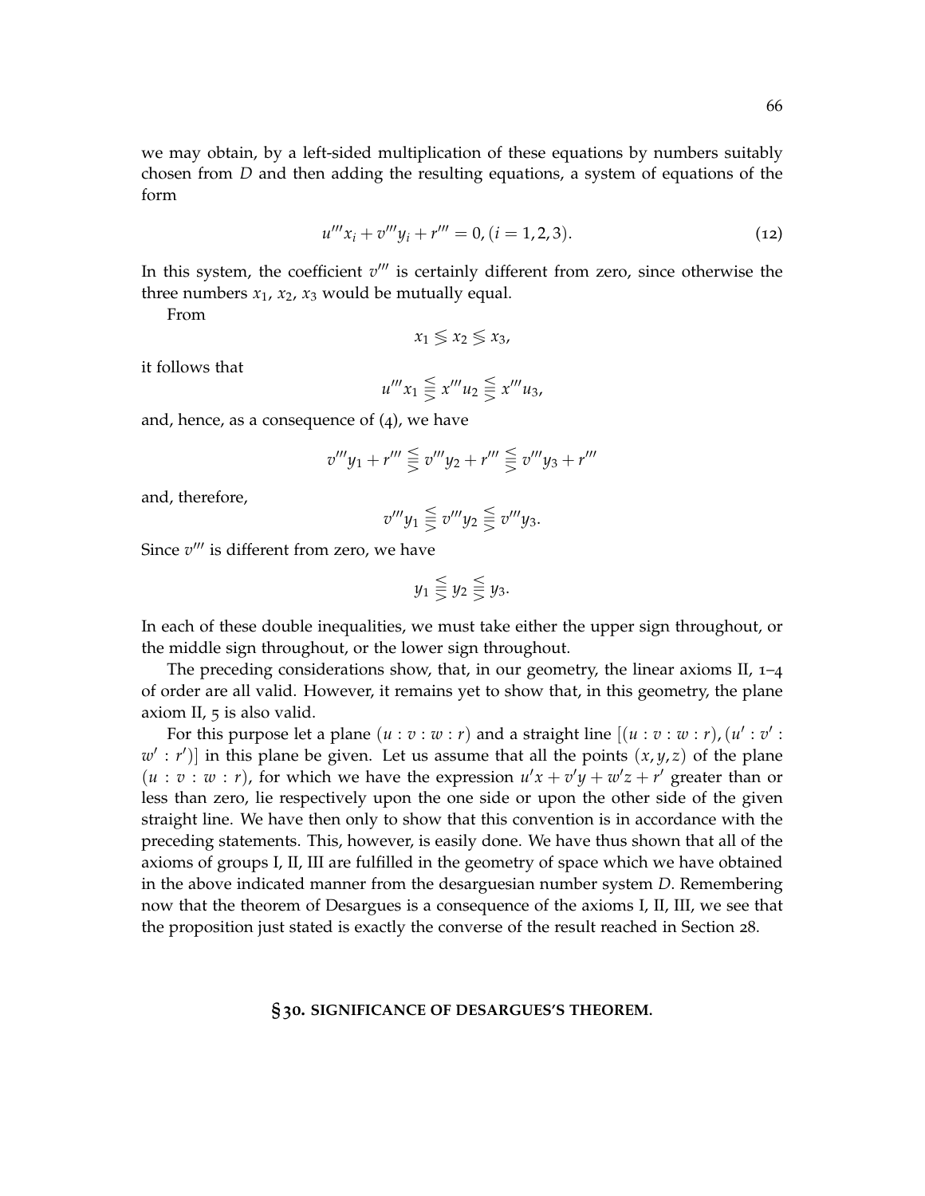we may obtain, by a left-sided multiplication of these equations by numbers suitably chosen from $D$ and then adding the resulting equations, a system of equations of the form

$$u'''x_i + v'''y_i + r''' = 0, (i = 1, 2, 3). \tag{12}$$

In this system, the coefficient $v'''$ is certainly different from zero, since otherwise the three numbers $x_1$, $x_2$, $x_3$ would be mutually equal.

From

$$x_1 \lessgtr x_2 \lessgtr x_3,$$

it follows that

$$u'''x_1 \lesseqqgtr x'''u_2 \lesseqqgtr x'''u_3,$$

and, hence, as a consequence of (4), we have

$$v'''y_1 + r''' \lesseqqgtr v'''y_2 + r''' \lesseqqgtr v'''y_3 + r'''$$

and, therefore,

$$v'''y_1 \lesseqqgtr v'''y_2 \lesseqqgtr v'''y_3.$$

Since $v'''$ is different from zero, we have

$$y_1 \lesseqqgtr y_2 \lesseqqgtr y_3.$$

In each of these double inequalities, we must take either the upper sign throughout, or the middle sign throughout, or the lower sign throughout.

The preceding considerations show, that, in our geometry, the linear axioms II, 1–4 of order are all valid. However, it remains yet to show that, in this geometry, the plane axiom II, 5 is also valid.

For this purpose let a plane $(u : v : w : r)$ and a straight line $[(u : v : w : r), (u' : v' : w' : r')]$ in this plane be given. Let us assume that all the points $(x, y, z)$ of the plane $(u : v : w : r)$, for which we have the expression $u'x + v'y + w'z + r'$ greater than or less than zero, lie respectively upon the one side or upon the other side of the given straight line. We have then only to show that this convention is in accordance with the preceding statements. This, however, is easily done. We have thus shown that all of the axioms of groups I, II, III are fulfilled in the geometry of space which we have obtained in the above indicated manner from the desarguesian number system $D$. Remembering now that the theorem of Desargues is a consequence of the axioms I, II, III, we see that the proposition just stated is exactly the converse of the result reached in Section 28.

## § 30. SIGNIFICANCE OF DESARGUES'S THEOREM.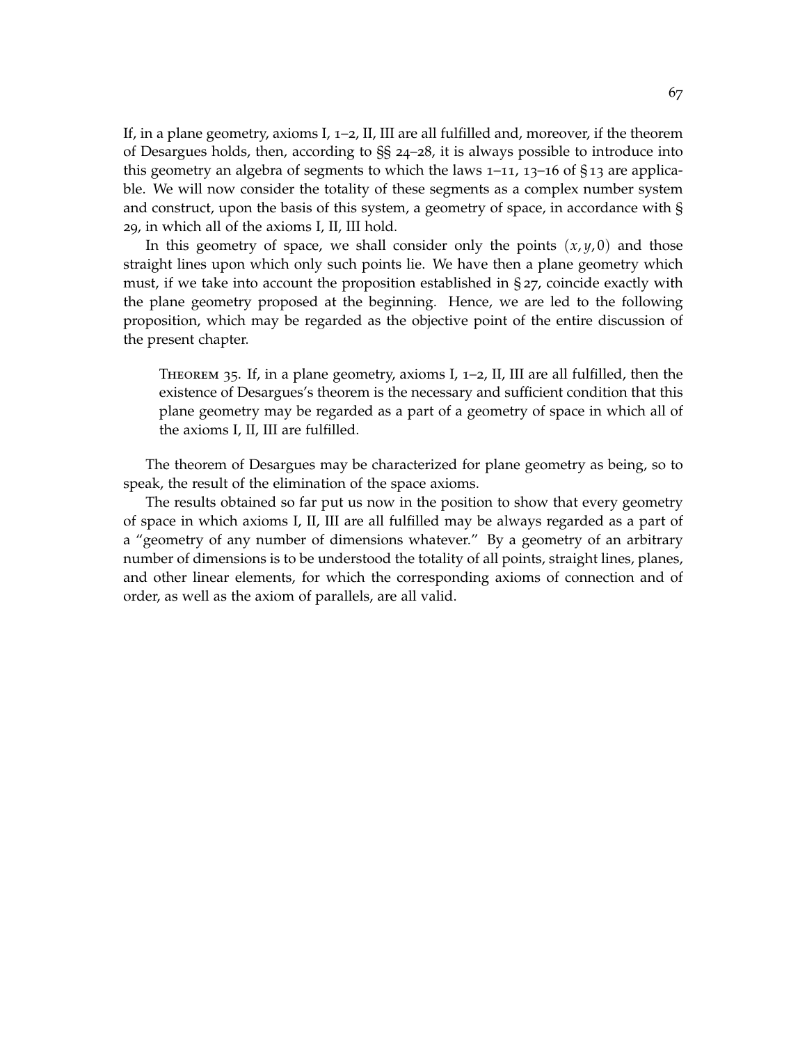If, in a plane geometry, axioms I, 1–2, II, III are all fulfilled and, moreover, if the theorem of Desargues holds, then, according to §§ 24–28, it is always possible to introduce into this geometry an algebra of segments to which the laws 1–11, 13–16 of § 13 are applicable. We will now consider the totality of these segments as a complex number system and construct, upon the basis of this system, a geometry of space, in accordance with § 29, in which all of the axioms I, II, III hold.

In this geometry of space, we shall consider only the points $(x, y, 0)$ and those straight lines upon which only such points lie. We have then a plane geometry which must, if we take into account the proposition established in § 27, coincide exactly with the plane geometry proposed at the beginning. Hence, we are led to the following proposition, which may be regarded as the objective point of the entire discussion of the present chapter.

> Theorem 35. If, in a plane geometry, axioms I, 1–2, II, III are all fulfilled, then the existence of Desargues's theorem is the necessary and sufficient condition that this plane geometry may be regarded as a part of a geometry of space in which all of the axioms I, II, III are fulfilled.

The theorem of Desargues may be characterized for plane geometry as being, so to speak, the result of the elimination of the space axioms.

The results obtained so far put us now in the position to show that every geometry of space in which axioms I, II, III are all fulfilled may be always regarded as a part of a "geometry of any number of dimensions whatever." By a geometry of an arbitrary number of dimensions is to be understood the totality of all points, straight lines, planes, and other linear elements, for which the corresponding axioms of connection and of order, as well as the axiom of parallels, are all valid.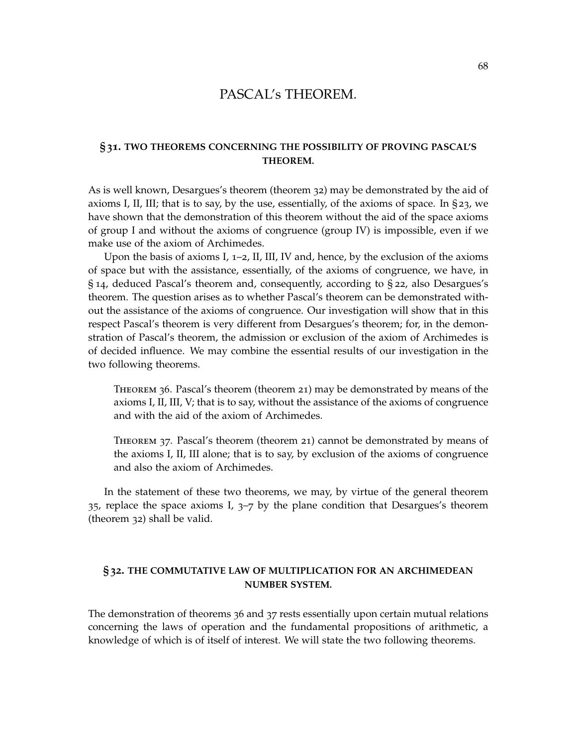# PASCAL's THEOREM.

## § 31. TWO THEOREMS CONCERNING THE POSSIBILITY OF PROVING PASCAL'S THEOREM.

As is well known, Desargues's theorem (theorem 32) may be demonstrated by the aid of axioms I, II, III; that is to say, by the use, essentially, of the axioms of space. In § 23, we have shown that the demonstration of this theorem without the aid of the space axioms of group I and without the axioms of congruence (group IV) is impossible, even if we make use of the axiom of Archimedes.

Upon the basis of axioms I, 1–2, II, III, IV and, hence, by the exclusion of the axioms of space but with the assistance, essentially, of the axioms of congruence, we have, in § 14, deduced Pascal's theorem and, consequently, according to § 22, also Desargues's theorem. The question arises as to whether Pascal's theorem can be demonstrated without the assistance of the axioms of congruence. Our investigation will show that in this respect Pascal's theorem is very different from Desargues's theorem; for, in the demonstration of Pascal's theorem, the admission or exclusion of the axiom of Archimedes is of decided influence. We may combine the essential results of our investigation in the two following theorems.

> Theorem 36. Pascal's theorem (theorem 21) may be demonstrated by means of the axioms I, II, III, V; that is to say, without the assistance of the axioms of congruence and with the aid of the axiom of Archimedes.

> Theorem 37. Pascal's theorem (theorem 21) cannot be demonstrated by means of the axioms I, II, III alone; that is to say, by exclusion of the axioms of congruence and also the axiom of Archimedes.

In the statement of these two theorems, we may, by virtue of the general theorem 35, replace the space axioms I, 3–7 by the plane condition that Desargues's theorem (theorem 32) shall be valid.

## § 32. THE COMMUTATIVE LAW OF MULTIPLICATION FOR AN ARCHIMEDEAN NUMBER SYSTEM.

The demonstration of theorems 36 and 37 rests essentially upon certain mutual relations concerning the laws of operation and the fundamental propositions of arithmetic, a knowledge of which is of itself of interest. We will state the two following theorems.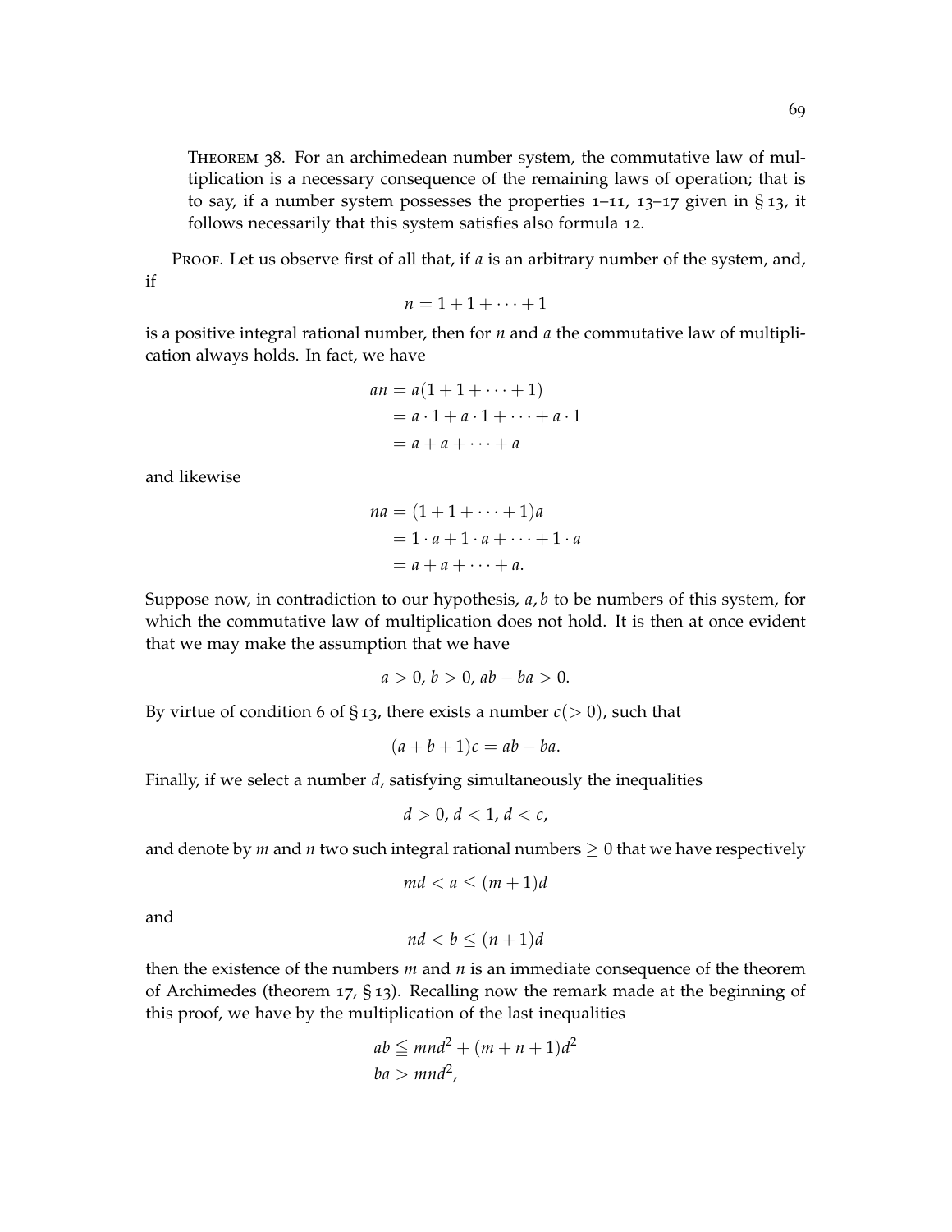Theorem 38. For an archimedean number system, the commutative law of multiplication is a necessary consequence of the remaining laws of operation; that is to say, if a number system possesses the properties 1–11, 13–17 given in § 13, it follows necessarily that this system satisfies also formula 12.

Proof. Let us observe first of all that, if $a$ is an arbitrary number of the system, and, if

$$n = 1 + 1 + \cdots + 1$$

is a positive integral rational number, then for $n$ and $a$ the commutative law of multiplication always holds. In fact, we have

$$\begin{aligned} an &= a(1 + 1 + \cdots + 1) \\ &= a \cdot 1 + a \cdot 1 + \cdots + a \cdot 1 \\ &= a + a + \cdots + a \end{aligned}$$

and likewise

$$\begin{aligned} na &= (1 + 1 + \cdots + 1)a \\ &= 1 \cdot a + 1 \cdot a + \cdots + 1 \cdot a \\ &= a + a + \cdots + a. \end{aligned}$$

Suppose now, in contradiction to our hypothesis, $a, b$ to be numbers of this system, for which the commutative law of multiplication does not hold. It is then at once evident that we may make the assumption that we have

$$a > 0,\ b > 0,\ ab - ba > 0.$$

By virtue of condition 6 of § 13, there exists a number $c (> 0)$, such that

$$(a + b + 1)c = ab - ba.$$

Finally, if we select a number $d$, satisfying simultaneously the inequalities

$$d > 0,\ d < 1,\ d < c,$$

and denote by $m$ and $n$ two such integral rational numbers $\geq 0$ that we have respectively

$$md < a \leq (m + 1)d$$

and

$$nd < b \leq (n + 1)d$$

then the existence of the numbers $m$ and $n$ is an immediate consequence of the theorem of Archimedes (theorem 17, § 13). Recalling now the remark made at the beginning of this proof, we have by the multiplication of the last inequalities

$$\begin{aligned} ab &\leqq mnd^2 + (m + n + 1)d^2 \\ ba &> mnd^2, \end{aligned}$$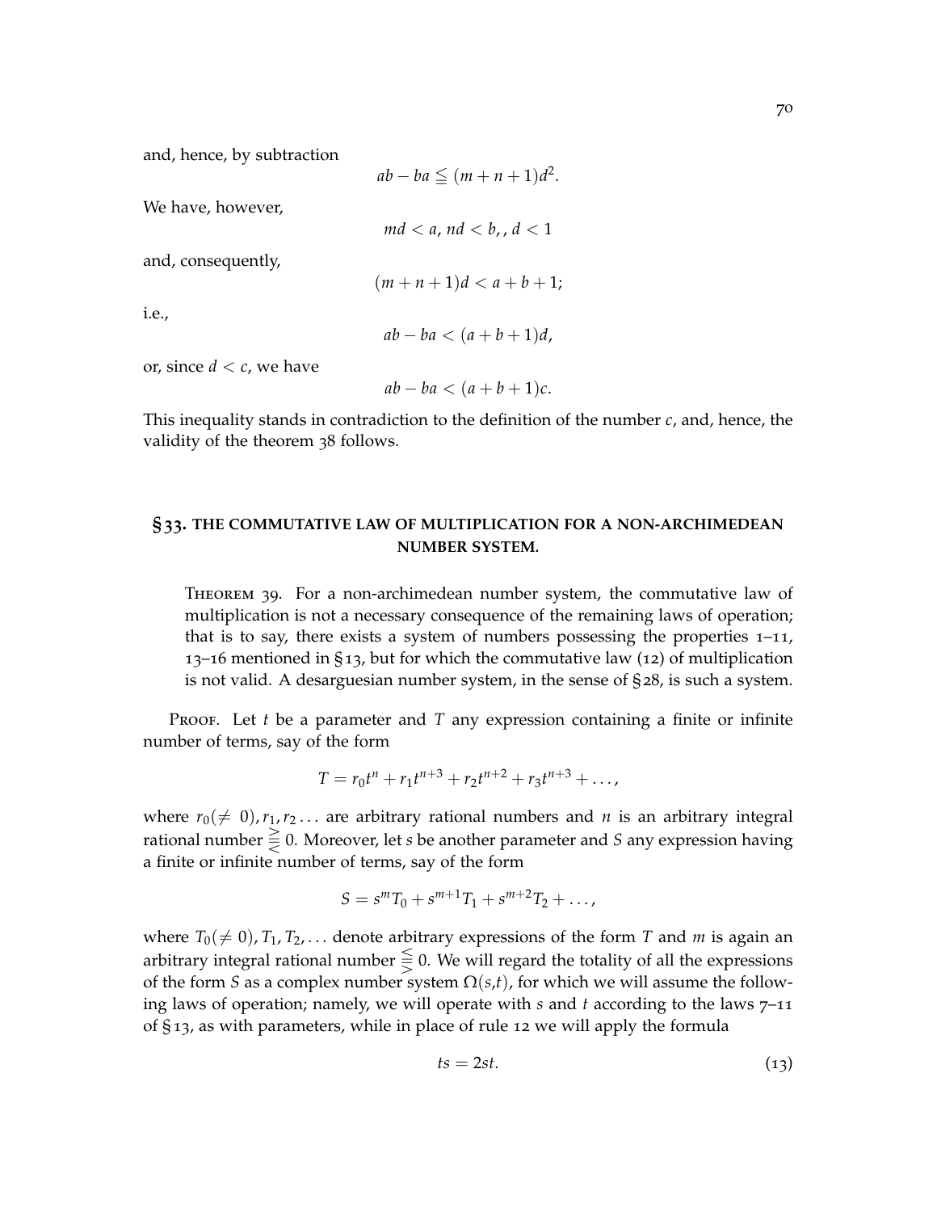and, hence, by subtraction

$$ab - ba \leqq (m + n + 1)d^2.$$

We have, however,

$$md < a,\ nd < b,,\ d < 1$$

and, consequently,

$$(m + n + 1)d < a + b + 1;$$

i.e.,

$$ab - ba < (a + b + 1)d,$$

or, since $d < c$, we have

$$ab - ba < (a + b + 1)c.$$

This inequality stands in contradiction to the definition of the number $c$, and, hence, the validity of the theorem 38 follows.

## § 33. THE COMMUTATIVE LAW OF MULTIPLICATION FOR A NON-ARCHIMEDEAN NUMBER SYSTEM.

> Theorem 39. For a non-archimedean number system, the commutative law of multiplication is not a necessary consequence of the remaining laws of operation; that is to say, there exists a system of numbers possessing the properties 1–11, 13–16 mentioned in § 13, but for which the commutative law (12) of multiplication is not valid. A desarguesian number system, in the sense of § 28, is such a system.

Proof. Let $t$ be a parameter and $T$ any expression containing a finite or infinite number of terms, say of the form

$$T = r_0 t^n + r_1 t^{n+3} + r_2 t^{n+2} + r_3 t^{n+3} + \dots,$$

where $r_0 (\neq 0), r_1, r_2 \dots$ are arbitrary rational numbers and $n$ is an arbitrary integral rational number $\gtreqless 0$. Moreover, let $s$ be another parameter and $S$ any expression having a finite or infinite number of terms, say of the form

$$S = s^m T_0 + s^{m+1} T_1 + s^{m+2} T_2 + \dots,$$

where $T_0 (\neq 0), T_1, T_2, \dots$ denote arbitrary expressions of the form $T$ and $m$ is again an arbitrary integral rational number $\lesseqgtr 0$. We will regard the totality of all the expressions of the form $S$ as a complex number system $\Omega(s,t)$, for which we will assume the following laws of operation; namely, we will operate with $s$ and $t$ according to the laws 7–11 of § 13, as with parameters, while in place of rule 12 we will apply the formula

$$ts = 2st. \tag{13}$$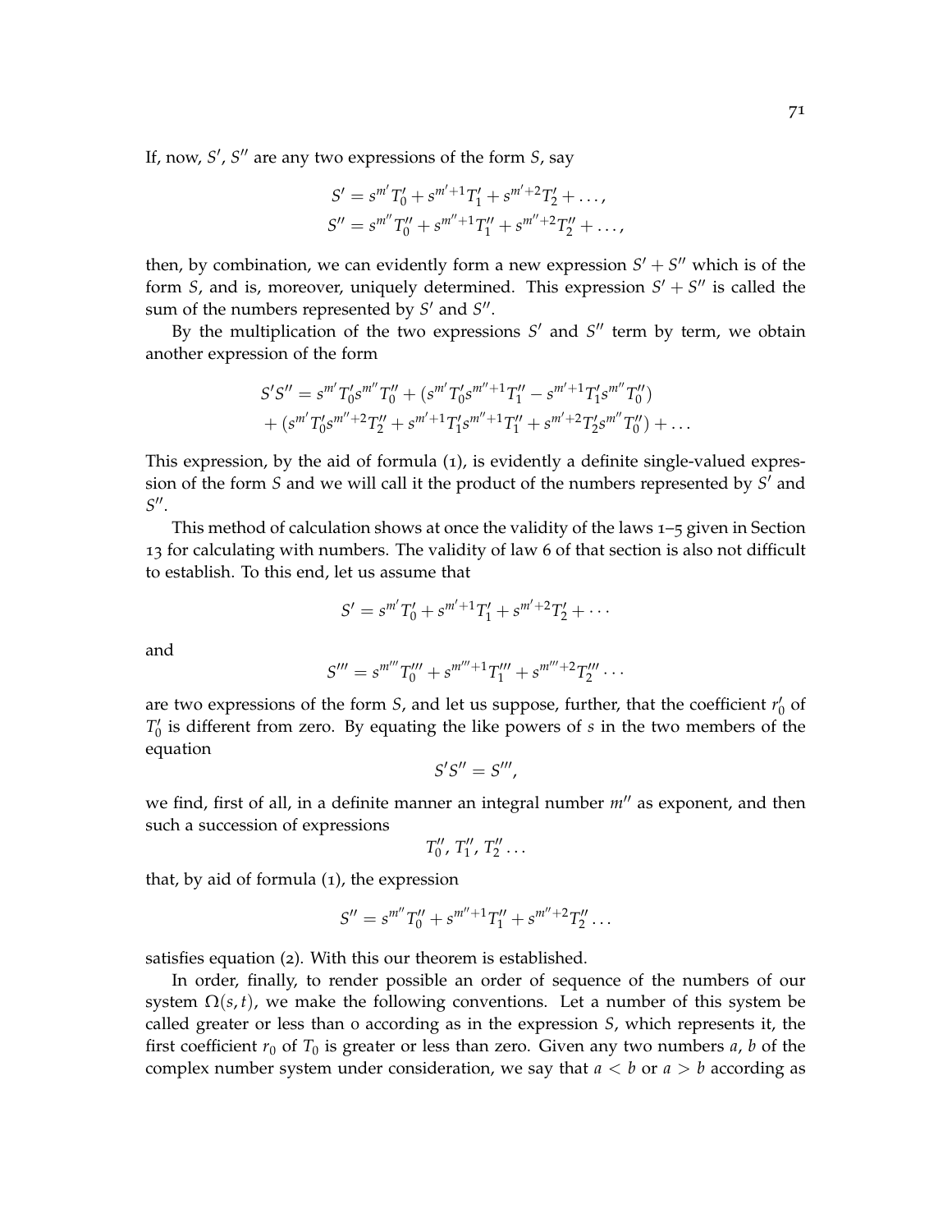If, now, $S'$, $S''$ are any two expressions of the form $S$, say

$$S' = s^{m'}T_0' + s^{m'+1}T_1' + s^{m'+2}T_2' + \dots,$$
$$S'' = s^{m''}T_0'' + s^{m''+1}T_1'' + s^{m''+2}T_2'' + \dots,$$

then, by combination, we can evidently form a new expression $S' + S''$ which is of the form $S$, and is, moreover, uniquely determined. This expression $S' + S''$ is called the sum of the numbers represented by $S'$ and $S''$.

By the multiplication of the two expressions $S'$ and $S''$ term by term, we obtain another expression of the form

$$S'S'' = s^{m'}T_0's^{m''}T_0'' + (s^{m'}T_0's^{m''+1}T_1'' - s^{m'+1}T_1's^{m''}T_0'')$$
$$+ (s^{m'}T_0's^{m''+2}T_2'' + s^{m'+1}T_1's^{m''+1}T_1'' + s^{m'+2}T_2's^{m''}T_0'') + \dots$$

This expression, by the aid of formula (1), is evidently a definite single-valued expression of the form $S$ and we will call it the product of the numbers represented by $S'$ and $S''$.

This method of calculation shows at once the validity of the laws 1–5 given in Section 13 for calculating with numbers. The validity of law 6 of that section is also not difficult to establish. To this end, let us assume that

$$S' = s^{m'}T_0' + s^{m'+1}T_1' + s^{m'+2}T_2' + \cdots$$

and

$$S''' = s^{m'''}T_0''' + s^{m'''+1}T_1''' + s^{m'''+2}T_2''' \cdots$$

are two expressions of the form $S$, and let us suppose, further, that the coefficient $r_0'$ of $T_0'$ is different from zero. By equating the like powers of $s$ in the two members of the equation

$$S'S'' = S''',$$

we find, first of all, in a definite manner an integral number $m''$ as exponent, and then such a succession of expressions

$$T_0'',\, T_1'',\, T_2'' \dots$$

that, by aid of formula (1), the expression

$$S'' = s^{m''}T_0'' + s^{m''+1}T_1'' + s^{m''+2}T_2'' \dots$$

satisfies equation (2). With this our theorem is established.

In order, finally, to render possible an order of sequence of the numbers of our system $\Omega(s,t)$, we make the following conventions. Let a number of this system be called greater or less than 0 according as in the expression $S$, which represents it, the first coefficient $r_0$ of $T_0$ is greater or less than zero. Given any two numbers $a$, $b$ of the complex number system under consideration, we say that $a < b$ or $a > b$ according as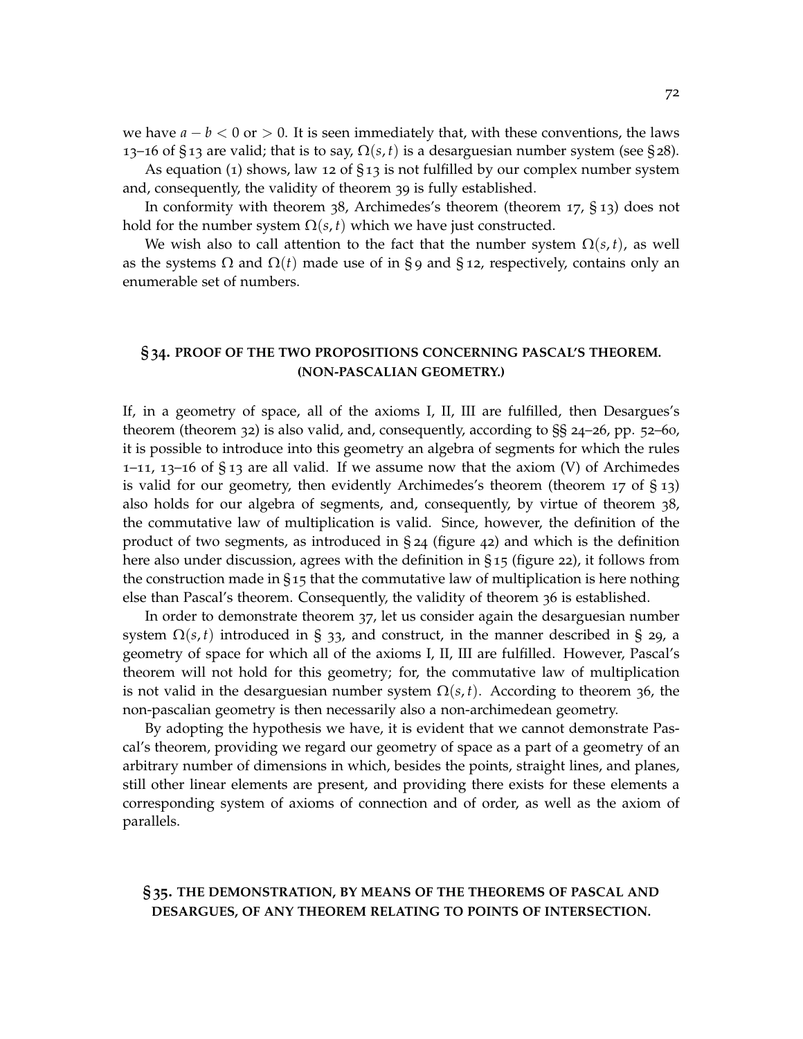we have $a - b < 0$ or $> 0$. It is seen immediately that, with these conventions, the laws 13–16 of § 13 are valid; that is to say, $\Omega(s, t)$ is a desarguesian number system (see § 28).

As equation (1) shows, law 12 of § 13 is not fulfilled by our complex number system and, consequently, the validity of theorem 39 is fully established.

In conformity with theorem 38, Archimedes's theorem (theorem 17, § 13) does not hold for the number system $\Omega(s, t)$ which we have just constructed.

We wish also to call attention to the fact that the number system $\Omega(s, t)$, as well as the systems $\Omega$ and $\Omega(t)$ made use of in § 9 and § 12, respectively, contains only an enumerable set of numbers.

## § 34. PROOF OF THE TWO PROPOSITIONS CONCERNING PASCAL'S THEOREM. (NON-PASCALIAN GEOMETRY.)

If, in a geometry of space, all of the axioms I, II, III are fulfilled, then Desargues's theorem (theorem 32) is also valid, and, consequently, according to §§ 24–26, pp. 52–60, it is possible to introduce into this geometry an algebra of segments for which the rules 1–11, 13–16 of § 13 are all valid. If we assume now that the axiom (V) of Archimedes is valid for our geometry, then evidently Archimedes's theorem (theorem 17 of § 13) also holds for our algebra of segments, and, consequently, by virtue of theorem 38, the commutative law of multiplication is valid. Since, however, the definition of the product of two segments, as introduced in § 24 (figure 42) and which is the definition here also under discussion, agrees with the definition in § 15 (figure 22), it follows from the construction made in § 15 that the commutative law of multiplication is here nothing else than Pascal's theorem. Consequently, the validity of theorem 36 is established.

In order to demonstrate theorem 37, let us consider again the desarguesian number system $\Omega(s, t)$ introduced in § 33, and construct, in the manner described in § 29, a geometry of space for which all of the axioms I, II, III are fulfilled. However, Pascal's theorem will not hold for this geometry; for, the commutative law of multiplication is not valid in the desarguesian number system $\Omega(s, t)$. According to theorem 36, the non-pascalian geometry is then necessarily also a non-archimedean geometry.

By adopting the hypothesis we have, it is evident that we cannot demonstrate Pascal's theorem, providing we regard our geometry of space as a part of a geometry of an arbitrary number of dimensions in which, besides the points, straight lines, and planes, still other linear elements are present, and providing there exists for these elements a corresponding system of axioms of connection and of order, as well as the axiom of parallels.

## § 35. THE DEMONSTRATION, BY MEANS OF THE THEOREMS OF PASCAL AND DESARGUES, OF ANY THEOREM RELATING TO POINTS OF INTERSECTION.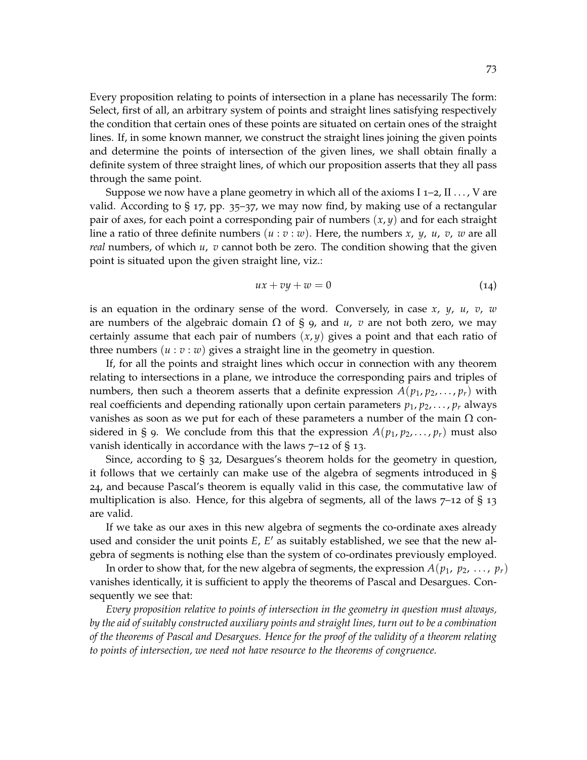Every proposition relating to points of intersection in a plane has necessarily The form: Select, first of all, an arbitrary system of points and straight lines satisfying respectively the condition that certain ones of these points are situated on certain ones of the straight lines. If, in some known manner, we construct the straight lines joining the given points and determine the points of intersection of the given lines, we shall obtain finally a definite system of three straight lines, of which our proposition asserts that they all pass through the same point.

Suppose we now have a plane geometry in which all of the axioms I 1–2, II . . . , V are valid. According to § 17, pp. 35–37, we may now find, by making use of a rectangular pair of axes, for each point a corresponding pair of numbers $(x, y)$ and for each straight line a ratio of three definite numbers $(u : v : w)$. Here, the numbers $x$, $y$, $u$, $v$, $w$ are all *real* numbers, of which $u$, $v$ cannot both be zero. The condition showing that the given point is situated upon the given straight line, viz.:

$$ux + vy + w = 0 \tag{14}$$

is an equation in the ordinary sense of the word. Conversely, in case $x$, $y$, $u$, $v$, $w$ are numbers of the algebraic domain $\Omega$ of § 9, and $u$, $v$ are not both zero, we may certainly assume that each pair of numbers $(x, y)$ gives a point and that each ratio of three numbers $(u : v : w)$ gives a straight line in the geometry in question.

If, for all the points and straight lines which occur in connection with any theorem relating to intersections in a plane, we introduce the corresponding pairs and triples of numbers, then such a theorem asserts that a definite expression $A(p_1, p_2, \ldots, p_r)$ with real coefficients and depending rationally upon certain parameters $p_1, p_2, \ldots, p_r$ always vanishes as soon as we put for each of these parameters a number of the main $\Omega$ considered in § 9. We conclude from this that the expression $A(p_1, p_2, \ldots, p_r)$ must also vanish identically in accordance with the laws 7–12 of § 13.

Since, according to § 32, Desargues's theorem holds for the geometry in question, it follows that we certainly can make use of the algebra of segments introduced in § 24, and because Pascal's theorem is equally valid in this case, the commutative law of multiplication is also. Hence, for this algebra of segments, all of the laws 7–12 of § 13 are valid.

If we take as our axes in this new algebra of segments the co-ordinate axes already used and consider the unit points $E$, $E'$ as suitably established, we see that the new algebra of segments is nothing else than the system of co-ordinates previously employed.

In order to show that, for the new algebra of segments, the expression $A(p_1, p_2, \ldots, p_r)$ vanishes identically, it is sufficient to apply the theorems of Pascal and Desargues. Consequently we see that:

*Every proposition relative to points of intersection in the geometry in question must always, by the aid of suitably constructed auxiliary points and straight lines, turn out to be a combination of the theorems of Pascal and Desargues. Hence for the proof of the validity of a theorem relating to points of intersection, we need not have resource to the theorems of congruence.*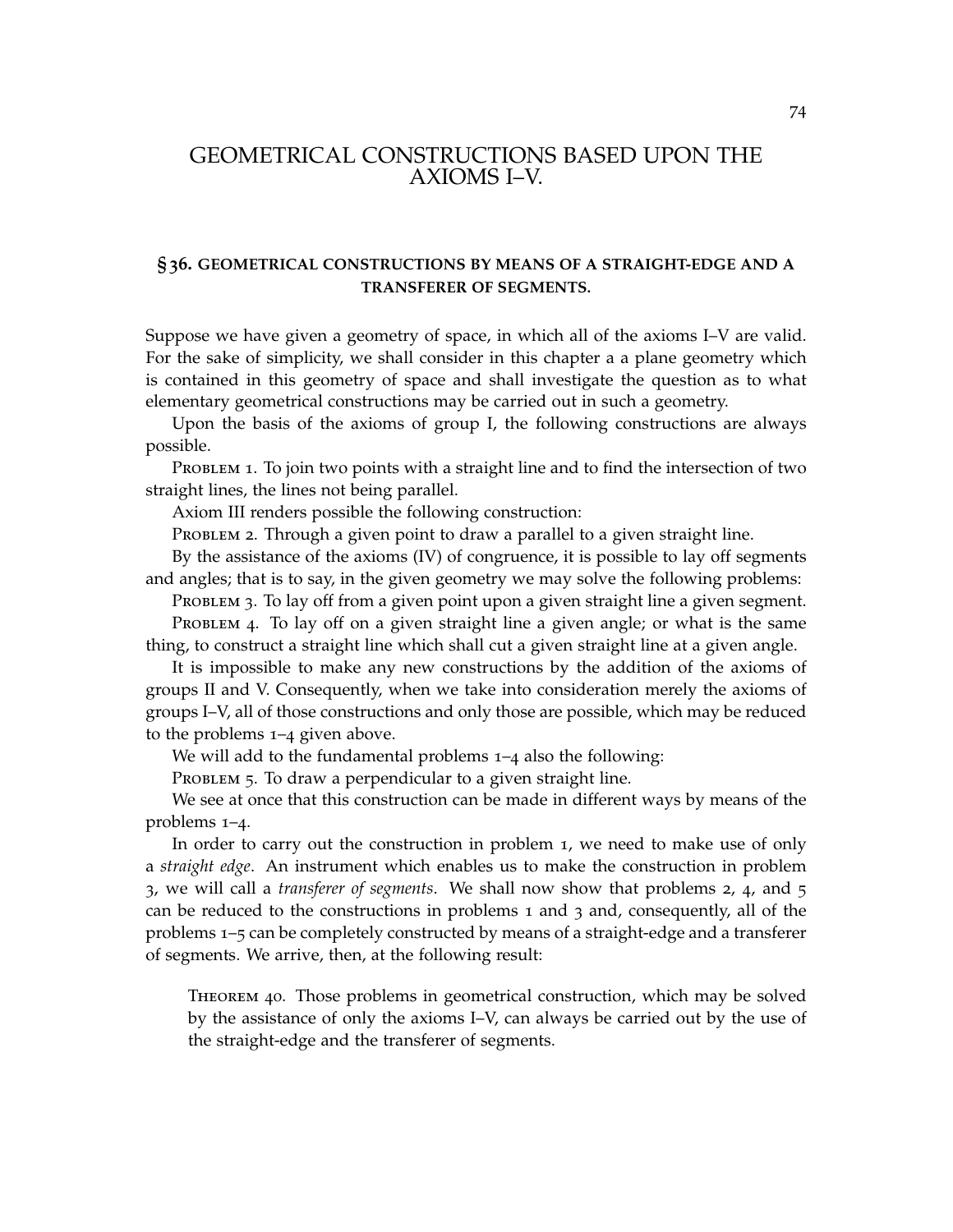# GEOMETRICAL CONSTRUCTIONS BASED UPON THE AXIOMS I–V.

## § 36. GEOMETRICAL CONSTRUCTIONS BY MEANS OF A STRAIGHT-EDGE AND A TRANSFERER OF SEGMENTS.

Suppose we have given a geometry of space, in which all of the axioms I–V are valid. For the sake of simplicity, we shall consider in this chapter a a plane geometry which is contained in this geometry of space and shall investigate the question as to what elementary geometrical constructions may be carried out in such a geometry.

Upon the basis of the axioms of group I, the following constructions are always possible.

Problem 1. To join two points with a straight line and to find the intersection of two straight lines, the lines not being parallel.

Axiom III renders possible the following construction:

Problem 2. Through a given point to draw a parallel to a given straight line.

By the assistance of the axioms (IV) of congruence, it is possible to lay off segments and angles; that is to say, in the given geometry we may solve the following problems:

Problem 3. To lay off from a given point upon a given straight line a given segment.

Problem 4. To lay off on a given straight line a given angle; or what is the same thing, to construct a straight line which shall cut a given straight line at a given angle.

It is impossible to make any new constructions by the addition of the axioms of groups II and V. Consequently, when we take into consideration merely the axioms of groups I–V, all of those constructions and only those are possible, which may be reduced to the problems 1–4 given above.

We will add to the fundamental problems 1–4 also the following:

Problem 5. To draw a perpendicular to a given straight line.

We see at once that this construction can be made in different ways by means of the problems 1–4.

In order to carry out the construction in problem 1, we need to make use of only a *straight edge*. An instrument which enables us to make the construction in problem 3, we will call a *transferer of segments*. We shall now show that problems 2, 4, and 5 can be reduced to the constructions in problems 1 and 3 and, consequently, all of the problems 1–5 can be completely constructed by means of a straight-edge and a transferer of segments. We arrive, then, at the following result:

> Theorem 40. Those problems in geometrical construction, which may be solved by the assistance of only the axioms I–V, can always be carried out by the use of the straight-edge and the transferer of segments.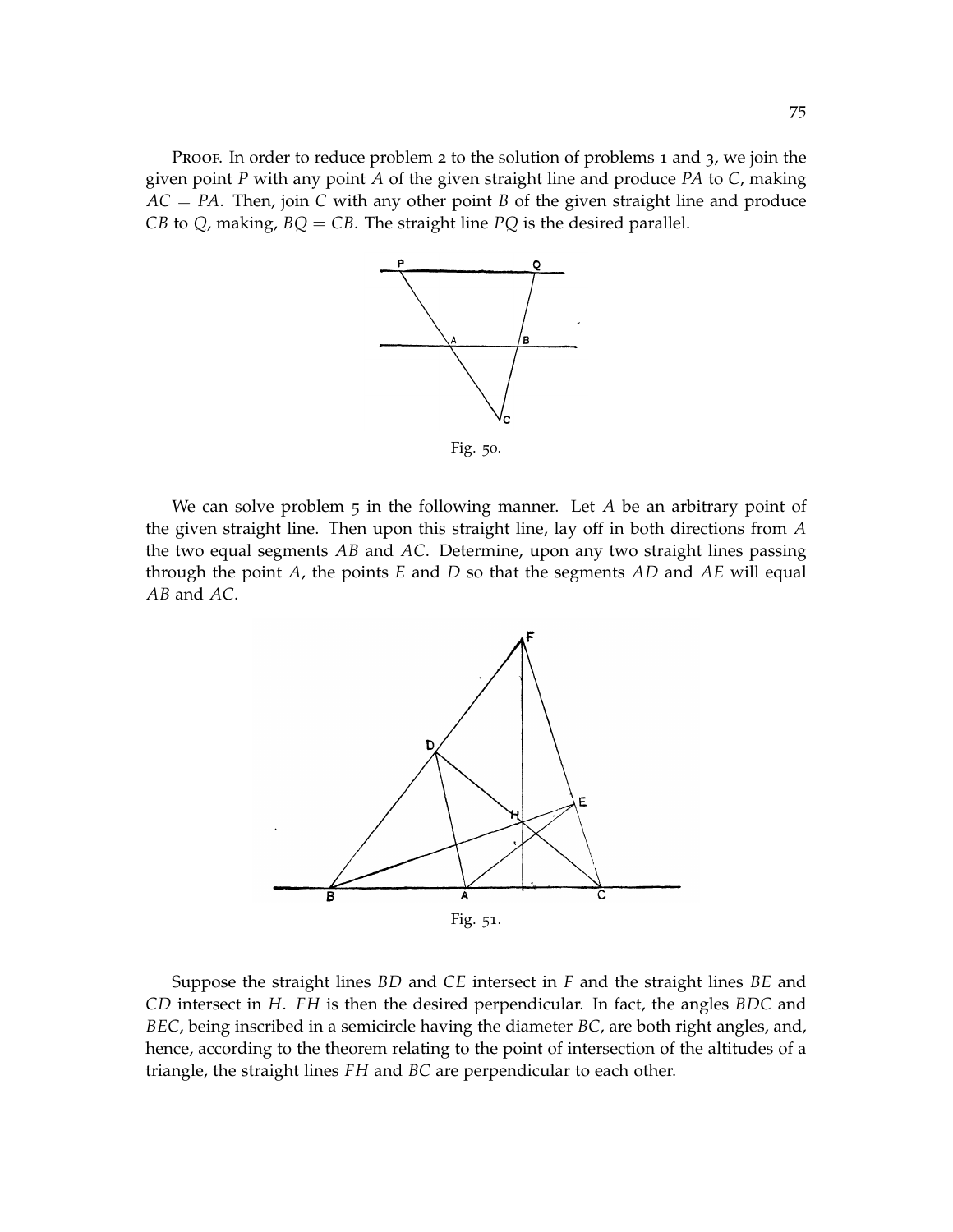Proof. In order to reduce problem 2 to the solution of problems 1 and 3, we join the given point $P$ with any point $A$ of the given straight line and produce $PA$ to $C$, making $AC = PA$. Then, join $C$ with any other point $B$ of the given straight line and produce $CB$ to $Q$, making, $BQ = CB$. The straight line $PQ$ is the desired parallel.

Fig. 50.

We can solve problem 5 in the following manner. Let $A$ be an arbitrary point of the given straight line. Then upon this straight line, lay off in both directions from $A$ the two equal segments $AB$ and $AC$. Determine, upon any two straight lines passing through the point $A$, the points $E$ and $D$ so that the segments $AD$ and $AE$ will equal $AB$ and $AC$.

Fig. 51.

Suppose the straight lines $BD$ and $CE$ intersect in $F$ and the straight lines $BE$ and $CD$ intersect in $H$. $FH$ is then the desired perpendicular. In fact, the angles $BDC$ and $BEC$, being inscribed in a semicircle having the diameter $BC$, are both right angles, and, hence, according to the theorem relating to the point of intersection of the altitudes of a triangle, the straight lines $FH$ and $BC$ are perpendicular to each other.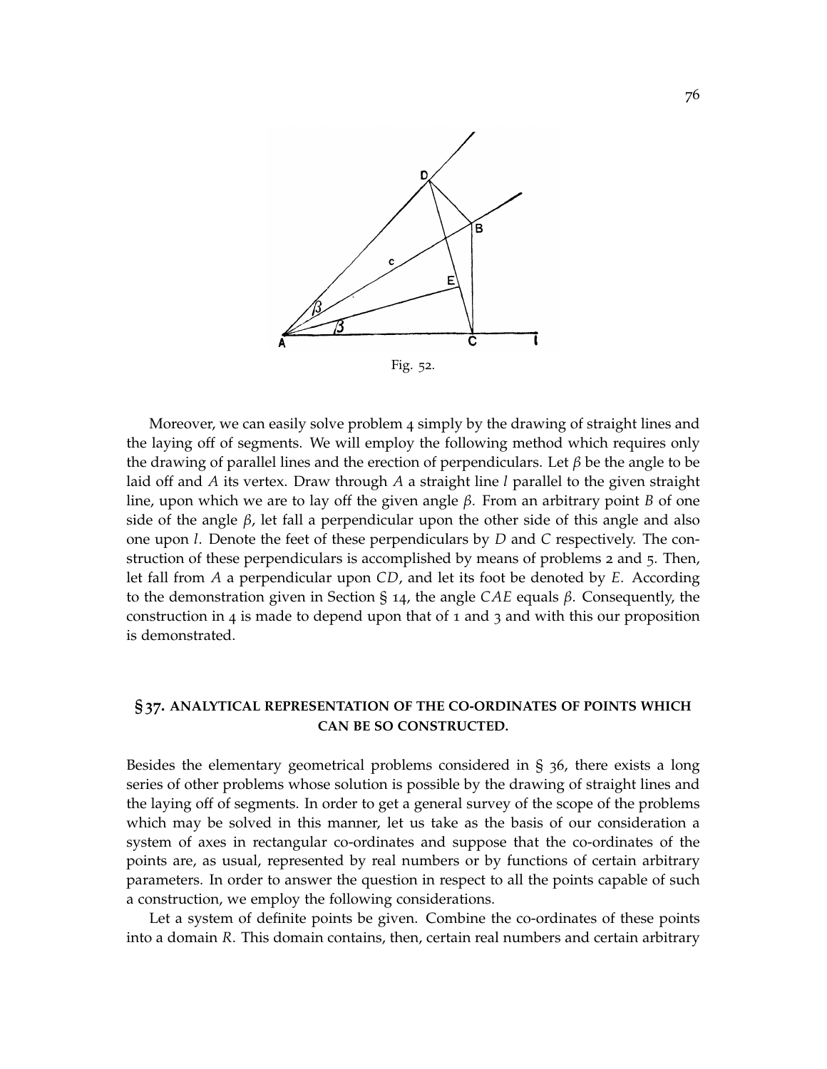Fig. 52.

Moreover, we can easily solve problem 4 simply by the drawing of straight lines and the laying off of segments. We will employ the following method which requires only the drawing of parallel lines and the erection of perpendiculars. Let $\beta$ be the angle to be laid off and $A$ its vertex. Draw through $A$ a straight line $l$ parallel to the given straight line, upon which we are to lay off the given angle $\beta$. From an arbitrary point $B$ of one side of the angle $\beta$, let fall a perpendicular upon the other side of this angle and also one upon $l$. Denote the feet of these perpendiculars by $D$ and $C$ respectively. The construction of these perpendiculars is accomplished by means of problems 2 and 5. Then, let fall from $A$ a perpendicular upon $CD$, and let its foot be denoted by $E$. According to the demonstration given in Section § 14, the angle $CAE$ equals $\beta$. Consequently, the construction in 4 is made to depend upon that of 1 and 3 and with this our proposition is demonstrated.

## § 37. ANALYTICAL REPRESENTATION OF THE CO-ORDINATES OF POINTS WHICH CAN BE SO CONSTRUCTED.

Besides the elementary geometrical problems considered in § 36, there exists a long series of other problems whose solution is possible by the drawing of straight lines and the laying off of segments. In order to get a general survey of the scope of the problems which may be solved in this manner, let us take as the basis of our consideration a system of axes in rectangular co-ordinates and suppose that the co-ordinates of the points are, as usual, represented by real numbers or by functions of certain arbitrary parameters. In order to answer the question in respect to all the points capable of such a construction, we employ the following considerations.

Let a system of definite points be given. Combine the co-ordinates of these points into a domain $R$. This domain contains, then, certain real numbers and certain arbitrary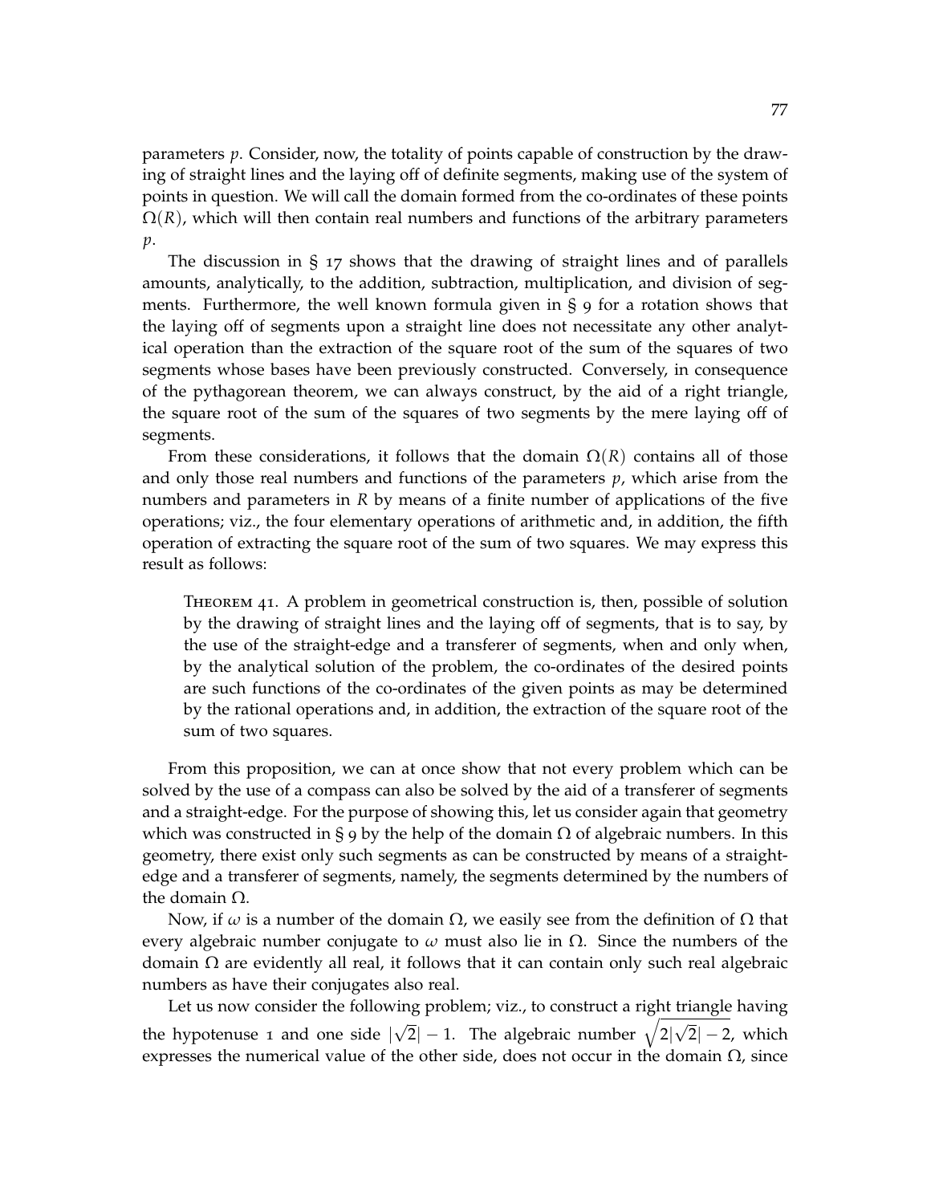parameters $p$. Consider, now, the totality of points capable of construction by the drawing of straight lines and the laying off of definite segments, making use of the system of points in question. We will call the domain formed from the co-ordinates of these points $\Omega(R)$, which will then contain real numbers and functions of the arbitrary parameters $p$.

The discussion in § 17 shows that the drawing of straight lines and of parallels amounts, analytically, to the addition, subtraction, multiplication, and division of segments. Furthermore, the well known formula given in § 9 for a rotation shows that the laying off of segments upon a straight line does not necessitate any other analytical operation than the extraction of the square root of the sum of the squares of two segments whose bases have been previously constructed. Conversely, in consequence of the pythagorean theorem, we can always construct, by the aid of a right triangle, the square root of the sum of the squares of two segments by the mere laying off of segments.

From these considerations, it follows that the domain $\Omega(R)$ contains all of those and only those real numbers and functions of the parameters $p$, which arise from the numbers and parameters in $R$ by means of a finite number of applications of the five operations; viz., the four elementary operations of arithmetic and, in addition, the fifth operation of extracting the square root of the sum of two squares. We may express this result as follows:

> Theorem 41. A problem in geometrical construction is, then, possible of solution by the drawing of straight lines and the laying off of segments, that is to say, by the use of the straight-edge and a transferer of segments, when and only when, by the analytical solution of the problem, the co-ordinates of the desired points are such functions of the co-ordinates of the given points as may be determined by the rational operations and, in addition, the extraction of the square root of the sum of two squares.

From this proposition, we can at once show that not every problem which can be solved by the use of a compass can also be solved by the aid of a transferer of segments and a straight-edge. For the purpose of showing this, let us consider again that geometry which was constructed in § 9 by the help of the domain $\Omega$ of algebraic numbers. In this geometry, there exist only such segments as can be constructed by means of a straight-edge and a transferer of segments, namely, the segments determined by the numbers of the domain $\Omega$.

Now, if $\omega$ is a number of the domain $\Omega$, we easily see from the definition of $\Omega$ that every algebraic number conjugate to $\omega$ must also lie in $\Omega$. Since the numbers of the domain $\Omega$ are evidently all real, it follows that it can contain only such real algebraic numbers as have their conjugates also real.

Let us now consider the following problem; viz., to construct a right triangle having the hypotenuse 1 and one side $|\sqrt{2}| - 1$. The algebraic number $\sqrt{2|\sqrt{2}| - 2}$, which expresses the numerical value of the other side, does not occur in the domain $\Omega$, since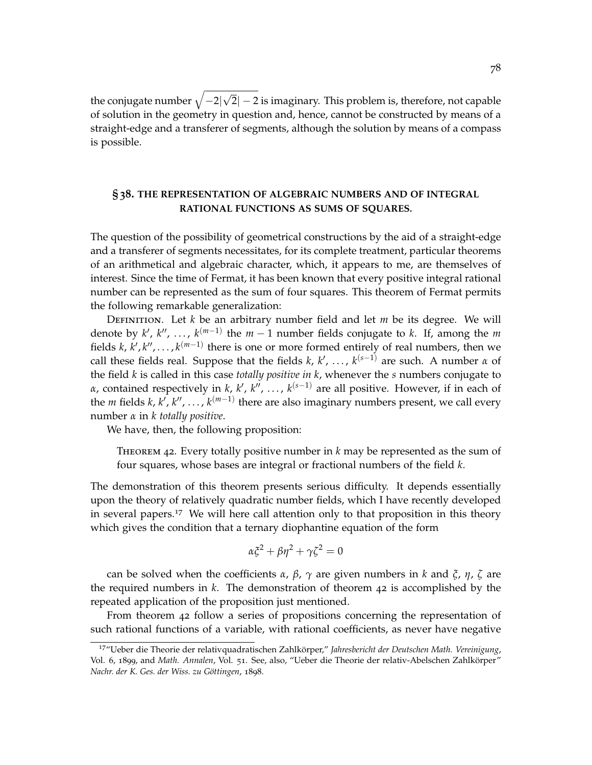the conjugate number $\sqrt{-2|\sqrt{2}|-2}$ is imaginary. This problem is, therefore, not capable of solution in the geometry in question and, hence, cannot be constructed by means of a straight-edge and a transferer of segments, although the solution by means of a compass is possible.

## § 38. THE REPRESENTATION OF ALGEBRAIC NUMBERS AND OF INTEGRAL RATIONAL FUNCTIONS AS SUMS OF SQUARES.

The question of the possibility of geometrical constructions by the aid of a straight-edge and a transferer of segments necessitates, for its complete treatment, particular theorems of an arithmetical and algebraic character, which, it appears to me, are themselves of interest. Since the time of Fermat, it has been known that every positive integral rational number can be represented as the sum of four squares. This theorem of Fermat permits the following remarkable generalization:

Definition. Let $k$ be an arbitrary number field and let $m$ be its degree. We will denote by $k'$, $k''$, …, $k^{(m-1)}$ the $m-1$ number fields conjugate to $k$. If, among the $m$ fields $k, k', k'', \ldots, k^{(m-1)}$ there is one or more formed entirely of real numbers, then we call these fields real. Suppose that the fields $k$, $k'$, …, $k^{(s-1)}$ are such. A number $\alpha$ of the field $k$ is called in this case *totally positive in k*, whenever the $s$ numbers conjugate to $\alpha$, contained respectively in $k$, $k'$, $k''$, …, $k^{(s-1)}$ are all positive. However, if in each of the $m$ fields $k$, $k'$, $k''$, …, $k^{(m-1)}$ there are also imaginary numbers present, we call every number $\alpha$ in $k$ *totally positive*.

We have, then, the following proposition:

> Theorem 42. Every totally positive number in $k$ may be represented as the sum of four squares, whose bases are integral or fractional numbers of the field $k$.

The demonstration of this theorem presents serious difficulty. It depends essentially upon the theory of relatively quadratic number fields, which I have recently developed in several papers.[17] We will here call attention only to that proposition in this theory which gives the condition that a ternary diophantine equation of the form

$$\alpha\xi^2 + \beta\eta^2 + \gamma\zeta^2 = 0$$

can be solved when the coefficients $\alpha$, $\beta$, $\gamma$ are given numbers in $k$ and $\xi$, $\eta$, $\zeta$ are the required numbers in $k$. The demonstration of theorem 42 is accomplished by the repeated application of the proposition just mentioned.

From theorem 42 follow a series of propositions concerning the representation of such rational functions of a variable, with rational coefficients, as never have negative

[17] "Ueber die Theorie der relativquadratischen Zahlkörper," *Jahresbericht der Deutschen Math. Vereinigung*, Vol. 6, 1899, and *Math. Annalen*, Vol. 51. See, also, "Ueber die Theorie der relativ-Abelschen Zahlkörper" *Nachr. der K. Ges. der Wiss. zu Göttingen*, 1898.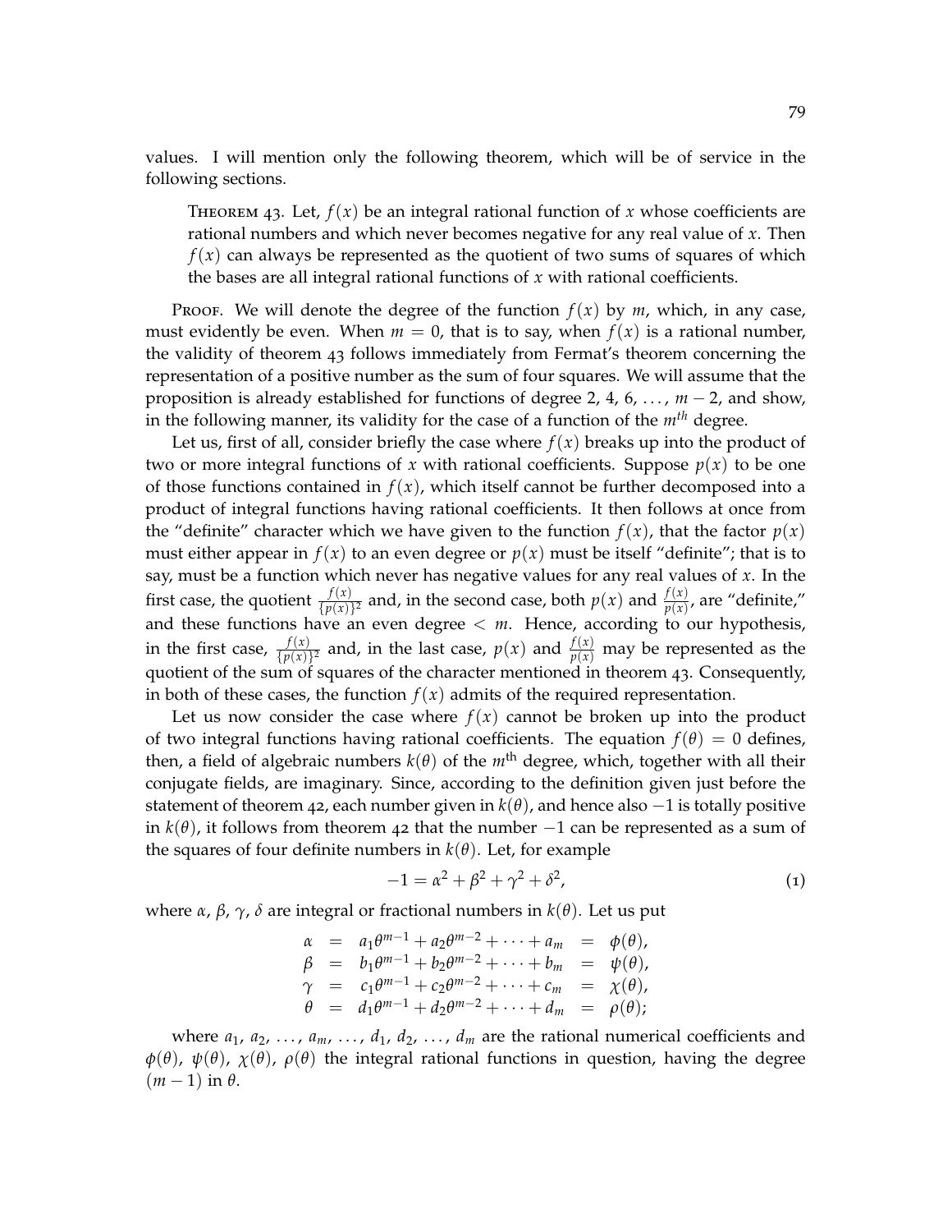values. I will mention only the following theorem, which will be of service in the following sections.

> Theorem 43. Let, $f(x)$ be an integral rational function of $x$ whose coefficients are rational numbers and which never becomes negative for any real value of $x$. Then $f(x)$ can always be represented as the quotient of two sums of squares of which the bases are all integral rational functions of $x$ with rational coefficients.

Proof. We will denote the degree of the function $f(x)$ by $m$, which, in any case, must evidently be even. When $m = 0$, that is to say, when $f(x)$ is a rational number, the validity of theorem 43 follows immediately from Fermat's theorem concerning the representation of a positive number as the sum of four squares. We will assume that the proposition is already established for functions of degree 2, 4, 6, $\ldots$, $m-2$, and show, in the following manner, its validity for the case of a function of the $m^{th}$ degree.

Let us, first of all, consider briefly the case where $f(x)$ breaks up into the product of two or more integral functions of $x$ with rational coefficients. Suppose $p(x)$ to be one of those functions contained in $f(x)$, which itself cannot be further decomposed into a product of integral functions having rational coefficients. It then follows at once from the "definite" character which we have given to the function $f(x)$, that the factor $p(x)$ must either appear in $f(x)$ to an even degree or $p(x)$ must be itself "definite"; that is to say, must be a function which never has negative values for any real values of $x$. In the first case, the quotient $\frac{f(x)}{\{p(x)\}^2}$ and, in the second case, both $p(x)$ and $\frac{f(x)}{p(x)}$, are "definite," and these functions have an even degree $< m$. Hence, according to our hypothesis, in the first case, $\frac{f(x)}{\{p(x)\}^2}$ and, in the last case, $p(x)$ and $\frac{f(x)}{p(x)}$ may be represented as the quotient of the sum of squares of the character mentioned in theorem 43. Consequently, in both of these cases, the function $f(x)$ admits of the required representation.

Let us now consider the case where $f(x)$ cannot be broken up into the product of two integral functions having rational coefficients. The equation $f(\theta) = 0$ defines, then, a field of algebraic numbers $k(\theta)$ of the $m^{\text{th}}$ degree, which, together with all their conjugate fields, are imaginary. Since, according to the definition given just before the statement of theorem 42, each number given in $k(\theta)$, and hence also $-1$ is totally positive in $k(\theta)$, it follows from theorem 42 that the number $-1$ can be represented as a sum of the squares of four definite numbers in $k(\theta)$. Let, for example

$$-1 = \alpha^2 + \beta^2 + \gamma^2 + \delta^2, \tag{1}$$

where $\alpha$, $\beta$, $\gamma$, $\delta$ are integral or fractional numbers in $k(\theta)$. Let us put

$$\begin{array}{lllll}
\alpha & = & a_1\theta^{m-1} + a_2\theta^{m-2} + \cdots + a_m & = & \phi(\theta), \\
\beta & = & b_1\theta^{m-1} + b_2\theta^{m-2} + \cdots + b_m & = & \psi(\theta), \\
\gamma & = & c_1\theta^{m-1} + c_2\theta^{m-2} + \cdots + c_m & = & \chi(\theta), \\
\theta & = & d_1\theta^{m-1} + d_2\theta^{m-2} + \cdots + d_m & = & \rho(\theta);
\end{array}$$

where $a_1$, $a_2$, $\ldots$, $a_m$, $\ldots$, $d_1$, $d_2$, $\ldots$, $d_m$ are the rational numerical coefficients and $\phi(\theta)$, $\psi(\theta)$, $\chi(\theta)$, $\rho(\theta)$ the integral rational functions in question, having the degree $(m-1)$ in $\theta$.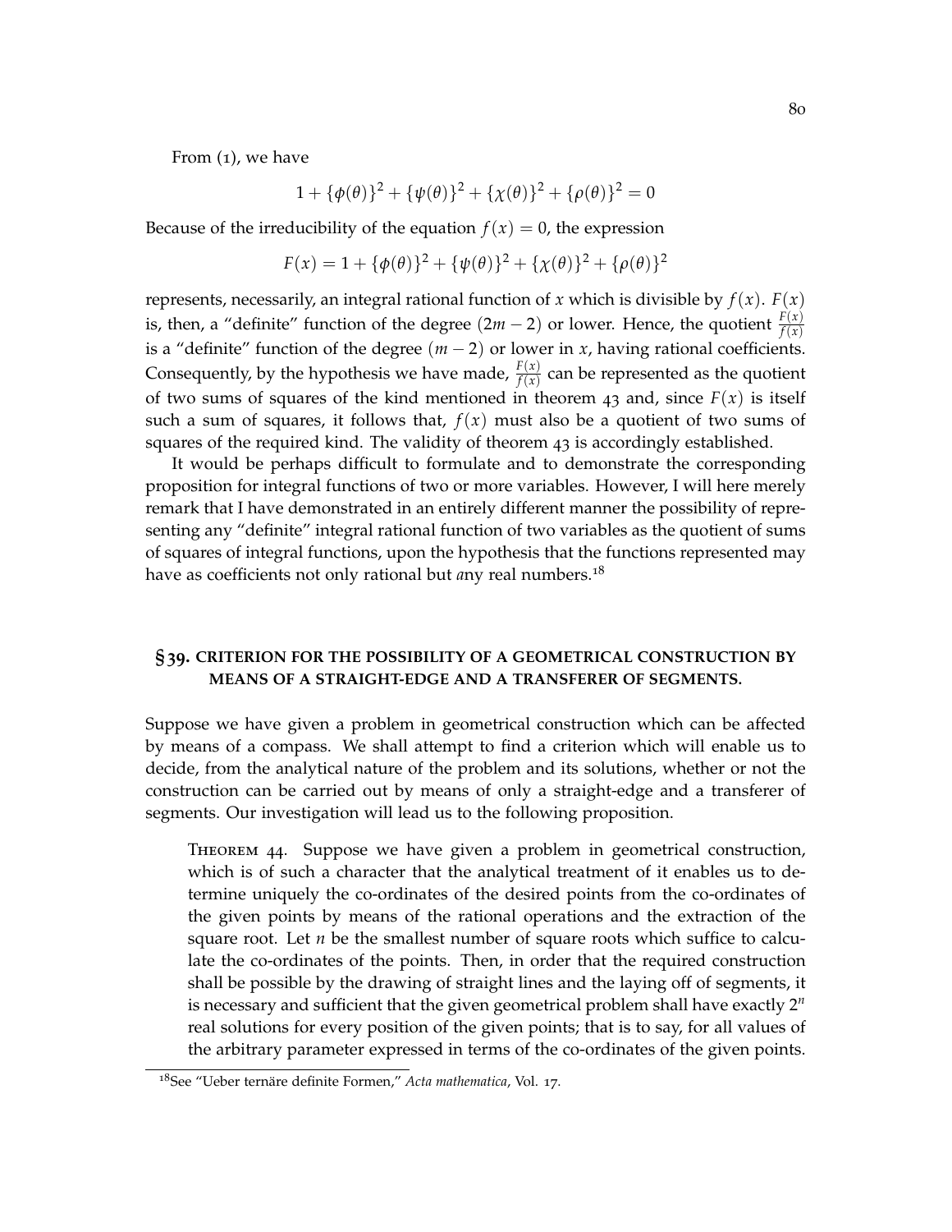From (1), we have

$$1 + \{\phi(\theta)\}^2 + \{\psi(\theta)\}^2 + \{\chi(\theta)\}^2 + \{\rho(\theta)\}^2 = 0$$

Because of the irreducibility of the equation $f(x) = 0$, the expression

$$F(x) = 1 + \{\phi(\theta)\}^2 + \{\psi(\theta)\}^2 + \{\chi(\theta)\}^2 + \{\rho(\theta)\}^2$$

represents, necessarily, an integral rational function of $x$ which is divisible by $f(x)$. $F(x)$ is, then, a "definite" function of the degree $(2m-2)$ or lower. Hence, the quotient $\frac{F(x)}{f(x)}$ is a "definite" function of the degree $(m-2)$ or lower in $x$, having rational coefficients. Consequently, by the hypothesis we have made, $\frac{F(x)}{f(x)}$ can be represented as the quotient of two sums of squares of the kind mentioned in theorem 43 and, since $F(x)$ is itself such a sum of squares, it follows that, $f(x)$ must also be a quotient of two sums of squares of the required kind. The validity of theorem 43 is accordingly established.

It would be perhaps difficult to formulate and to demonstrate the corresponding proposition for integral functions of two or more variables. However, I will here merely remark that I have demonstrated in an entirely different manner the possibility of representing any "definite" integral rational function of two variables as the quotient of sums of squares of integral functions, upon the hypothesis that the functions represented may have as coefficients not only rational but *a*ny real numbers.[18]

## § 39. CRITERION FOR THE POSSIBILITY OF A GEOMETRICAL CONSTRUCTION BY MEANS OF A STRAIGHT-EDGE AND A TRANSFERER OF SEGMENTS.

Suppose we have given a problem in geometrical construction which can be affected by means of a compass. We shall attempt to find a criterion which will enable us to decide, from the analytical nature of the problem and its solutions, whether or not the construction can be carried out by means of only a straight-edge and a transferer of segments. Our investigation will lead us to the following proposition.

> Theorem 44. Suppose we have given a problem in geometrical construction, which is of such a character that the analytical treatment of it enables us to determine uniquely the co-ordinates of the desired points from the co-ordinates of the given points by means of the rational operations and the extraction of the square root. Let $n$ be the smallest number of square roots which suffice to calculate the co-ordinates of the points. Then, in order that the required construction shall be possible by the drawing of straight lines and the laying off of segments, it is necessary and sufficient that the given geometrical problem shall have exactly $2^n$ real solutions for every position of the given points; that is to say, for all values of the arbitrary parameter expressed in terms of the co-ordinates of the given points.

[18] See "Ueber ternäre definite Formen," *Acta mathematica*, Vol. 17.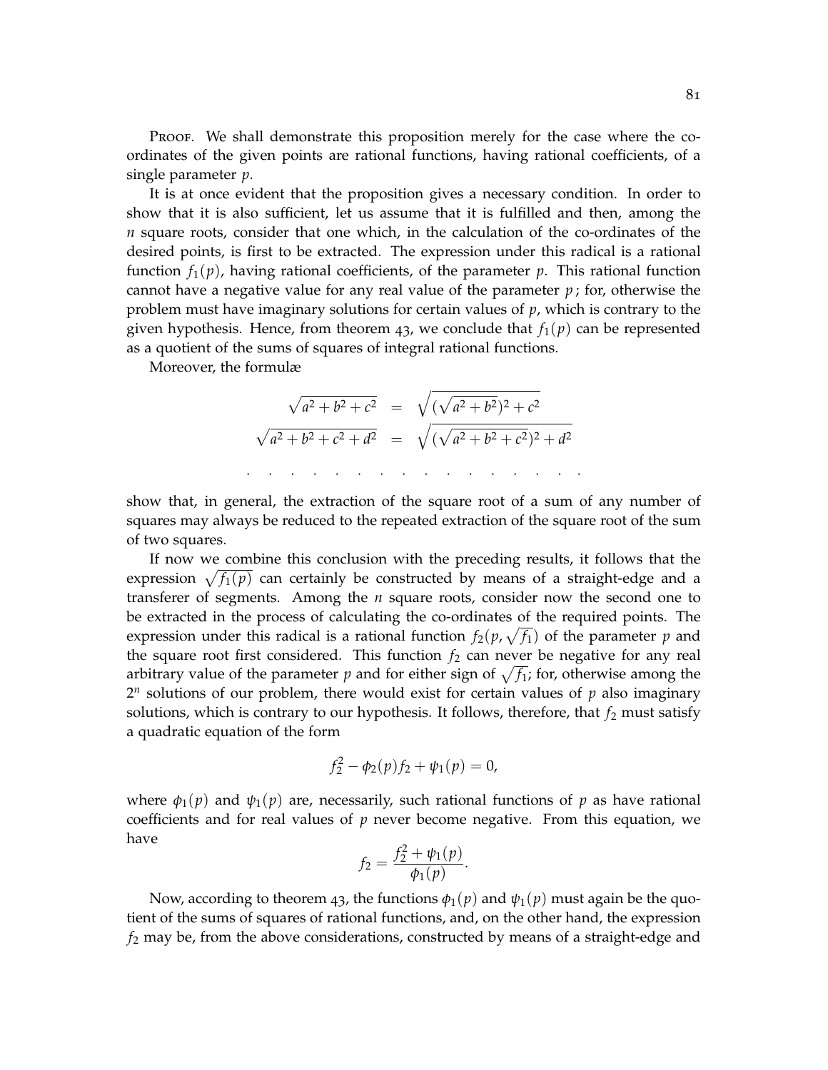Proof. We shall demonstrate this proposition merely for the case where the co-ordinates of the given points are rational functions, having rational coefficients, of a single parameter $p$.

It is at once evident that the proposition gives a necessary condition. In order to show that it is also sufficient, let us assume that it is fulfilled and then, among the $n$ square roots, consider that one which, in the calculation of the co-ordinates of the desired points, is first to be extracted. The expression under this radical is a rational function $f_1(p)$, having rational coefficients, of the parameter $p$. This rational function cannot have a negative value for any real value of the parameter $p$; for, otherwise the problem must have imaginary solutions for certain values of $p$, which is contrary to the given hypothesis. Hence, from theorem 43, we conclude that $f_1(p)$ can be represented as a quotient of the sums of squares of integral rational functions.

Moreover, the formulæ

$$\begin{aligned}
\sqrt{a^2+b^2+c^2} &= \sqrt{(\sqrt{a^2+b^2})^2+c^2} \\
\sqrt{a^2+b^2+c^2+d^2} &= \sqrt{(\sqrt{a^2+b^2+c^2})^2+d^2} \\
&\cdots\cdots\cdots\cdots
\end{aligned}$$

show that, in general, the extraction of the square root of a sum of any number of squares may always be reduced to the repeated extraction of the square root of the sum of two squares.

If now we combine this conclusion with the preceding results, it follows that the expression $\sqrt{f_1(p)}$ can certainly be constructed by means of a straight-edge and a transferer of segments. Among the $n$ square roots, consider now the second one to be extracted in the process of calculating the co-ordinates of the required points. The expression under this radical is a rational function $f_2(p, \sqrt{f_1})$ of the parameter $p$ and the square root first considered. This function $f_2$ can never be negative for any real arbitrary value of the parameter $p$ and for either sign of $\sqrt{f_1}$; for, otherwise among the $2^n$ solutions of our problem, there would exist for certain values of $p$ also imaginary solutions, which is contrary to our hypothesis. It follows, therefore, that $f_2$ must satisfy a quadratic equation of the form

$$f_2^2 - \phi_2(p)f_2 + \psi_1(p) = 0,$$

where $\phi_1(p)$ and $\psi_1(p)$ are, necessarily, such rational functions of $p$ as have rational coefficients and for real values of $p$ never become negative. From this equation, we have

$$f_2 = \frac{f_2^2 + \psi_1(p)}{\phi_1(p)}.$$

Now, according to theorem 43, the functions $\phi_1(p)$ and $\psi_1(p)$ must again be the quotient of the sums of squares of rational functions, and, on the other hand, the expression $f_2$ may be, from the above considerations, constructed by means of a straight-edge and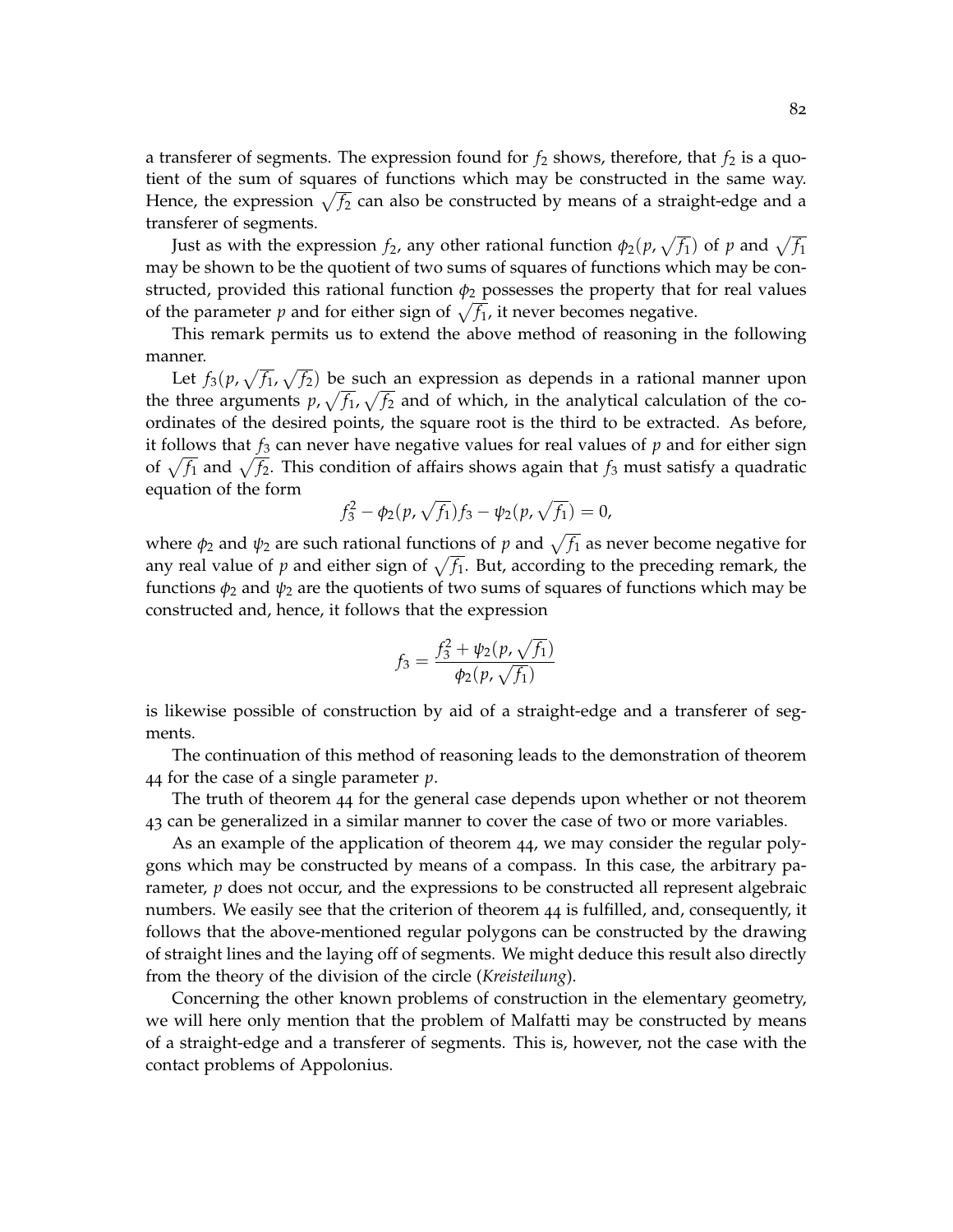a transferer of segments. The expression found for $f_2$ shows, therefore, that $f_2$ is a quotient of the sum of squares of functions which may be constructed in the same way. Hence, the expression $\sqrt{f_2}$ can also be constructed by means of a straight-edge and a transferer of segments.

Just as with the expression $f_2$, any other rational function $\phi_2(p, \sqrt{f_1})$ of $p$ and $\sqrt{f_1}$ may be shown to be the quotient of two sums of squares of functions which may be constructed, provided this rational function $\phi_2$ possesses the property that for real values of the parameter $p$ and for either sign of $\sqrt{f_1}$, it never becomes negative.

This remark permits us to extend the above method of reasoning in the following manner.

Let $f_3(p, \sqrt{f_1}, \sqrt{f_2})$ be such an expression as depends in a rational manner upon the three arguments $p, \sqrt{f_1}, \sqrt{f_2}$ and of which, in the analytical calculation of the coordinates of the desired points, the square root is the third to be extracted. As before, it follows that $f_3$ can never have negative values for real values of $p$ and for either sign of $\sqrt{f_1}$ and $\sqrt{f_2}$. This condition of affairs shows again that $f_3$ must satisfy a quadratic equation of the form

$$f_3^2 - \phi_2(p, \sqrt{f_1})f_3 - \psi_2(p, \sqrt{f_1}) = 0,$$

where $\phi_2$ and $\psi_2$ are such rational functions of $p$ and $\sqrt{f_1}$ as never become negative for any real value of $p$ and either sign of $\sqrt{f_1}$. But, according to the preceding remark, the functions $\phi_2$ and $\psi_2$ are the quotients of two sums of squares of functions which may be constructed and, hence, it follows that the expression

$$f_3 = \frac{f_3^2 + \psi_2(p, \sqrt{f_1})}{\phi_2(p, \sqrt{f_1})}$$

is likewise possible of construction by aid of a straight-edge and a transferer of segments.

The continuation of this method of reasoning leads to the demonstration of theorem 44 for the case of a single parameter $p$.

The truth of theorem 44 for the general case depends upon whether or not theorem 43 can be generalized in a similar manner to cover the case of two or more variables.

As an example of the application of theorem 44, we may consider the regular polygons which may be constructed by means of a compass. In this case, the arbitrary parameter, $p$ does not occur, and the expressions to be constructed all represent algebraic numbers. We easily see that the criterion of theorem 44 is fulfilled, and, consequently, it follows that the above-mentioned regular polygons can be constructed by the drawing of straight lines and the laying off of segments. We might deduce this result also directly from the theory of the division of the circle (*Kreisteilung*).

Concerning the other known problems of construction in the elementary geometry, we will here only mention that the problem of Malfatti may be constructed by means of a straight-edge and a transferer of segments. This is, however, not the case with the contact problems of Appolonius.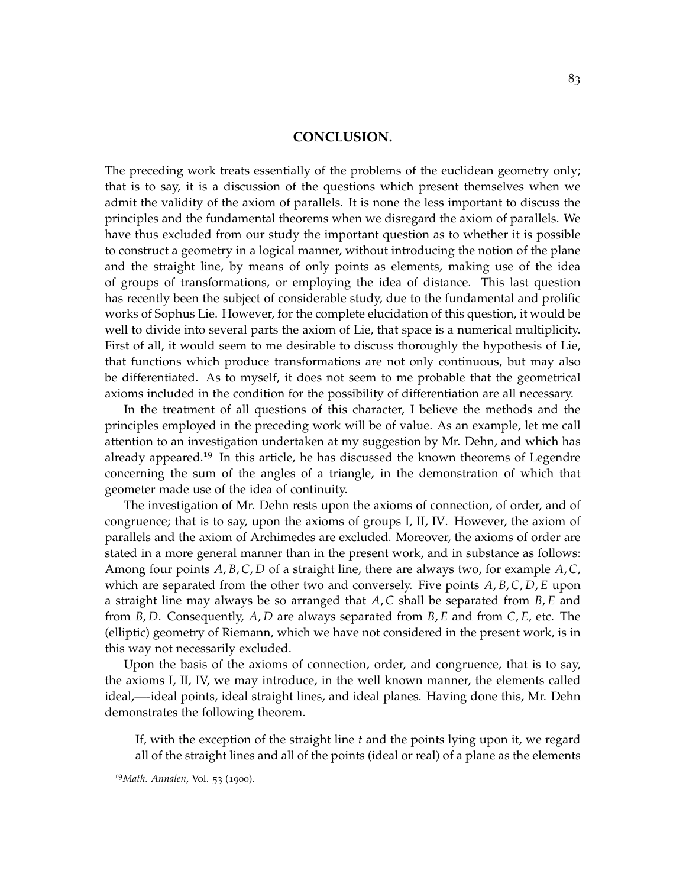## CONCLUSION.

The preceding work treats essentially of the problems of the euclidean geometry only; that is to say, it is a discussion of the questions which present themselves when we admit the validity of the axiom of parallels. It is none the less important to discuss the principles and the fundamental theorems when we disregard the axiom of parallels. We have thus excluded from our study the important question as to whether it is possible to construct a geometry in a logical manner, without introducing the notion of the plane and the straight line, by means of only points as elements, making use of the idea of groups of transformations, or employing the idea of distance. This last question has recently been the subject of considerable study, due to the fundamental and prolific works of Sophus Lie. However, for the complete elucidation of this question, it would be well to divide into several parts the axiom of Lie, that space is a numerical multiplicity. First of all, it would seem to me desirable to discuss thoroughly the hypothesis of Lie, that functions which produce transformations are not only continuous, but may also be differentiated. As to myself, it does not seem to me probable that the geometrical axioms included in the condition for the possibility of differentiation are all necessary.

In the treatment of all questions of this character, I believe the methods and the principles employed in the preceding work will be of value. As an example, let me call attention to an investigation undertaken at my suggestion by Mr. Dehn, and which has already appeared.[19] In this article, he has discussed the known theorems of Legendre concerning the sum of the angles of a triangle, in the demonstration of which that geometer made use of the idea of continuity.

The investigation of Mr. Dehn rests upon the axioms of connection, of order, and of congruence; that is to say, upon the axioms of groups I, II, IV. However, the axiom of parallels and the axiom of Archimedes are excluded. Moreover, the axioms of order are stated in a more general manner than in the present work, and in substance as follows: Among four points $A, B, C, D$ of a straight line, there are always two, for example $A, C$, which are separated from the other two and conversely. Five points $A, B, C, D, E$ upon a straight line may always be so arranged that $A, C$ shall be separated from $B, E$ and from $B, D$. Consequently, $A, D$ are always separated from $B, E$ and from $C, E$, etc. The (elliptic) geometry of Riemann, which we have not considered in the present work, is in this way not necessarily excluded.

Upon the basis of the axioms of connection, order, and congruence, that is to say, the axioms I, II, IV, we may introduce, in the well known manner, the elements called ideal,—ideal points, ideal straight lines, and ideal planes. Having done this, Mr. Dehn demonstrates the following theorem.

> If, with the exception of the straight line $t$ and the points lying upon it, we regard all of the straight lines and all of the points (ideal or real) of a plane as the elements

[19] *Math. Annalen*, Vol. 53 (1900).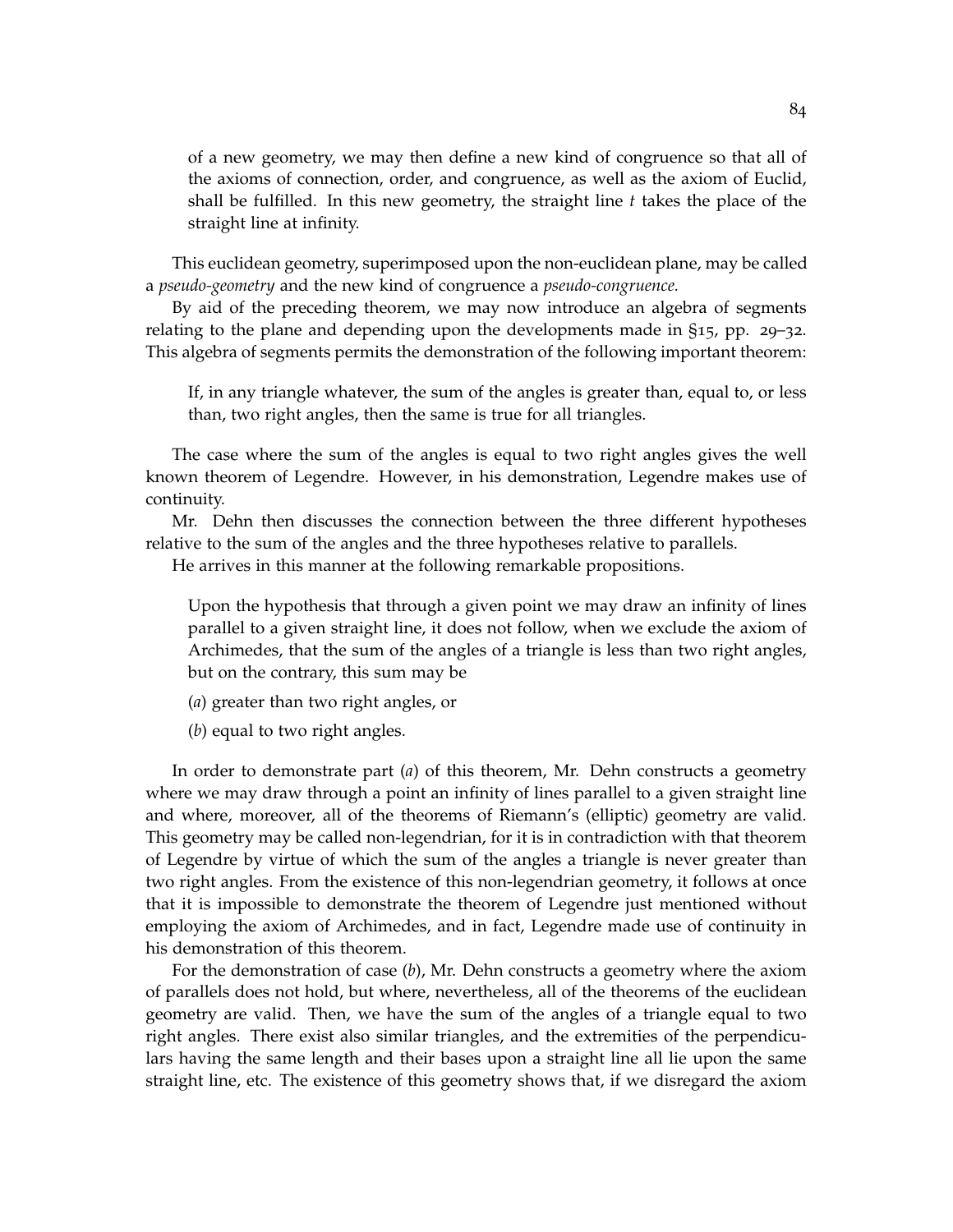of a new geometry, we may then define a new kind of congruence so that all of the axioms of connection, order, and congruence, as well as the axiom of Euclid, shall be fulfilled. In this new geometry, the straight line $t$ takes the place of the straight line at infinity.

This euclidean geometry, superimposed upon the non-euclidean plane, may be called a *pseudo-geometry* and the new kind of congruence a *pseudo-congruence.*

By aid of the preceding theorem, we may now introduce an algebra of segments relating to the plane and depending upon the developments made in §15, pp. 29–32. This algebra of segments permits the demonstration of the following important theorem:

> If, in any triangle whatever, the sum of the angles is greater than, equal to, or less than, two right angles, then the same is true for all triangles.

The case where the sum of the angles is equal to two right angles gives the well known theorem of Legendre. However, in his demonstration, Legendre makes use of continuity.

Mr. Dehn then discusses the connection between the three different hypotheses relative to the sum of the angles and the three hypotheses relative to parallels.

He arrives in this manner at the following remarkable propositions.

> Upon the hypothesis that through a given point we may draw an infinity of lines parallel to a given straight line, it does not follow, when we exclude the axiom of Archimedes, that the sum of the angles of a triangle is less than two right angles, but on the contrary, this sum may be
>
> (*a*) greater than two right angles, or
>
> (*b*) equal to two right angles.

In order to demonstrate part (*a*) of this theorem, Mr. Dehn constructs a geometry where we may draw through a point an infinity of lines parallel to a given straight line and where, moreover, all of the theorems of Riemann's (elliptic) geometry are valid. This geometry may be called non-legendrian, for it is in contradiction with that theorem of Legendre by virtue of which the sum of the angles a triangle is never greater than two right angles. From the existence of this non-legendrian geometry, it follows at once that it is impossible to demonstrate the theorem of Legendre just mentioned without employing the axiom of Archimedes, and in fact, Legendre made use of continuity in his demonstration of this theorem.

For the demonstration of case (*b*), Mr. Dehn constructs a geometry where the axiom of parallels does not hold, but where, nevertheless, all of the theorems of the euclidean geometry are valid. Then, we have the sum of the angles of a triangle equal to two right angles. There exist also similar triangles, and the extremities of the perpendiculars having the same length and their bases upon a straight line all lie upon the same straight line, etc. The existence of this geometry shows that, if we disregard the axiom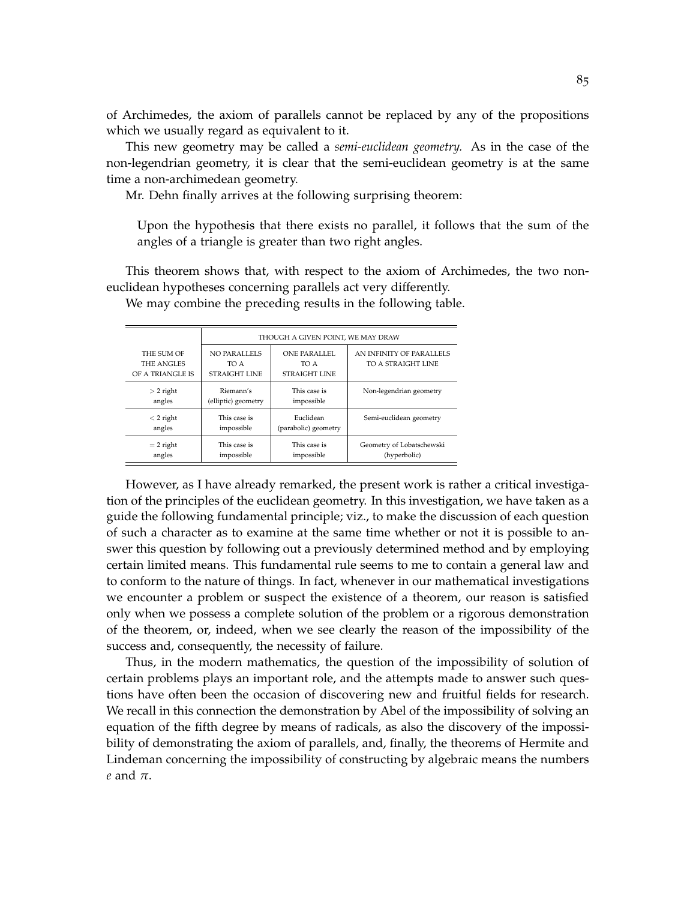of Archimedes, the axiom of parallels cannot be replaced by any of the propositions which we usually regard as equivalent to it.

This new geometry may be called a *semi-euclidean geometry.* As in the case of the non-legendrian geometry, it is clear that the semi-euclidean geometry is at the same time a non-archimedean geometry.

Mr. Dehn finally arrives at the following surprising theorem:

> Upon the hypothesis that there exists no parallel, it follows that the sum of the angles of a triangle is greater than two right angles.

This theorem shows that, with respect to the axiom of Archimedes, the two non-euclidean hypotheses concerning parallels act very differently.

We may combine the preceding results in the following table.

| | THOUGH A GIVEN POINT, WE MAY DRAW | | |
|---|---|---|---|
| THE SUM OF THE ANGLES OF A TRIANGLE IS | NO PARALLELS TO A STRAIGHT LINE | ONE PARALLEL TO A STRAIGHT LINE | AN INFINITY OF PARALLELS TO A STRAIGHT LINE |
| $> 2$ right angles | Riemann's (elliptic) geometry | This case is impossible | Non-legendrian geometry |
| $< 2$ right angles | This case is impossible | Euclidean (parabolic) geometry | Semi-euclidean geometry |
| $= 2$ right angles | This case is impossible | This case is impossible | Geometry of Lobatschewski (hyperbolic) |

However, as I have already remarked, the present work is rather a critical investigation of the principles of the euclidean geometry. In this investigation, we have taken as a guide the following fundamental principle; viz., to make the discussion of each question of such a character as to examine at the same time whether or not it is possible to answer this question by following out a previously determined method and by employing certain limited means. This fundamental rule seems to me to contain a general law and to conform to the nature of things. In fact, whenever in our mathematical investigations we encounter a problem or suspect the existence of a theorem, our reason is satisfied only when we possess a complete solution of the problem or a rigorous demonstration of the theorem, or, indeed, when we see clearly the reason of the impossibility of the success and, consequently, the necessity of failure.

Thus, in the modern mathematics, the question of the impossibility of solution of certain problems plays an important role, and the attempts made to answer such questions have often been the occasion of discovering new and fruitful fields for research. We recall in this connection the demonstration by Abel of the impossibility of solving an equation of the fifth degree by means of radicals, as also the discovery of the impossibility of demonstrating the axiom of parallels, and, finally, the theorems of Hermite and Lindeman concerning the impossibility of constructing by algebraic means the numbers $e$ and $\pi$.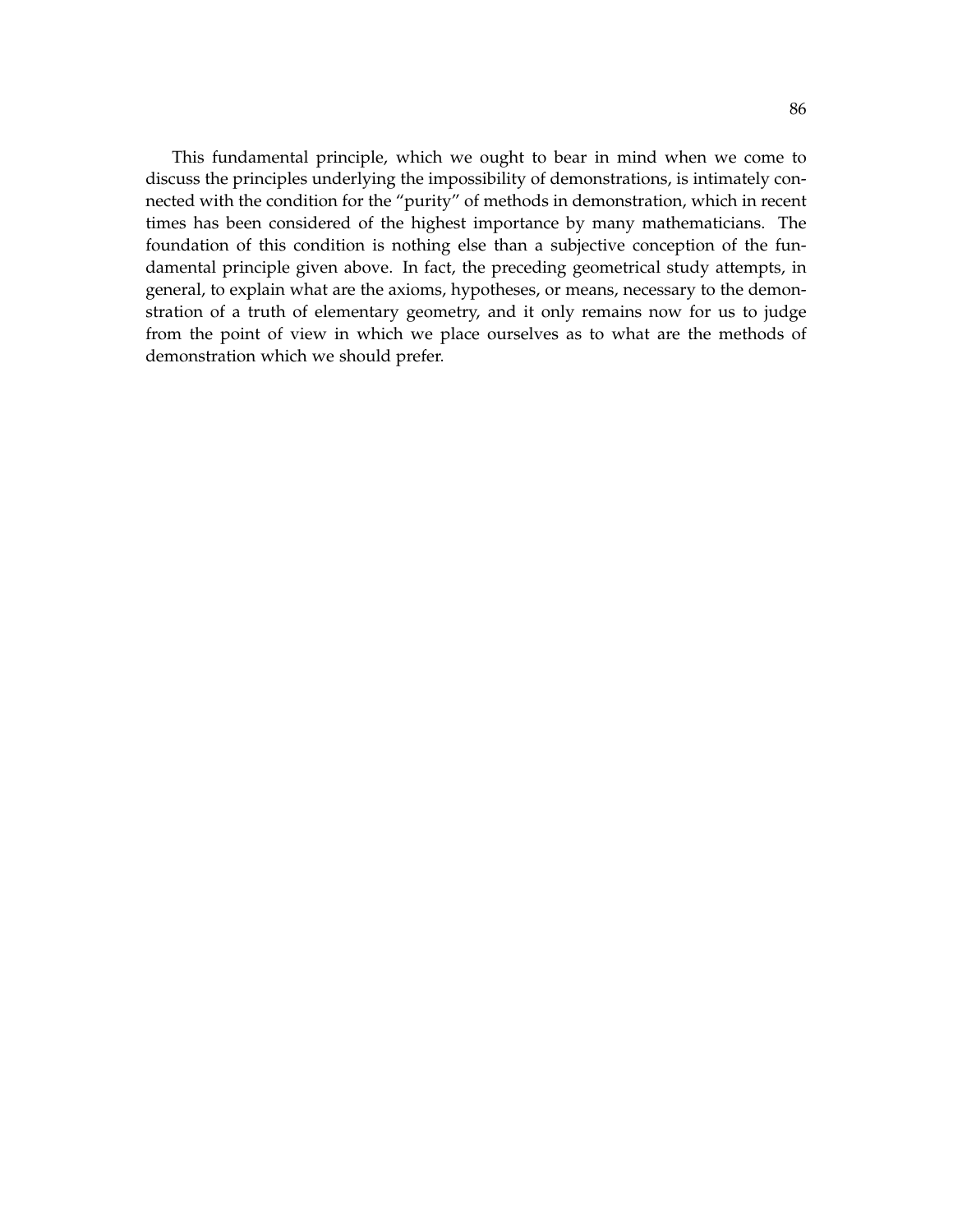This fundamental principle, which we ought to bear in mind when we come to discuss the principles underlying the impossibility of demonstrations, is intimately connected with the condition for the "purity" of methods in demonstration, which in recent times has been considered of the highest importance by many mathematicians. The foundation of this condition is nothing else than a subjective conception of the fundamental principle given above. In fact, the preceding geometrical study attempts, in general, to explain what are the axioms, hypotheses, or means, necessary to the demonstration of a truth of elementary geometry, and it only remains now for us to judge from the point of view in which we place ourselves as to what are the methods of demonstration which we should prefer.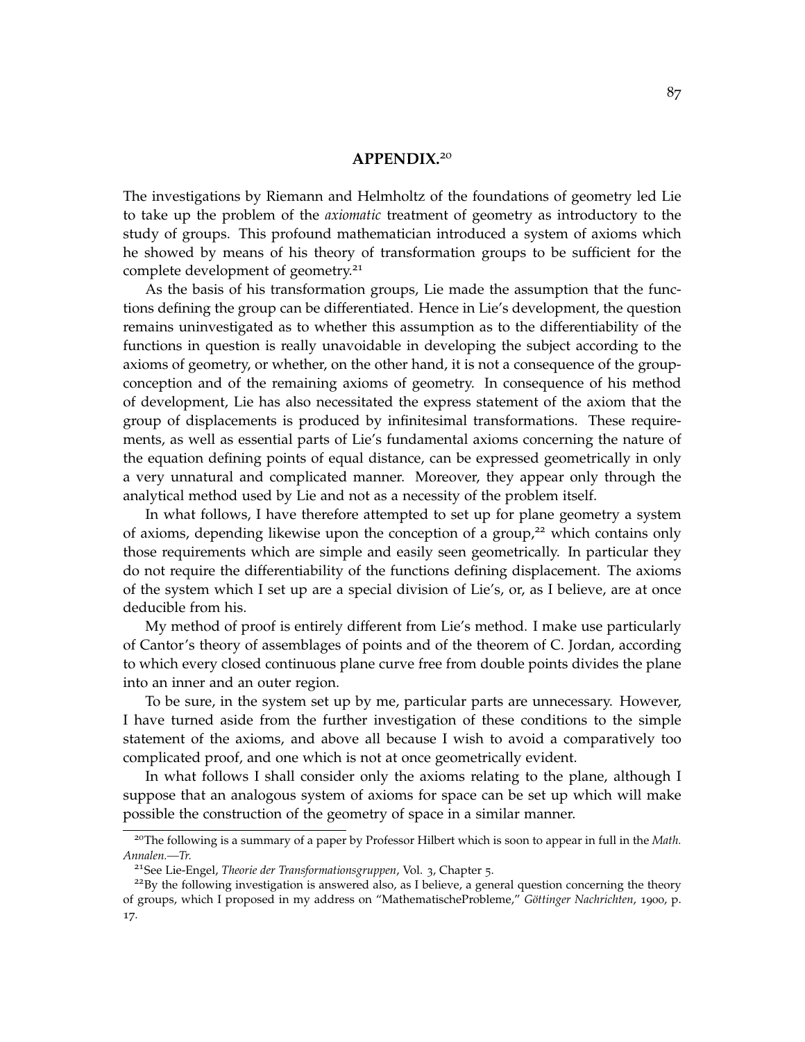# APPENDIX.[20]

The investigations by Riemann and Helmholtz of the foundations of geometry led Lie to take up the problem of the *axiomatic* treatment of geometry as introductory to the study of groups. This profound mathematician introduced a system of axioms which he showed by means of his theory of transformation groups to be sufficient for the complete development of geometry.[21]

As the basis of his transformation groups, Lie made the assumption that the functions defining the group can be differentiated. Hence in Lie's development, the question remains uninvestigated as to whether this assumption as to the differentiability of the functions in question is really unavoidable in developing the subject according to the axioms of geometry, or whether, on the other hand, it is not a consequence of the group-conception and of the remaining axioms of geometry. In consequence of his method of development, Lie has also necessitated the express statement of the axiom that the group of displacements is produced by infinitesimal transformations. These requirements, as well as essential parts of Lie's fundamental axioms concerning the nature of the equation defining points of equal distance, can be expressed geometrically in only a very unnatural and complicated manner. Moreover, they appear only through the analytical method used by Lie and not as a necessity of the problem itself.

In what follows, I have therefore attempted to set up for plane geometry a system of axioms, depending likewise upon the conception of a group,[22] which contains only those requirements which are simple and easily seen geometrically. In particular they do not require the differentiability of the functions defining displacement. The axioms of the system which I set up are a special division of Lie's, or, as I believe, are at once deducible from his.

My method of proof is entirely different from Lie's method. I make use particularly of Cantor's theory of assemblages of points and of the theorem of C. Jordan, according to which every closed continuous plane curve free from double points divides the plane into an inner and an outer region.

To be sure, in the system set up by me, particular parts are unnecessary. However, I have turned aside from the further investigation of these conditions to the simple statement of the axioms, and above all because I wish to avoid a comparatively too complicated proof, and one which is not at once geometrically evident.

In what follows I shall consider only the axioms relating to the plane, although I suppose that an analogous system of axioms for space can be set up which will make possible the construction of the geometry of space in a similar manner.

---

[20] The following is a summary of a paper by Professor Hilbert which is soon to appear in full in the *Math. Annalen.—Tr.*

[21] See Lie-Engel, *Theorie der Transformationsgruppen*, Vol. 3, Chapter 5.

[22] By the following investigation is answered also, as I believe, a general question concerning the theory of groups, which I proposed in my address on "MathematischeProbleme," *Göttinger Nachrichten*, 1900, p. 17.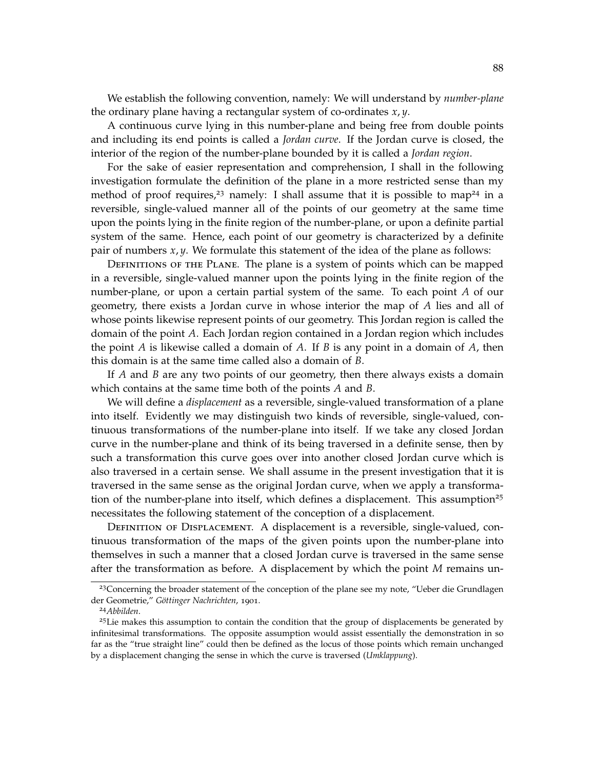We establish the following convention, namely: We will understand by *number-plane* the ordinary plane having a rectangular system of co-ordinates $x, y$.

A continuous curve lying in this number-plane and being free from double points and including its end points is called a *Jordan curve*. If the Jordan curve is closed, the interior of the region of the number-plane bounded by it is called a *Jordan region*.

For the sake of easier representation and comprehension, I shall in the following investigation formulate the definition of the plane in a more restricted sense than my method of proof requires,[23] namely: I shall assume that it is possible to map[24] in a reversible, single-valued manner all of the points of our geometry at the same time upon the points lying in the finite region of the number-plane, or upon a definite partial system of the same. Hence, each point of our geometry is characterized by a definite pair of numbers $x, y$. We formulate this statement of the idea of the plane as follows:

Definitions of the Plane. The plane is a system of points which can be mapped in a reversible, single-valued manner upon the points lying in the finite region of the number-plane, or upon a certain partial system of the same. To each point $A$ of our geometry, there exists a Jordan curve in whose interior the map of $A$ lies and all of whose points likewise represent points of our geometry. This Jordan region is called the domain of the point $A$. Each Jordan region contained in a Jordan region which includes the point $A$ is likewise called a domain of $A$. If $B$ is any point in a domain of $A$, then this domain is at the same time called also a domain of $B$.

If $A$ and $B$ are any two points of our geometry, then there always exists a domain which contains at the same time both of the points $A$ and $B$.

We will define a *displacement* as a reversible, single-valued transformation of a plane into itself. Evidently we may distinguish two kinds of reversible, single-valued, continuous transformations of the number-plane into itself. If we take any closed Jordan curve in the number-plane and think of its being traversed in a definite sense, then by such a transformation this curve goes over into another closed Jordan curve which is also traversed in a certain sense. We shall assume in the present investigation that it is traversed in the same sense as the original Jordan curve, when we apply a transformation of the number-plane into itself, which defines a displacement. This assumption[25] necessitates the following statement of the conception of a displacement.

Definition of Displacement. A displacement is a reversible, single-valued, continuous transformation of the maps of the given points upon the number-plane into themselves in such a manner that a closed Jordan curve is traversed in the same sense after the transformation as before. A displacement by which the point $M$ remains un-

---

[23] Concerning the broader statement of the conception of the plane see my note, "Ueber die Grundlagen der Geometrie," *Göttinger Nachrichten*, 1901.

[24] *Abbilden*.

[25] Lie makes this assumption to contain the condition that the group of displacements be generated by infinitesimal transformations. The opposite assumption would assist essentially the demonstration in so far as the "true straight line" could then be defined as the locus of those points which remain unchanged by a displacement changing the sense in which the curve is traversed (*Umklappung*).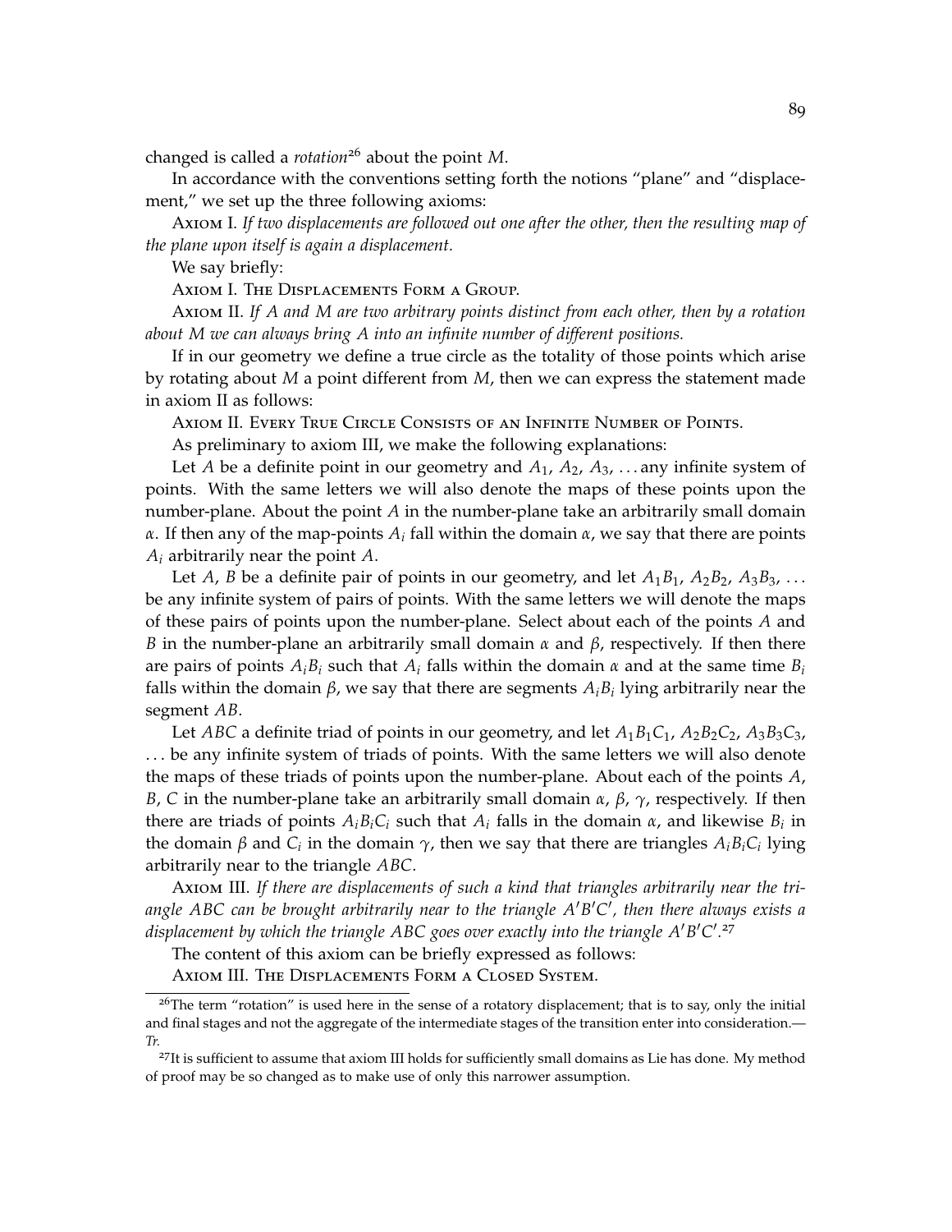changed is called a *rotation*[26] about the point $M$.

In accordance with the conventions setting forth the notions "plane" and "displacement," we set up the three following axioms:

Axiom I. *If two displacements are followed out one after the other, then the resulting map of the plane upon itself is again a displacement.*

We say briefly:

Axiom I. The Displacements Form a Group.

Axiom II. *If $A$ and $M$ are two arbitrary points distinct from each other, then by a rotation about $M$ we can always bring $A$ into an infinite number of different positions.*

If in our geometry we define a true circle as the totality of those points which arise by rotating about $M$ a point different from $M$, then we can express the statement made in axiom II as follows:

Axiom II. Every True Circle Consists of an Infinite Number of Points.

As preliminary to axiom III, we make the following explanations:

Let $A$ be a definite point in our geometry and $A_1$, $A_2$, $A_3$, ... any infinite system of points. With the same letters we will also denote the maps of these points upon the number-plane. About the point $A$ in the number-plane take an arbitrarily small domain $\alpha$. If then any of the map-points $A_i$ fall within the domain $\alpha$, we say that there are points $A_i$ arbitrarily near the point $A$.

Let $A$, $B$ be a definite pair of points in our geometry, and let $A_1B_1$, $A_2B_2$, $A_3B_3$, ... be any infinite system of pairs of points. With the same letters we will denote the maps of these pairs of points upon the number-plane. Select about each of the points $A$ and $B$ in the number-plane an arbitrarily small domain $\alpha$ and $\beta$, respectively. If then there are pairs of points $A_iB_i$ such that $A_i$ falls within the domain $\alpha$ and at the same time $B_i$ falls within the domain $\beta$, we say that there are segments $A_iB_i$ lying arbitrarily near the segment $AB$.

Let $ABC$ a definite triad of points in our geometry, and let $A_1B_1C_1$, $A_2B_2C_2$, $A_3B_3C_3$, ... be any infinite system of triads of points. With the same letters we will also denote the maps of these triads of points upon the number-plane. About each of the points $A$, $B$, $C$ in the number-plane take an arbitrarily small domain $\alpha$, $\beta$, $\gamma$, respectively. If then there are triads of points $A_iB_iC_i$ such that $A_i$ falls in the domain $\alpha$, and likewise $B_i$ in the domain $\beta$ and $C_i$ in the domain $\gamma$, then we say that there are triangles $A_iB_iC_i$ lying arbitrarily near to the triangle $ABC$.

Axiom III. *If there are displacements of such a kind that triangles arbitrarily near the triangle $ABC$ can be brought arbitrarily near to the triangle $A'B'C'$, then there always exists a displacement by which the triangle $ABC$ goes over exactly into the triangle $A'B'C'$.*[27]

The content of this axiom can be briefly expressed as follows:

Axiom III. The Displacements Form a Closed System.

---

[26] The term "rotation" is used here in the sense of a rotatory displacement; that is to say, only the initial and final stages and not the aggregate of the intermediate stages of the transition enter into consideration.—*Tr.*

[27] It is sufficient to assume that axiom III holds for sufficiently small domains as Lie has done. My method of proof may be so changed as to make use of only this narrower assumption.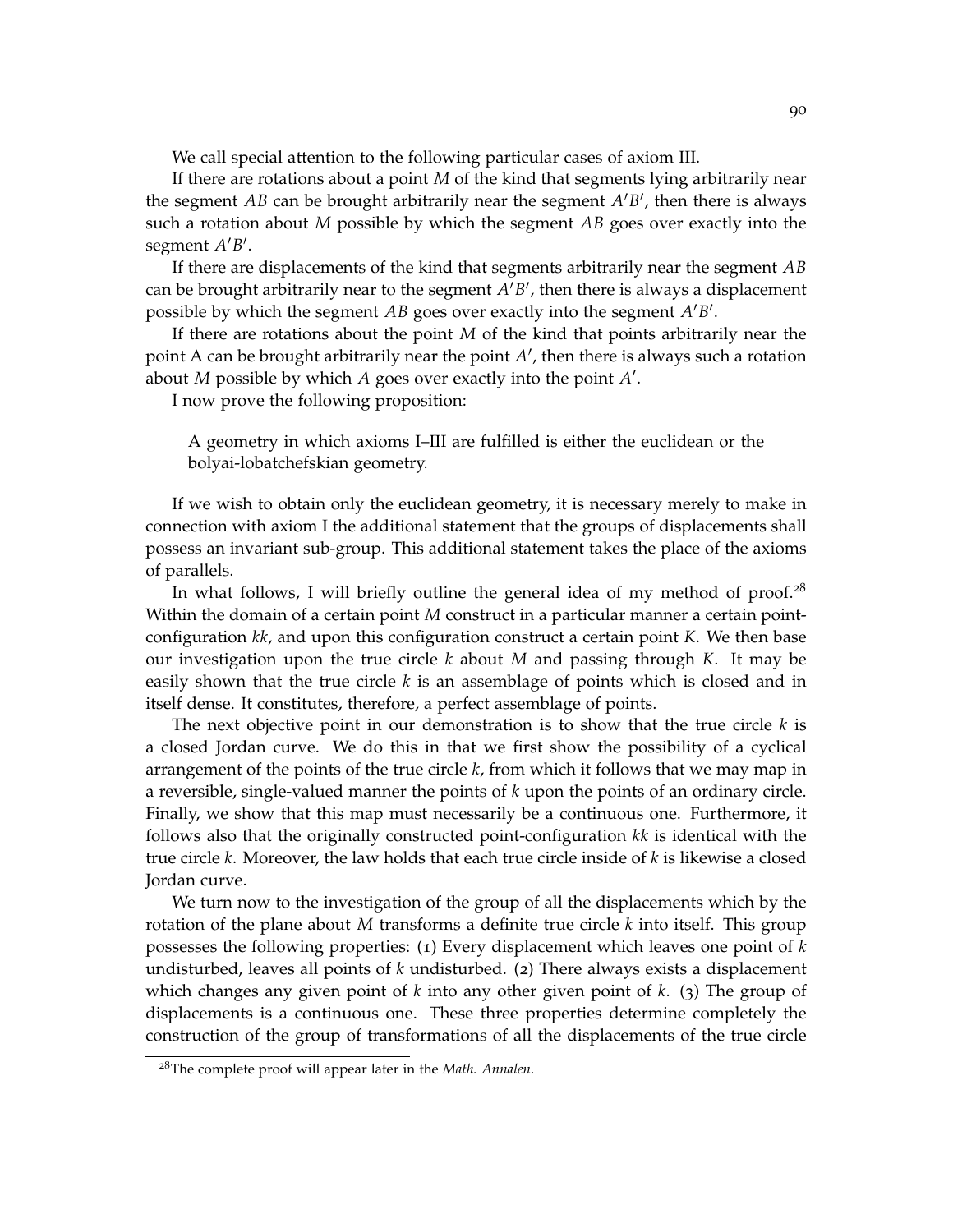We call special attention to the following particular cases of axiom III.

If there are rotations about a point $M$ of the kind that segments lying arbitrarily near the segment $AB$ can be brought arbitrarily near the segment $A'B'$, then there is always such a rotation about $M$ possible by which the segment $AB$ goes over exactly into the segment $A'B'$.

If there are displacements of the kind that segments arbitrarily near the segment $AB$ can be brought arbitrarily near to the segment $A'B'$, then there is always a displacement possible by which the segment $AB$ goes over exactly into the segment $A'B'$.

If there are rotations about the point $M$ of the kind that points arbitrarily near the point A can be brought arbitrarily near the point $A'$, then there is always such a rotation about $M$ possible by which $A$ goes over exactly into the point $A'$.

I now prove the following proposition:

> A geometry in which axioms I–III are fulfilled is either the euclidean or the bolyai-lobatchefskian geometry.

If we wish to obtain only the euclidean geometry, it is necessary merely to make in connection with axiom I the additional statement that the groups of displacements shall possess an invariant sub-group. This additional statement takes the place of the axioms of parallels.

In what follows, I will briefly outline the general idea of my method of proof.[28] Within the domain of a certain point $M$ construct in a particular manner a certain point-configuration $kk$, and upon this configuration construct a certain point $K$. We then base our investigation upon the true circle $k$ about $M$ and passing through $K$. It may be easily shown that the true circle $k$ is an assemblage of points which is closed and in itself dense. It constitutes, therefore, a perfect assemblage of points.

The next objective point in our demonstration is to show that the true circle $k$ is a closed Jordan curve. We do this in that we first show the possibility of a cyclical arrangement of the points of the true circle $k$, from which it follows that we may map in a reversible, single-valued manner the points of $k$ upon the points of an ordinary circle. Finally, we show that this map must necessarily be a continuous one. Furthermore, it follows also that the originally constructed point-configuration $kk$ is identical with the true circle $k$. Moreover, the law holds that each true circle inside of $k$ is likewise a closed Jordan curve.

We turn now to the investigation of the group of all the displacements which by the rotation of the plane about $M$ transforms a definite true circle $k$ into itself. This group possesses the following properties: (1) Every displacement which leaves one point of $k$ undisturbed, leaves all points of $k$ undisturbed. (2) There always exists a displacement which changes any given point of $k$ into any other given point of $k$. (3) The group of displacements is a continuous one. These three properties determine completely the construction of the group of transformations of all the displacements of the true circle

[28] The complete proof will appear later in the *Math. Annalen*.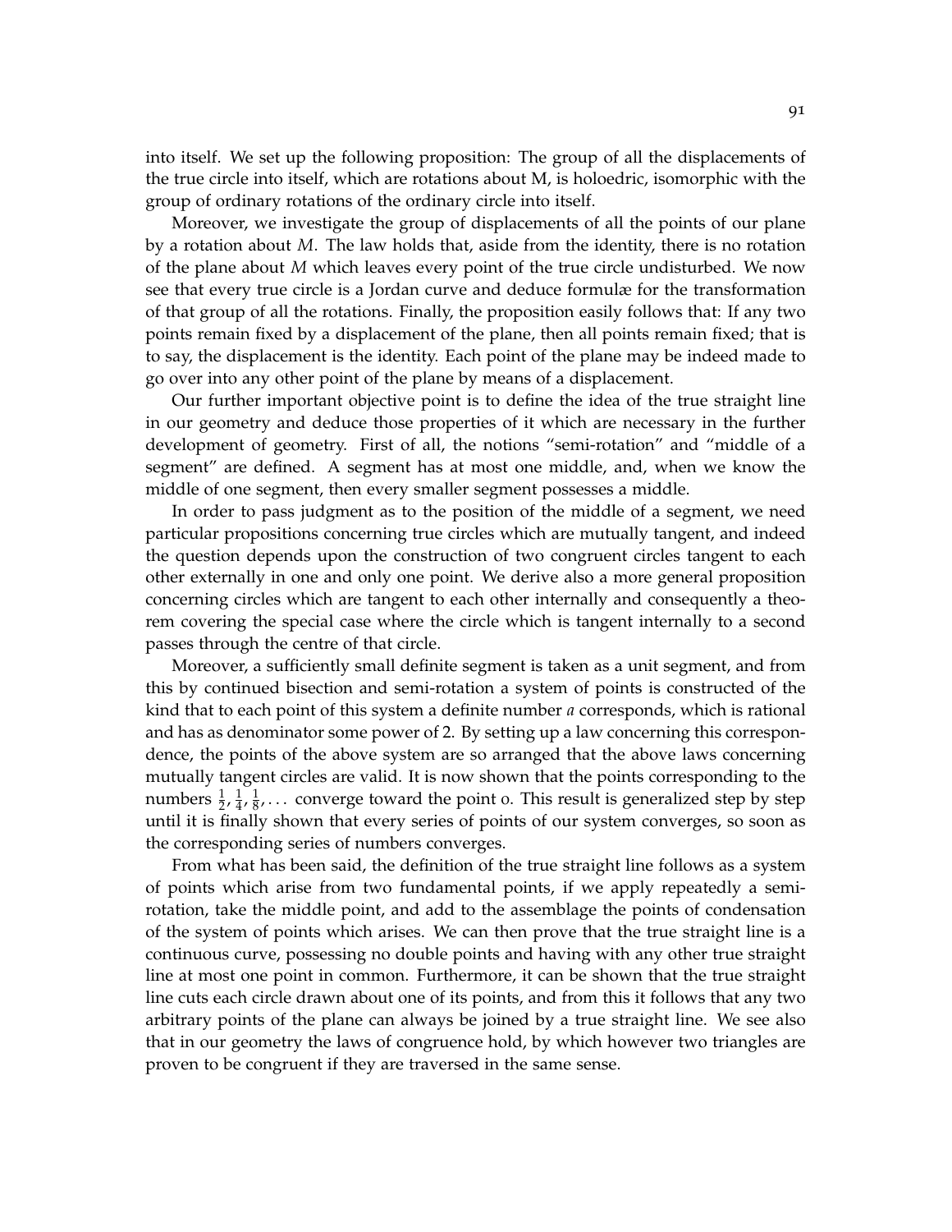into itself. We set up the following proposition: The group of all the displacements of the true circle into itself, which are rotations about M, is holoedric, isomorphic with the group of ordinary rotations of the ordinary circle into itself.

Moreover, we investigate the group of displacements of all the points of our plane by a rotation about $M$. The law holds that, aside from the identity, there is no rotation of the plane about $M$ which leaves every point of the true circle undisturbed. We now see that every true circle is a Jordan curve and deduce formulæ for the transformation of that group of all the rotations. Finally, the proposition easily follows that: If any two points remain fixed by a displacement of the plane, then all points remain fixed; that is to say, the displacement is the identity. Each point of the plane may be indeed made to go over into any other point of the plane by means of a displacement.

Our further important objective point is to define the idea of the true straight line in our geometry and deduce those properties of it which are necessary in the further development of geometry. First of all, the notions "semi-rotation" and "middle of a segment" are defined. A segment has at most one middle, and, when we know the middle of one segment, then every smaller segment possesses a middle.

In order to pass judgment as to the position of the middle of a segment, we need particular propositions concerning true circles which are mutually tangent, and indeed the question depends upon the construction of two congruent circles tangent to each other externally in one and only one point. We derive also a more general proposition concerning circles which are tangent to each other internally and consequently a theorem covering the special case where the circle which is tangent internally to a second passes through the centre of that circle.

Moreover, a sufficiently small definite segment is taken as a unit segment, and from this by continued bisection and semi-rotation a system of points is constructed of the kind that to each point of this system a definite number $a$ corresponds, which is rational and has as denominator some power of 2. By setting up a law concerning this correspondence, the points of the above system are so arranged that the above laws concerning mutually tangent circles are valid. It is now shown that the points corresponding to the numbers $\frac{1}{2}, \frac{1}{4}, \frac{1}{8}, \ldots$ converge toward the point 0. This result is generalized step by step until it is finally shown that every series of points of our system converges, so soon as the corresponding series of numbers converges.

From what has been said, the definition of the true straight line follows as a system of points which arise from two fundamental points, if we apply repeatedly a semi-rotation, take the middle point, and add to the assemblage the points of condensation of the system of points which arises. We can then prove that the true straight line is a continuous curve, possessing no double points and having with any other true straight line at most one point in common. Furthermore, it can be shown that the true straight line cuts each circle drawn about one of its points, and from this it follows that any two arbitrary points of the plane can always be joined by a true straight line. We see also that in our geometry the laws of congruence hold, by which however two triangles are proven to be congruent if they are traversed in the same sense.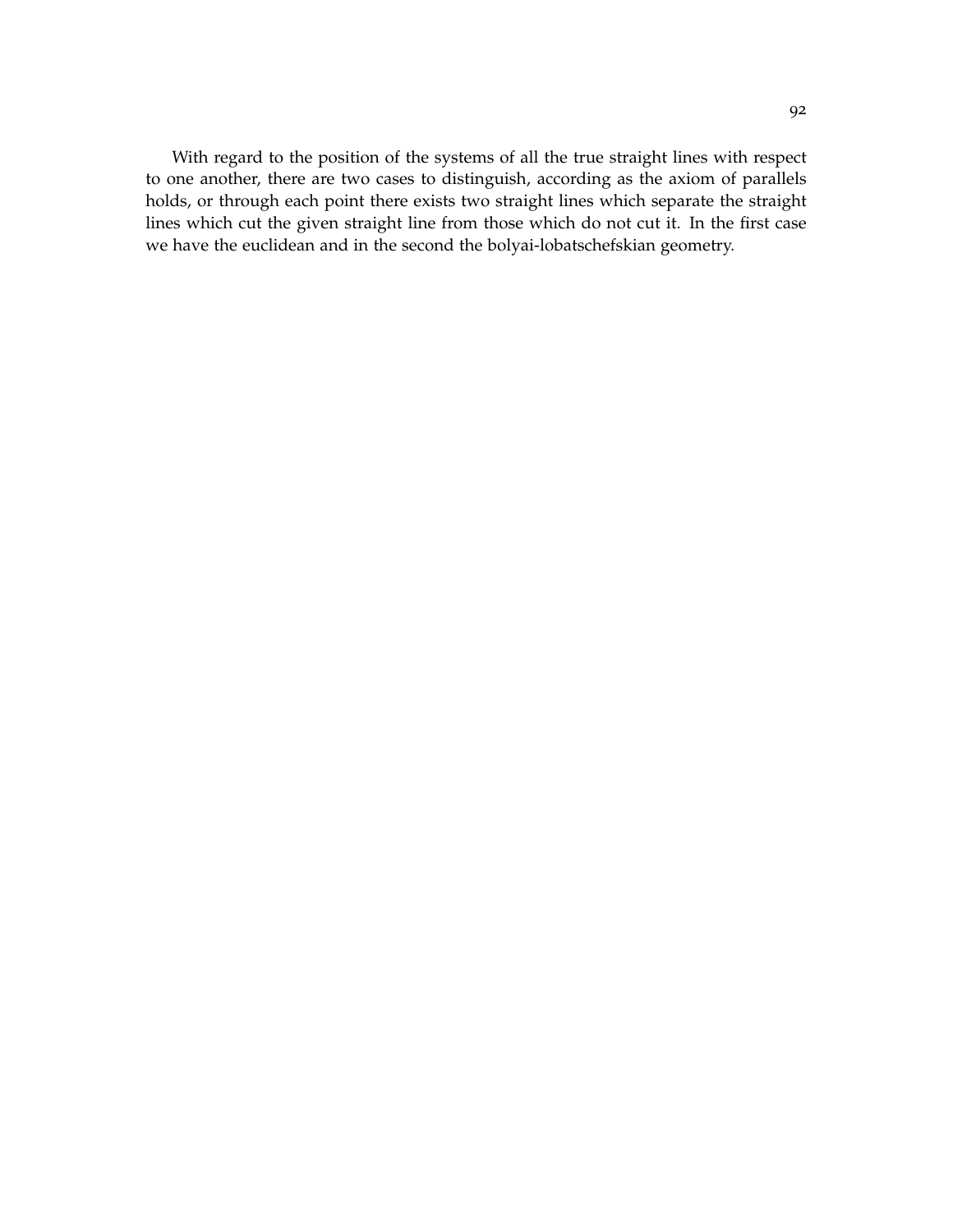With regard to the position of the systems of all the true straight lines with respect to one another, there are two cases to distinguish, according as the axiom of parallels holds, or through each point there exists two straight lines which separate the straight lines which cut the given straight line from those which do not cut it. In the first case we have the euclidean and in the second the bolyai-lobatschefskian geometry.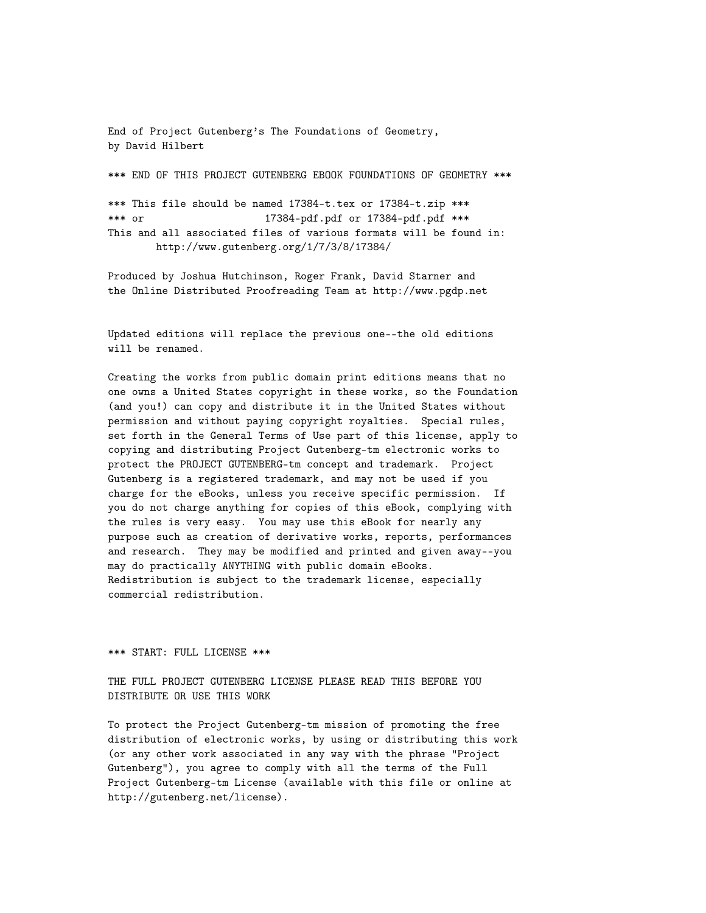End of Project Gutenberg's The Foundations of Geometry,
by David Hilbert

*** END OF THIS PROJECT GUTENBERG EBOOK FOUNDATIONS OF GEOMETRY ***

*** This file should be named 17384-t.tex or 17384-t.zip ***
*** or                  17384-pdf.pdf or 17384-pdf.pdf ***
This and all associated files of various formats will be found in:
        http://www.gutenberg.org/1/7/3/8/17384/

Produced by Joshua Hutchinson, Roger Frank, David Starner and
the Online Distributed Proofreading Team at http://www.pgdp.net

Updated editions will replace the previous one--the old editions
will be renamed.

Creating the works from public domain print editions means that no
one owns a United States copyright in these works, so the Foundation
(and you!) can copy and distribute it in the United States without
permission and without paying copyright royalties. Special rules,
set forth in the General Terms of Use part of this license, apply to
copying and distributing Project Gutenberg-tm electronic works to
protect the PROJECT GUTENBERG-tm concept and trademark. Project
Gutenberg is a registered trademark, and may not be used if you
charge for the eBooks, unless you receive specific permission. If
you do not charge anything for copies of this eBook, complying with
the rules is very easy. You may use this eBook for nearly any
purpose such as creation of derivative works, reports, performances
and research. They may be modified and printed and given away--you
may do practically ANYTHING with public domain eBooks.
Redistribution is subject to the trademark license, especially
commercial redistribution.

*** START: FULL LICENSE ***

THE FULL PROJECT GUTENBERG LICENSE PLEASE READ THIS BEFORE YOU
DISTRIBUTE OR USE THIS WORK

To protect the Project Gutenberg-tm mission of promoting the free
distribution of electronic works, by using or distributing this work
(or any other work associated in any way with the phrase "Project
Gutenberg"), you agree to comply with all the terms of the Full
Project Gutenberg-tm License (available with this file or online at
http://gutenberg.net/license).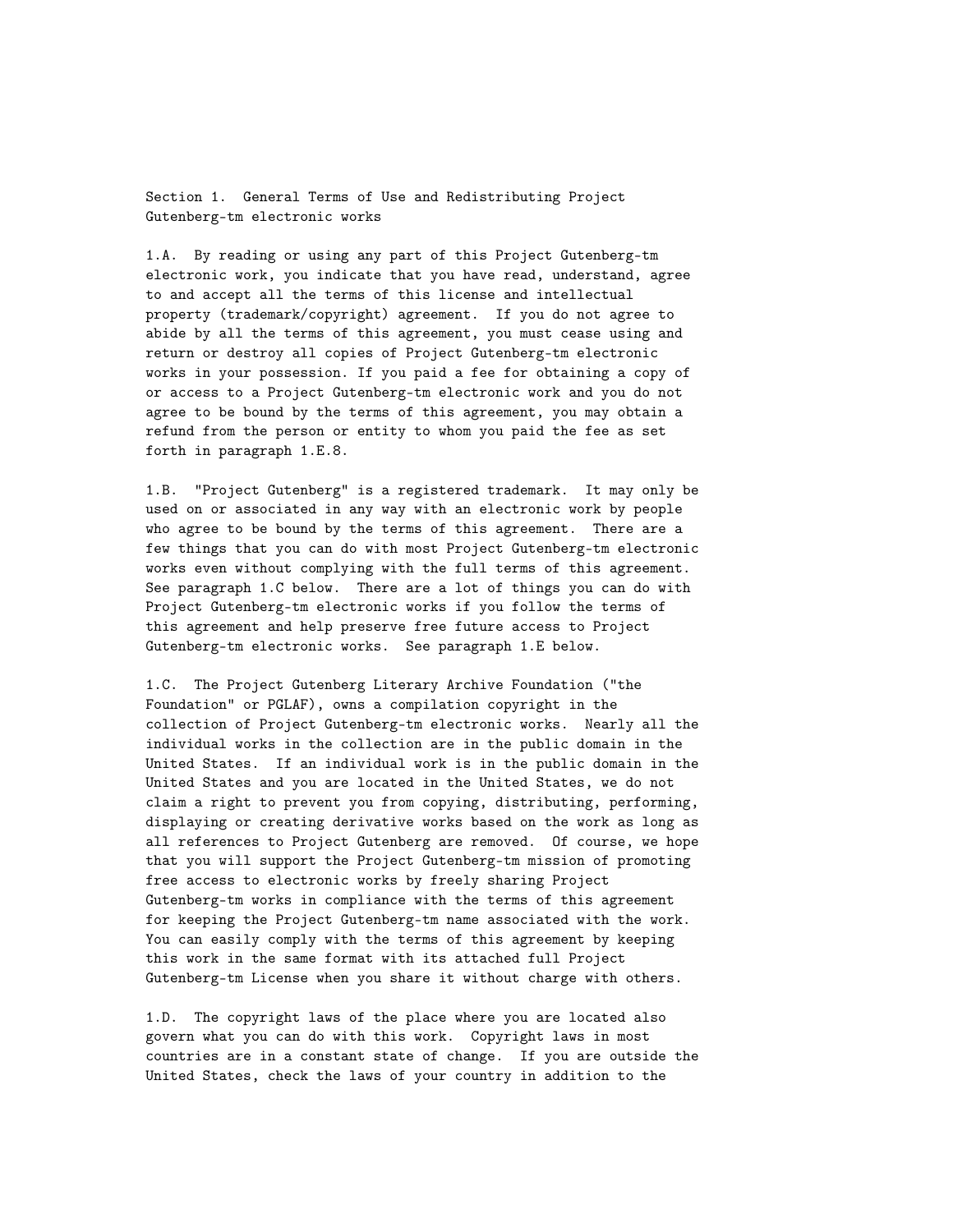Section 1. General Terms of Use and Redistributing Project Gutenberg-tm electronic works

1.A. By reading or using any part of this Project Gutenberg-tm electronic work, you indicate that you have read, understand, agree to and accept all the terms of this license and intellectual property (trademark/copyright) agreement. If you do not agree to abide by all the terms of this agreement, you must cease using and return or destroy all copies of Project Gutenberg-tm electronic works in your possession. If you paid a fee for obtaining a copy of or access to a Project Gutenberg-tm electronic work and you do not agree to be bound by the terms of this agreement, you may obtain a refund from the person or entity to whom you paid the fee as set forth in paragraph 1.E.8.

1.B. "Project Gutenberg" is a registered trademark. It may only be used on or associated in any way with an electronic work by people who agree to be bound by the terms of this agreement. There are a few things that you can do with most Project Gutenberg-tm electronic works even without complying with the full terms of this agreement. See paragraph 1.C below. There are a lot of things you can do with Project Gutenberg-tm electronic works if you follow the terms of this agreement and help preserve free future access to Project Gutenberg-tm electronic works. See paragraph 1.E below.

1.C. The Project Gutenberg Literary Archive Foundation ("the Foundation" or PGLAF), owns a compilation copyright in the collection of Project Gutenberg-tm electronic works. Nearly all the individual works in the collection are in the public domain in the United States. If an individual work is in the public domain in the United States and you are located in the United States, we do not claim a right to prevent you from copying, distributing, performing, displaying or creating derivative works based on the work as long as all references to Project Gutenberg are removed. Of course, we hope that you will support the Project Gutenberg-tm mission of promoting free access to electronic works by freely sharing Project Gutenberg-tm works in compliance with the terms of this agreement for keeping the Project Gutenberg-tm name associated with the work. You can easily comply with the terms of this agreement by keeping this work in the same format with its attached full Project Gutenberg-tm License when you share it without charge with others.

1.D. The copyright laws of the place where you are located also govern what you can do with this work. Copyright laws in most countries are in a constant state of change. If you are outside the United States, check the laws of your country in addition to the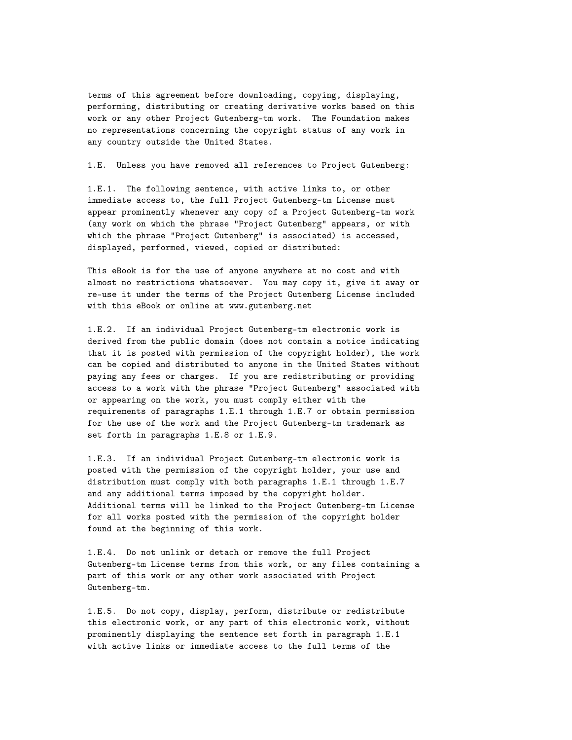terms of this agreement before downloading, copying, displaying, performing, distributing or creating derivative works based on this work or any other Project Gutenberg-tm work. The Foundation makes no representations concerning the copyright status of any work in any country outside the United States.

1.E. Unless you have removed all references to Project Gutenberg:

1.E.1. The following sentence, with active links to, or other immediate access to, the full Project Gutenberg-tm License must appear prominently whenever any copy of a Project Gutenberg-tm work (any work on which the phrase "Project Gutenberg" appears, or with which the phrase "Project Gutenberg" is associated) is accessed, displayed, performed, viewed, copied or distributed:

This eBook is for the use of anyone anywhere at no cost and with almost no restrictions whatsoever. You may copy it, give it away or re-use it under the terms of the Project Gutenberg License included with this eBook or online at www.gutenberg.net

1.E.2. If an individual Project Gutenberg-tm electronic work is derived from the public domain (does not contain a notice indicating that it is posted with permission of the copyright holder), the work can be copied and distributed to anyone in the United States without paying any fees or charges. If you are redistributing or providing access to a work with the phrase "Project Gutenberg" associated with or appearing on the work, you must comply either with the requirements of paragraphs 1.E.1 through 1.E.7 or obtain permission for the use of the work and the Project Gutenberg-tm trademark as set forth in paragraphs 1.E.8 or 1.E.9.

1.E.3. If an individual Project Gutenberg-tm electronic work is posted with the permission of the copyright holder, your use and distribution must comply with both paragraphs 1.E.1 through 1.E.7 and any additional terms imposed by the copyright holder. Additional terms will be linked to the Project Gutenberg-tm License for all works posted with the permission of the copyright holder found at the beginning of this work.

1.E.4. Do not unlink or detach or remove the full Project Gutenberg-tm License terms from this work, or any files containing a part of this work or any other work associated with Project Gutenberg-tm.

1.E.5. Do not copy, display, perform, distribute or redistribute this electronic work, or any part of this electronic work, without prominently displaying the sentence set forth in paragraph 1.E.1 with active links or immediate access to the full terms of the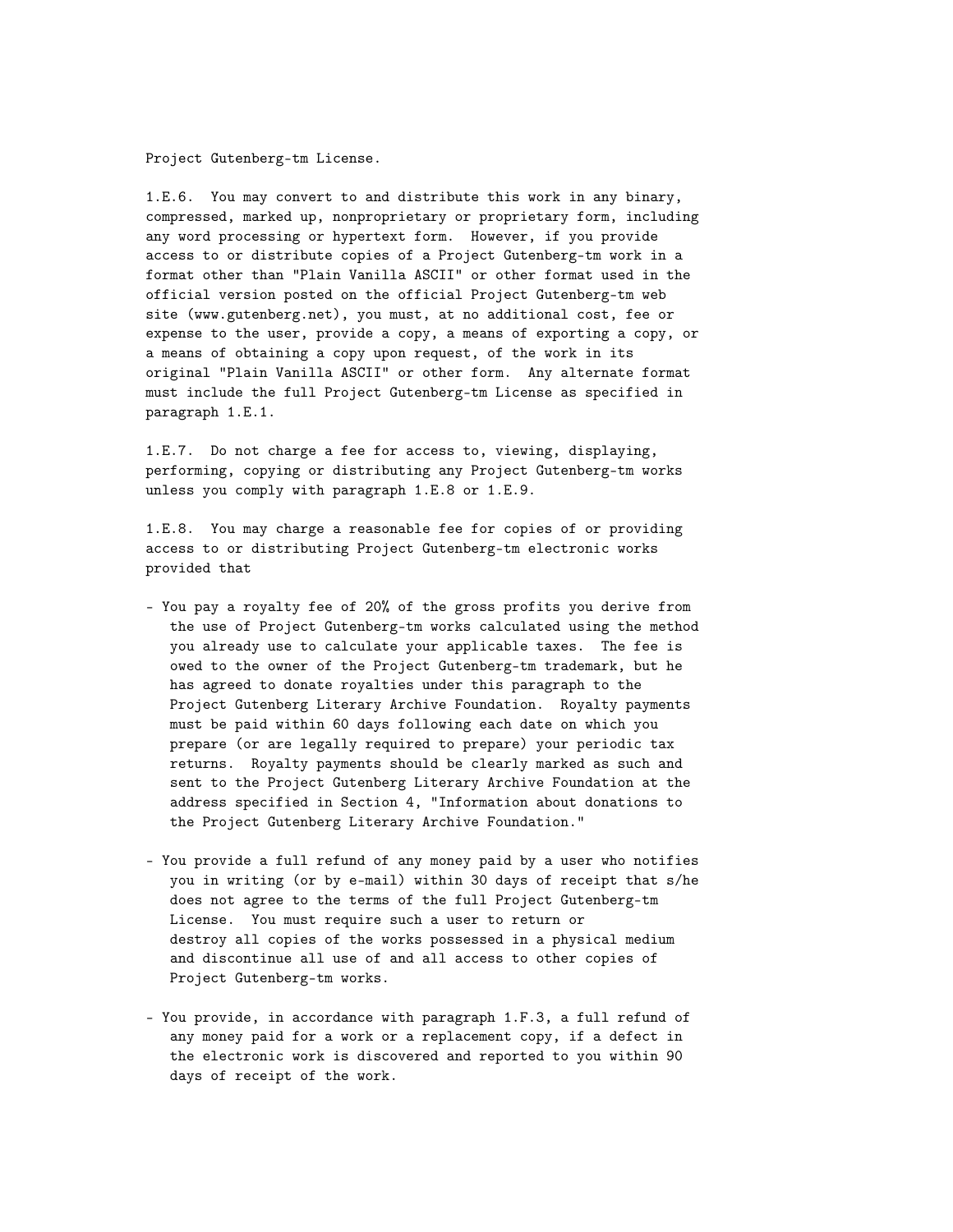Project Gutenberg-tm License.

1.E.6. You may convert to and distribute this work in any binary, compressed, marked up, nonproprietary or proprietary form, including any word processing or hypertext form. However, if you provide access to or distribute copies of a Project Gutenberg-tm work in a format other than "Plain Vanilla ASCII" or other format used in the official version posted on the official Project Gutenberg-tm web site (www.gutenberg.net), you must, at no additional cost, fee or expense to the user, provide a copy, a means of exporting a copy, or a means of obtaining a copy upon request, of the work in its original "Plain Vanilla ASCII" or other form. Any alternate format must include the full Project Gutenberg-tm License as specified in paragraph 1.E.1.

1.E.7. Do not charge a fee for access to, viewing, displaying, performing, copying or distributing any Project Gutenberg-tm works unless you comply with paragraph 1.E.8 or 1.E.9.

1.E.8. You may charge a reasonable fee for copies of or providing access to or distributing Project Gutenberg-tm electronic works provided that

- You pay a royalty fee of 20% of the gross profits you derive from the use of Project Gutenberg-tm works calculated using the method you already use to calculate your applicable taxes. The fee is owed to the owner of the Project Gutenberg-tm trademark, but he has agreed to donate royalties under this paragraph to the Project Gutenberg Literary Archive Foundation. Royalty payments must be paid within 60 days following each date on which you prepare (or are legally required to prepare) your periodic tax returns. Royalty payments should be clearly marked as such and sent to the Project Gutenberg Literary Archive Foundation at the address specified in Section 4, "Information about donations to the Project Gutenberg Literary Archive Foundation."

- You provide a full refund of any money paid by a user who notifies you in writing (or by e-mail) within 30 days of receipt that s/he does not agree to the terms of the full Project Gutenberg-tm License. You must require such a user to return or destroy all copies of the works possessed in a physical medium and discontinue all use of and all access to other copies of Project Gutenberg-tm works.

- You provide, in accordance with paragraph 1.F.3, a full refund of any money paid for a work or a replacement copy, if a defect in the electronic work is discovered and reported to you within 90 days of receipt of the work.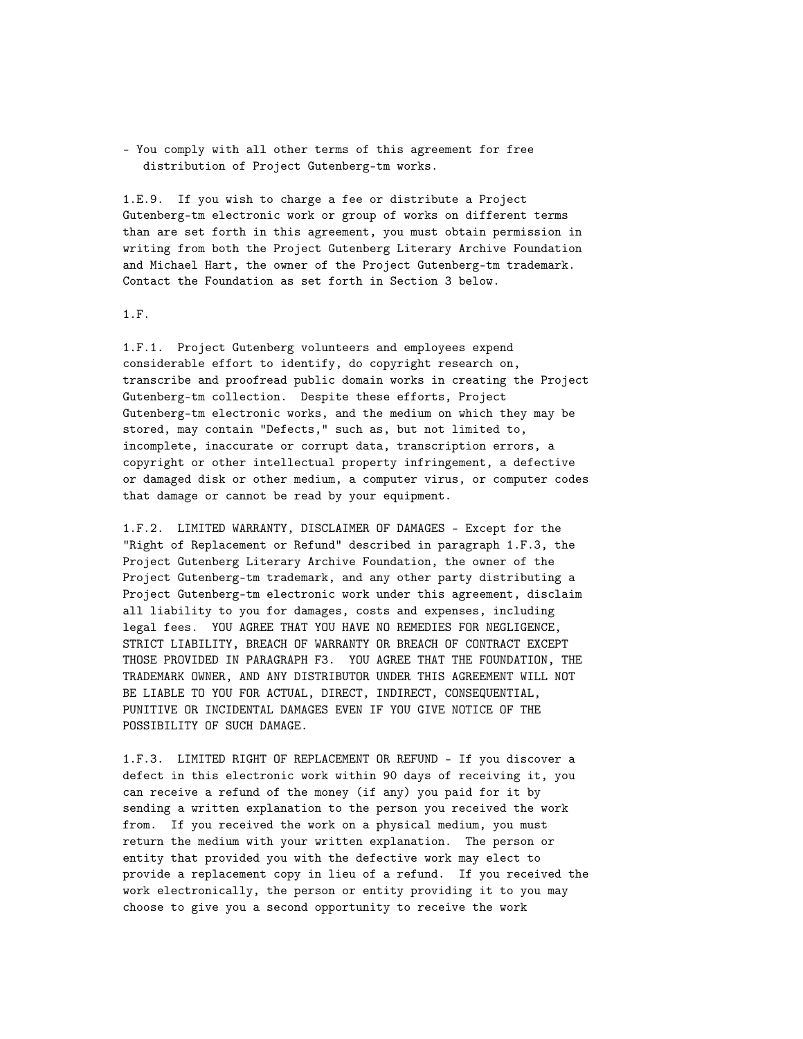- You comply with all other terms of this agreement for free distribution of Project Gutenberg-tm works.

1.E.9. If you wish to charge a fee or distribute a Project Gutenberg-tm electronic work or group of works on different terms than are set forth in this agreement, you must obtain permission in writing from both the Project Gutenberg Literary Archive Foundation and Michael Hart, the owner of the Project Gutenberg-tm trademark. Contact the Foundation as set forth in Section 3 below.

1.F.

1.F.1. Project Gutenberg volunteers and employees expend considerable effort to identify, do copyright research on, transcribe and proofread public domain works in creating the Project Gutenberg-tm collection. Despite these efforts, Project Gutenberg-tm electronic works, and the medium on which they may be stored, may contain "Defects," such as, but not limited to, incomplete, inaccurate or corrupt data, transcription errors, a copyright or other intellectual property infringement, a defective or damaged disk or other medium, a computer virus, or computer codes that damage or cannot be read by your equipment.

1.F.2. LIMITED WARRANTY, DISCLAIMER OF DAMAGES - Except for the "Right of Replacement or Refund" described in paragraph 1.F.3, the Project Gutenberg Literary Archive Foundation, the owner of the Project Gutenberg-tm trademark, and any other party distributing a Project Gutenberg-tm electronic work under this agreement, disclaim all liability to you for damages, costs and expenses, including legal fees. YOU AGREE THAT YOU HAVE NO REMEDIES FOR NEGLIGENCE, STRICT LIABILITY, BREACH OF WARRANTY OR BREACH OF CONTRACT EXCEPT THOSE PROVIDED IN PARAGRAPH F3. YOU AGREE THAT THE FOUNDATION, THE TRADEMARK OWNER, AND ANY DISTRIBUTOR UNDER THIS AGREEMENT WILL NOT BE LIABLE TO YOU FOR ACTUAL, DIRECT, INDIRECT, CONSEQUENTIAL, PUNITIVE OR INCIDENTAL DAMAGES EVEN IF YOU GIVE NOTICE OF THE POSSIBILITY OF SUCH DAMAGE.

1.F.3. LIMITED RIGHT OF REPLACEMENT OR REFUND - If you discover a defect in this electronic work within 90 days of receiving it, you can receive a refund of the money (if any) you paid for it by sending a written explanation to the person you received the work from. If you received the work on a physical medium, you must return the medium with your written explanation. The person or entity that provided you with the defective work may elect to provide a replacement copy in lieu of a refund. If you received the work electronically, the person or entity providing it to you may choose to give you a second opportunity to receive the work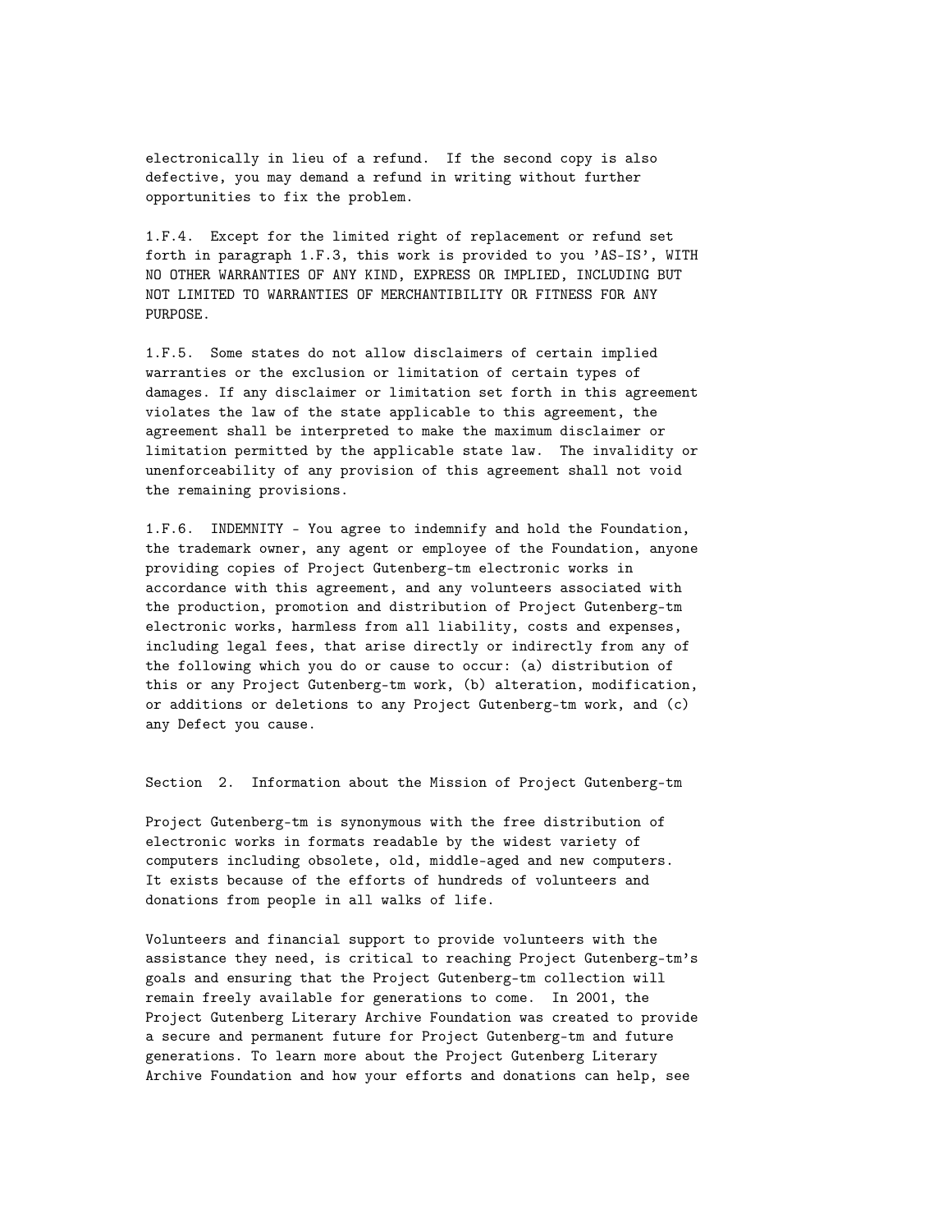electronically in lieu of a refund. If the second copy is also defective, you may demand a refund in writing without further opportunities to fix the problem.

1.F.4. Except for the limited right of replacement or refund set forth in paragraph 1.F.3, this work is provided to you 'AS-IS', WITH NO OTHER WARRANTIES OF ANY KIND, EXPRESS OR IMPLIED, INCLUDING BUT NOT LIMITED TO WARRANTIES OF MERCHANTIBILITY OR FITNESS FOR ANY PURPOSE.

1.F.5. Some states do not allow disclaimers of certain implied warranties or the exclusion or limitation of certain types of damages. If any disclaimer or limitation set forth in this agreement violates the law of the state applicable to this agreement, the agreement shall be interpreted to make the maximum disclaimer or limitation permitted by the applicable state law. The invalidity or unenforceability of any provision of this agreement shall not void the remaining provisions.

1.F.6. INDEMNITY - You agree to indemnify and hold the Foundation, the trademark owner, any agent or employee of the Foundation, anyone providing copies of Project Gutenberg-tm electronic works in accordance with this agreement, and any volunteers associated with the production, promotion and distribution of Project Gutenberg-tm electronic works, harmless from all liability, costs and expenses, including legal fees, that arise directly or indirectly from any of the following which you do or cause to occur: (a) distribution of this or any Project Gutenberg-tm work, (b) alteration, modification, or additions or deletions to any Project Gutenberg-tm work, and (c) any Defect you cause.

## Section 2. Information about the Mission of Project Gutenberg-tm

Project Gutenberg-tm is synonymous with the free distribution of electronic works in formats readable by the widest variety of computers including obsolete, old, middle-aged and new computers. It exists because of the efforts of hundreds of volunteers and donations from people in all walks of life.

Volunteers and financial support to provide volunteers with the assistance they need, is critical to reaching Project Gutenberg-tm's goals and ensuring that the Project Gutenberg-tm collection will remain freely available for generations to come. In 2001, the Project Gutenberg Literary Archive Foundation was created to provide a secure and permanent future for Project Gutenberg-tm and future generations. To learn more about the Project Gutenberg Literary Archive Foundation and how your efforts and donations can help, see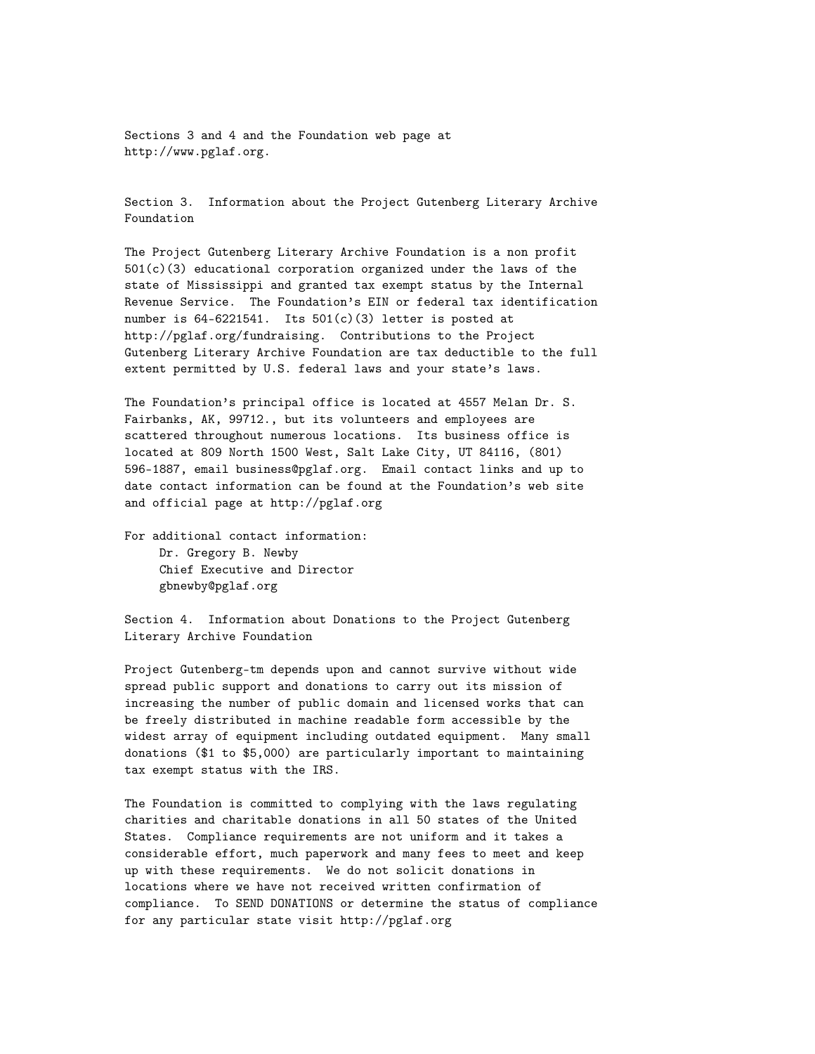Sections 3 and 4 and the Foundation web page at http://www.pglaf.org.

## Section 3. Information about the Project Gutenberg Literary Archive Foundation

The Project Gutenberg Literary Archive Foundation is a non profit 501(c)(3) educational corporation organized under the laws of the state of Mississippi and granted tax exempt status by the Internal Revenue Service. The Foundation's EIN or federal tax identification number is 64-6221541. Its 501(c)(3) letter is posted at http://pglaf.org/fundraising. Contributions to the Project Gutenberg Literary Archive Foundation are tax deductible to the full extent permitted by U.S. federal laws and your state's laws.

The Foundation's principal office is located at 4557 Melan Dr. S. Fairbanks, AK, 99712., but its volunteers and employees are scattered throughout numerous locations. Its business office is located at 809 North 1500 West, Salt Lake City, UT 84116, (801) 596-1887, email business@pglaf.org. Email contact links and up to date contact information can be found at the Foundation's web site and official page at http://pglaf.org

For additional contact information:
Dr. Gregory B. Newby
Chief Executive and Director
gbnewby@pglaf.org

## Section 4. Information about Donations to the Project Gutenberg Literary Archive Foundation

Project Gutenberg-tm depends upon and cannot survive without wide spread public support and donations to carry out its mission of increasing the number of public domain and licensed works that can be freely distributed in machine readable form accessible by the widest array of equipment including outdated equipment. Many small donations ($1 to $5,000) are particularly important to maintaining tax exempt status with the IRS.

The Foundation is committed to complying with the laws regulating charities and charitable donations in all 50 states of the United States. Compliance requirements are not uniform and it takes a considerable effort, much paperwork and many fees to meet and keep up with these requirements. We do not solicit donations in locations where we have not received written confirmation of compliance. To SEND DONATIONS or determine the status of compliance for any particular state visit http://pglaf.org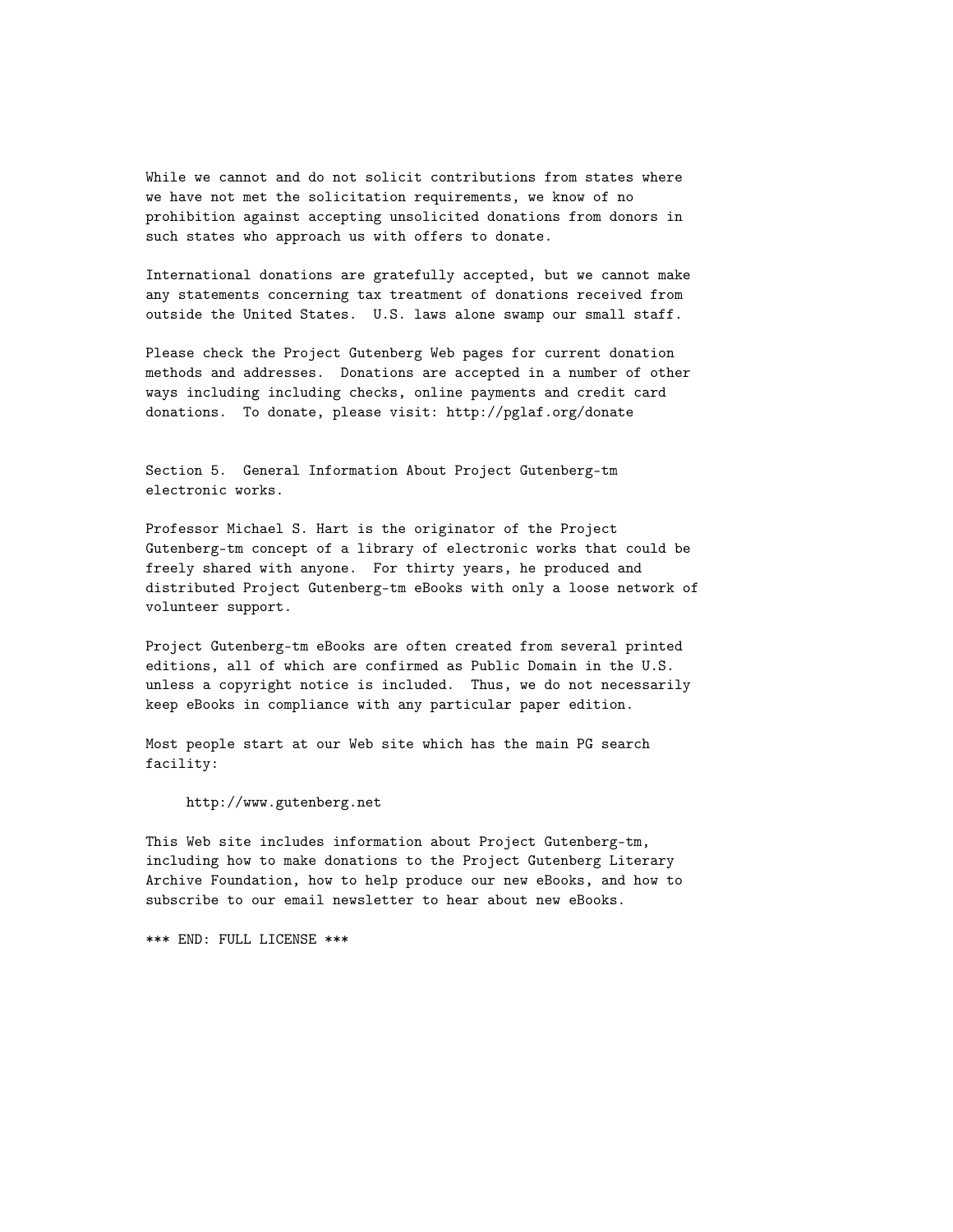While we cannot and do not solicit contributions from states where we have not met the solicitation requirements, we know of no prohibition against accepting unsolicited donations from donors in such states who approach us with offers to donate.

International donations are gratefully accepted, but we cannot make any statements concerning tax treatment of donations received from outside the United States. U.S. laws alone swamp our small staff.

Please check the Project Gutenberg Web pages for current donation methods and addresses. Donations are accepted in a number of other ways including including checks, online payments and credit card donations. To donate, please visit: http://pglaf.org/donate

Section 5. General Information About Project Gutenberg-tm electronic works.

Professor Michael S. Hart is the originator of the Project Gutenberg-tm concept of a library of electronic works that could be freely shared with anyone. For thirty years, he produced and distributed Project Gutenberg-tm eBooks with only a loose network of volunteer support.

Project Gutenberg-tm eBooks are often created from several printed editions, all of which are confirmed as Public Domain in the U.S. unless a copyright notice is included. Thus, we do not necessarily keep eBooks in compliance with any particular paper edition.

Most people start at our Web site which has the main PG search facility:

http://www.gutenberg.net

This Web site includes information about Project Gutenberg-tm, including how to make donations to the Project Gutenberg Literary Archive Foundation, how to help produce our new eBooks, and how to subscribe to our email newsletter to hear about new eBooks.

*** END: FULL LICENSE ***